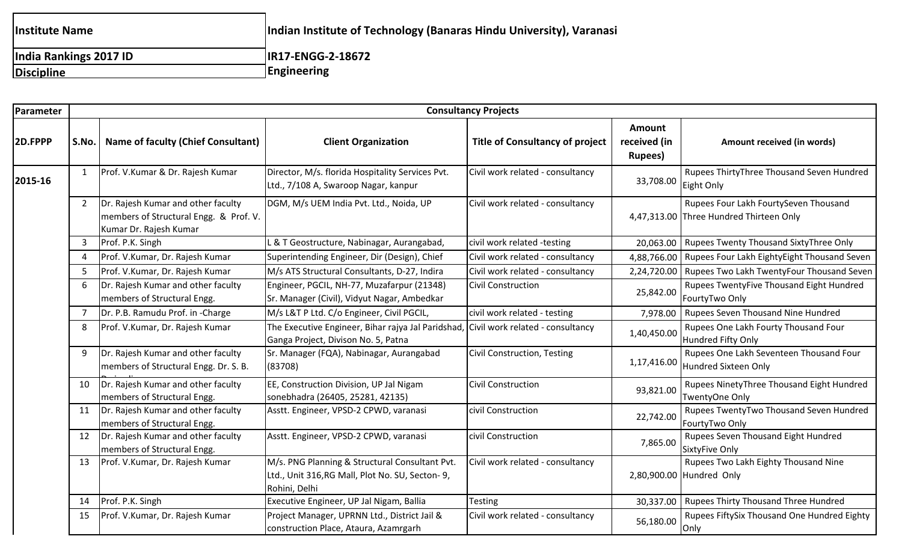| Institute Name | Indian Institute of Technology (Banaras Hindu University), Varanasi |
|---|---|
| India Rankings 2017 ID | IR17-ENGG-2-18672 |
| Discipline | Engineering |

| Parameter | Consultancy Projects | | | | | |
|---|---|---|---|---|---|---|
| 2D.FPPP | S.No. | Name of faculty (Chief Consultant) | Client Organization | Title of Consultancy of project | Amount received (in Rupees) | Amount received (in words) |
| 2015-16 | 1 | Prof. V.Kumar & Dr. Rajesh Kumar | Director, M/s. florida Hospitality Services Pvt. Ltd., 7/108 A, Swaroop Nagar, kanpur | Civil work related - consultancy | 33,708.00 | Rupees ThirtyThree Thousand Seven Hundred Eight Only |
| | 2 | Dr. Rajesh Kumar and other faculty members of Structural Engg. & Prof. V. Kumar Dr. Rajesh Kumar | DGM, M/s UEM India Pvt. Ltd., Noida, UP | Civil work related - consultancy | 4,47,313.00 | Rupees Four Lakh FourtySeven Thousand Three Hundred Thirteen Only |
| | 3 | Prof. P.K. Singh | L & T Geostructure, Nabinagar, Aurangabad, | civil work related -testing | 20,063.00 | Rupees Twenty Thousand SixtyThree Only |
| | 4 | Prof. V.Kumar, Dr. Rajesh Kumar | Superintending Engineer, Dir (Design), Chief | Civil work related - consultancy | 4,88,766.00 | Rupees Four Lakh EightyEight Thousand Seven |
| | 5 | Prof. V.Kumar, Dr. Rajesh Kumar | M/s ATS Structural Consultants, D-27, Indira | Civil work related - consultancy | 2,24,720.00 | Rupees Two Lakh TwentyFour Thousand Seven |
| | 6 | Dr. Rajesh Kumar and other faculty members of Structural Engg. | Engineer, PGCIL, NH-77, Muzafarpur (21348) Sr. Manager (Civil), Vidyut Nagar, Ambedkar | Civil Construction | 25,842.00 | Rupees TwentyFive Thousand Eight Hundred FourtyTwo Only |
| | 7 | Dr. P.B. Ramudu Prof. in -Charge | M/s L&T P Ltd. C/o Engineer, Civil PGCIL, | civil work related - testing | 7,978.00 | Rupees Seven Thousand Nine Hundred |
| | 8 | Prof. V.Kumar, Dr. Rajesh Kumar | The Executive Engineer, Bihar rajya Jal Paridshad, Ganga Project, Divison No. 5, Patna | Civil work related - consultancy | 1,40,450.00 | Rupees One Lakh Fourty Thousand Four Hundred Fifty Only |
| | 9 | Dr. Rajesh Kumar and other faculty members of Structural Engg. Dr. S. B. | Sr. Manager (FQA), Nabinagar, Aurangabad (83708) | Civil Construction, Testing | 1,17,416.00 | Rupees One Lakh Seventeen Thousand Four Hundred Sixteen Only |
| | 10 | Dr. Rajesh Kumar and other faculty members of Structural Engg. | EE, Construction Division, UP Jal Nigam sonebhadra (26405, 25281, 42135) | Civil Construction | 93,821.00 | Rupees NinetyThree Thousand Eight Hundred TwentyOne Only |
| | 11 | Dr. Rajesh Kumar and other faculty members of Structural Engg. | Asstt. Engineer, VPSD-2 CPWD, varanasi | civil Construction | 22,742.00 | Rupees TwentyTwo Thousand Seven Hundred FourtyTwo Only |
| | 12 | Dr. Rajesh Kumar and other faculty members of Structural Engg. | Asstt. Engineer, VPSD-2 CPWD, varanasi | civil Construction | 7,865.00 | Rupees Seven Thousand Eight Hundred SixtyFive Only |
| | 13 | Prof. V.Kumar, Dr. Rajesh Kumar | M/s. PNG Planning & Structural Consultant Pvt. Ltd., Unit 316,RG Mall, Plot No. SU, Secton- 9, Rohini, Delhi | Civil work related - consultancy | 2,80,900.00 | Rupees Two Lakh Eighty Thousand Nine Hundred Only |
| | 14 | Prof. P.K. Singh | Executive Engineer, UP Jal Nigam, Ballia | Testing | 30,337.00 | Rupees Thirty Thousand Three Hundred |
| | 15 | Prof. V.Kumar, Dr. Rajesh Kumar | Project Manager, UPRNN Ltd., District Jail & construction Place, Ataura, Azamgarh | Civil work related - consultancy | 56,180.00 | Rupees FiftySix Thousand One Hundred Eighty Only |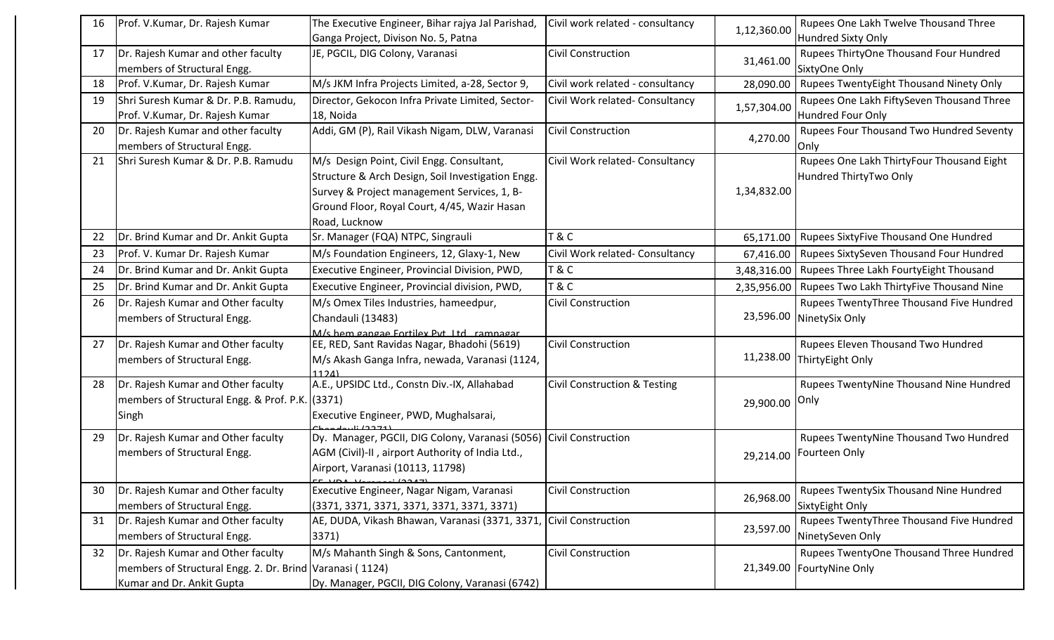| 16 | Prof. V.Kumar, Dr. Rajesh Kumar | The Executive Engineer, Bihar rajya Jal Parishad, Ganga Project, Divison No. 5, Patna | Civil work related - consultancy | 1,12,360.00 | Rupees One Lakh Twelve Thousand Three Hundred Sixty Only |
|---|---|---|---|---|---|
| 17 | Dr. Rajesh Kumar and other faculty members of Structural Engg. | JE, PGCIL, DIG Colony, Varanasi | Civil Construction | 31,461.00 | Rupees ThirtyOne Thousand Four Hundred SixtyOne Only |
| 18 | Prof. V.Kumar, Dr. Rajesh Kumar | M/s JKM Infra Projects Limited, a-28, Sector 9, | Civil work related - consultancy | 28,090.00 | Rupees TwentyEight Thousand Ninety Only |
| 19 | Shri Suresh Kumar & Dr. P.B. Ramudu, Prof. V.Kumar, Dr. Rajesh Kumar | Director, Gekocon Infra Private Limited, Sector-18, Noida | Civil Work related- Consultancy | 1,57,304.00 | Rupees One Lakh FiftySeven Thousand Three Hundred Four Only |
| 20 | Dr. Rajesh Kumar and other faculty members of Structural Engg. | Addi, GM (P), Rail Vikash Nigam, DLW, Varanasi | Civil Construction | 4,270.00 | Rupees Four Thousand Two Hundred Seventy Only |
| 21 | Shri Suresh Kumar & Dr. P.B. Ramudu | M/s Design Point, Civil Engg. Consultant, Structure & Arch Design, Soil Investigation Engg. Survey & Project management Services, 1, B-Ground Floor, Royal Court, 4/45, Wazir Hasan Road, Lucknow | Civil Work related- Consultancy | 1,34,832.00 | Rupees One Lakh ThirtyFour Thousand Eight Hundred ThirtyTwo Only |
| 22 | Dr. Brind Kumar and Dr. Ankit Gupta | Sr. Manager (FQA) NTPC, Singrauli | T & C | 65,171.00 | Rupees SixtyFive Thousand One Hundred |
| 23 | Prof. V. Kumar Dr. Rajesh Kumar | M/s Foundation Engineers, 12, Glaxy-1, New | Civil Work related- Consultancy | 67,416.00 | Rupees SixtySeven Thousand Four Hundred |
| 24 | Dr. Brind Kumar and Dr. Ankit Gupta | Executive Engineer, Provincial Division, PWD, | T & C | 3,48,316.00 | Rupees Three Lakh FourtyEight Thousand |
| 25 | Dr. Brind Kumar and Dr. Ankit Gupta | Executive Engineer, Provincial division, PWD, | T & C | 2,35,956.00 | Rupees Two Lakh ThirtyFive Thousand Nine |
| 26 | Dr. Rajesh Kumar and Other faculty members of Structural Engg. | M/s Omex Tiles Industries, hameedpur, Chandauli (13483) M/s hem gangae Fortilex Pvt. Ltd., rampagar | Civil Construction | 23,596.00 | Rupees TwentyThree Thousand Five Hundred NinetySix Only |
| 27 | Dr. Rajesh Kumar and Other faculty members of Structural Engg. | EE, RED, Sant Ravidas Nagar, Bhadohi (5619) M/s Akash Ganga Infra, newada, Varanasi (1124, 1124) | Civil Construction | 11,238.00 | Rupees Eleven Thousand Two Hundred ThirtyEight Only |
| 28 | Dr. Rajesh Kumar and Other faculty members of Structural Engg. & Prof. P.K. Singh | A.E., UPSIDC Ltd., Constn Div.-IX, Allahabad (3371) Executive Engineer, PWD, Mughalsarai, Chandauli (3371) | Civil Construction & Testing | 29,900.00 | Rupees TwentyNine Thousand Nine Hundred Only |
| 29 | Dr. Rajesh Kumar and Other faculty members of Structural Engg. | Dy. Manager, PGCII, DIG Colony, Varanasi (5056) AGM (Civil)-II , airport Authority of India Ltd., Airport, Varanasi (10113, 11798) EE, VDA, Varanasi (3347) | Civil Construction | 29,214.00 | Rupees TwentyNine Thousand Two Hundred Fourteen Only |
| 30 | Dr. Rajesh Kumar and Other faculty members of Structural Engg. | Executive Engineer, Nagar Nigam, Varanasi (3371, 3371, 3371, 3371, 3371, 3371, 3371) | Civil Construction | 26,968.00 | Rupees TwentySix Thousand Nine Hundred SixtyEight Only |
| 31 | Dr. Rajesh Kumar and Other faculty members of Structural Engg. | AE, DUDA, Vikash Bhawan, Varanasi (3371, 3371, 3371) | Civil Construction | 23,597.00 | Rupees TwentyThree Thousand Five Hundred NinetySeven Only |
| 32 | Dr. Rajesh Kumar and Other faculty members of Structural Engg. 2. Dr. Brind Kumar and Dr. Ankit Gupta | M/s Mahanth Singh & Sons, Cantonment, Varanasi ( 1124) Dy. Manager, PGCII, DIG Colony, Varanasi (6742) | Civil Construction | 21,349.00 | Rupees TwentyOne Thousand Three Hundred FourtyNine Only |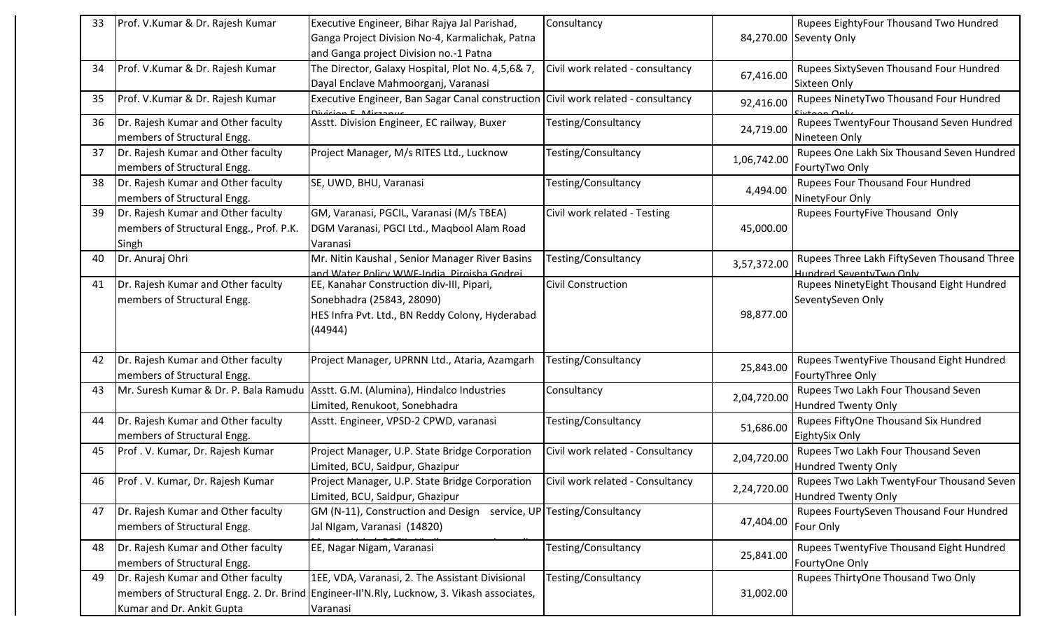| 33 | Prof. V.Kumar & Dr. Rajesh Kumar | Executive Engineer, Bihar Rajya Jal Parishad, Ganga Project Division No-4, Karmalichak, Patna and Ganga project Division no.-1 Patna | Consultancy | 84,270.00 | Rupees EightyFour Thousand Two Hundred Seventy Only |
|---|---|---|---|---|---|
| 34 | Prof. V.Kumar & Dr. Rajesh Kumar | The Director, Galaxy Hospital, Plot No. 4,5,6& 7, Dayal Enclave Mahmoorganj, Varanasi | Civil work related - consultancy | 67,416.00 | Rupees SixtySeven Thousand Four Hundred Sixteen Only |
| 35 | Prof. V.Kumar & Dr. Rajesh Kumar | Executive Engineer, Ban Sagar Canal construction Division-5, Mirzapur | Civil work related - consultancy | 92,416.00 | Rupees NinetyTwo Thousand Four Hundred Sixteen Only |
| 36 | Dr. Rajesh Kumar and Other faculty members of Structural Engg. | Asstt. Division Engineer, EC railway, Buxer | Testing/Consultancy | 24,719.00 | Rupees TwentyFour Thousand Seven Hundred Nineteen Only |
| 37 | Dr. Rajesh Kumar and Other faculty members of Structural Engg. | Project Manager, M/s RITES Ltd., Lucknow | Testing/Consultancy | 1,06,742.00 | Rupees One Lakh Six Thousand Seven Hundred FourtyTwo Only |
| 38 | Dr. Rajesh Kumar and Other faculty members of Structural Engg. | SE, UWD, BHU, Varanasi | Testing/Consultancy | 4,494.00 | Rupees Four Thousand Four Hundred NinetyFour Only |
| 39 | Dr. Rajesh Kumar and Other faculty members of Structural Engg., Prof. P.K. Singh | GM, Varanasi, PGCIL, Varanasi (M/s TBEA) DGM Varanasi, PGCI Ltd., Maqbool Alam Road Varanasi | Civil work related - Testing | 45,000.00 | Rupees FourtyFive Thousand Only |
| 40 | Dr. Anuraj Ohri | Mr. Nitin Kaushal , Senior Manager River Basins and Water Policy WWF-India, Pirojsha Godrej | Testing/Consultancy | 3,57,372.00 | Rupees Three Lakh FiftySeven Thousand Three Hundred SeventyTwo Only |
| 41 | Dr. Rajesh Kumar and Other faculty members of Structural Engg. | EE, Kanahar Construction div-III, Pipari, Sonebhadra (25843, 28090) HES Infra Pvt. Ltd., BN Reddy Colony, Hyderabad (44944) | Civil Construction | 98,877.00 | Rupees NinetyEight Thousand Eight Hundred SeventySeven Only |
| 42 | Dr. Rajesh Kumar and Other faculty members of Structural Engg. | Project Manager, UPRNN Ltd., Ataria, Azamgarh | Testing/Consultancy | 25,843.00 | Rupees TwentyFive Thousand Eight Hundred FourtyThree Only |
| 43 | Mr. Suresh Kumar & Dr. P. Bala Ramudu | Asstt. G.M. (Alumina), Hindalco Industries Limited, Renukoot, Sonebhadra | Consultancy | 2,04,720.00 | Rupees Two Lakh Four Thousand Seven Hundred Twenty Only |
| 44 | Dr. Rajesh Kumar and Other faculty members of Structural Engg. | Asstt. Engineer, VPSD-2 CPWD, varanasi | Testing/Consultancy | 51,686.00 | Rupees FiftyOne Thousand Six Hundred EightySix Only |
| 45 | Prof . V. Kumar, Dr. Rajesh Kumar | Project Manager, U.P. State Bridge Corporation Limited, BCU, Saidpur, Ghazipur | Civil work related - Consultancy | 2,04,720.00 | Rupees Two Lakh Four Thousand Seven Hundred Twenty Only |
| 46 | Prof . V. Kumar, Dr. Rajesh Kumar | Project Manager, U.P. State Bridge Corporation Limited, BCU, Saidpur, Ghazipur | Civil work related - Consultancy | 2,24,720.00 | Rupees Two Lakh TwentyFour Thousand Seven Hundred Twenty Only |
| 47 | Dr. Rajesh Kumar and Other faculty members of Structural Engg. | GM (N-11), Construction and Design service, UP Jal NIgam, Varanasi (14820) | Testing/Consultancy | 47,404.00 | Rupees FourtySeven Thousand Four Hundred Four Only |
| 48 | Dr. Rajesh Kumar and Other faculty members of Structural Engg. | EE, Nagar Nigam, Varanasi | Testing/Consultancy | 25,841.00 | Rupees TwentyFive Thousand Eight Hundred FourtyOne Only |
| 49 | Dr. Rajesh Kumar and Other faculty members of Structural Engg. 2. Dr. Brind Kumar and Dr. Ankit Gupta | 1EE, VDA, Varanasi, 2. The Assistant Divisional Engineer-II'N.Rly, Lucknow, 3. Vikash associates, Varanasi | Testing/Consultancy | 31,002.00 | Rupees ThirtyOne Thousand Two Only |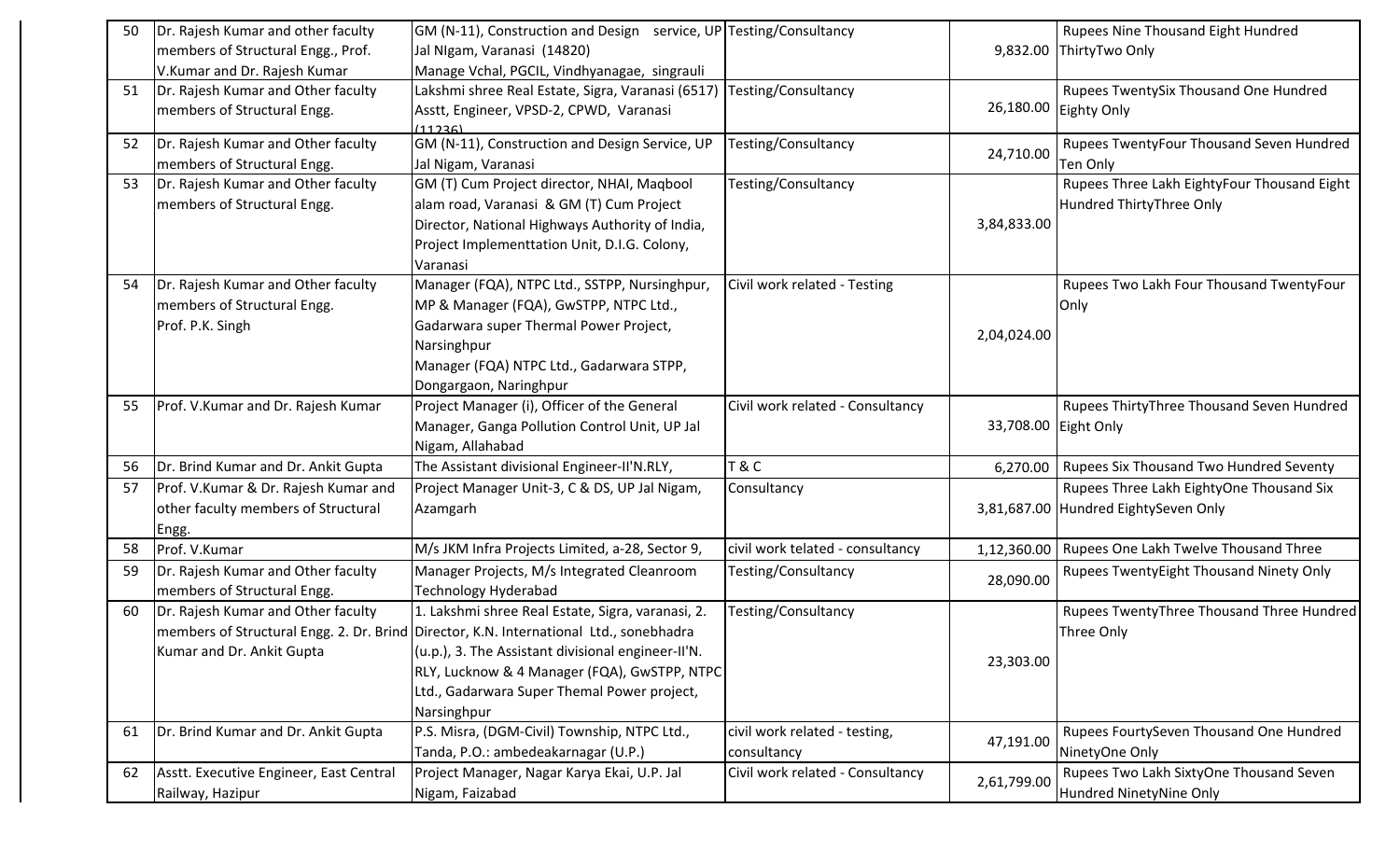| 50 | Dr. Rajesh Kumar and other faculty members of Structural Engg., Prof. V.Kumar and Dr. Rajesh Kumar | GM (N-11), Construction and Design service, UP Jal NIgam, Varanasi (14820) Manage Vchal, PGCIL, Vindhyanagae, singrauli | Testing/Consultancy | 9,832.00 | Rupees Nine Thousand Eight Hundred ThirtyTwo Only |
|---|---|---|---|---|---|
| 51 | Dr. Rajesh Kumar and Other faculty members of Structural Engg. | Lakshmi shree Real Estate, Sigra, Varanasi (6517) Asstt, Engineer, VPSD-2, CPWD, Varanasi (11236) | Testing/Consultancy | 26,180.00 | Rupees TwentySix Thousand One Hundred Eighty Only |
| 52 | Dr. Rajesh Kumar and Other faculty members of Structural Engg. | GM (N-11), Construction and Design Service, UP Jal Nigam, Varanasi | Testing/Consultancy | 24,710.00 | Rupees TwentyFour Thousand Seven Hundred Ten Only |
| 53 | Dr. Rajesh Kumar and Other faculty members of Structural Engg. | GM (T) Cum Project director, NHAI, Maqbool alam road, Varanasi & GM (T) Cum Project Director, National Highways Authority of India, Project Implementtation Unit, D.I.G. Colony, Varanasi | Testing/Consultancy | 3,84,833.00 | Rupees Three Lakh EightyFour Thousand Eight Hundred ThirtyThree Only |
| 54 | Dr. Rajesh Kumar and Other faculty members of Structural Engg. Prof. P.K. Singh | Manager (FQA), NTPC Ltd., SSTPP, Nursinghpur, MP & Manager (FQA), GwSTPP, NTPC Ltd., Gadarwara super Thermal Power Project, Narsinghpur Manager (FQA) NTPC Ltd., Gadarwara STPP, Dongargaon, Naringhpur | Civil work related - Testing | 2,04,024.00 | Rupees Two Lakh Four Thousand TwentyFour Only |
| 55 | Prof. V.Kumar and Dr. Rajesh Kumar | Project Manager (i), Officer of the General Manager, Ganga Pollution Control Unit, UP Jal Nigam, Allahabad | Civil work related - Consultancy | 33,708.00 | Rupees ThirtyThree Thousand Seven Hundred Eight Only |
| 56 | Dr. Brind Kumar and Dr. Ankit Gupta | The Assistant divisional Engineer-II'N.RLY, | T & C | 6,270.00 | Rupees Six Thousand Two Hundred Seventy |
| 57 | Prof. V.Kumar & Dr. Rajesh Kumar and other faculty members of Structural Engg. | Project Manager Unit-3, C & DS, UP Jal Nigam, Azamgarh | Consultancy | 3,81,687.00 | Rupees Three Lakh EightyOne Thousand Six Hundred EightySeven Only |
| 58 | Prof. V.Kumar | M/s JKM Infra Projects Limited, a-28, Sector 9, | civil work telated - consultancy | 1,12,360.00 | Rupees One Lakh Twelve Thousand Three |
| 59 | Dr. Rajesh Kumar and Other faculty members of Structural Engg. | Manager Projects, M/s Integrated Cleanroom Technology Hyderabad | Testing/Consultancy | 28,090.00 | Rupees TwentyEight Thousand Ninety Only |
| 60 | Dr. Rajesh Kumar and Other faculty members of Structural Engg. 2. Dr. Brind Kumar and Dr. Ankit Gupta | 1. Lakshmi shree Real Estate, Sigra, varanasi, 2. Director, K.N. International Ltd., sonebhadra (u.p.), 3. The Assistant divisional engineer-II'N. RLY, Lucknow & 4 Manager (FQA), GwSTPP, NTPC Ltd., Gadarwara Super Themal Power project, Narsinghpur | Testing/Consultancy | 23,303.00 | Rupees TwentyThree Thousand Three Hundred Three Only |
| 61 | Dr. Brind Kumar and Dr. Ankit Gupta | P.S. Misra, (DGM-Civil) Township, NTPC Ltd., Tanda, P.O.: ambedeakarnagar (U.P.) | civil work related - testing, consultancy | 47,191.00 | Rupees FourtySeven Thousand One Hundred NinetyOne Only |
| 62 | Asstt. Executive Engineer, East Central Railway, Hazipur | Project Manager, Nagar Karya Ekai, U.P. Jal Nigam, Faizabad | Civil work related - Consultancy | 2,61,799.00 | Rupees Two Lakh SixtyOne Thousand Seven Hundred NinetyNine Only |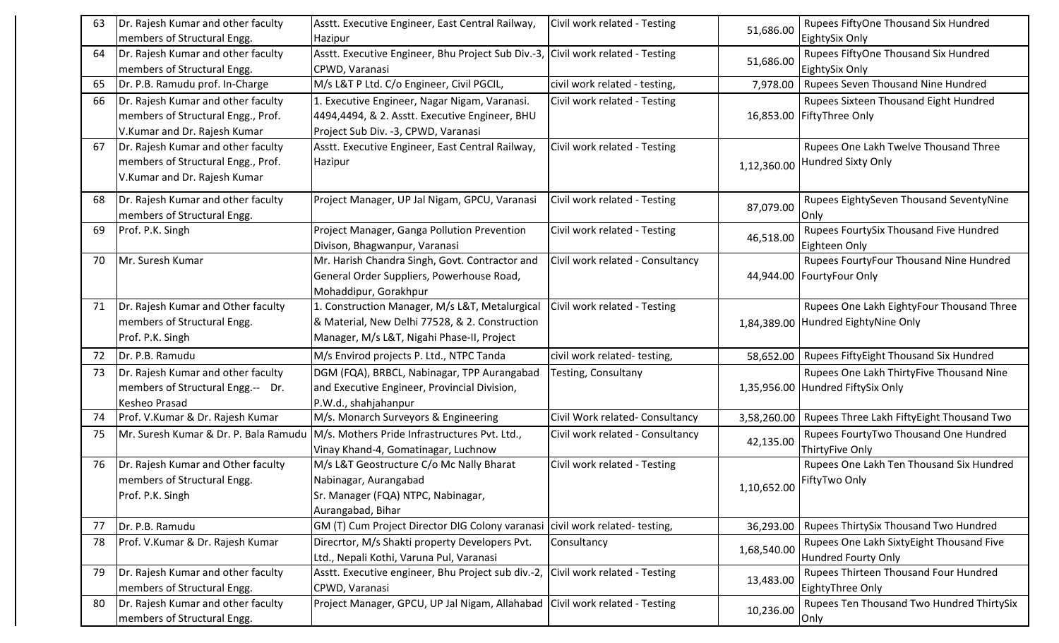| 63 | Dr. Rajesh Kumar and other faculty members of Structural Engg. | Asstt. Executive Engineer, East Central Railway, Hazipur | Civil work related - Testing | 51,686.00 | Rupees FiftyOne Thousand Six Hundred EightySix Only |
|---|---|---|---|---|---|
| 64 | Dr. Rajesh Kumar and other faculty members of Structural Engg. | Asstt. Executive Engineer, Bhu Project Sub Div.-3, CPWD, Varanasi | Civil work related - Testing | 51,686.00 | Rupees FiftyOne Thousand Six Hundred EightySix Only |
| 65 | Dr. P.B. Ramudu prof. In-Charge | M/s L&T P Ltd. C/o Engineer, Civil PGCIL, | civil work related - testing, | 7,978.00 | Rupees Seven Thousand Nine Hundred |
| 66 | Dr. Rajesh Kumar and other faculty members of Structural Engg., Prof. V.Kumar and Dr. Rajesh Kumar | 1. Executive Engineer, Nagar Nigam, Varanasi. 4494,4494, & 2. Asstt. Executive Engineer, BHU Project Sub Div. -3, CPWD, Varanasi | Civil work related - Testing | 16,853.00 | Rupees Sixteen Thousand Eight Hundred FiftyThree Only |
| 67 | Dr. Rajesh Kumar and other faculty members of Structural Engg., Prof. V.Kumar and Dr. Rajesh Kumar | Asstt. Executive Engineer, East Central Railway, Hazipur | Civil work related - Testing | 1,12,360.00 | Rupees One Lakh Twelve Thousand Three Hundred Sixty Only |
| 68 | Dr. Rajesh Kumar and other faculty members of Structural Engg. | Project Manager, UP Jal Nigam, GPCU, Varanasi | Civil work related - Testing | 87,079.00 | Rupees EightySeven Thousand SeventyNine Only |
| 69 | Prof. P.K. Singh | Project Manager, Ganga Pollution Prevention Divison, Bhagwanpur, Varanasi | Civil work related - Testing | 46,518.00 | Rupees FourtySix Thousand Five Hundred Eighteen Only |
| 70 | Mr. Suresh Kumar | Mr. Harish Chandra Singh, Govt. Contractor and General Order Suppliers, Powerhouse Road, Mohaddipur, Gorakhpur | Civil work related - Consultancy | 44,944.00 | Rupees FourtyFour Thousand Nine Hundred FourtyFour Only |
| 71 | Dr. Rajesh Kumar and Other faculty members of Structural Engg. Prof. P.K. Singh | 1. Construction Manager, M/s L&T, Metalurgical & Material, New Delhi 77528, & 2. Construction Manager, M/s L&T, Nigahi Phase-II, Project | Civil work related - Testing | 1,84,389.00 | Rupees One Lakh EightyFour Thousand Three Hundred EightyNine Only |
| 72 | Dr. P.B. Ramudu | M/s Envirod projects P. Ltd., NTPC Tanda | civil work related- testing, | 58,652.00 | Rupees FiftyEight Thousand Six Hundred |
| 73 | Dr. Rajesh Kumar and other faculty members of Structural Engg.-- Dr. Kesheo Prasad | DGM (FQA), BRBCL, Nabinagar, TPP Aurangabad and Executive Engineer, Provincial Division, P.W.d., shahjahanpur | Testing, Consultany | 1,35,956.00 | Rupees One Lakh ThirtyFive Thousand Nine Hundred FiftySix Only |
| 74 | Prof. V.Kumar & Dr. Rajesh Kumar | M/s. Monarch Surveyors & Engineering | Civil Work related- Consultancy | 3,58,260.00 | Rupees Three Lakh FiftyEight Thousand Two |
| 75 | Mr. Suresh Kumar & Dr. P. Bala Ramudu | M/s. Mothers Pride Infrastructures Pvt. Ltd., Vinay Khand-4, Gomatinagar, Luchnow | Civil work related - Consultancy | 42,135.00 | Rupees FourtyTwo Thousand One Hundred ThirtyFive Only |
| 76 | Dr. Rajesh Kumar and Other faculty members of Structural Engg. Prof. P.K. Singh | M/s L&T Geostructure C/o Mc Nally Bharat Nabinagar, Aurangabad Sr. Manager (FQA) NTPC, Nabinagar, Aurangabad, Bihar | Civil work related - Testing | 1,10,652.00 | Rupees One Lakh Ten Thousand Six Hundred FiftyTwo Only |
| 77 | Dr. P.B. Ramudu | GM (T) Cum Project Director DIG Colony varanasi | civil work related- testing, | 36,293.00 | Rupees ThirtySix Thousand Two Hundred |
| 78 | Prof. V.Kumar & Dr. Rajesh Kumar | Direcrtor, M/s Shakti property Developers Pvt. Ltd., Nepali Kothi, Varuna Pul, Varanasi | Consultancy | 1,68,540.00 | Rupees One Lakh SixtyEight Thousand Five Hundred Fourty Only |
| 79 | Dr. Rajesh Kumar and other faculty members of Structural Engg. | Asstt. Executive engineer, Bhu Project sub div.-2, CPWD, Varanasi | Civil work related - Testing | 13,483.00 | Rupees Thirteen Thousand Four Hundred EightyThree Only |
| 80 | Dr. Rajesh Kumar and other faculty members of Structural Engg. | Project Manager, GPCU, UP Jal Nigam, Allahabad | Civil work related - Testing | 10,236.00 | Rupees Ten Thousand Two Hundred ThirtySix Only |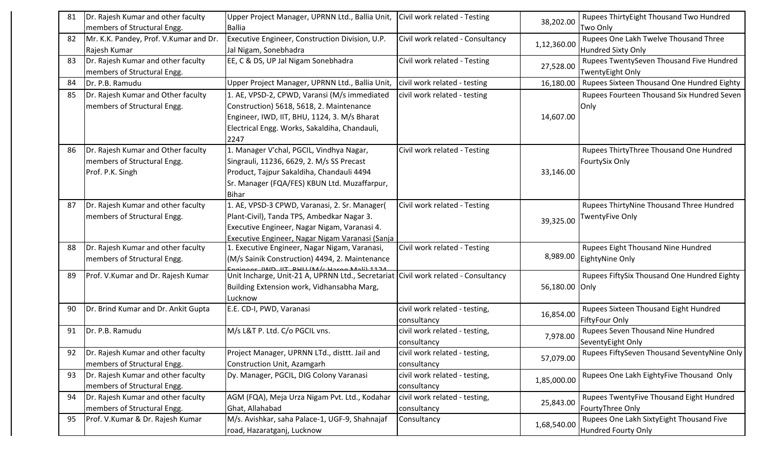| 81 | Dr. Rajesh Kumar and other faculty members of Structural Engg. | Upper Project Manager, UPRNN Ltd., Ballia Unit, Ballia | Civil work related - Testing | 38,202.00 | Rupees ThirtyEight Thousand Two Hundred Two Only |
|---|---|---|---|---|---|
| 82 | Mr. K.K. Pandey, Prof. V.Kumar and Dr. Rajesh Kumar | Executive Engineer, Construction Division, U.P. Jal Nigam, Sonebhadra | Civil work related - Consultancy | 1,12,360.00 | Rupees One Lakh Twelve Thousand Three Hundred Sixty Only |
| 83 | Dr. Rajesh Kumar and other faculty members of Structural Engg. | EE, C & DS, UP Jal Nigam Sonebhadra | Civil work related - Testing | 27,528.00 | Rupees TwentySeven Thousand Five Hundred TwentyEight Only |
| 84 | Dr. P.B. Ramudu | Upper Project Manager, UPRNN Ltd., Ballia Unit, | civil work related - testing | 16,180.00 | Rupees Sixteen Thousand One Hundred Eighty |
| 85 | Dr. Rajesh Kumar and Other faculty members of Structural Engg. | 1. AE, VPSD-2, CPWD, Varansi (M/s immediated Construction) 5618, 5618, 2. Maintenance Engineer, IWD, IIT, BHU, 1124, 3. M/s Bharat Electrical Engg. Works, Sakaldiha, Chandauli, 2247 | civil work related - testing | 14,607.00 | Rupees Fourteen Thousand Six Hundred Seven Only |
| 86 | Dr. Rajesh Kumar and Other faculty members of Structural Engg. Prof. P.K. Singh | 1. Manager V'chal, PGCIL, Vindhya Nagar, Singrauli, 11236, 6629, 2. M/s SS Precast Product, Tajpur Sakaldiha, Chandauli 4494 Sr. Manager (FQA/FES) KBUN Ltd. Muzaffarpur, Bihar | Civil work related - Testing | 33,146.00 | Rupees ThirtyThree Thousand One Hundred FourtySix Only |
| 87 | Dr. Rajesh Kumar and other faculty members of Structural Engg. | 1. AE, VPSD-3 CPWD, Varanasi, 2. Sr. Manager( Plant-Civil), Tanda TPS, Ambedkar Nagar 3. Executive Engineer, Nagar Nigam, Varanasi 4. Executive Engineer, Nagar Nigam Varanasi (Sanja | Civil work related - Testing | 39,325.00 | Rupees ThirtyNine Thousand Three Hundred TwentyFive Only |
| 88 | Dr. Rajesh Kumar and other faculty members of Structural Engg. | 1. Executive Engineer, Nagar Nigam, Varanasi, (M/s Sainik Construction) 4494, 2. Maintenance Engineer, IWD, IIT, BHU (M/s Harga Mali) 1124 | Civil work related - Testing | 8,989.00 | Rupees Eight Thousand Nine Hundred EightyNine Only |
| 89 | Prof. V.Kumar and Dr. Rajesh Kumar | Unit Incharge, Unit-21 A, UPRNN Ltd., Secretariat Building Extension work, Vidhansabha Marg, Lucknow | Civil work related - Consultancy | 56,180.00 | Rupees FiftySix Thousand One Hundred Eighty Only |
| 90 | Dr. Brind Kumar and Dr. Ankit Gupta | E.E. CD-I, PWD, Varanasi | civil work related - testing, consultancy | 16,854.00 | Rupees Sixteen Thousand Eight Hundred FiftyFour Only |
| 91 | Dr. P.B. Ramudu | M/s L&T P. Ltd. C/o PGCIL vns. | civil work related - testing, consultancy | 7,978.00 | Rupees Seven Thousand Nine Hundred SeventyEight Only |
| 92 | Dr. Rajesh Kumar and other faculty members of Structural Engg. | Project Manager, UPRNN LTd., disttt. Jail and Construction Unit, Azamgarh | civil work related - testing, consultancy | 57,079.00 | Rupees FiftySeven Thousand SeventyNine Only |
| 93 | Dr. Rajesh Kumar and other faculty members of Structural Engg. | Dy. Manager, PGCIL, DIG Colony Varanasi | civil work related - testing, consultancy | 1,85,000.00 | Rupees One Lakh EightyFive Thousand Only |
| 94 | Dr. Rajesh Kumar and other faculty members of Structural Engg. | AGM (FQA), Meja Urza Nigam Pvt. Ltd., Kodahar Ghat, Allahabad | civil work related - testing, consultancy | 25,843.00 | Rupees TwentyFive Thousand Eight Hundred FourtyThree Only |
| 95 | Prof. V.Kumar & Dr. Rajesh Kumar | M/s. Avishkar, saha Palace-1, UGF-9, Shahnajaf road, Hazaratganj, Lucknow | Consultancy | 1,68,540.00 | Rupees One Lakh SixtyEight Thousand Five Hundred Fourty Only |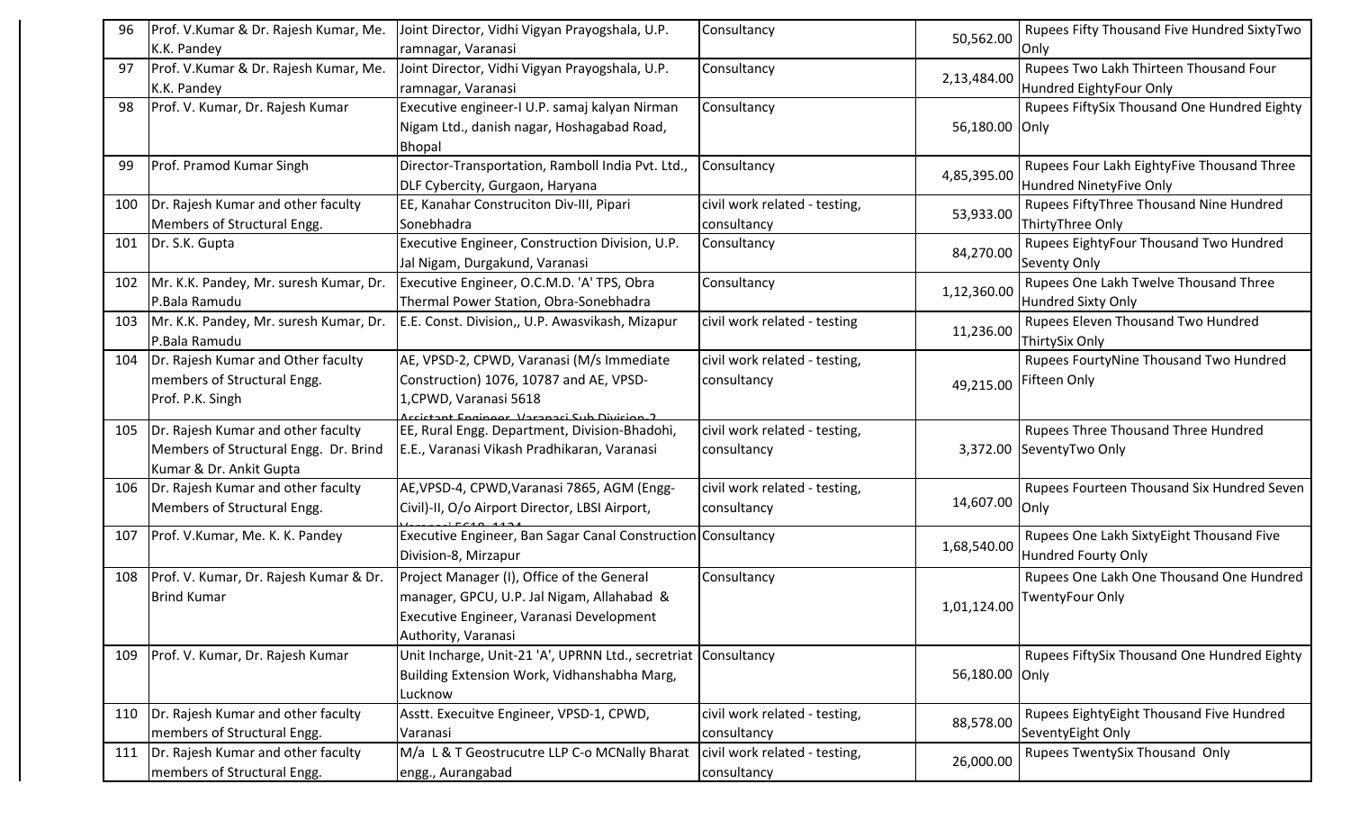| 96 | Prof. V.Kumar & Dr. Rajesh Kumar, Me. K.K. Pandey | Joint Director, Vidhi Vigyan Prayogshala, U.P. ramnagar, Varanasi | Consultancy | 50,562.00 | Rupees Fifty Thousand Five Hundred SixtyTwo Only |
|---|---|---|---|---|---|
| 97 | Prof. V.Kumar & Dr. Rajesh Kumar, Me. K.K. Pandey | Joint Director, Vidhi Vigyan Prayogshala, U.P. ramnagar, Varanasi | Consultancy | 2,13,484.00 | Rupees Two Lakh Thirteen Thousand Four Hundred EightyFour Only |
| 98 | Prof. V. Kumar, Dr. Rajesh Kumar | Executive engineer-I U.P. samaj kalyan Nirman Nigam Ltd., danish nagar, Hoshagabad Road, Bhopal | Consultancy | 56,180.00 | Rupees FiftySix Thousand One Hundred Eighty Only |
| 99 | Prof. Pramod Kumar Singh | Director-Transportation, Ramboll India Pvt. Ltd., DLF Cybercity, Gurgaon, Haryana | Consultancy | 4,85,395.00 | Rupees Four Lakh EightyFive Thousand Three Hundred NinetyFive Only |
| 100 | Dr. Rajesh Kumar and other faculty Members of Structural Engg. | EE, Kanahar Construciton Div-III, Pipari Sonebhadra | civil work related - testing, consultancy | 53,933.00 | Rupees FiftyThree Thousand Nine Hundred ThirtyThree Only |
| 101 | Dr. S.K. Gupta | Executive Engineer, Construction Division, U.P. Jal Nigam, Durgakund, Varanasi | Consultancy | 84,270.00 | Rupees EightyFour Thousand Two Hundred Seventy Only |
| 102 | Mr. K.K. Pandey, Mr. suresh Kumar, Dr. P.Bala Ramudu | Executive Engineer, O.C.M.D. 'A' TPS, Obra Thermal Power Station, Obra-Sonebhadra | Consultancy | 1,12,360.00 | Rupees One Lakh Twelve Thousand Three Hundred Sixty Only |
| 103 | Mr. K.K. Pandey, Mr. suresh Kumar, Dr. P.Bala Ramudu | E.E. Const. Division,, U.P. Awasvikash, Mizapur | civil work related - testing | 11,236.00 | Rupees Eleven Thousand Two Hundred ThirtySix Only |
| 104 | Dr. Rajesh Kumar and Other faculty members of Structural Engg. Prof. P.K. Singh | AE, VPSD-2, CPWD, Varanasi (M/s Immediate Construction) 1076, 10787 and AE, VPSD-1,CPWD, Varanasi 5618 Assistant Engineer, Varanasi Sub Division-2 | civil work related - testing, consultancy | 49,215.00 | Rupees FourtyNine Thousand Two Hundred Fifteen Only |
| 105 | Dr. Rajesh Kumar and other faculty Members of Structural Engg. Dr. Brind Kumar & Dr. Ankit Gupta | EE, Rural Engg. Department, Division-Bhadohi, E.E., Varanasi Vikash Pradhikaran, Varanasi | civil work related - testing, consultancy | 3,372.00 | Rupees Three Thousand Three Hundred SeventyTwo Only |
| 106 | Dr. Rajesh Kumar and other faculty Members of Structural Engg. | AE,VPSD-4, CPWD,Varanasi 7865, AGM (Engg-Civil)-II, O/o Airport Director, LBSI Airport, Varanasi 5618, 1124 | civil work related - testing, consultancy | 14,607.00 | Rupees Fourteen Thousand Six Hundred Seven Only |
| 107 | Prof. V.Kumar, Me. K. K. Pandey | Executive Engineer, Ban Sagar Canal Construction Division-8, Mirzapur | Consultancy | 1,68,540.00 | Rupees One Lakh SixtyEight Thousand Five Hundred Fourty Only |
| 108 | Prof. V. Kumar, Dr. Rajesh Kumar & Dr. Brind Kumar | Project Manager (I), Office of the General manager, GPCU, U.P. Jal Nigam, Allahabad & Executive Engineer, Varanasi Development Authority, Varanasi | Consultancy | 1,01,124.00 | Rupees One Lakh One Thousand One Hundred TwentyFour Only |
| 109 | Prof. V. Kumar, Dr. Rajesh Kumar | Unit Incharge, Unit-21 'A', UPRNN Ltd., secretriat Building Extension Work, Vidhanshabha Marg, Lucknow | Consultancy | 56,180.00 | Rupees FiftySix Thousand One Hundred Eighty Only |
| 110 | Dr. Rajesh Kumar and other faculty members of Structural Engg. | Asstt. Execuitve Engineer, VPSD-1, CPWD, Varanasi | civil work related - testing, consultancy | 88,578.00 | Rupees EightyEight Thousand Five Hundred SeventyEight Only |
| 111 | Dr. Rajesh Kumar and other faculty members of Structural Engg. | M/a L & T Geostrucutre LLP C-o MCNally Bharat engg., Aurangabad | civil work related - testing, consultancy | 26,000.00 | Rupees TwentySix Thousand Only |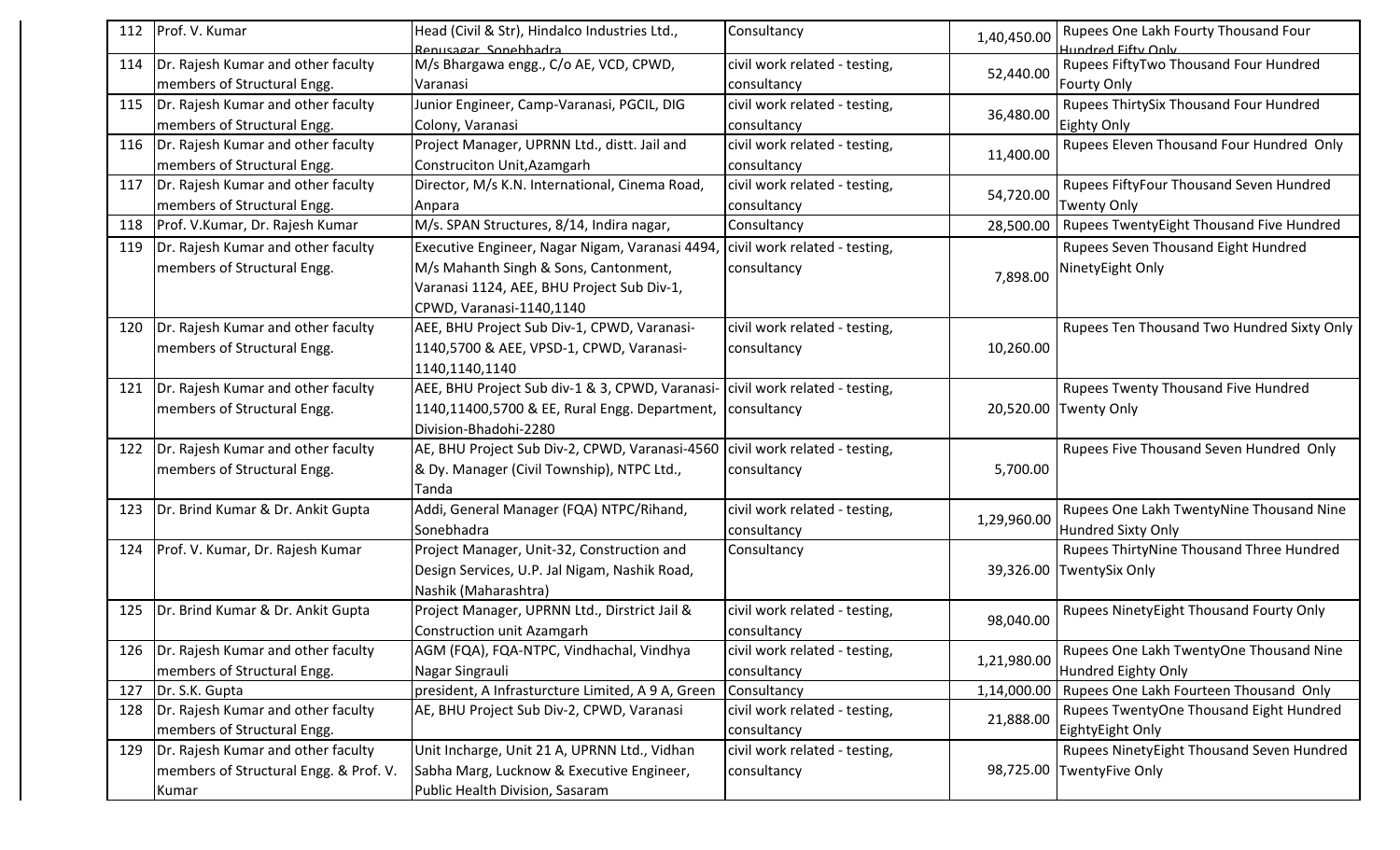| 112 | Prof. V. Kumar | Head (Civil & Str), Hindalco Industries Ltd., Renusagar, Sonebhadra | Consultancy | 1,40,450.00 | Rupees One Lakh Fourty Thousand Four Hundred Fifty Only |
|---|---|---|---|---|---|
| 114 | Dr. Rajesh Kumar and other faculty members of Structural Engg. | M/s Bhargawa engg., C/o AE, VCD, CPWD, Varanasi | civil work related - testing, consultancy | 52,440.00 | Rupees FiftyTwo Thousand Four Hundred Fourty Only |
| 115 | Dr. Rajesh Kumar and other faculty members of Structural Engg. | Junior Engineer, Camp-Varanasi, PGCIL, DIG Colony, Varanasi | civil work related - testing, consultancy | 36,480.00 | Rupees ThirtySix Thousand Four Hundred Eighty Only |
| 116 | Dr. Rajesh Kumar and other faculty members of Structural Engg. | Project Manager, UPRNN Ltd., distt. Jail and Construciton Unit,Azamgarh | civil work related - testing, consultancy | 11,400.00 | Rupees Eleven Thousand Four Hundred Only |
| 117 | Dr. Rajesh Kumar and other faculty members of Structural Engg. | Director, M/s K.N. International, Cinema Road, Anpara | civil work related - testing, consultancy | 54,720.00 | Rupees FiftyFour Thousand Seven Hundred Twenty Only |
| 118 | Prof. V.Kumar, Dr. Rajesh Kumar | M/s. SPAN Structures, 8/14, Indira nagar, | Consultancy | 28,500.00 | Rupees TwentyEight Thousand Five Hundred |
| 119 | Dr. Rajesh Kumar and other faculty members of Structural Engg. | Executive Engineer, Nagar Nigam, Varanasi 4494, M/s Mahanth Singh & Sons, Cantonment, Varanasi 1124, AEE, BHU Project Sub Div-1, CPWD, Varanasi-1140,1140 | civil work related - testing, consultancy | 7,898.00 | Rupees Seven Thousand Eight Hundred NinetyEight Only |
| 120 | Dr. Rajesh Kumar and other faculty members of Structural Engg. | AEE, BHU Project Sub Div-1, CPWD, Varanasi-1140,5700 & AEE, VPSD-1, CPWD, Varanasi-1140,1140,1140 | civil work related - testing, consultancy | 10,260.00 | Rupees Ten Thousand Two Hundred Sixty Only |
| 121 | Dr. Rajesh Kumar and other faculty members of Structural Engg. | AEE, BHU Project Sub div-1 & 3, CPWD, Varanasi-1140,11400,5700 & EE, Rural Engg. Department, Division-Bhadohi-2280 | civil work related - testing, consultancy | 20,520.00 | Rupees Twenty Thousand Five Hundred Twenty Only |
| 122 | Dr. Rajesh Kumar and other faculty members of Structural Engg. | AE, BHU Project Sub Div-2, CPWD, Varanasi-4560 & Dy. Manager (Civil Township), NTPC Ltd., Tanda | civil work related - testing, consultancy | 5,700.00 | Rupees Five Thousand Seven Hundred Only |
| 123 | Dr. Brind Kumar & Dr. Ankit Gupta | Addi, General Manager (FQA) NTPC/Rihand, Sonebhadra | civil work related - testing, consultancy | 1,29,960.00 | Rupees One Lakh TwentyNine Thousand Nine Hundred Sixty Only |
| 124 | Prof. V. Kumar, Dr. Rajesh Kumar | Project Manager, Unit-32, Construction and Design Services, U.P. Jal Nigam, Nashik Road, Nashik (Maharashtra) | Consultancy | 39,326.00 | Rupees ThirtyNine Thousand Three Hundred TwentySix Only |
| 125 | Dr. Brind Kumar & Dr. Ankit Gupta | Project Manager, UPRNN Ltd., Dirstrict Jail & Construction unit Azamgarh | civil work related - testing, consultancy | 98,040.00 | Rupees NinetyEight Thousand Fourty Only |
| 126 | Dr. Rajesh Kumar and other faculty members of Structural Engg. | AGM (FQA), FQA-NTPC, Vindhachal, Vindhya Nagar Singrauli | civil work related - testing, consultancy | 1,21,980.00 | Rupees One Lakh TwentyOne Thousand Nine Hundred Eighty Only |
| 127 | Dr. S.K. Gupta | president, A Infrasturcture Limited, A 9 A, Green | Consultancy | 1,14,000.00 | Rupees One Lakh Fourteen Thousand Only |
| 128 | Dr. Rajesh Kumar and other faculty members of Structural Engg. | AE, BHU Project Sub Div-2, CPWD, Varanasi | civil work related - testing, consultancy | 21,888.00 | Rupees TwentyOne Thousand Eight Hundred EightyEight Only |
| 129 | Dr. Rajesh Kumar and other faculty members of Structural Engg. & Prof. V. Kumar | Unit Incharge, Unit 21 A, UPRNN Ltd., Vidhan Sabha Marg, Lucknow & Executive Engineer, Public Health Division, Sasaram | civil work related - testing, consultancy | 98,725.00 | Rupees NinetyEight Thousand Seven Hundred TwentyFive Only |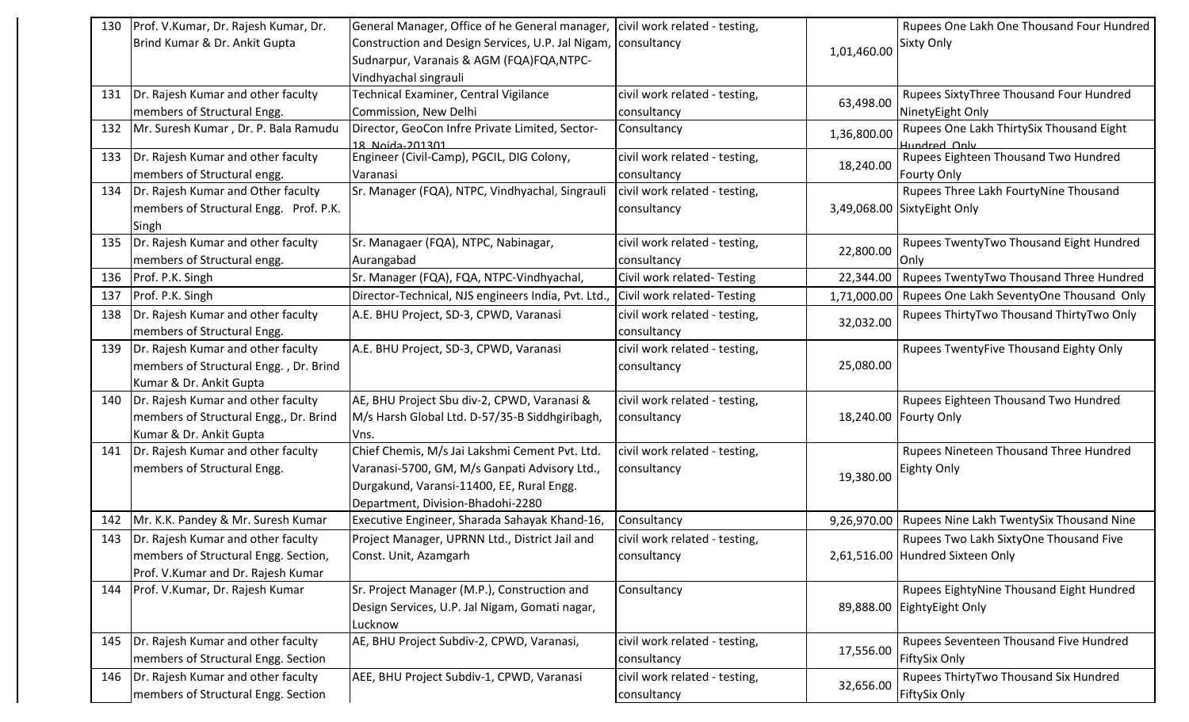| 130 | Prof. V.Kumar, Dr. Rajesh Kumar, Dr. Brind Kumar & Dr. Ankit Gupta | General Manager, Office of he General manager, Construction and Design Services, U.P. Jal Nigam, Sudnarpur, Varanais & AGM (FQA)FQA,NTPC-Vindhyachal singrauli | civil work related - testing, consultancy | 1,01,460.00 | Rupees One Lakh One Thousand Four Hundred Sixty Only |
|---|---|---|---|---|---|
| 131 | Dr. Rajesh Kumar and other faculty members of Structural Engg. | Technical Examiner, Central Vigilance Commission, New Delhi | civil work related - testing, consultancy | 63,498.00 | Rupees SixtyThree Thousand Four Hundred NinetyEight Only |
| 132 | Mr. Suresh Kumar , Dr. P. Bala Ramudu | Director, GeoCon Infre Private Limited, Sector-18, Noida-201301 | Consultancy | 1,36,800.00 | Rupees One Lakh ThirtySix Thousand Eight Hundred Only |
| 133 | Dr. Rajesh Kumar and other faculty members of Structural engg. | Engineer (Civil-Camp), PGCIL, DIG Colony, Varanasi | civil work related - testing, consultancy | 18,240.00 | Rupees Eighteen Thousand Two Hundred Fourty Only |
| 134 | Dr. Rajesh Kumar and Other faculty members of Structural Engg. Prof. P.K. Singh | Sr. Manager (FQA), NTPC, Vindhyachal, Singrauli | civil work related - testing, consultancy | 3,49,068.00 | Rupees Three Lakh FourtyNine Thousand SixtyEight Only |
| 135 | Dr. Rajesh Kumar and other faculty members of Structural engg. | Sr. Managaer (FQA), NTPC, Nabinagar, Aurangabad | civil work related - testing, consultancy | 22,800.00 | Rupees TwentyTwo Thousand Eight Hundred Only |
| 136 | Prof. P.K. Singh | Sr. Manager (FQA), FQA, NTPC-Vindhyachal, | Civil work related- Testing | 22,344.00 | Rupees TwentyTwo Thousand Three Hundred |
| 137 | Prof. P.K. Singh | Director-Technical, NJS engineers India, Pvt. Ltd., | Civil work related- Testing | 1,71,000.00 | Rupees One Lakh SeventyOne Thousand Only |
| 138 | Dr. Rajesh Kumar and other faculty members of Structural Engg. | A.E. BHU Project, SD-3, CPWD, Varanasi | civil work related - testing, consultancy | 32,032.00 | Rupees ThirtyTwo Thousand ThirtyTwo Only |
| 139 | Dr. Rajesh Kumar and other faculty members of Structural Engg. , Dr. Brind Kumar & Dr. Ankit Gupta | A.E. BHU Project, SD-3, CPWD, Varanasi | civil work related - testing, consultancy | 25,080.00 | Rupees TwentyFive Thousand Eighty Only |
| 140 | Dr. Rajesh Kumar and other faculty members of Structural Engg., Dr. Brind Kumar & Dr. Ankit Gupta | AE, BHU Project Sbu div-2, CPWD, Varanasi & M/s Harsh Global Ltd. D-57/35-B Siddhgiribagh, Vns. | civil work related - testing, consultancy | 18,240.00 | Rupees Eighteen Thousand Two Hundred Fourty Only |
| 141 | Dr. Rajesh Kumar and other faculty members of Structural Engg. | Chief Chemis, M/s Jai Lakshmi Cement Pvt. Ltd. Varanasi-5700, GM, M/s Ganpati Advisory Ltd., Durgakund, Varansi-11400, EE, Rural Engg. Department, Division-Bhadohi-2280 | civil work related - testing, consultancy | 19,380.00 | Rupees Nineteen Thousand Three Hundred Eighty Only |
| 142 | Mr. K.K. Pandey & Mr. Suresh Kumar | Executive Engineer, Sharada Sahayak Khand-16, | Consultancy | 9,26,970.00 | Rupees Nine Lakh TwentySix Thousand Nine |
| 143 | Dr. Rajesh Kumar and other faculty members of Structural Engg. Section, Prof. V.Kumar and Dr. Rajesh Kumar | Project Manager, UPRNN Ltd., District Jail and Const. Unit, Azamgarh | civil work related - testing, consultancy | 2,61,516.00 | Rupees Two Lakh SixtyOne Thousand Five Hundred Sixteen Only |
| 144 | Prof. V.Kumar, Dr. Rajesh Kumar | Sr. Project Manager (M.P.), Construction and Design Services, U.P. Jal Nigam, Gomati nagar, Lucknow | Consultancy | 89,888.00 | Rupees EightyNine Thousand Eight Hundred EightyEight Only |
| 145 | Dr. Rajesh Kumar and other faculty members of Structural Engg. Section | AE, BHU Project Subdiv-2, CPWD, Varanasi, | civil work related - testing, consultancy | 17,556.00 | Rupees Seventeen Thousand Five Hundred FiftySix Only |
| 146 | Dr. Rajesh Kumar and other faculty members of Structural Engg. Section | AEE, BHU Project Subdiv-1, CPWD, Varanasi | civil work related - testing, consultancy | 32,656.00 | Rupees ThirtyTwo Thousand Six Hundred FiftySix Only |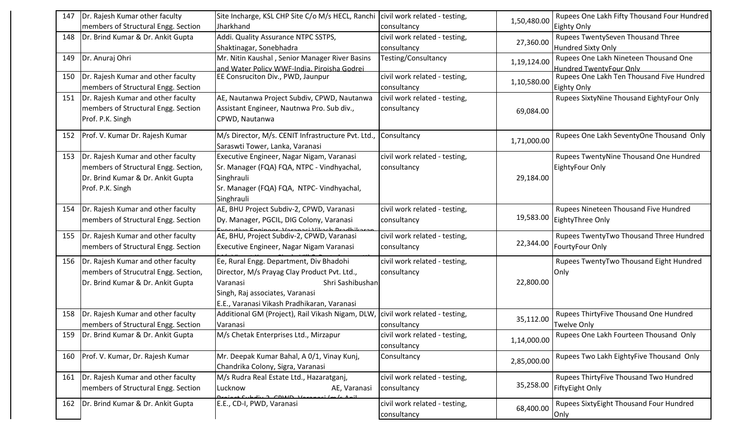| 147 | Dr. Rajesh Kumar other faculty members of Structural Engg. Section | Site Incharge, KSL CHP Site C/o M/s HECL, Ranchi Jharkhand | civil work related - testing, consultancy | 1,50,480.00 | Rupees One Lakh Fifty Thousand Four Hundred Eighty Only |
|---|---|---|---|---|---|
| 148 | Dr. Brind Kumar & Dr. Ankit Gupta | Addi. Quality Assurance NTPC SSTPS, Shaktinagar, Sonebhadra | civil work related - testing, consultancy | 27,360.00 | Rupees TwentySeven Thousand Three Hundred Sixty Only |
| 149 | Dr. Anuraj Ohri | Mr. Nitin Kaushal , Senior Manager River Basins and Water Policy WWF-India, Pirojsha Godrej | Testing/Consultancy | 1,19,124.00 | Rupees One Lakh Nineteen Thousand One Hundred TwentyFour Only |
| 150 | Dr. Rajesh Kumar and other faculty members of Structural Engg. Section | EE Consruciton Div., PWD, Jaunpur | civil work related - testing, consultancy | 1,10,580.00 | Rupees One Lakh Ten Thousand Five Hundred Eighty Only |
| 151 | Dr. Rajesh Kumar and other faculty members of Structural Engg. Section Prof. P.K. Singh | AE, Nautanwa Project Subdiv, CPWD, Nautanwa Assistant Engineer, Nautnwa Pro. Sub div., CPWD, Nautanwa | civil work related - testing, consultancy | 69,084.00 | Rupees SixtyNine Thousand EightyFour Only |
| 152 | Prof. V. Kumar Dr. Rajesh Kumar | M/s Director, M/s. CENIT Infrastructure Pvt. Ltd., Saraswti Tower, Lanka, Varanasi | Consultancy | 1,71,000.00 | Rupees One Lakh SeventyOne Thousand Only |
| 153 | Dr. Rajesh Kumar and other faculty members of Structural Engg. Section, Dr. Brind Kumar & Dr. Ankit Gupta Prof. P.K. Singh | Executive Engineer, Nagar Nigam, Varanasi Sr. Manager (FQA) FQA, NTPC - Vindhyachal, Singhrauli Sr. Manager (FQA) FQA, NTPC- Vindhyachal, Singhrauli | civil work related - testing, consultancy | 29,184.00 | Rupees TwentyNine Thousand One Hundred EightyFour Only |
| 154 | Dr. Rajesh Kumar and other faculty members of Structural Engg. Section | AE, BHU Project Subdiv-2, CPWD, Varanasi Dy. Manager, PGCIL, DIG Colony, Varanasi Executive Engineer, Varanasi Vikash Pradhikaran | civil work related - testing, consultancy | 19,583.00 | Rupees Nineteen Thousand Five Hundred EightyThree Only |
| 155 | Dr. Rajesh Kumar and other faculty members of Structural Engg. Section | AE, BHU, Project Subdiv-2, CPWD, Varanasi Executive Engineer, Nagar Nigam Varanasi | civil work related - testing, consultancy | 22,344.00 | Rupees TwentyTwo Thousand Three Hundred FourtyFour Only |
| 156 | Dr. Rajesh Kumar and other faculty members of Strucutral Engg. Section, Dr. Brind Kumar & Dr. Ankit Gupta | Ee, Rural Engg. Department, Div Bhadohi Director, M/s Prayag Clay Product Pvt. Ltd., Varanasi Shri Sashibushan Singh, Raj associates, Varanasi E.E., Varanasi Vikash Pradhikaran, Varanasi | civil work related - testing, consultancy | 22,800.00 | Rupees TwentyTwo Thousand Eight Hundred Only |
| 158 | Dr. Rajesh Kumar and other faculty members of Structural Engg. Section | Additional GM (Project), Rail Vikash Nigam, DLW, Varanasi | civil work related - testing, consultancy | 35,112.00 | Rupees ThirtyFive Thousand One Hundred Twelve Only |
| 159 | Dr. Brind Kumar & Dr. Ankit Gupta | M/s Chetak Enterprises Ltd., Mirzapur | civil work related - testing, consultancy | 1,14,000.00 | Rupees One Lakh Fourteen Thousand Only |
| 160 | Prof. V. Kumar, Dr. Rajesh Kumar | Mr. Deepak Kumar Bahal, A 0/1, Vinay Kunj, Chandrika Colony, Sigra, Varanasi | Consultancy | 2,85,000.00 | Rupees Two Lakh EightyFive Thousand Only |
| 161 | Dr. Rajesh Kumar and other faculty members of Structural Engg. Section | M/s Rudra Real Estate Ltd., Hazaratganj, Lucknow AE, Varanasi Project Subdiv-2, CPWD, Varanasi (m/s Anil | civil work related - testing, consultancy | 35,258.00 | Rupees ThirtyFive Thousand Two Hundred FiftyEight Only |
| 162 | Dr. Brind Kumar & Dr. Ankit Gupta | E.E., CD-I, PWD, Varanasi | civil work related - testing, consultancy | 68,400.00 | Rupees SixtyEight Thousand Four Hundred Only |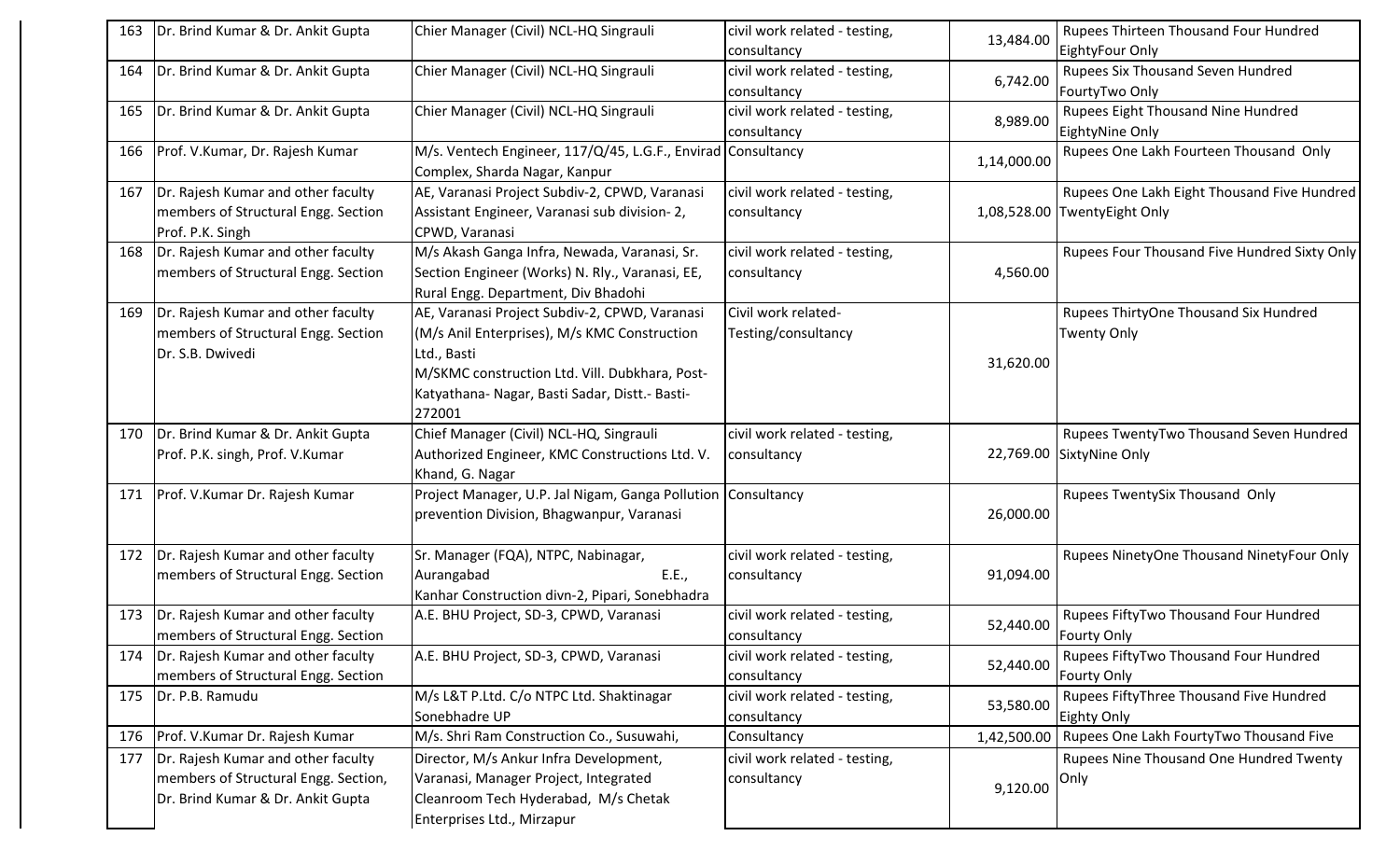| 163 | Dr. Brind Kumar & Dr. Ankit Gupta | Chier Manager (Civil) NCL-HQ Singrauli | civil work related - testing, consultancy | 13,484.00 | Rupees Thirteen Thousand Four Hundred EightyFour Only |
|---|---|---|---|---|---|
| 164 | Dr. Brind Kumar & Dr. Ankit Gupta | Chier Manager (Civil) NCL-HQ Singrauli | civil work related - testing, consultancy | 6,742.00 | Rupees Six Thousand Seven Hundred FourtyTwo Only |
| 165 | Dr. Brind Kumar & Dr. Ankit Gupta | Chier Manager (Civil) NCL-HQ Singrauli | civil work related - testing, consultancy | 8,989.00 | Rupees Eight Thousand Nine Hundred EightyNine Only |
| 166 | Prof. V.Kumar, Dr. Rajesh Kumar | M/s. Ventech Engineer, 117/Q/45, L.G.F., Envirad Complex, Sharda Nagar, Kanpur | Consultancy | 1,14,000.00 | Rupees One Lakh Fourteen Thousand Only |
| 167 | Dr. Rajesh Kumar and other faculty members of Structural Engg. Section Prof. P.K. Singh | AE, Varanasi Project Subdiv-2, CPWD, Varanasi Assistant Engineer, Varanasi sub division- 2, CPWD, Varanasi | civil work related - testing, consultancy | 1,08,528.00 | Rupees One Lakh Eight Thousand Five Hundred TwentyEight Only |
| 168 | Dr. Rajesh Kumar and other faculty members of Structural Engg. Section | M/s Akash Ganga Infra, Newada, Varanasi, Sr. Section Engineer (Works) N. Rly., Varanasi, EE, Rural Engg. Department, Div Bhadohi | civil work related - testing, consultancy | 4,560.00 | Rupees Four Thousand Five Hundred Sixty Only |
| 169 | Dr. Rajesh Kumar and other faculty members of Structural Engg. Section Dr. S.B. Dwivedi | AE, Varanasi Project Subdiv-2, CPWD, Varanasi (M/s Anil Enterprises), M/s KMC Construction Ltd., Basti M/SKMC construction Ltd. Vill. Dubkhara, Post-Katyathana- Nagar, Basti Sadar, Distt.- Basti-272001 | Civil work related-Testing/consultancy | 31,620.00 | Rupees ThirtyOne Thousand Six Hundred Twenty Only |
| 170 | Dr. Brind Kumar & Dr. Ankit Gupta Prof. P.K. singh, Prof. V.Kumar | Chief Manager (Civil) NCL-HQ, Singrauli Authorized Engineer, KMC Constructions Ltd. V. Khand, G. Nagar | civil work related - testing, consultancy | 22,769.00 | Rupees TwentyTwo Thousand Seven Hundred SixtyNine Only |
| 171 | Prof. V.Kumar Dr. Rajesh Kumar | Project Manager, U.P. Jal Nigam, Ganga Pollution prevention Division, Bhagwanpur, Varanasi | Consultancy | 26,000.00 | Rupees TwentySix Thousand Only |
| 172 | Dr. Rajesh Kumar and other faculty members of Structural Engg. Section | Sr. Manager (FQA), NTPC, Nabinagar, Aurangabad E.E., Kanhar Construction divn-2, Pipari, Sonebhadra | civil work related - testing, consultancy | 91,094.00 | Rupees NinetyOne Thousand NinetyFour Only |
| 173 | Dr. Rajesh Kumar and other faculty members of Structural Engg. Section | A.E. BHU Project, SD-3, CPWD, Varanasi | civil work related - testing, consultancy | 52,440.00 | Rupees FiftyTwo Thousand Four Hundred Fourty Only |
| 174 | Dr. Rajesh Kumar and other faculty members of Structural Engg. Section | A.E. BHU Project, SD-3, CPWD, Varanasi | civil work related - testing, consultancy | 52,440.00 | Rupees FiftyTwo Thousand Four Hundred Fourty Only |
| 175 | Dr. P.B. Ramudu | M/s L&T P.Ltd. C/o NTPC Ltd. Shaktinagar Sonebhadre UP | civil work related - testing, consultancy | 53,580.00 | Rupees FiftyThree Thousand Five Hundred Eighty Only |
| 176 | Prof. V.Kumar Dr. Rajesh Kumar | M/s. Shri Ram Construction Co., Susuwahi, | Consultancy | 1,42,500.00 | Rupees One Lakh FourtyTwo Thousand Five |
| 177 | Dr. Rajesh Kumar and other faculty members of Structural Engg. Section, Dr. Brind Kumar & Dr. Ankit Gupta | Director, M/s Ankur Infra Development, Varanasi, Manager Project, Integrated Cleanroom Tech Hyderabad, M/s Chetak Enterprises Ltd., Mirzapur | civil work related - testing, consultancy | 9,120.00 | Rupees Nine Thousand One Hundred Twenty Only |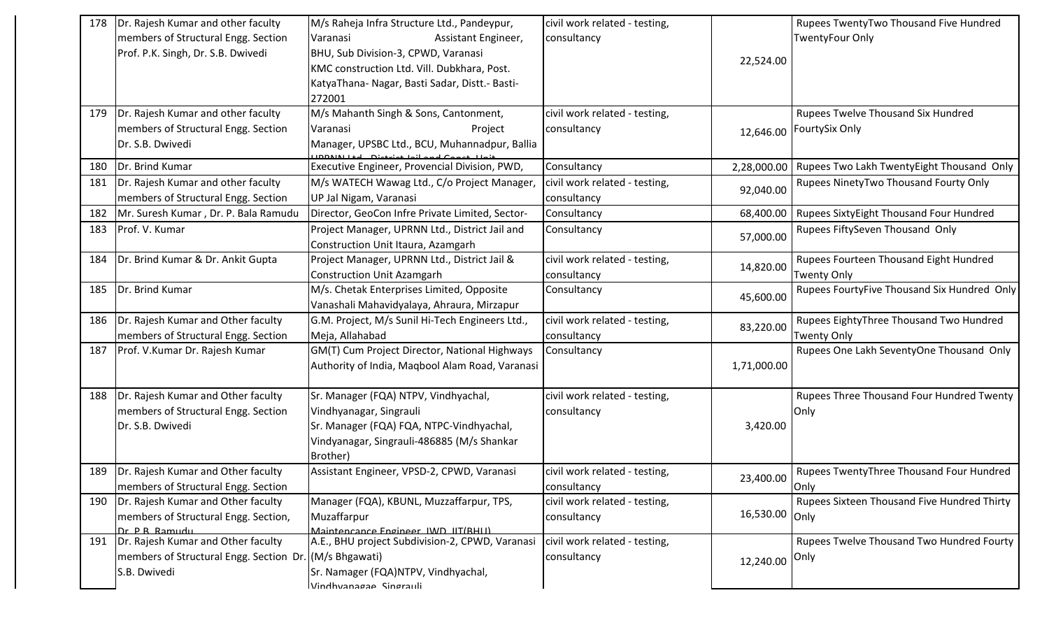| 178 | Dr. Rajesh Kumar and other faculty members of Structural Engg. Section Prof. P.K. Singh, Dr. S.B. Dwivedi | M/s Raheja Infra Structure Ltd., Pandeypur, Varanasi Assistant Engineer, BHU, Sub Division-3, CPWD, Varanasi KMC construction Ltd. Vill. Dubkhara, Post. KatyaThana- Nagar, Basti Sadar, Distt.- Basti-272001 | civil work related - testing, consultancy | 22,524.00 | Rupees TwentyTwo Thousand Five Hundred TwentyFour Only |
|---|---|---|---|---|---|
| 179 | Dr. Rajesh Kumar and other faculty members of Structural Engg. Section Dr. S.B. Dwivedi | M/s Mahanth Singh & Sons, Cantonment, Varanasi Project Manager, UPSBC Ltd., BCU, Muhannadpur, Ballia UPRNN Ltd., District Jail and Const. Unit | civil work related - testing, consultancy | 12,646.00 | Rupees Twelve Thousand Six Hundred FourtySix Only |
| 180 | Dr. Brind Kumar | Executive Engineer, Provencial Division, PWD, | Consultancy | 2,28,000.00 | Rupees Two Lakh TwentyEight Thousand Only |
| 181 | Dr. Rajesh Kumar and other faculty members of Structural Engg. Section | M/s WATECH Wawag Ltd., C/o Project Manager, UP Jal Nigam, Varanasi | civil work related - testing, consultancy | 92,040.00 | Rupees NinetyTwo Thousand Fourty Only |
| 182 | Mr. Suresh Kumar , Dr. P. Bala Ramudu | Director, GeoCon Infre Private Limited, Sector- | Consultancy | 68,400.00 | Rupees SixtyEight Thousand Four Hundred |
| 183 | Prof. V. Kumar | Project Manager, UPRNN Ltd., District Jail and Construction Unit Itaura, Azamgarh | Consultancy | 57,000.00 | Rupees FiftySeven Thousand Only |
| 184 | Dr. Brind Kumar & Dr. Ankit Gupta | Project Manager, UPRNN Ltd., District Jail & Construction Unit Azamgarh | civil work related - testing, consultancy | 14,820.00 | Rupees Fourteen Thousand Eight Hundred Twenty Only |
| 185 | Dr. Brind Kumar | M/s. Chetak Enterprises Limited, Opposite Vanashali Mahavidyalaya, Ahraura, Mirzapur | Consultancy | 45,600.00 | Rupees FourtyFive Thousand Six Hundred Only |
| 186 | Dr. Rajesh Kumar and Other faculty members of Structural Engg. Section | G.M. Project, M/s Sunil Hi-Tech Engineers Ltd., Meja, Allahabad | civil work related - testing, consultancy | 83,220.00 | Rupees EightyThree Thousand Two Hundred Twenty Only |
| 187 | Prof. V.Kumar Dr. Rajesh Kumar | GM(T) Cum Project Director, National Highways Authority of India, Maqbool Alam Road, Varanasi | Consultancy | 1,71,000.00 | Rupees One Lakh SeventyOne Thousand Only |
| 188 | Dr. Rajesh Kumar and Other faculty members of Structural Engg. Section Dr. S.B. Dwivedi | Sr. Manager (FQA) NTPV, Vindhyachal, Vindhyanagar, Singrauli Sr. Manager (FQA) FQA, NTPC-Vindhyachal, Vindyanagar, Singrauli-486885 (M/s Shankar Brother) | civil work related - testing, consultancy | 3,420.00 | Rupees Three Thousand Four Hundred Twenty Only |
| 189 | Dr. Rajesh Kumar and Other faculty members of Structural Engg. Section | Assistant Engineer, VPSD-2, CPWD, Varanasi | civil work related - testing, consultancy | 23,400.00 | Rupees TwentyThree Thousand Four Hundred Only |
| 190 | Dr. Rajesh Kumar and Other faculty members of Structural Engg. Section, Dr. P.B. Ramudu | Manager (FQA), KBUNL, Muzzaffarpur, TPS, Muzaffarpur Maintencance Engineer, IWD, IIT(BHU) | civil work related - testing, consultancy | 16,530.00 | Rupees Sixteen Thousand Five Hundred Thirty Only |
| 191 | Dr. Rajesh Kumar and Other faculty members of Structural Engg. Section Dr. S.B. Dwivedi | A.E., BHU project Subdivision-2, CPWD, Varanasi (M/s Bhgawati) Sr. Namager (FQA)NTPV, Vindhyachal, Vindhyanagae, Singrauli | civil work related - testing, consultancy | 12,240.00 | Rupees Twelve Thousand Two Hundred Fourty Only |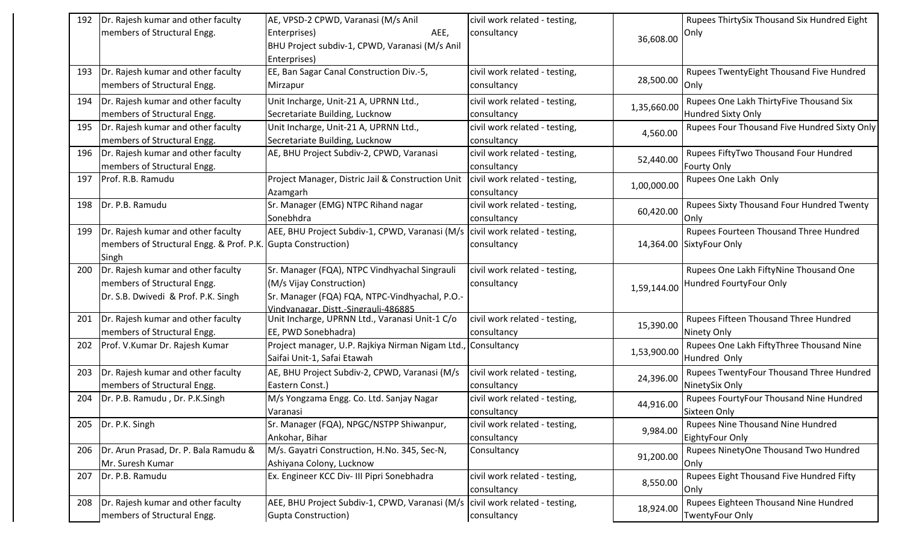| 192 | Dr. Rajesh kumar and other faculty members of Structural Engg. | AE, VPSD-2 CPWD, Varanasi (M/s Anil Enterprises) AEE, BHU Project subdiv-1, CPWD, Varanasi (M/s Anil Enterprises) | civil work related - testing, consultancy | 36,608.00 | Rupees ThirtySix Thousand Six Hundred Eight Only |
|---|---|---|---|---|---|
| 193 | Dr. Rajesh kumar and other faculty members of Structural Engg. | EE, Ban Sagar Canal Construction Div.-5, Mirzapur | civil work related - testing, consultancy | 28,500.00 | Rupees TwentyEight Thousand Five Hundred Only |
| 194 | Dr. Rajesh kumar and other faculty members of Structural Engg. | Unit Incharge, Unit-21 A, UPRNN Ltd., Secretariate Building, Lucknow | civil work related - testing, consultancy | 1,35,660.00 | Rupees One Lakh ThirtyFive Thousand Six Hundred Sixty Only |
| 195 | Dr. Rajesh kumar and other faculty members of Structural Engg. | Unit Incharge, Unit-21 A, UPRNN Ltd., Secretariate Building, Lucknow | civil work related - testing, consultancy | 4,560.00 | Rupees Four Thousand Five Hundred Sixty Only |
| 196 | Dr. Rajesh kumar and other faculty members of Structural Engg. | AE, BHU Project Subdiv-2, CPWD, Varanasi | civil work related - testing, consultancy | 52,440.00 | Rupees FiftyTwo Thousand Four Hundred Fourty Only |
| 197 | Prof. R.B. Ramudu | Project Manager, Distric Jail & Construction Unit Azamgarh | civil work related - testing, consultancy | 1,00,000.00 | Rupees One Lakh Only |
| 198 | Dr. P.B. Ramudu | Sr. Manager (EMG) NTPC Rihand nagar Sonebhdra | civil work related - testing, consultancy | 60,420.00 | Rupees Sixty Thousand Four Hundred Twenty Only |
| 199 | Dr. Rajesh kumar and other faculty members of Structural Engg. & Prof. P.K. Singh | AEE, BHU Project Subdiv-1, CPWD, Varanasi (M/s Gupta Construction) | civil work related - testing, consultancy | 14,364.00 | Rupees Fourteen Thousand Three Hundred SixtyFour Only |
| 200 | Dr. Rajesh kumar and other faculty members of Structural Engg. Dr. S.B. Dwivedi & Prof. P.K. Singh | Sr. Manager (FQA), NTPC Vindhyachal Singrauli (M/s Vijay Construction) Sr. Manager (FQA) FQA, NTPC-Vindhyachal, P.O.-Vindyanagar, Distt.-Singrauli-486885 | civil work related - testing, consultancy | 1,59,144.00 | Rupees One Lakh FiftyNine Thousand One Hundred FourtyFour Only |
| 201 | Dr. Rajesh kumar and other faculty members of Structural Engg. | Unit Incharge, UPRNN Ltd., Varanasi Unit-1 C/o EE, PWD Sonebhadra) | civil work related - testing, consultancy | 15,390.00 | Rupees Fifteen Thousand Three Hundred Ninety Only |
| 202 | Prof. V.Kumar Dr. Rajesh Kumar | Project manager, U.P. Rajkiya Nirman Nigam Ltd., Saifai Unit-1, Safai Etawah | Consultancy | 1,53,900.00 | Rupees One Lakh FiftyThree Thousand Nine Hundred Only |
| 203 | Dr. Rajesh kumar and other faculty members of Structural Engg. | AE, BHU Project Subdiv-2, CPWD, Varanasi (M/s Eastern Const.) | civil work related - testing, consultancy | 24,396.00 | Rupees TwentyFour Thousand Three Hundred NinetySix Only |
| 204 | Dr. P.B. Ramudu , Dr. P.K.Singh | M/s Yongzama Engg. Co. Ltd. Sanjay Nagar Varanasi | civil work related - testing, consultancy | 44,916.00 | Rupees FourtyFour Thousand Nine Hundred Sixteen Only |
| 205 | Dr. P.K. Singh | Sr. Manager (FQA), NPGC/NSTPP Shiwanpur, Ankohar, Bihar | civil work related - testing, consultancy | 9,984.00 | Rupees Nine Thousand Nine Hundred EightyFour Only |
| 206 | Dr. Arun Prasad, Dr. P. Bala Ramudu & Mr. Suresh Kumar | M/s. Gayatri Construction, H.No. 345, Sec-N, Ashiyana Colony, Lucknow | Consultancy | 91,200.00 | Rupees NinetyOne Thousand Two Hundred Only |
| 207 | Dr. P.B. Ramudu | Ex. Engineer KCC Div- III Pipri Sonebhadra | civil work related - testing, consultancy | 8,550.00 | Rupees Eight Thousand Five Hundred Fifty Only |
| 208 | Dr. Rajesh kumar and other faculty members of Structural Engg. | AEE, BHU Project Subdiv-1, CPWD, Varanasi (M/s Gupta Construction) | civil work related - testing, consultancy | 18,924.00 | Rupees Eighteen Thousand Nine Hundred TwentyFour Only |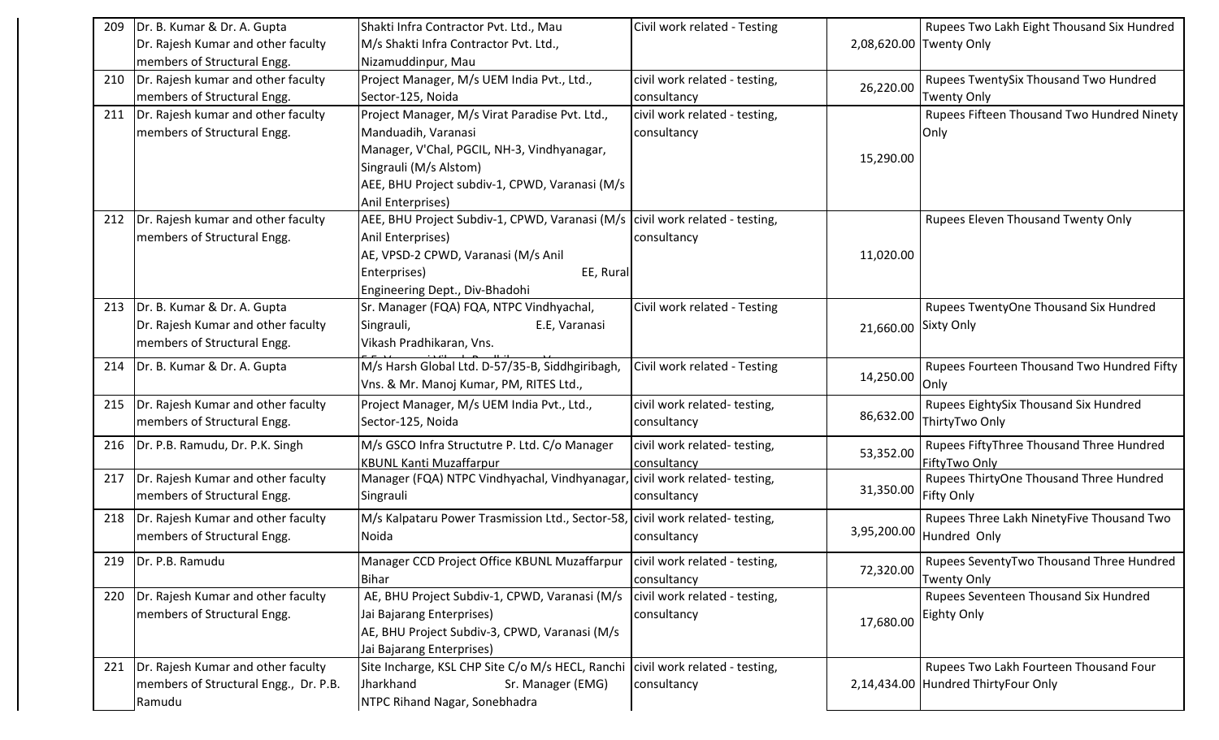| 209 | Dr. B. Kumar & Dr. A. Gupta Dr. Rajesh Kumar and other faculty members of Structural Engg. | Shakti Infra Contractor Pvt. Ltd., Mau M/s Shakti Infra Contractor Pvt. Ltd., Nizamuddinpur, Mau | Civil work related - Testing | 2,08,620.00 | Rupees Two Lakh Eight Thousand Six Hundred Twenty Only |
|---|---|---|---|---|---|
| 210 | Dr. Rajesh kumar and other faculty members of Structural Engg. | Project Manager, M/s UEM India Pvt., Ltd., Sector-125, Noida | civil work related - testing, consultancy | 26,220.00 | Rupees TwentySix Thousand Two Hundred Twenty Only |
| 211 | Dr. Rajesh kumar and other faculty members of Structural Engg. | Project Manager, M/s Virat Paradise Pvt. Ltd., Manduadih, Varanasi Manager, V'Chal, PGCIL, NH-3, Vindhyanagar, Singrauli (M/s Alstom) AEE, BHU Project subdiv-1, CPWD, Varanasi (M/s Anil Enterprises) | civil work related - testing, consultancy | 15,290.00 | Rupees Fifteen Thousand Two Hundred Ninety Only |
| 212 | Dr. Rajesh kumar and other faculty members of Structural Engg. | AEE, BHU Project Subdiv-1, CPWD, Varanasi (M/s Anil Enterprises) AE, VPSD-2 CPWD, Varanasi (M/s Anil Enterprises) EE, Rural Engineering Dept., Div-Bhadohi | civil work related - testing, consultancy | 11,020.00 | Rupees Eleven Thousand Twenty Only |
| 213 | Dr. B. Kumar & Dr. A. Gupta Dr. Rajesh Kumar and other faculty members of Structural Engg. | Sr. Manager (FQA) FQA, NTPC Vindhyachal, Singrauli, E.E, Varanasi Vikash Pradhikaran, Vns. | Civil work related - Testing | 21,660.00 | Rupees TwentyOne Thousand Six Hundred Sixty Only |
| 214 | Dr. B. Kumar & Dr. A. Gupta | M/s Harsh Global Ltd. D-57/35-B, Siddhgiribagh, Vns. & Mr. Manoj Kumar, PM, RITES Ltd., | Civil work related - Testing | 14,250.00 | Rupees Fourteen Thousand Two Hundred Fifty Only |
| 215 | Dr. Rajesh Kumar and other faculty members of Structural Engg. | Project Manager, M/s UEM India Pvt., Ltd., Sector-125, Noida | civil work related- testing, consultancy | 86,632.00 | Rupees EightySix Thousand Six Hundred ThirtyTwo Only |
| 216 | Dr. P.B. Ramudu, Dr. P.K. Singh | M/s GSCO Infra Structutre P. Ltd. C/o Manager KBUNL Kanti Muzaffarpur | civil work related- testing, consultancy | 53,352.00 | Rupees FiftyThree Thousand Three Hundred FiftyTwo Only |
| 217 | Dr. Rajesh Kumar and other faculty members of Structural Engg. | Manager (FQA) NTPC Vindhyachal, Vindhyanagar, Singrauli | civil work related- testing, consultancy | 31,350.00 | Rupees ThirtyOne Thousand Three Hundred Fifty Only |
| 218 | Dr. Rajesh Kumar and other faculty members of Structural Engg. | M/s Kalpataru Power Trasmission Ltd., Sector-58, Noida | civil work related- testing, consultancy | 3,95,200.00 | Rupees Three Lakh NinetyFive Thousand Two Hundred Only |
| 219 | Dr. P.B. Ramudu | Manager CCD Project Office KBUNL Muzaffarpur Bihar | civil work related - testing, consultancy | 72,320.00 | Rupees SeventyTwo Thousand Three Hundred Twenty Only |
| 220 | Dr. Rajesh Kumar and other faculty members of Structural Engg. | AE, BHU Project Subdiv-1, CPWD, Varanasi (M/s Jai Bajarang Enterprises) AE, BHU Project Subdiv-3, CPWD, Varanasi (M/s Jai Bajarang Enterprises) | civil work related - testing, consultancy | 17,680.00 | Rupees Seventeen Thousand Six Hundred Eighty Only |
| 221 | Dr. Rajesh Kumar and other faculty members of Structural Engg., Dr. P.B. Ramudu | Site Incharge, KSL CHP Site C/o M/s HECL, Ranchi Jharkhand Sr. Manager (EMG) NTPC Rihand Nagar, Sonebhadra | civil work related - testing, consultancy | 2,14,434.00 | Rupees Two Lakh Fourteen Thousand Four Hundred ThirtyFour Only |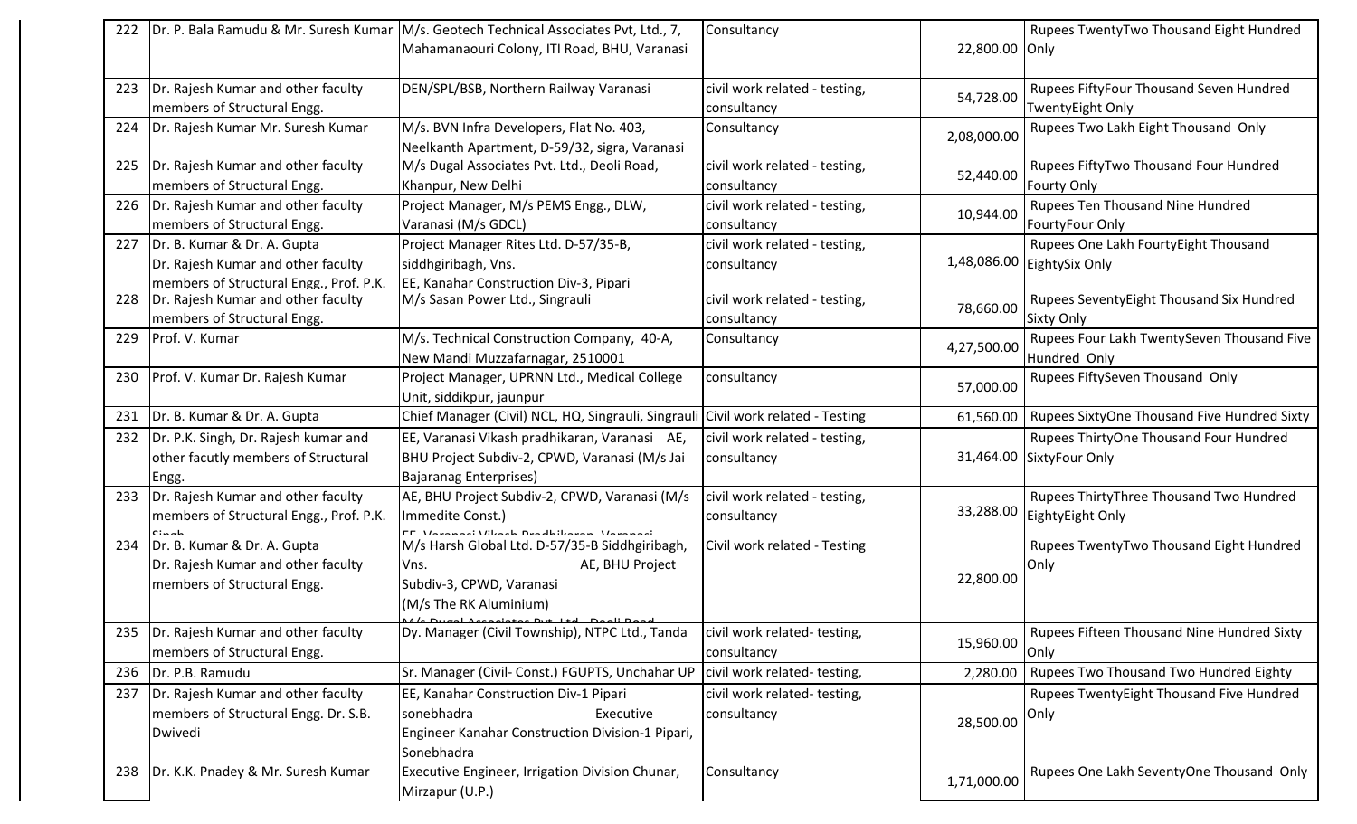| 222 | Dr. P. Bala Ramudu & Mr. Suresh Kumar | M/s. Geotech Technical Associates Pvt, Ltd., 7, Mahamanaouri Colony, ITI Road, BHU, Varanasi | Consultancy | 22,800.00 | Rupees TwentyTwo Thousand Eight Hundred Only |
|---|---|---|---|---|---|
| 223 | Dr. Rajesh Kumar and other faculty members of Structural Engg. | DEN/SPL/BSB, Northern Railway Varanasi | civil work related - testing, consultancy | 54,728.00 | Rupees FiftyFour Thousand Seven Hundred TwentyEight Only |
| 224 | Dr. Rajesh Kumar Mr. Suresh Kumar | M/s. BVN Infra Developers, Flat No. 403, Neelkanth Apartment, D-59/32, sigra, Varanasi | Consultancy | 2,08,000.00 | Rupees Two Lakh Eight Thousand Only |
| 225 | Dr. Rajesh Kumar and other faculty members of Structural Engg. | M/s Dugal Associates Pvt. Ltd., Deoli Road, Khanpur, New Delhi | civil work related - testing, consultancy | 52,440.00 | Rupees FiftyTwo Thousand Four Hundred Fourty Only |
| 226 | Dr. Rajesh Kumar and other faculty members of Structural Engg. | Project Manager, M/s PEMS Engg., DLW, Varanasi (M/s GDCL) | civil work related - testing, consultancy | 10,944.00 | Rupees Ten Thousand Nine Hundred FourtyFour Only |
| 227 | Dr. B. Kumar & Dr. A. Gupta Dr. Rajesh Kumar and other faculty members of Structural Engg., Prof. P.K. | Project Manager Rites Ltd. D-57/35-B, siddhgiribagh, Vns. EE, Kanahar Construction Div-3, Pipari | civil work related - testing, consultancy | 1,48,086.00 | Rupees One Lakh FourtyEight Thousand EightySix Only |
| 228 | Dr. Rajesh Kumar and other faculty members of Structural Engg. | M/s Sasan Power Ltd., Singrauli | civil work related - testing, consultancy | 78,660.00 | Rupees SeventyEight Thousand Six Hundred Sixty Only |
| 229 | Prof. V. Kumar | M/s. Technical Construction Company, 40-A, New Mandi Muzzafarnagar, 2510001 | Consultancy | 4,27,500.00 | Rupees Four Lakh TwentySeven Thousand Five Hundred Only |
| 230 | Prof. V. Kumar Dr. Rajesh Kumar | Project Manager, UPRNN Ltd., Medical College Unit, siddikpur, jaunpur | consultancy | 57,000.00 | Rupees FiftySeven Thousand Only |
| 231 | Dr. B. Kumar & Dr. A. Gupta | Chief Manager (Civil) NCL, HQ, Singrauli, Singrauli | Civil work related - Testing | 61,560.00 | Rupees SixtyOne Thousand Five Hundred Sixty |
| 232 | Dr. P.K. Singh, Dr. Rajesh kumar and other facutly members of Structural Engg. | EE, Varanasi Vikash pradhikaran, Varanasi AE, BHU Project Subdiv-2, CPWD, Varanasi (M/s Jai Bajaranag Enterprises) | civil work related - testing, consultancy | 31,464.00 | Rupees ThirtyOne Thousand Four Hundred SixtyFour Only |
| 233 | Dr. Rajesh Kumar and other faculty members of Structural Engg., Prof. P.K. Singh | AE, BHU Project Subdiv-2, CPWD, Varanasi (M/s Immedite Const.) EE, Varanasi Vikash Pradhikaran, Varanasi | civil work related - testing, consultancy | 33,288.00 | Rupees ThirtyThree Thousand Two Hundred EightyEight Only |
| 234 | Dr. B. Kumar & Dr. A. Gupta Dr. Rajesh Kumar and other faculty members of Structural Engg. | M/s Harsh Global Ltd. D-57/35-B Siddhgiribagh, Vns. AE, BHU Project Subdiv-3, CPWD, Varanasi (M/s The RK Aluminium) M/s Dugal Associates Pvt. Ltd., Deoli Road | Civil work related - Testing | 22,800.00 | Rupees TwentyTwo Thousand Eight Hundred Only |
| 235 | Dr. Rajesh Kumar and other faculty members of Structural Engg. | Dy. Manager (Civil Township), NTPC Ltd., Tanda | civil work related- testing, consultancy | 15,960.00 | Rupees Fifteen Thousand Nine Hundred Sixty Only |
| 236 | Dr. P.B. Ramudu | Sr. Manager (Civil- Const.) FGUPTS, Unchahar UP | civil work related- testing, | 2,280.00 | Rupees Two Thousand Two Hundred Eighty |
| 237 | Dr. Rajesh Kumar and other faculty members of Structural Engg. Dr. S.B. Dwivedi | EE, Kanahar Construction Div-1 Pipari sonebhadra Executive Engineer Kanahar Construction Division-1 Pipari, Sonebhadra | civil work related- testing, consultancy | 28,500.00 | Rupees TwentyEight Thousand Five Hundred Only |
| 238 | Dr. K.K. Pnadey & Mr. Suresh Kumar | Executive Engineer, Irrigation Division Chunar, Mirzapur (U.P.) | Consultancy | 1,71,000.00 | Rupees One Lakh SeventyOne Thousand Only |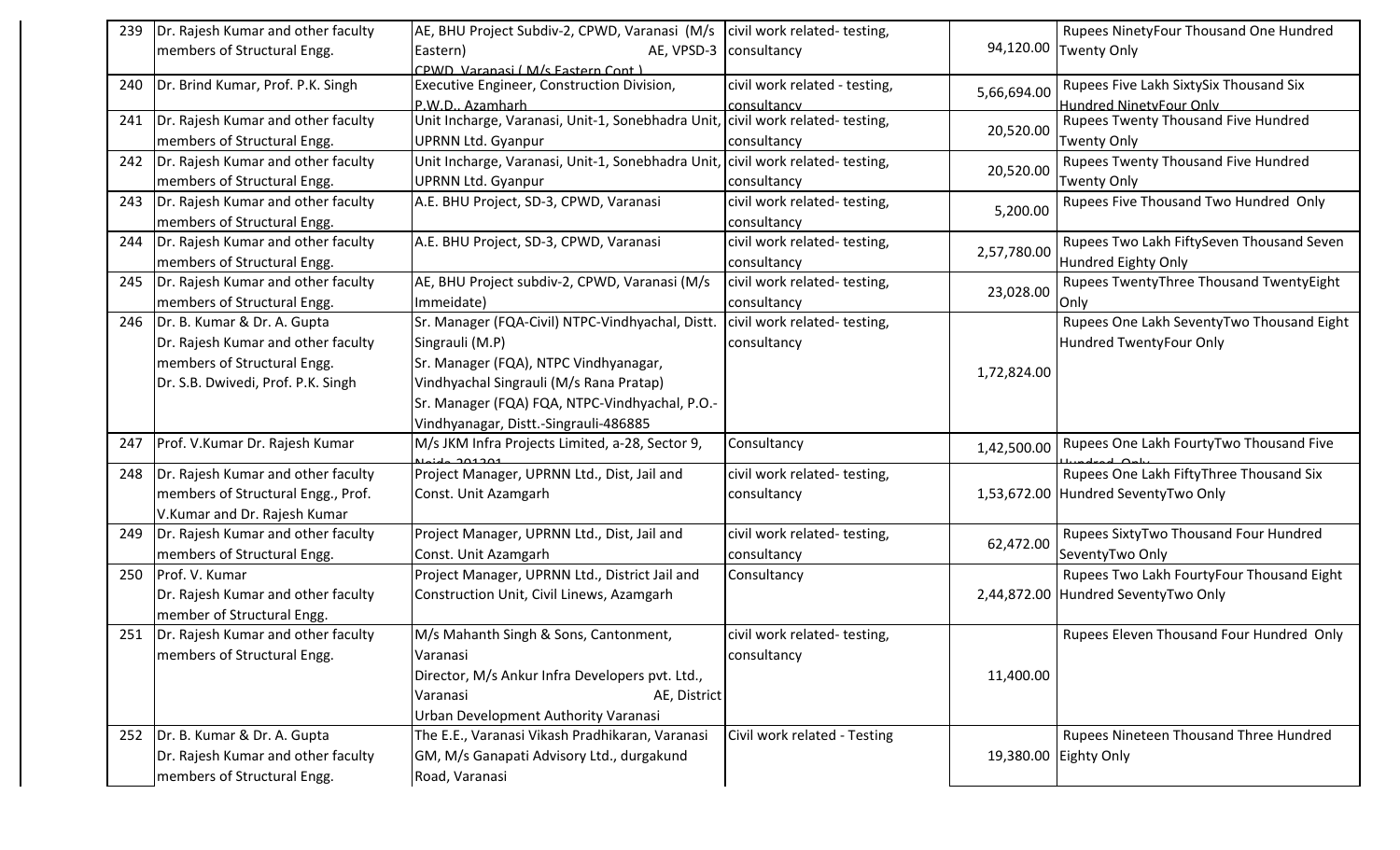| 239 | Dr. Rajesh Kumar and other faculty members of Structural Engg. | AE, BHU Project Subdiv-2, CPWD, Varanasi (M/s Eastern) AE, VPSD-3 CPWD Varanasi ( M/s Eastern Cont ) | civil work related- testing, consultancy | 94,120.00 | Rupees NinetyFour Thousand One Hundred Twenty Only |
|---|---|---|---|---|---|
| 240 | Dr. Brind Kumar, Prof. P.K. Singh | Executive Engineer, Construction Division, P.W.D., Azamharh | civil work related - testing, consultancy | 5,66,694.00 | Rupees Five Lakh SixtySix Thousand Six Hundred NinetyFour Only |
| 241 | Dr. Rajesh Kumar and other faculty members of Structural Engg. | Unit Incharge, Varanasi, Unit-1, Sonebhadra Unit, UPRNN Ltd. Gyanpur | civil work related- testing, consultancy | 20,520.00 | Rupees Twenty Thousand Five Hundred Twenty Only |
| 242 | Dr. Rajesh Kumar and other faculty members of Structural Engg. | Unit Incharge, Varanasi, Unit-1, Sonebhadra Unit, UPRNN Ltd. Gyanpur | civil work related- testing, consultancy | 20,520.00 | Rupees Twenty Thousand Five Hundred Twenty Only |
| 243 | Dr. Rajesh Kumar and other faculty members of Structural Engg. | A.E. BHU Project, SD-3, CPWD, Varanasi | civil work related- testing, consultancy | 5,200.00 | Rupees Five Thousand Two Hundred Only |
| 244 | Dr. Rajesh Kumar and other faculty members of Structural Engg. | A.E. BHU Project, SD-3, CPWD, Varanasi | civil work related- testing, consultancy | 2,57,780.00 | Rupees Two Lakh FiftySeven Thousand Seven Hundred Eighty Only |
| 245 | Dr. Rajesh Kumar and other faculty members of Structural Engg. | AE, BHU Project subdiv-2, CPWD, Varanasi (M/s Immeidate) | civil work related- testing, consultancy | 23,028.00 | Rupees TwentyThree Thousand TwentyEight Only |
| 246 | Dr. B. Kumar & Dr. A. Gupta Dr. Rajesh Kumar and other faculty members of Structural Engg. Dr. S.B. Dwivedi, Prof. P.K. Singh | Sr. Manager (FQA-Civil) NTPC-Vindhyachal, Distt. Singrauli (M.P) Sr. Manager (FQA), NTPC Vindhyanagar, Vindhyachal Singrauli (M/s Rana Pratap) Sr. Manager (FQA) FQA, NTPC-Vindhyachal, P.O.-Vindhyanagar, Distt.-Singrauli-486885 | civil work related- testing, consultancy | 1,72,824.00 | Rupees One Lakh SeventyTwo Thousand Eight Hundred TwentyFour Only |
| 247 | Prof. V.Kumar Dr. Rajesh Kumar | M/s JKM Infra Projects Limited, a-28, Sector 9, Noida-201301 | Consultancy | 1,42,500.00 | Rupees One Lakh FourtyTwo Thousand Five Hundred Only |
| 248 | Dr. Rajesh Kumar and other faculty members of Structural Engg., Prof. V.Kumar and Dr. Rajesh Kumar | Project Manager, UPRNN Ltd., Dist, Jail and Const. Unit Azamgarh | civil work related- testing, consultancy | 1,53,672.00 | Rupees One Lakh FiftyThree Thousand Six Hundred SeventyTwo Only |
| 249 | Dr. Rajesh Kumar and other faculty members of Structural Engg. | Project Manager, UPRNN Ltd., Dist, Jail and Const. Unit Azamgarh | civil work related- testing, consultancy | 62,472.00 | Rupees SixtyTwo Thousand Four Hundred SeventyTwo Only |
| 250 | Prof. V. Kumar Dr. Rajesh Kumar and other faculty member of Structural Engg. | Project Manager, UPRNN Ltd., District Jail and Construction Unit, Civil Linews, Azamgarh | Consultancy | 2,44,872.00 | Rupees Two Lakh FourtyFour Thousand Eight Hundred SeventyTwo Only |
| 251 | Dr. Rajesh Kumar and other faculty members of Structural Engg. | M/s Mahanth Singh & Sons, Cantonment, Varanasi Director, M/s Ankur Infra Developers pvt. Ltd., Varanasi AE, District Urban Development Authority Varanasi | civil work related- testing, consultancy | 11,400.00 | Rupees Eleven Thousand Four Hundred Only |
| 252 | Dr. B. Kumar & Dr. A. Gupta Dr. Rajesh Kumar and other faculty members of Structural Engg. | The E.E., Varanasi Vikash Pradhikaran, Varanasi GM, M/s Ganapati Advisory Ltd., durgakund Road, Varanasi | Civil work related - Testing | 19,380.00 | Rupees Nineteen Thousand Three Hundred Eighty Only |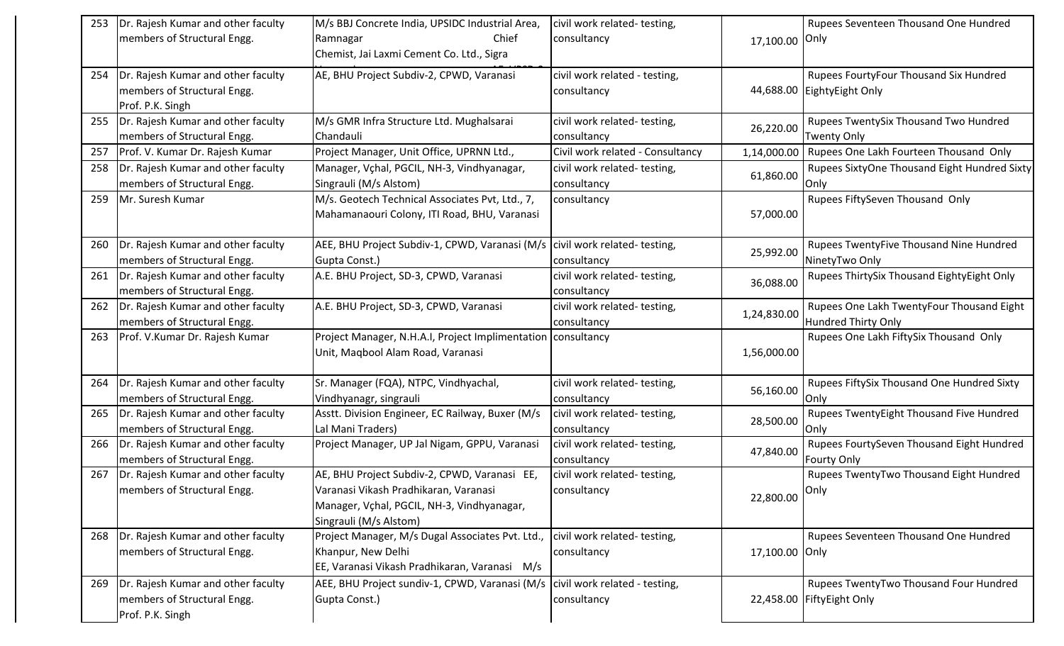| 253 | Dr. Rajesh Kumar and other faculty members of Structural Engg. | M/s BBJ Concrete India, UPSIDC Industrial Area, Ramnagar Chief Chemist, Jai Laxmi Cement Co. Ltd., Sigra | civil work related- testing, consultancy | 17,100.00 | Rupees Seventeen Thousand One Hundred Only |
|---|---|---|---|---|---|
| 254 | Dr. Rajesh Kumar and other faculty members of Structural Engg. Prof. P.K. Singh | AE, BHU Project Subdiv-2, CPWD, Varanasi | civil work related - testing, consultancy | 44,688.00 | Rupees FourtyFour Thousand Six Hundred EightyEight Only |
| 255 | Dr. Rajesh Kumar and other faculty members of Structural Engg. | M/s GMR Infra Structure Ltd. Mughalsarai Chandauli | civil work related- testing, consultancy | 26,220.00 | Rupees TwentySix Thousand Two Hundred Twenty Only |
| 257 | Prof. V. Kumar Dr. Rajesh Kumar | Project Manager, Unit Office, UPRNN Ltd., | Civil work related - Consultancy | 1,14,000.00 | Rupees One Lakh Fourteen Thousand Only |
| 258 | Dr. Rajesh Kumar and other faculty members of Structural Engg. | Manager, Vçhal, PGCIL, NH-3, Vindhyanagar, Singrauli (M/s Alstom) | civil work related- testing, consultancy | 61,860.00 | Rupees SixtyOne Thousand Eight Hundred Sixty Only |
| 259 | Mr. Suresh Kumar | M/s. Geotech Technical Associates Pvt, Ltd., 7, Mahamanaouri Colony, ITI Road, BHU, Varanasi | consultancy | 57,000.00 | Rupees FiftySeven Thousand Only |
| 260 | Dr. Rajesh Kumar and other faculty members of Structural Engg. | AEE, BHU Project Subdiv-1, CPWD, Varanasi (M/s Gupta Const.) | civil work related- testing, consultancy | 25,992.00 | Rupees TwentyFive Thousand Nine Hundred NinetyTwo Only |
| 261 | Dr. Rajesh Kumar and other faculty members of Structural Engg. | A.E. BHU Project, SD-3, CPWD, Varanasi | civil work related- testing, consultancy | 36,088.00 | Rupees ThirtySix Thousand EightyEight Only |
| 262 | Dr. Rajesh Kumar and other faculty members of Structural Engg. | A.E. BHU Project, SD-3, CPWD, Varanasi | civil work related- testing, consultancy | 1,24,830.00 | Rupees One Lakh TwentyFour Thousand Eight Hundred Thirty Only |
| 263 | Prof. V.Kumar Dr. Rajesh Kumar | Project Manager, N.H.A.I, Project Implimentation Unit, Maqbool Alam Road, Varanasi | consultancy | 1,56,000.00 | Rupees One Lakh FiftySix Thousand Only |
| 264 | Dr. Rajesh Kumar and other faculty members of Structural Engg. | Sr. Manager (FQA), NTPC, Vindhyachal, Vindhyanagr, singrauli | civil work related- testing, consultancy | 56,160.00 | Rupees FiftySix Thousand One Hundred Sixty Only |
| 265 | Dr. Rajesh Kumar and other faculty members of Structural Engg. | Asstt. Division Engineer, EC Railway, Buxer (M/s Lal Mani Traders) | civil work related- testing, consultancy | 28,500.00 | Rupees TwentyEight Thousand Five Hundred Only |
| 266 | Dr. Rajesh Kumar and other faculty members of Structural Engg. | Project Manager, UP Jal Nigam, GPPU, Varanasi | civil work related- testing, consultancy | 47,840.00 | Rupees FourtySeven Thousand Eight Hundred Fourty Only |
| 267 | Dr. Rajesh Kumar and other faculty members of Structural Engg. | AE, BHU Project Subdiv-2, CPWD, Varanasi EE, Varanasi Vikash Pradhikaran, Varanasi Manager, Vçhal, PGCIL, NH-3, Vindhyanagar, Singrauli (M/s Alstom) | civil work related- testing, consultancy | 22,800.00 | Rupees TwentyTwo Thousand Eight Hundred Only |
| 268 | Dr. Rajesh Kumar and other faculty members of Structural Engg. | Project Manager, M/s Dugal Associates Pvt. Ltd., Khanpur, New Delhi EE, Varanasi Vikash Pradhikaran, Varanasi M/s | civil work related- testing, consultancy | 17,100.00 | Rupees Seventeen Thousand One Hundred Only |
| 269 | Dr. Rajesh Kumar and other faculty members of Structural Engg. Prof. P.K. Singh | AEE, BHU Project sundiv-1, CPWD, Varanasi (M/s Gupta Const.) | civil work related - testing, consultancy | 22,458.00 | Rupees TwentyTwo Thousand Four Hundred FiftyEight Only |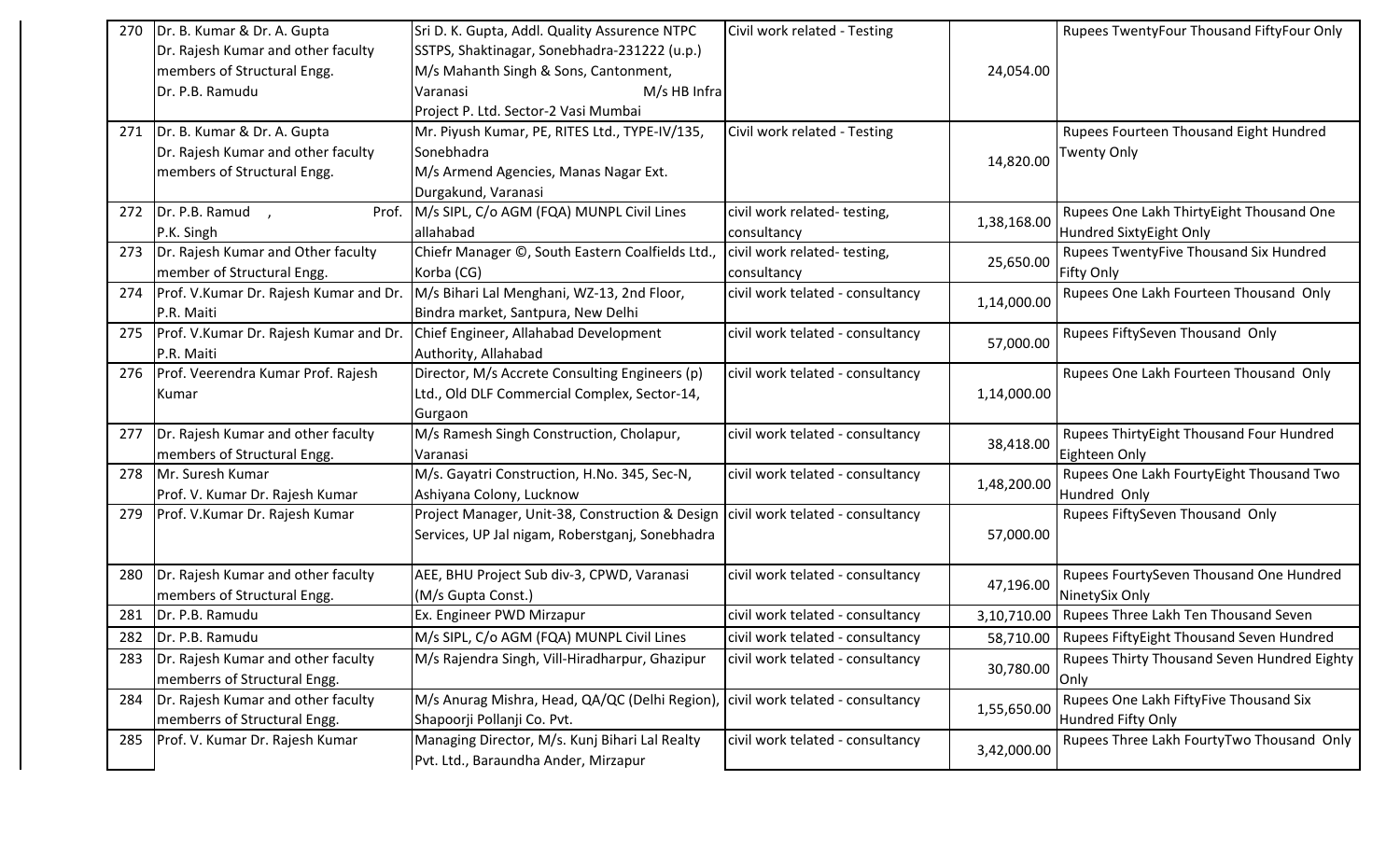| 270 | Dr. B. Kumar & Dr. A. Gupta<br>Dr. Rajesh Kumar and other faculty members of Structural Engg.<br>Dr. P.B. Ramudu | Sri D. K. Gupta, Addl. Quality Assurence NTPC SSTPS, Shaktinagar, Sonebhadra-231222 (u.p.)<br>M/s Mahanth Singh & Sons, Cantonment, Varanasi M/s HB Infra Project P. Ltd. Sector-2 Vasi Mumbai | Civil work related - Testing | 24,054.00 | Rupees TwentyFour Thousand FiftyFour Only |
|---|---|---|---|---|---|
| 271 | Dr. B. Kumar & Dr. A. Gupta<br>Dr. Rajesh Kumar and other faculty members of Structural Engg. | Mr. Piyush Kumar, PE, RITES Ltd., TYPE-IV/135, Sonebhadra<br>M/s Armend Agencies, Manas Nagar Ext. Durgakund, Varanasi | Civil work related - Testing | 14,820.00 | Rupees Fourteen Thousand Eight Hundred Twenty Only |
| 272 | Dr. P.B. Ramud , Prof. P.K. Singh | M/s SIPL, C/o AGM (FQA) MUNPL Civil Lines allahabad | civil work related- testing, consultancy | 1,38,168.00 | Rupees One Lakh ThirtyEight Thousand One Hundred SixtyEight Only |
| 273 | Dr. Rajesh Kumar and Other faculty member of Structural Engg. | Chiefr Manager ©, South Eastern Coalfields Ltd., Korba (CG) | civil work related- testing, consultancy | 25,650.00 | Rupees TwentyFive Thousand Six Hundred Fifty Only |
| 274 | Prof. V.Kumar Dr. Rajesh Kumar and Dr. P.R. Maiti | M/s Bihari Lal Menghani, WZ-13, 2nd Floor, Bindra market, Santpura, New Delhi | civil work telated - consultancy | 1,14,000.00 | Rupees One Lakh Fourteen Thousand Only |
| 275 | Prof. V.Kumar Dr. Rajesh Kumar and Dr. P.R. Maiti | Chief Engineer, Allahabad Development Authority, Allahabad | civil work telated - consultancy | 57,000.00 | Rupees FiftySeven Thousand Only |
| 276 | Prof. Veerendra Kumar Prof. Rajesh Kumar | Director, M/s Accrete Consulting Engineers (p) Ltd., Old DLF Commercial Complex, Sector-14, Gurgaon | civil work telated - consultancy | 1,14,000.00 | Rupees One Lakh Fourteen Thousand Only |
| 277 | Dr. Rajesh Kumar and other faculty members of Structural Engg. | M/s Ramesh Singh Construction, Cholapur, Varanasi | civil work telated - consultancy | 38,418.00 | Rupees ThirtyEight Thousand Four Hundred Eighteen Only |
| 278 | Mr. Suresh Kumar<br>Prof. V. Kumar Dr. Rajesh Kumar | M/s. Gayatri Construction, H.No. 345, Sec-N, Ashiyana Colony, Lucknow | civil work telated - consultancy | 1,48,200.00 | Rupees One Lakh FourtyEight Thousand Two Hundred Only |
| 279 | Prof. V.Kumar Dr. Rajesh Kumar | Project Manager, Unit-38, Construction & Design Services, UP Jal nigam, Roberstganj, Sonebhadra | civil work telated - consultancy | 57,000.00 | Rupees FiftySeven Thousand Only |
| 280 | Dr. Rajesh Kumar and other faculty members of Structural Engg. | AEE, BHU Project Sub div-3, CPWD, Varanasi (M/s Gupta Const.) | civil work telated - consultancy | 47,196.00 | Rupees FourtySeven Thousand One Hundred NinetySix Only |
| 281 | Dr. P.B. Ramudu | Ex. Engineer PWD Mirzapur | civil work telated - consultancy | 3,10,710.00 | Rupees Three Lakh Ten Thousand Seven |
| 282 | Dr. P.B. Ramudu | M/s SIPL, C/o AGM (FQA) MUNPL Civil Lines | civil work telated - consultancy | 58,710.00 | Rupees FiftyEight Thousand Seven Hundred |
| 283 | Dr. Rajesh Kumar and other faculty memberrs of Structural Engg. | M/s Rajendra Singh, Vill-Hiradharpur, Ghazipur | civil work telated - consultancy | 30,780.00 | Rupees Thirty Thousand Seven Hundred Eighty Only |
| 284 | Dr. Rajesh Kumar and other faculty memberrs of Structural Engg. | M/s Anurag Mishra, Head, QA/QC (Delhi Region), Shapoorji Pollanji Co. Pvt. | civil work telated - consultancy | 1,55,650.00 | Rupees One Lakh FiftyFive Thousand Six Hundred Fifty Only |
| 285 | Prof. V. Kumar Dr. Rajesh Kumar | Managing Director, M/s. Kunj Bihari Lal Realty Pvt. Ltd., Baraundha Ander, Mirzapur | civil work telated - consultancy | 3,42,000.00 | Rupees Three Lakh FourtyTwo Thousand Only |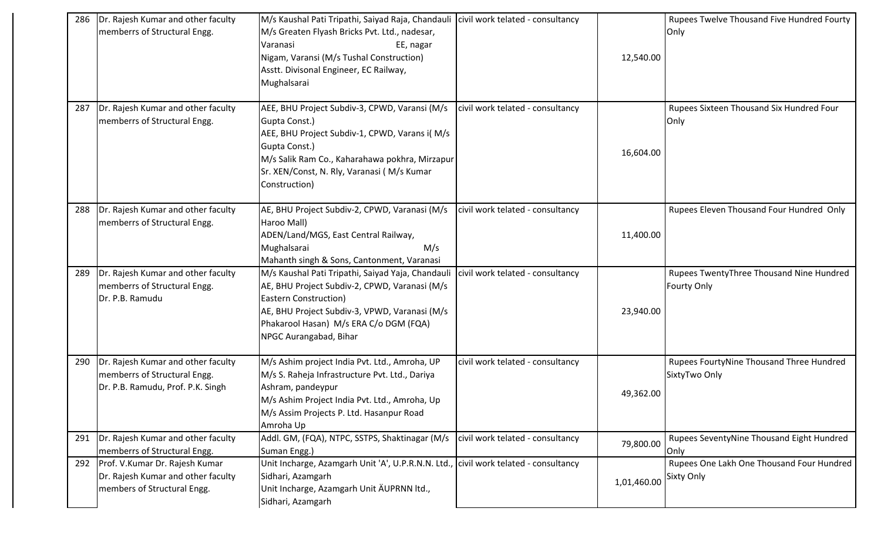| 286 | Dr. Rajesh Kumar and other faculty memberrs of Structural Engg. | M/s Kaushal Pati Tripathi, Saiyad Raja, Chandauli M/s Greaten Flyash Bricks Pvt. Ltd., nadesar, Varanasi EE, nagar Nigam, Varansi (M/s Tushal Construction) Asstt. Divisonal Engineer, EC Railway, Mughalsarai | civil work telated - consultancy | 12,540.00 | Rupees Twelve Thousand Five Hundred Fourty Only |
|---|---|---|---|---|---|
| 287 | Dr. Rajesh Kumar and other faculty memberrs of Structural Engg. | AEE, BHU Project Subdiv-3, CPWD, Varansi (M/s Gupta Const.) AEE, BHU Project Subdiv-1, CPWD, Varans i( M/s Gupta Const.) M/s Salik Ram Co., Kaharahawa pokhra, Mirzapur Sr. XEN/Const, N. Rly, Varanasi ( M/s Kumar Construction) | civil work telated - consultancy | 16,604.00 | Rupees Sixteen Thousand Six Hundred Four Only |
| 288 | Dr. Rajesh Kumar and other faculty memberrs of Structural Engg. | AE, BHU Project Subdiv-2, CPWD, Varanasi (M/s Haroo Mall) ADEN/Land/MGS, East Central Railway, Mughalsarai M/s Mahanth singh & Sons, Cantonment, Varanasi | civil work telated - consultancy | 11,400.00 | Rupees Eleven Thousand Four Hundred Only |
| 289 | Dr. Rajesh Kumar and other faculty memberrs of Structural Engg. Dr. P.B. Ramudu | M/s Kaushal Pati Tripathi, Saiyad Yaja, Chandauli AE, BHU Project Subdiv-2, CPWD, Varanasi (M/s Eastern Construction) AE, BHU Project Subdiv-3, VPWD, Varanasi (M/s Phakarool Hasan) M/s ERA C/o DGM (FQA) NPGC Aurangabad, Bihar | civil work telated - consultancy | 23,940.00 | Rupees TwentyThree Thousand Nine Hundred Fourty Only |
| 290 | Dr. Rajesh Kumar and other faculty memberrs of Structural Engg. Dr. P.B. Ramudu, Prof. P.K. Singh | M/s Ashim project India Pvt. Ltd., Amroha, UP M/s S. Raheja Infrastructure Pvt. Ltd., Dariya Ashram, pandeypur M/s Ashim Project India Pvt. Ltd., Amroha, Up M/s Assim Projects P. Ltd. Hasanpur Road Amroha Up | civil work telated - consultancy | 49,362.00 | Rupees FourtyNine Thousand Three Hundred SixtyTwo Only |
| 291 | Dr. Rajesh Kumar and other faculty memberrs of Structural Engg. | Addl. GM, (FQA), NTPC, SSTPS, Shaktinagar (M/s Suman Engg.) | civil work telated - consultancy | 79,800.00 | Rupees SeventyNine Thousand Eight Hundred Only |
| 292 | Prof. V.Kumar Dr. Rajesh Kumar Dr. Rajesh Kumar and other faculty members of Structural Engg. | Unit Incharge, Azamgarh Unit 'A', U.P.R.N.N. Ltd., Sidhari, Azamgarh Unit Incharge, Azamgarh Unit ÄUPRNN ltd., Sidhari, Azamgarh | civil work telated - consultancy | 1,01,460.00 | Rupees One Lakh One Thousand Four Hundred Sixty Only |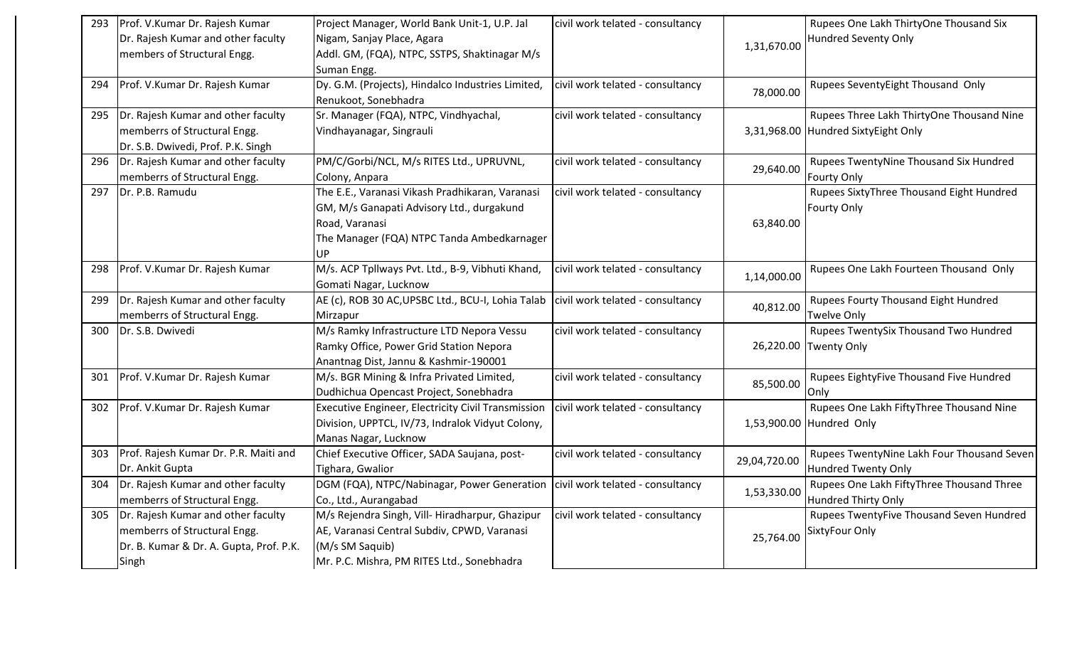| 293 | Prof. V.Kumar Dr. Rajesh Kumar Dr. Rajesh Kumar and other faculty members of Structural Engg. | Project Manager, World Bank Unit-1, U.P. Jal Nigam, Sanjay Place, Agara Addl. GM, (FQA), NTPC, SSTPS, Shaktinagar M/s Suman Engg. | civil work telated - consultancy | 1,31,670.00 | Rupees One Lakh ThirtyOne Thousand Six Hundred Seventy Only |
|---|---|---|---|---|---|
| 294 | Prof. V.Kumar Dr. Rajesh Kumar | Dy. G.M. (Projects), Hindalco Industries Limited, Renukoot, Sonebhadra | civil work telated - consultancy | 78,000.00 | Rupees SeventyEight Thousand Only |
| 295 | Dr. Rajesh Kumar and other faculty memberrs of Structural Engg. Dr. S.B. Dwivedi, Prof. P.K. Singh | Sr. Manager (FQA), NTPC, Vindhyachal, Vindhayanagar, Singrauli | civil work telated - consultancy | 3,31,968.00 | Rupees Three Lakh ThirtyOne Thousand Nine Hundred SixtyEight Only |
| 296 | Dr. Rajesh Kumar and other faculty memberrs of Structural Engg. | PM/C/Gorbi/NCL, M/s RITES Ltd., UPRUVNL, Colony, Anpara | civil work telated - consultancy | 29,640.00 | Rupees TwentyNine Thousand Six Hundred Fourty Only |
| 297 | Dr. P.B. Ramudu | The E.E., Varanasi Vikash Pradhikaran, Varanasi GM, M/s Ganapati Advisory Ltd., durgakund Road, Varanasi The Manager (FQA) NTPC Tanda Ambedkarnager UP | civil work telated - consultancy | 63,840.00 | Rupees SixtyThree Thousand Eight Hundred Fourty Only |
| 298 | Prof. V.Kumar Dr. Rajesh Kumar | M/s. ACP Tpllways Pvt. Ltd., B-9, Vibhuti Khand, Gomati Nagar, Lucknow | civil work telated - consultancy | 1,14,000.00 | Rupees One Lakh Fourteen Thousand Only |
| 299 | Dr. Rajesh Kumar and other faculty memberrs of Structural Engg. | AE (c), ROB 30 AC,UPSBC Ltd., BCU-I, Lohia Talab Mirzapur | civil work telated - consultancy | 40,812.00 | Rupees Fourty Thousand Eight Hundred Twelve Only |
| 300 | Dr. S.B. Dwivedi | M/s Ramky Infrastructure LTD Nepora Vessu Ramky Office, Power Grid Station Nepora Anantnag Dist, Jannu & Kashmir-190001 | civil work telated - consultancy | 26,220.00 | Rupees TwentySix Thousand Two Hundred Twenty Only |
| 301 | Prof. V.Kumar Dr. Rajesh Kumar | M/s. BGR Mining & Infra Privated Limited, Dudhichua Opencast Project, Sonebhadra | civil work telated - consultancy | 85,500.00 | Rupees EightyFive Thousand Five Hundred Only |
| 302 | Prof. V.Kumar Dr. Rajesh Kumar | Executive Engineer, Electricity Civil Transmission Division, UPPTCL, IV/73, Indralok Vidyut Colony, Manas Nagar, Lucknow | civil work telated - consultancy | 1,53,900.00 | Rupees One Lakh FiftyThree Thousand Nine Hundred Only |
| 303 | Prof. Rajesh Kumar Dr. P.R. Maiti and Dr. Ankit Gupta | Chief Executive Officer, SADA Saujana, post-Tighara, Gwalior | civil work telated - consultancy | 29,04,720.00 | Rupees TwentyNine Lakh Four Thousand Seven Hundred Twenty Only |
| 304 | Dr. Rajesh Kumar and other faculty memberrs of Structural Engg. | DGM (FQA), NTPC/Nabinagar, Power Generation Co., Ltd., Aurangabad | civil work telated - consultancy | 1,53,330.00 | Rupees One Lakh FiftyThree Thousand Three Hundred Thirty Only |
| 305 | Dr. Rajesh Kumar and other faculty memberrs of Structural Engg. Dr. B. Kumar & Dr. A. Gupta, Prof. P.K. Singh | M/s Rejendra Singh, Vill- Hiradharpur, Ghazipur AE, Varanasi Central Subdiv, CPWD, Varanasi (M/s SM Saquib) Mr. P.C. Mishra, PM RITES Ltd., Sonebhadra | civil work telated - consultancy | 25,764.00 | Rupees TwentyFive Thousand Seven Hundred SixtyFour Only |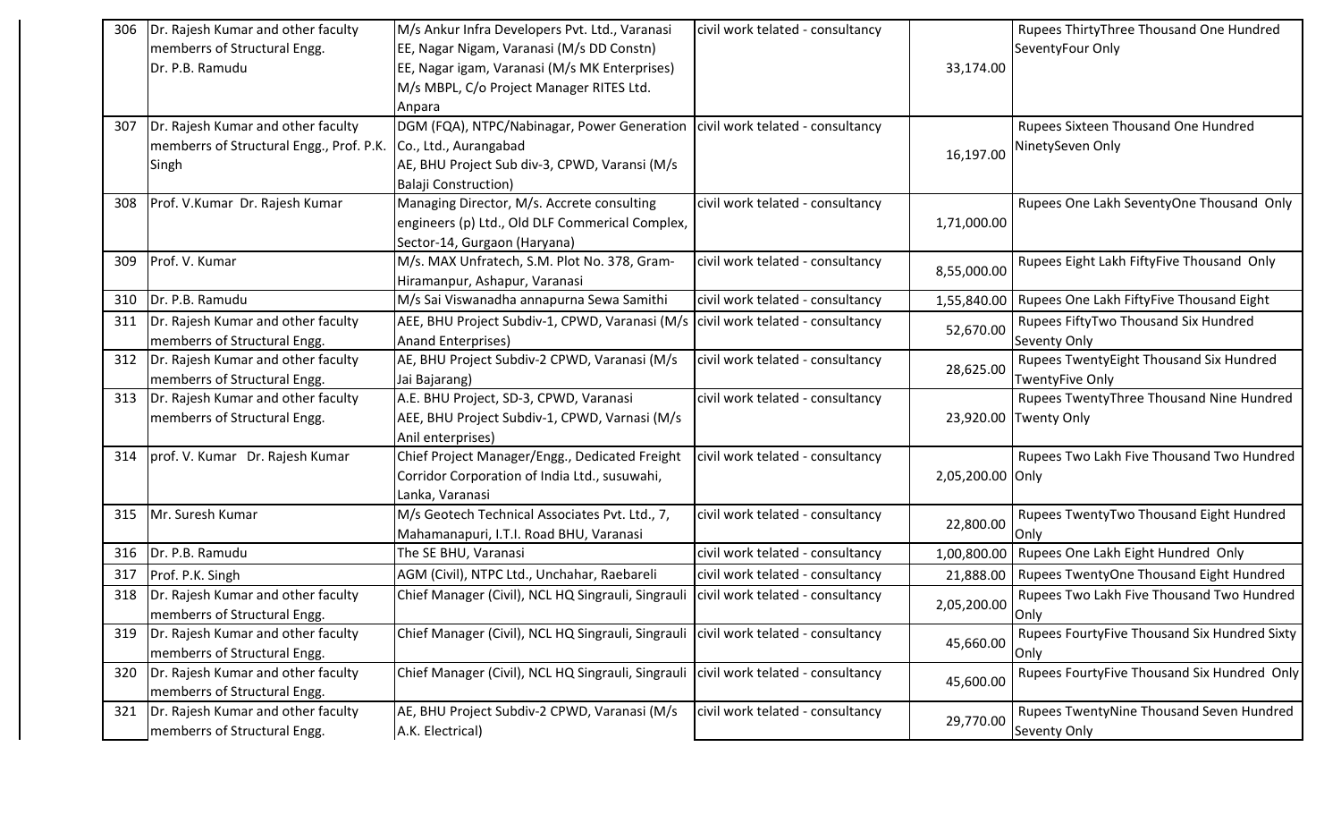| 306 | Dr. Rajesh Kumar and other faculty memberrs of Structural Engg. Dr. P.B. Ramudu | M/s Ankur Infra Developers Pvt. Ltd., Varanasi EE, Nagar Nigam, Varanasi (M/s DD Constn) EE, Nagar igam, Varanasi (M/s MK Enterprises) M/s MBPL, C/o Project Manager RITES Ltd. Anpara | civil work telated - consultancy | 33,174.00 | Rupees ThirtyThree Thousand One Hundred SeventyFour Only |
|---|---|---|---|---|---|
| 307 | Dr. Rajesh Kumar and other faculty memberrs of Structural Engg., Prof. P.K. Singh | DGM (FQA), NTPC/Nabinagar, Power Generation Co., Ltd., Aurangabad AE, BHU Project Sub div-3, CPWD, Varansi (M/s Balaji Construction) | civil work telated - consultancy | 16,197.00 | Rupees Sixteen Thousand One Hundred NinetySeven Only |
| 308 | Prof. V.Kumar Dr. Rajesh Kumar | Managing Director, M/s. Accrete consulting engineers (p) Ltd., Old DLF Commerical Complex, Sector-14, Gurgaon (Haryana) | civil work telated - consultancy | 1,71,000.00 | Rupees One Lakh SeventyOne Thousand Only |
| 309 | Prof. V. Kumar | M/s. MAX Unfratech, S.M. Plot No. 378, Gram-Hiramanpur, Ashapur, Varanasi | civil work telated - consultancy | 8,55,000.00 | Rupees Eight Lakh FiftyFive Thousand Only |
| 310 | Dr. P.B. Ramudu | M/s Sai Viswanadha annapurna Sewa Samithi | civil work telated - consultancy | 1,55,840.00 | Rupees One Lakh FiftyFive Thousand Eight |
| 311 | Dr. Rajesh Kumar and other faculty memberrs of Structural Engg. | AEE, BHU Project Subdiv-1, CPWD, Varanasi (M/s Anand Enterprises) | civil work telated - consultancy | 52,670.00 | Rupees FiftyTwo Thousand Six Hundred Seventy Only |
| 312 | Dr. Rajesh Kumar and other faculty memberrs of Structural Engg. | AE, BHU Project Subdiv-2 CPWD, Varanasi (M/s Jai Bajarang) | civil work telated - consultancy | 28,625.00 | Rupees TwentyEight Thousand Six Hundred TwentyFive Only |
| 313 | Dr. Rajesh Kumar and other faculty memberrs of Structural Engg. | A.E. BHU Project, SD-3, CPWD, Varanasi AEE, BHU Project Subdiv-1, CPWD, Varnasi (M/s Anil enterprises) | civil work telated - consultancy | 23,920.00 | Rupees TwentyThree Thousand Nine Hundred Twenty Only |
| 314 | prof. V. Kumar Dr. Rajesh Kumar | Chief Project Manager/Engg., Dedicated Freight Corridor Corporation of India Ltd., susuwahi, Lanka, Varanasi | civil work telated - consultancy | 2,05,200.00 | Rupees Two Lakh Five Thousand Two Hundred Only |
| 315 | Mr. Suresh Kumar | M/s Geotech Technical Associates Pvt. Ltd., 7, Mahamanapuri, I.T.I. Road BHU, Varanasi | civil work telated - consultancy | 22,800.00 | Rupees TwentyTwo Thousand Eight Hundred Only |
| 316 | Dr. P.B. Ramudu | The SE BHU, Varanasi | civil work telated - consultancy | 1,00,800.00 | Rupees One Lakh Eight Hundred Only |
| 317 | Prof. P.K. Singh | AGM (Civil), NTPC Ltd., Unchahar, Raebareli | civil work telated - consultancy | 21,888.00 | Rupees TwentyOne Thousand Eight Hundred |
| 318 | Dr. Rajesh Kumar and other faculty memberrs of Structural Engg. | Chief Manager (Civil), NCL HQ Singrauli, Singrauli | civil work telated - consultancy | 2,05,200.00 | Rupees Two Lakh Five Thousand Two Hundred Only |
| 319 | Dr. Rajesh Kumar and other faculty memberrs of Structural Engg. | Chief Manager (Civil), NCL HQ Singrauli, Singrauli | civil work telated - consultancy | 45,660.00 | Rupees FourtyFive Thousand Six Hundred Sixty Only |
| 320 | Dr. Rajesh Kumar and other faculty memberrs of Structural Engg. | Chief Manager (Civil), NCL HQ Singrauli, Singrauli | civil work telated - consultancy | 45,600.00 | Rupees FourtyFive Thousand Six Hundred Only |
| 321 | Dr. Rajesh Kumar and other faculty memberrs of Structural Engg. | AE, BHU Project Subdiv-2 CPWD, Varanasi (M/s A.K. Electrical) | civil work telated - consultancy | 29,770.00 | Rupees TwentyNine Thousand Seven Hundred Seventy Only |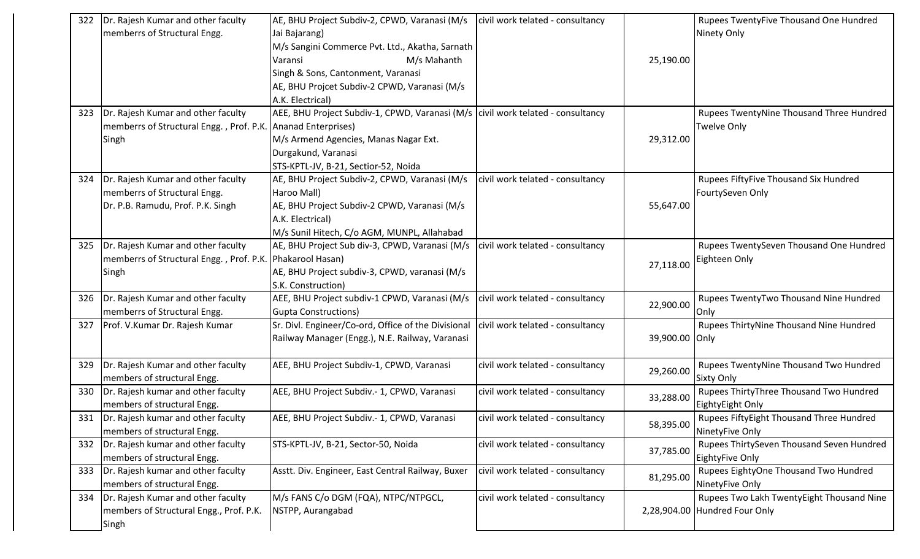| 322 | Dr. Rajesh Kumar and other faculty memberrs of Structural Engg. | AE, BHU Project Subdiv-2, CPWD, Varanasi (M/s Jai Bajarang) M/s Sangini Commerce Pvt. Ltd., Akatha, Sarnath Varansi M/s Mahanth Singh & Sons, Cantonment, Varanasi AE, BHU Projcet Subdiv-2 CPWD, Varanasi (M/s A.K. Electrical) | civil work telated - consultancy | 25,190.00 | Rupees TwentyFive Thousand One Hundred Ninety Only |
|---|---|---|---|---|---|
| 323 | Dr. Rajesh Kumar and other faculty memberrs of Structural Engg. , Prof. P.K. Singh | AEE, BHU Project Subdiv-1, CPWD, Varanasi (M/s Ananad Enterprises) M/s Armend Agencies, Manas Nagar Ext. Durgakund, Varanasi STS-KPTL-JV, B-21, Sectior-52, Noida | civil work telated - consultancy | 29,312.00 | Rupees TwentyNine Thousand Three Hundred Twelve Only |
| 324 | Dr. Rajesh Kumar and other faculty memberrs of Structural Engg. Dr. P.B. Ramudu, Prof. P.K. Singh | AE, BHU Project Subdiv-2, CPWD, Varanasi (M/s Haroo Mall) AE, BHU Project Subdiv-2 CPWD, Varanasi (M/s A.K. Electrical) M/s Sunil Hitech, C/o AGM, MUNPL, Allahabad | civil work telated - consultancy | 55,647.00 | Rupees FiftyFive Thousand Six Hundred FourtySeven Only |
| 325 | Dr. Rajesh Kumar and other faculty memberrs of Structural Engg. , Prof. P.K. Singh | AE, BHU Project Sub div-3, CPWD, Varanasi (M/s Phakarool Hasan) AE, BHU Project subdiv-3, CPWD, varanasi (M/s S.K. Construction) | civil work telated - consultancy | 27,118.00 | Rupees TwentySeven Thousand One Hundred Eighteen Only |
| 326 | Dr. Rajesh Kumar and other faculty memberrs of Structural Engg. | AEE, BHU Project subdiv-1 CPWD, Varanasi (M/s Gupta Constructions) | civil work telated - consultancy | 22,900.00 | Rupees TwentyTwo Thousand Nine Hundred Only |
| 327 | Prof. V.Kumar Dr. Rajesh Kumar | Sr. Divl. Engineer/Co-ord, Office of the Divisional Railway Manager (Engg.), N.E. Railway, Varanasi | civil work telated - consultancy | 39,900.00 | Rupees ThirtyNine Thousand Nine Hundred Only |
| 329 | Dr. Rajesh Kumar and other faculty members of structural Engg. | AEE, BHU Project Subdiv-1, CPWD, Varanasi | civil work telated - consultancy | 29,260.00 | Rupees TwentyNine Thousand Two Hundred Sixty Only |
| 330 | Dr. Rajesh kumar and other faculty members of structural Engg. | AEE, BHU Project Subdiv.- 1, CPWD, Varanasi | civil work telated - consultancy | 33,288.00 | Rupees ThirtyThree Thousand Two Hundred EightyEight Only |
| 331 | Dr. Rajesh kumar and other faculty members of structural Engg. | AEE, BHU Project Subdiv.- 1, CPWD, Varanasi | civil work telated - consultancy | 58,395.00 | Rupees FiftyEight Thousand Three Hundred NinetyFive Only |
| 332 | Dr. Rajesh kumar and other faculty members of structural Engg. | STS-KPTL-JV, B-21, Sector-50, Noida | civil work telated - consultancy | 37,785.00 | Rupees ThirtySeven Thousand Seven Hundred EightyFive Only |
| 333 | Dr. Rajesh kumar and other faculty members of structural Engg. | Asstt. Div. Engineer, East Central Railway, Buxer | civil work telated - consultancy | 81,295.00 | Rupees EightyOne Thousand Two Hundred NinetyFive Only |
| 334 | Dr. Rajesh Kumar and other faculty members of Structural Engg., Prof. P.K. Singh | M/s FANS C/o DGM (FQA), NTPC/NTPGCL, NSTPP, Aurangabad | civil work telated - consultancy | 2,28,904.00 | Rupees Two Lakh TwentyEight Thousand Nine Hundred Four Only |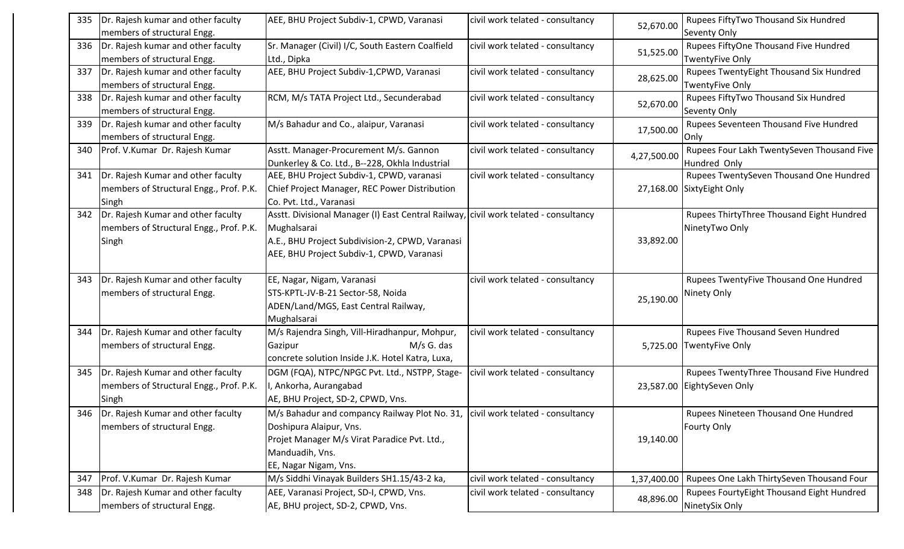| | | | | | |
|---|---|---|---|---|---|
| 335 | Dr. Rajesh kumar and other faculty members of structural Engg. | AEE, BHU Project Subdiv-1, CPWD, Varanasi | civil work telated - consultancy | 52,670.00 | Rupees FiftyTwo Thousand Six Hundred Seventy Only |
| 336 | Dr. Rajesh kumar and other faculty members of structural Engg. | Sr. Manager (Civil) I/C, South Eastern Coalfield Ltd., Dipka | civil work telated - consultancy | 51,525.00 | Rupees FiftyOne Thousand Five Hundred TwentyFive Only |
| 337 | Dr. Rajesh kumar and other faculty members of structural Engg. | AEE, BHU Project Subdiv-1,CPWD, Varanasi | civil work telated - consultancy | 28,625.00 | Rupees TwentyEight Thousand Six Hundred TwentyFive Only |
| 338 | Dr. Rajesh kumar and other faculty members of structural Engg. | RCM, M/s TATA Project Ltd., Secunderabad | civil work telated - consultancy | 52,670.00 | Rupees FiftyTwo Thousand Six Hundred Seventy Only |
| 339 | Dr. Rajesh kumar and other faculty members of structural Engg. | M/s Bahadur and Co., alaipur, Varanasi | civil work telated - consultancy | 17,500.00 | Rupees Seventeen Thousand Five Hundred Only |
| 340 | Prof. V.Kumar Dr. Rajesh Kumar | Asstt. Manager-Procurement M/s. Gannon Dunkerley & Co. Ltd., B--228, Okhla Industrial | civil work telated - consultancy | 4,27,500.00 | Rupees Four Lakh TwentySeven Thousand Five Hundred Only |
| 341 | Dr. Rajesh Kumar and other faculty members of Structural Engg., Prof. P.K. Singh | AEE, BHU Project Subdiv-1, CPWD, varanasi Chief Project Manager, REC Power Distribution Co. Pvt. Ltd., Varanasi | civil work telated - consultancy | 27,168.00 | Rupees TwentySeven Thousand One Hundred SixtyEight Only |
| 342 | Dr. Rajesh Kumar and other faculty members of Structural Engg., Prof. P.K. Singh | Asstt. Divisional Manager (I) East Central Railway, Mughalsarai A.E., BHU Project Subdivision-2, CPWD, Varanasi AEE, BHU Project Subdiv-1, CPWD, Varanasi | civil work telated - consultancy | 33,892.00 | Rupees ThirtyThree Thousand Eight Hundred NinetyTwo Only |
| 343 | Dr. Rajesh Kumar and other faculty members of structural Engg. | EE, Nagar, Nigam, Varanasi STS-KPTL-JV-B-21 Sector-58, Noida ADEN/Land/MGS, East Central Railway, Mughalsarai | civil work telated - consultancy | 25,190.00 | Rupees TwentyFive Thousand One Hundred Ninety Only |
| 344 | Dr. Rajesh Kumar and other faculty members of structural Engg. | M/s Rajendra Singh, Vill-Hiradhanpur, Mohpur, Gazipur M/s G. das concrete solution Inside J.K. Hotel Katra, Luxa, | civil work telated - consultancy | 5,725.00 | Rupees Five Thousand Seven Hundred TwentyFive Only |
| 345 | Dr. Rajesh Kumar and other faculty members of Structural Engg., Prof. P.K. Singh | DGM (FQA), NTPC/NPGC Pvt. Ltd., NSTPP, Stage-I, Ankorha, Aurangabad AE, BHU Project, SD-2, CPWD, Vns. | civil work telated - consultancy | 23,587.00 | Rupees TwentyThree Thousand Five Hundred EightySeven Only |
| 346 | Dr. Rajesh Kumar and other faculty members of structural Engg. | M/s Bahadur and compancy Railway Plot No. 31, Doshipura Alaipur, Vns. Projet Manager M/s Virat Paradice Pvt. Ltd., Manduadih, Vns. EE, Nagar Nigam, Vns. | civil work telated - consultancy | 19,140.00 | Rupees Nineteen Thousand One Hundred Fourty Only |
| 347 | Prof. V.Kumar Dr. Rajesh Kumar | M/s Siddhi Vinayak Builders SH1.15/43-2 ka, | civil work telated - consultancy | 1,37,400.00 | Rupees One Lakh ThirtySeven Thousand Four |
| 348 | Dr. Rajesh Kumar and other faculty members of structural Engg. | AEE, Varanasi Project, SD-I, CPWD, Vns. AE, BHU project, SD-2, CPWD, Vns. | civil work telated - consultancy | 48,896.00 | Rupees FourtyEight Thousand Eight Hundred NinetySix Only |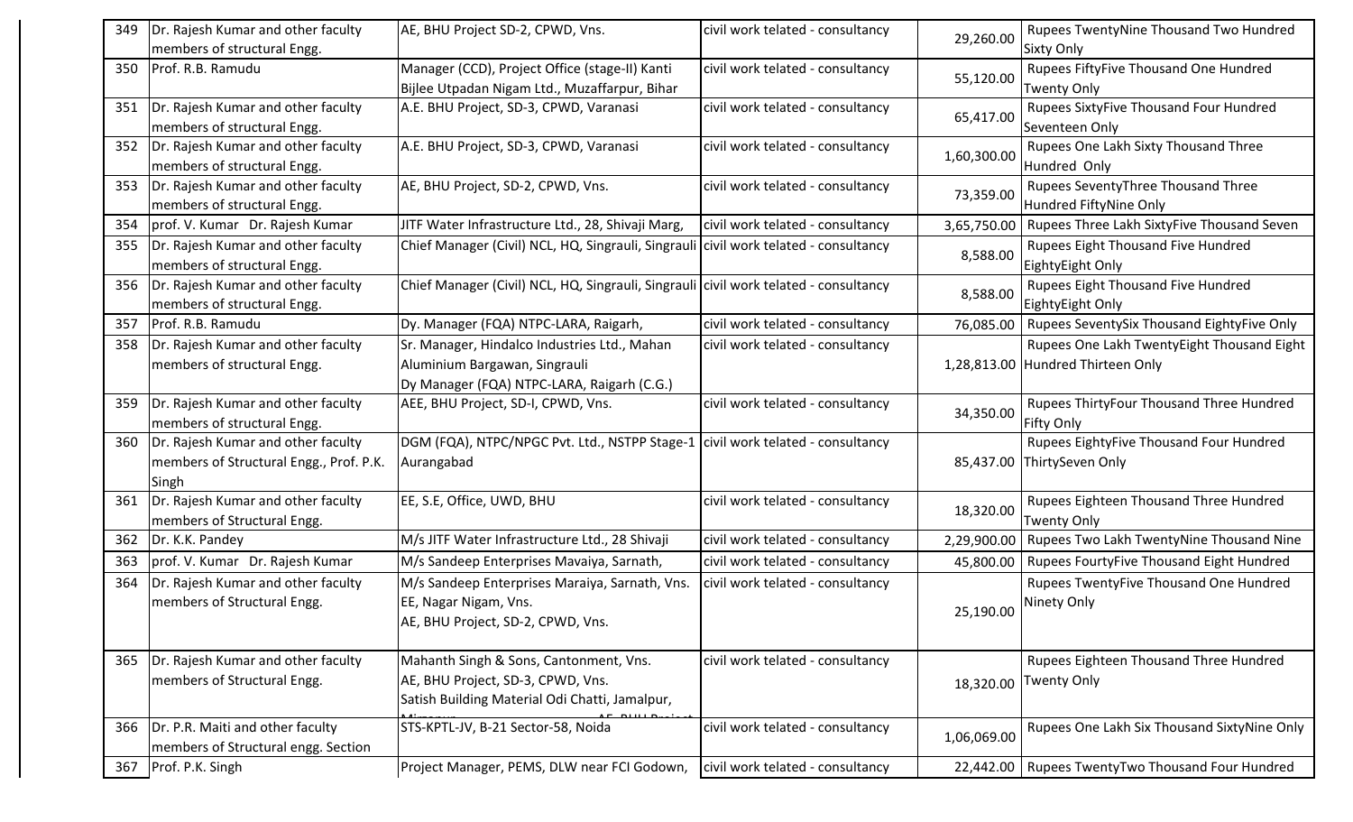| 349 | Dr. Rajesh Kumar and other faculty members of structural Engg. | AE, BHU Project SD-2, CPWD, Vns. | civil work telated - consultancy | 29,260.00 | Rupees TwentyNine Thousand Two Hundred Sixty Only |
|---|---|---|---|---|---|
| 350 | Prof. R.B. Ramudu | Manager (CCD), Project Office (stage-II) Kanti Bijlee Utpadan Nigam Ltd., Muzaffarpur, Bihar | civil work telated - consultancy | 55,120.00 | Rupees FiftyFive Thousand One Hundred Twenty Only |
| 351 | Dr. Rajesh Kumar and other faculty members of structural Engg. | A.E. BHU Project, SD-3, CPWD, Varanasi | civil work telated - consultancy | 65,417.00 | Rupees SixtyFive Thousand Four Hundred Seventeen Only |
| 352 | Dr. Rajesh Kumar and other faculty members of structural Engg. | A.E. BHU Project, SD-3, CPWD, Varanasi | civil work telated - consultancy | 1,60,300.00 | Rupees One Lakh Sixty Thousand Three Hundred Only |
| 353 | Dr. Rajesh Kumar and other faculty members of structural Engg. | AE, BHU Project, SD-2, CPWD, Vns. | civil work telated - consultancy | 73,359.00 | Rupees SeventyThree Thousand Three Hundred FiftyNine Only |
| 354 | prof. V. Kumar Dr. Rajesh Kumar | JITF Water Infrastructure Ltd., 28, Shivaji Marg, | civil work telated - consultancy | 3,65,750.00 | Rupees Three Lakh SixtyFive Thousand Seven |
| 355 | Dr. Rajesh Kumar and other faculty members of structural Engg. | Chief Manager (Civil) NCL, HQ, Singrauli, Singrauli | civil work telated - consultancy | 8,588.00 | Rupees Eight Thousand Five Hundred EightyEight Only |
| 356 | Dr. Rajesh Kumar and other faculty members of structural Engg. | Chief Manager (Civil) NCL, HQ, Singrauli, Singrauli | civil work telated - consultancy | 8,588.00 | Rupees Eight Thousand Five Hundred EightyEight Only |
| 357 | Prof. R.B. Ramudu | Dy. Manager (FQA) NTPC-LARA, Raigarh, | civil work telated - consultancy | 76,085.00 | Rupees SeventySix Thousand EightyFive Only |
| 358 | Dr. Rajesh Kumar and other faculty members of structural Engg. | Sr. Manager, Hindalco Industries Ltd., Mahan Aluminium Bargawan, Singrauli<br>Dy Manager (FQA) NTPC-LARA, Raigarh (C.G.) | civil work telated - consultancy | 1,28,813.00 | Rupees One Lakh TwentyEight Thousand Eight Hundred Thirteen Only |
| 359 | Dr. Rajesh Kumar and other faculty members of structural Engg. | AEE, BHU Project, SD-I, CPWD, Vns. | civil work telated - consultancy | 34,350.00 | Rupees ThirtyFour Thousand Three Hundred Fifty Only |
| 360 | Dr. Rajesh Kumar and other faculty members of Structural Engg., Prof. P.K. Singh | DGM (FQA), NTPC/NPGC Pvt. Ltd., NSTPP Stage-1 Aurangabad | civil work telated - consultancy | 85,437.00 | Rupees EightyFive Thousand Four Hundred ThirtySeven Only |
| 361 | Dr. Rajesh Kumar and other faculty members of Structural Engg. | EE, S.E, Office, UWD, BHU | civil work telated - consultancy | 18,320.00 | Rupees Eighteen Thousand Three Hundred Twenty Only |
| 362 | Dr. K.K. Pandey | M/s JITF Water Infrastructure Ltd., 28 Shivaji | civil work telated - consultancy | 2,29,900.00 | Rupees Two Lakh TwentyNine Thousand Nine |
| 363 | prof. V. Kumar Dr. Rajesh Kumar | M/s Sandeep Enterprises Mavaiya, Sarnath, | civil work telated - consultancy | 45,800.00 | Rupees FourtyFive Thousand Eight Hundred |
| 364 | Dr. Rajesh Kumar and other faculty members of Structural Engg. | M/s Sandeep Enterprises Maraiya, Sarnath, Vns.<br>EE, Nagar Nigam, Vns.<br>AE, BHU Project, SD-2, CPWD, Vns. | civil work telated - consultancy | 25,190.00 | Rupees TwentyFive Thousand One Hundred Ninety Only |
| 365 | Dr. Rajesh Kumar and other faculty members of Structural Engg. | Mahanth Singh & Sons, Cantonment, Vns.<br>AE, BHU Project, SD-3, CPWD, Vns.<br>Satish Building Material Odi Chatti, Jamalpur, | civil work telated - consultancy | 18,320.00 | Rupees Eighteen Thousand Three Hundred Twenty Only |
| 366 | Dr. P.R. Maiti and other faculty members of Structural engg. Section | STS-KPTL-JV, B-21 Sector-58, Noida | civil work telated - consultancy | 1,06,069.00 | Rupees One Lakh Six Thousand SixtyNine Only |
| 367 | Prof. P.K. Singh | Project Manager, PEMS, DLW near FCI Godown, | civil work telated - consultancy | 22,442.00 | Rupees TwentyTwo Thousand Four Hundred |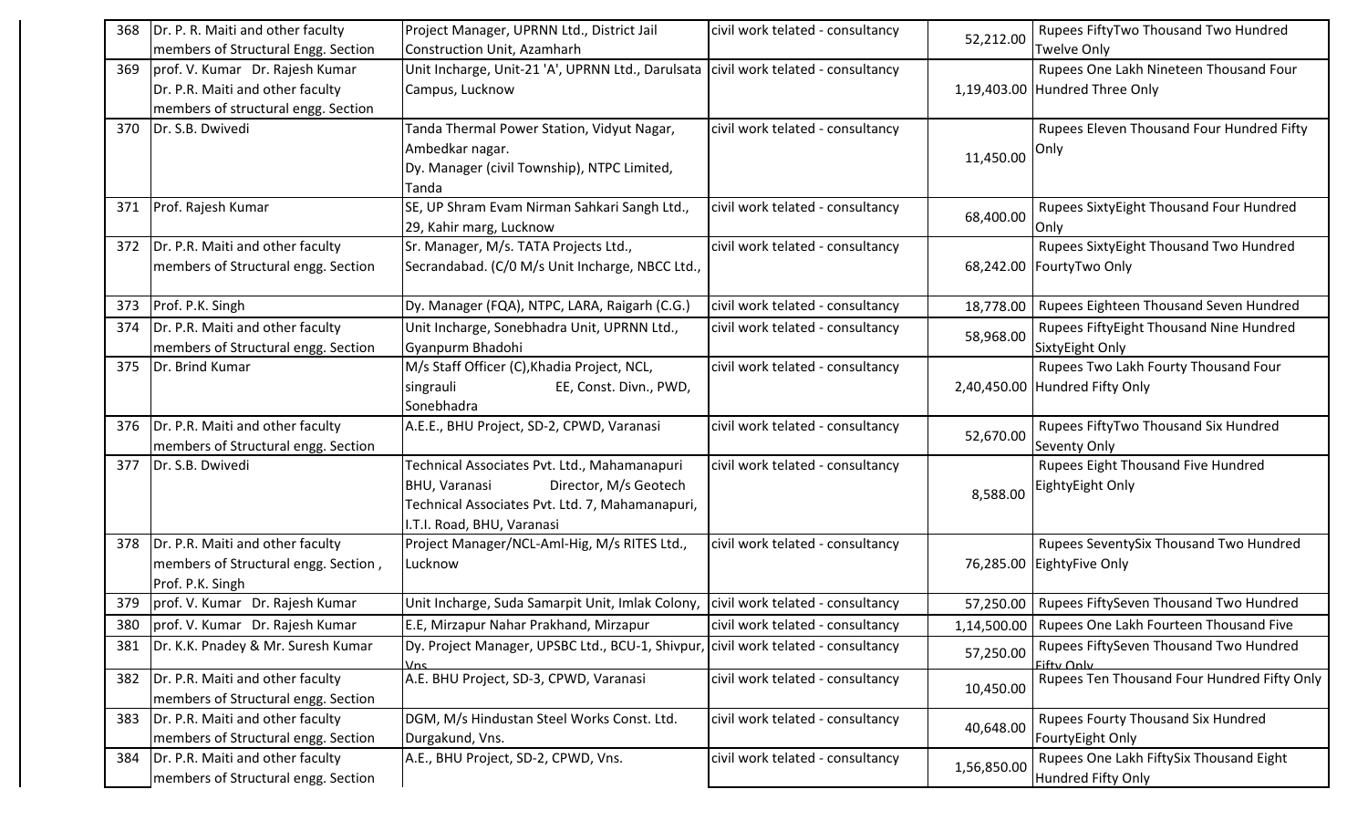| 368 | Dr. P. R. Maiti and other faculty members of Structural Engg. Section | Project Manager, UPRNN Ltd., District Jail Construction Unit, Azamharh | civil work telated - consultancy | 52,212.00 | Rupees FiftyTwo Thousand Two Hundred Twelve Only |
|---|---|---|---|---|---|
| 369 | prof. V. Kumar Dr. Rajesh Kumar Dr. P.R. Maiti and other faculty members of structural engg. Section | Unit Incharge, Unit-21 'A', UPRNN Ltd., Darulsata Campus, Lucknow | civil work telated - consultancy | 1,19,403.00 | Rupees One Lakh Nineteen Thousand Four Hundred Three Only |
| 370 | Dr. S.B. Dwivedi | Tanda Thermal Power Station, Vidyut Nagar, Ambedkar nagar. Dy. Manager (civil Township), NTPC Limited, Tanda | civil work telated - consultancy | 11,450.00 | Rupees Eleven Thousand Four Hundred Fifty Only |
| 371 | Prof. Rajesh Kumar | SE, UP Shram Evam Nirman Sahkari Sangh Ltd., 29, Kahir marg, Lucknow | civil work telated - consultancy | 68,400.00 | Rupees SixtyEight Thousand Four Hundred Only |
| 372 | Dr. P.R. Maiti and other faculty members of Structural engg. Section | Sr. Manager, M/s. TATA Projects Ltd., Secrandabad. (C/0 M/s Unit Incharge, NBCC Ltd., | civil work telated - consultancy | 68,242.00 | Rupees SixtyEight Thousand Two Hundred FourtyTwo Only |
| 373 | Prof. P.K. Singh | Dy. Manager (FQA), NTPC, LARA, Raigarh (C.G.) | civil work telated - consultancy | 18,778.00 | Rupees Eighteen Thousand Seven Hundred |
| 374 | Dr. P.R. Maiti and other faculty members of Structural engg. Section | Unit Incharge, Sonebhadra Unit, UPRNN Ltd., Gyanpurm Bhadohi | civil work telated - consultancy | 58,968.00 | Rupees FiftyEight Thousand Nine Hundred SixtyEight Only |
| 375 | Dr. Brind Kumar | M/s Staff Officer (C),Khadia Project, NCL, singrauli EE, Const. Divn., PWD, Sonebhadra | civil work telated - consultancy | 2,40,450.00 | Rupees Two Lakh Fourty Thousand Four Hundred Fifty Only |
| 376 | Dr. P.R. Maiti and other faculty members of Structural engg. Section | A.E.E., BHU Project, SD-2, CPWD, Varanasi | civil work telated - consultancy | 52,670.00 | Rupees FiftyTwo Thousand Six Hundred Seventy Only |
| 377 | Dr. S.B. Dwivedi | Technical Associates Pvt. Ltd., Mahamanapuri BHU, Varanasi Director, M/s Geotech Technical Associates Pvt. Ltd. 7, Mahamanapuri, I.T.I. Road, BHU, Varanasi | civil work telated - consultancy | 8,588.00 | Rupees Eight Thousand Five Hundred EightyEight Only |
| 378 | Dr. P.R. Maiti and other faculty members of Structural engg. Section , Prof. P.K. Singh | Project Manager/NCL-Aml-Hig, M/s RITES Ltd., Lucknow | civil work telated - consultancy | 76,285.00 | Rupees SeventySix Thousand Two Hundred EightyFive Only |
| 379 | prof. V. Kumar Dr. Rajesh Kumar | Unit Incharge, Suda Samarpit Unit, Imlak Colony, | civil work telated - consultancy | 57,250.00 | Rupees FiftySeven Thousand Two Hundred |
| 380 | prof. V. Kumar Dr. Rajesh Kumar | E.E, Mirzapur Nahar Prakhand, Mirzapur | civil work telated - consultancy | 1,14,500.00 | Rupees One Lakh Fourteen Thousand Five |
| 381 | Dr. K.K. Pnadey & Mr. Suresh Kumar | Dy. Project Manager, UPSBC Ltd., BCU-1, Shivpur, Vns | civil work telated - consultancy | 57,250.00 | Rupees FiftySeven Thousand Two Hundred Fifty Only |
| 382 | Dr. P.R. Maiti and other faculty members of Structural engg. Section | A.E. BHU Project, SD-3, CPWD, Varanasi | civil work telated - consultancy | 10,450.00 | Rupees Ten Thousand Four Hundred Fifty Only |
| 383 | Dr. P.R. Maiti and other faculty members of Structural engg. Section | DGM, M/s Hindustan Steel Works Const. Ltd. Durgakund, Vns. | civil work telated - consultancy | 40,648.00 | Rupees Fourty Thousand Six Hundred FourtyEight Only |
| 384 | Dr. P.R. Maiti and other faculty members of Structural engg. Section | A.E., BHU Project, SD-2, CPWD, Vns. | civil work telated - consultancy | 1,56,850.00 | Rupees One Lakh FiftySix Thousand Eight Hundred Fifty Only |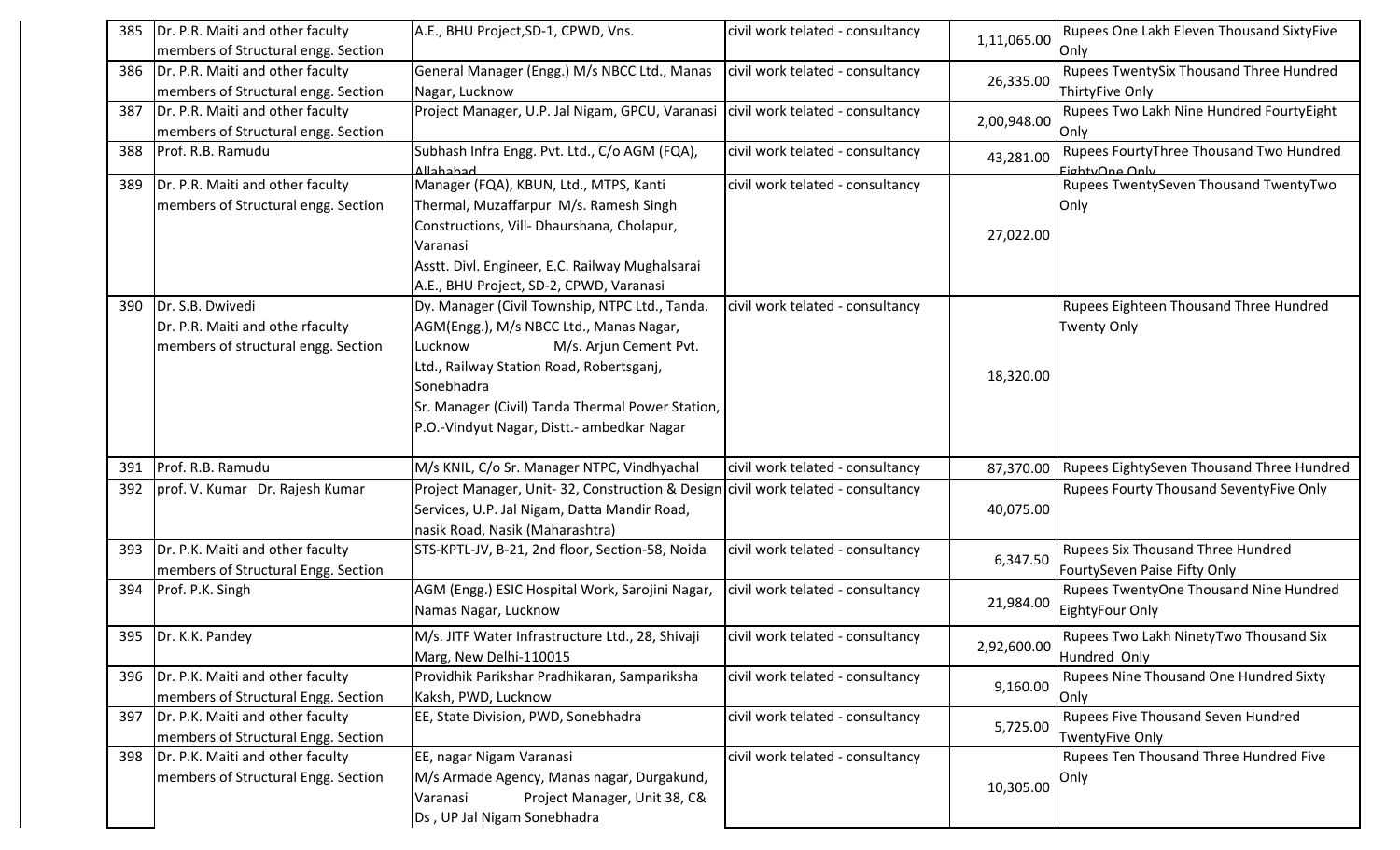| 385 | Dr. P.R. Maiti and other faculty members of Structural engg. Section | A.E., BHU Project,SD-1, CPWD, Vns. | civil work telated - consultancy | 1,11,065.00 | Rupees One Lakh Eleven Thousand SixtyFive Only |
|---|---|---|---|---|---|
| 386 | Dr. P.R. Maiti and other faculty members of Structural engg. Section | General Manager (Engg.) M/s NBCC Ltd., Manas Nagar, Lucknow | civil work telated - consultancy | 26,335.00 | Rupees TwentySix Thousand Three Hundred ThirtyFive Only |
| 387 | Dr. P.R. Maiti and other faculty members of Structural engg. Section | Project Manager, U.P. Jal Nigam, GPCU, Varanasi | civil work telated - consultancy | 2,00,948.00 | Rupees Two Lakh Nine Hundred FourtyEight Only |
| 388 | Prof. R.B. Ramudu | Subhash Infra Engg. Pvt. Ltd., C/o AGM (FQA), Allahabad | civil work telated - consultancy | 43,281.00 | Rupees FourtyThree Thousand Two Hundred EightyOne Only |
| 389 | Dr. P.R. Maiti and other faculty members of Structural engg. Section | Manager (FQA), KBUN, Ltd., MTPS, Kanti Thermal, Muzaffarpur M/s. Ramesh Singh Constructions, Vill- Dhaurshana, Cholapur, Varanasi Asstt. Divl. Engineer, E.C. Railway Mughalsarai A.E., BHU Project, SD-2, CPWD, Varanasi | civil work telated - consultancy | 27,022.00 | Rupees TwentySeven Thousand TwentyTwo Only |
| 390 | Dr. S.B. Dwivedi Dr. P.R. Maiti and othe rfaculty members of structural engg. Section | Dy. Manager (Civil Township, NTPC Ltd., Tanda. AGM(Engg.), M/s NBCC Ltd., Manas Nagar, Lucknow M/s. Arjun Cement Pvt. Ltd., Railway Station Road, Robertsganj, Sonebhadra Sr. Manager (Civil) Tanda Thermal Power Station, P.O.-Vindyut Nagar, Distt.- ambedkar Nagar | civil work telated - consultancy | 18,320.00 | Rupees Eighteen Thousand Three Hundred Twenty Only |
| 391 | Prof. R.B. Ramudu | M/s KNIL, C/o Sr. Manager NTPC, Vindhyachal | civil work telated - consultancy | 87,370.00 | Rupees EightySeven Thousand Three Hundred |
| 392 | prof. V. Kumar Dr. Rajesh Kumar | Project Manager, Unit- 32, Construction & Design Services, U.P. Jal Nigam, Datta Mandir Road, nasik Road, Nasik (Maharashtra) | civil work telated - consultancy | 40,075.00 | Rupees Fourty Thousand SeventyFive Only |
| 393 | Dr. P.K. Maiti and other faculty members of Structural Engg. Section | STS-KPTL-JV, B-21, 2nd floor, Section-58, Noida | civil work telated - consultancy | 6,347.50 | Rupees Six Thousand Three Hundred FourtySeven Paise Fifty Only |
| 394 | Prof. P.K. Singh | AGM (Engg.) ESIC Hospital Work, Sarojini Nagar, Namas Nagar, Lucknow | civil work telated - consultancy | 21,984.00 | Rupees TwentyOne Thousand Nine Hundred EightyFour Only |
| 395 | Dr. K.K. Pandey | M/s. JITF Water Infrastructure Ltd., 28, Shivaji Marg, New Delhi-110015 | civil work telated - consultancy | 2,92,600.00 | Rupees Two Lakh NinetyTwo Thousand Six Hundred Only |
| 396 | Dr. P.K. Maiti and other faculty members of Structural Engg. Section | Providhik Parikshar Pradhikaran, Sampariksha Kaksh, PWD, Lucknow | civil work telated - consultancy | 9,160.00 | Rupees Nine Thousand One Hundred Sixty Only |
| 397 | Dr. P.K. Maiti and other faculty members of Structural Engg. Section | EE, State Division, PWD, Sonebhadra | civil work telated - consultancy | 5,725.00 | Rupees Five Thousand Seven Hundred TwentyFive Only |
| 398 | Dr. P.K. Maiti and other faculty members of Structural Engg. Section | EE, nagar Nigam Varanasi M/s Armade Agency, Manas nagar, Durgakund, Varanasi Project Manager, Unit 38, C& Ds , UP Jal Nigam Sonebhadra | civil work telated - consultancy | 10,305.00 | Rupees Ten Thousand Three Hundred Five Only |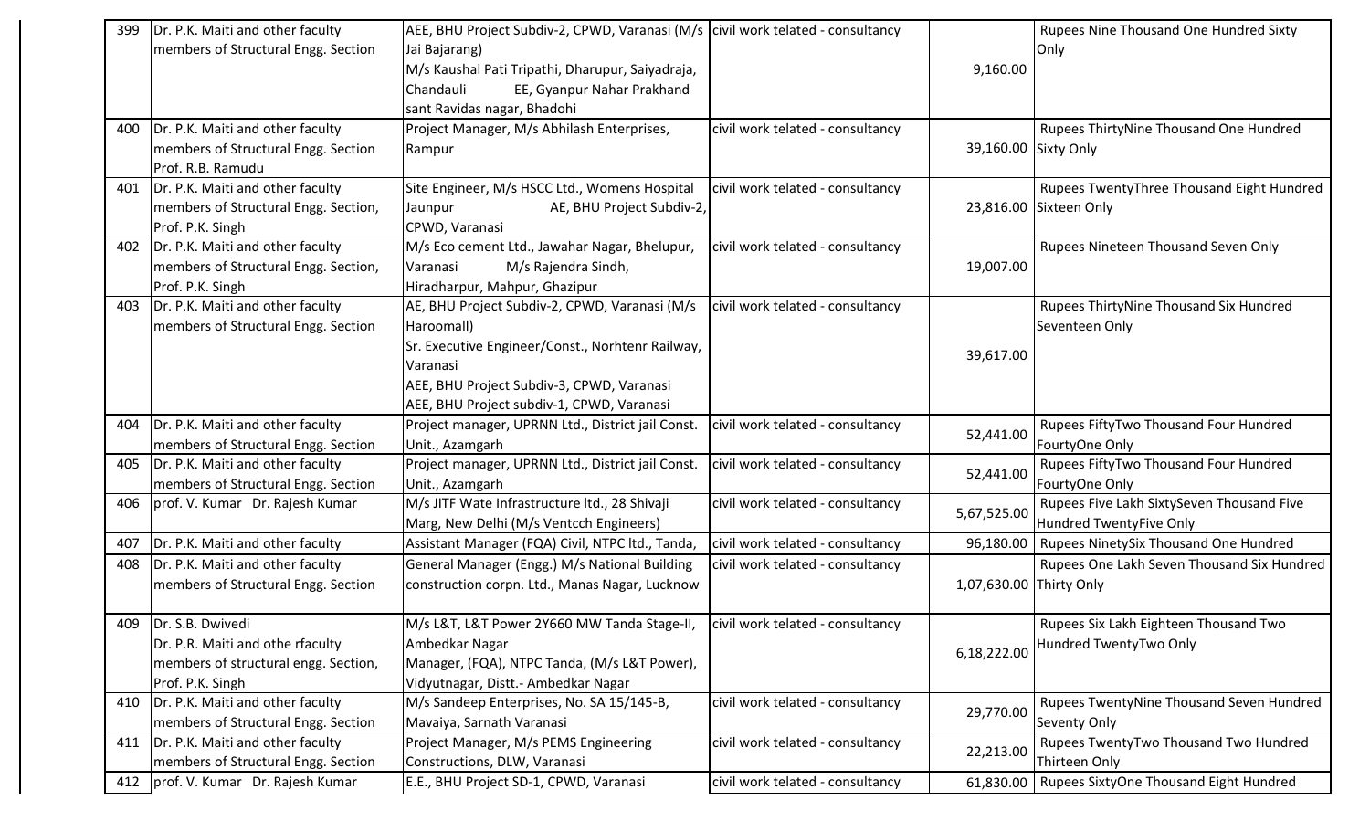| | | | | | |
|---|---|---|---|---|---|
| 399 | Dr. P.K. Maiti and other faculty members of Structural Engg. Section | AEE, BHU Project Subdiv-2, CPWD, Varanasi (M/s Jai Bajarang) M/s Kaushal Pati Tripathi, Dharupur, Saiyadraja, Chandauli EE, Gyanpur Nahar Prakhand sant Ravidas nagar, Bhadohi | civil work telated - consultancy | 9,160.00 | Rupees Nine Thousand One Hundred Sixty Only |
| 400 | Dr. P.K. Maiti and other faculty members of Structural Engg. Section Prof. R.B. Ramudu | Project Manager, M/s Abhilash Enterprises, Rampur | civil work telated - consultancy | 39,160.00 | Rupees ThirtyNine Thousand One Hundred Sixty Only |
| 401 | Dr. P.K. Maiti and other faculty members of Structural Engg. Section, Prof. P.K. Singh | Site Engineer, M/s HSCC Ltd., Womens Hospital Jaunpur AE, BHU Project Subdiv-2, CPWD, Varanasi | civil work telated - consultancy | 23,816.00 | Rupees TwentyThree Thousand Eight Hundred Sixteen Only |
| 402 | Dr. P.K. Maiti and other faculty members of Structural Engg. Section, Prof. P.K. Singh | M/s Eco cement Ltd., Jawahar Nagar, Bhelupur, Varanasi M/s Rajendra Sindh, Hiradharpur, Mahpur, Ghazipur | civil work telated - consultancy | 19,007.00 | Rupees Nineteen Thousand Seven Only |
| 403 | Dr. P.K. Maiti and other faculty members of Structural Engg. Section | AE, BHU Project Subdiv-2, CPWD, Varanasi (M/s Haroomall) Sr. Executive Engineer/Const., Norhtenr Railway, Varanasi AEE, BHU Project Subdiv-3, CPWD, Varanasi AEE, BHU Project subdiv-1, CPWD, Varanasi | civil work telated - consultancy | 39,617.00 | Rupees ThirtyNine Thousand Six Hundred Seventeen Only |
| 404 | Dr. P.K. Maiti and other faculty members of Structural Engg. Section | Project manager, UPRNN Ltd., District jail Const. Unit., Azamgarh | civil work telated - consultancy | 52,441.00 | Rupees FiftyTwo Thousand Four Hundred FourtyOne Only |
| 405 | Dr. P.K. Maiti and other faculty members of Structural Engg. Section | Project manager, UPRNN Ltd., District jail Const. Unit., Azamgarh | civil work telated - consultancy | 52,441.00 | Rupees FiftyTwo Thousand Four Hundred FourtyOne Only |
| 406 | prof. V. Kumar Dr. Rajesh Kumar | M/s JITF Wate Infrastructure ltd., 28 Shivaji Marg, New Delhi (M/s Ventcch Engineers) | civil work telated - consultancy | 5,67,525.00 | Rupees Five Lakh SixtySeven Thousand Five Hundred TwentyFive Only |
| 407 | Dr. P.K. Maiti and other faculty | Assistant Manager (FQA) Civil, NTPC ltd., Tanda, | civil work telated - consultancy | 96,180.00 | Rupees NinetySix Thousand One Hundred |
| 408 | Dr. P.K. Maiti and other faculty members of Structural Engg. Section | General Manager (Engg.) M/s National Building construction corpn. Ltd., Manas Nagar, Lucknow | civil work telated - consultancy | 1,07,630.00 | Rupees One Lakh Seven Thousand Six Hundred Thirty Only |
| 409 | Dr. S.B. Dwivedi Dr. P.R. Maiti and othe rfaculty members of structural engg. Section, Prof. P.K. Singh | M/s L&T, L&T Power 2Y660 MW Tanda Stage-II, Ambedkar Nagar Manager, (FQA), NTPC Tanda, (M/s L&T Power), Vidyutnagar, Distt.- Ambedkar Nagar | civil work telated - consultancy | 6,18,222.00 | Rupees Six Lakh Eighteen Thousand Two Hundred TwentyTwo Only |
| 410 | Dr. P.K. Maiti and other faculty members of Structural Engg. Section | M/s Sandeep Enterprises, No. SA 15/145-B, Mavaiya, Sarnath Varanasi | civil work telated - consultancy | 29,770.00 | Rupees TwentyNine Thousand Seven Hundred Seventy Only |
| 411 | Dr. P.K. Maiti and other faculty members of Structural Engg. Section | Project Manager, M/s PEMS Engineering Constructions, DLW, Varanasi | civil work telated - consultancy | 22,213.00 | Rupees TwentyTwo Thousand Two Hundred Thirteen Only |
| 412 | prof. V. Kumar Dr. Rajesh Kumar | E.E., BHU Project SD-1, CPWD, Varanasi | civil work telated - consultancy | 61,830.00 | Rupees SixtyOne Thousand Eight Hundred |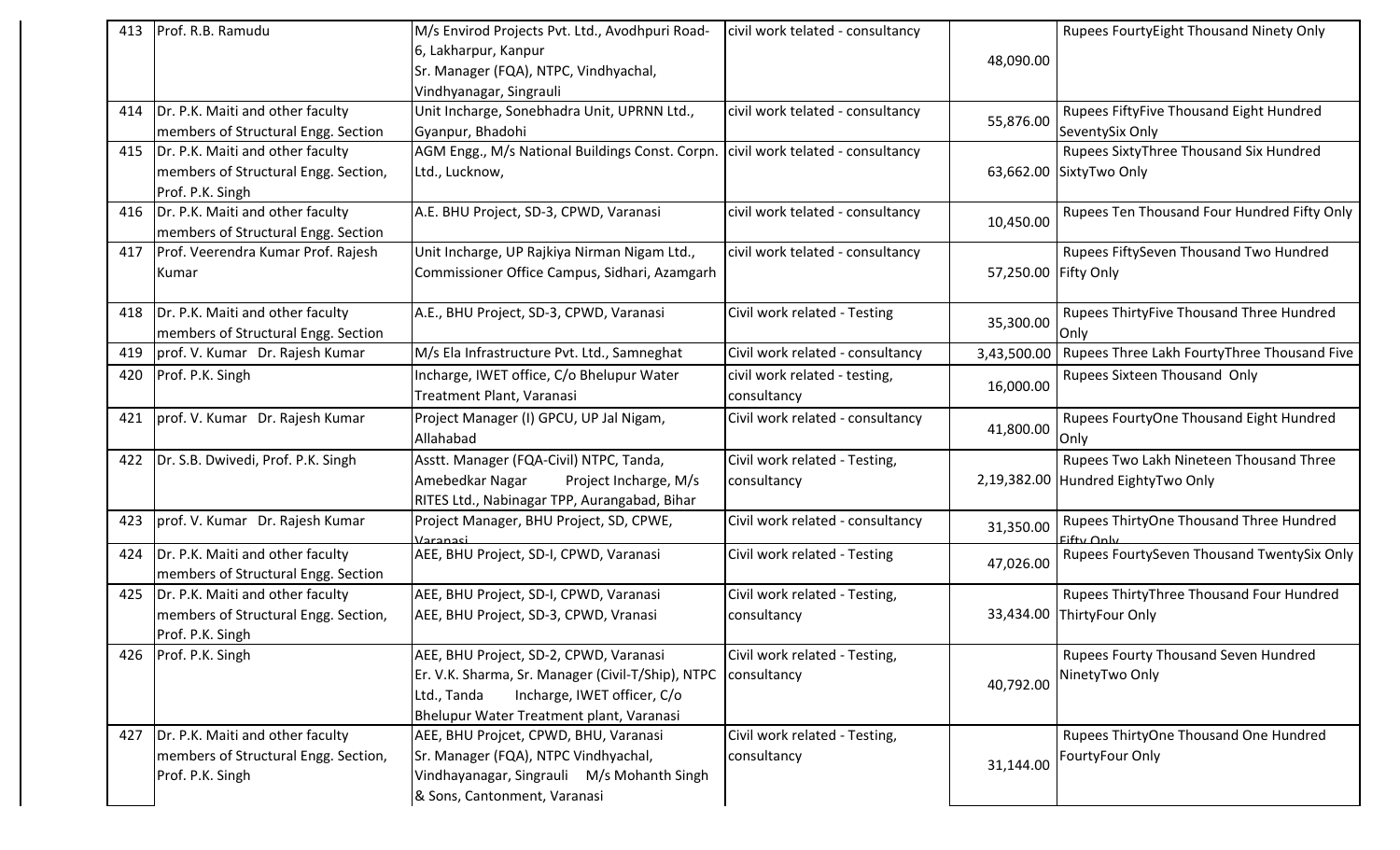| 413 | Prof. R.B. Ramudu | M/s Envirod Projects Pvt. Ltd., Avodhpuri Road-6, Lakharpur, Kanpur Sr. Manager (FQA), NTPC, Vindhyachal, Vindhyanagar, Singrauli | civil work telated - consultancy | 48,090.00 | Rupees FourtyEight Thousand Ninety Only |
|---|---|---|---|---|---|
| 414 | Dr. P.K. Maiti and other faculty members of Structural Engg. Section | Unit Incharge, Sonebhadra Unit, UPRNN Ltd., Gyanpur, Bhadohi | civil work telated - consultancy | 55,876.00 | Rupees FiftyFive Thousand Eight Hundred SeventySix Only |
| 415 | Dr. P.K. Maiti and other faculty members of Structural Engg. Section, Prof. P.K. Singh | AGM Engg., M/s National Buildings Const. Corpn. Ltd., Lucknow, | civil work telated - consultancy | 63,662.00 | Rupees SixtyThree Thousand Six Hundred SixtyTwo Only |
| 416 | Dr. P.K. Maiti and other faculty members of Structural Engg. Section | A.E. BHU Project, SD-3, CPWD, Varanasi | civil work telated - consultancy | 10,450.00 | Rupees Ten Thousand Four Hundred Fifty Only |
| 417 | Prof. Veerendra Kumar Prof. Rajesh Kumar | Unit Incharge, UP Rajkiya Nirman Nigam Ltd., Commissioner Office Campus, Sidhari, Azamgarh | civil work telated - consultancy | 57,250.00 | Rupees FiftySeven Thousand Two Hundred Fifty Only |
| 418 | Dr. P.K. Maiti and other faculty members of Structural Engg. Section | A.E., BHU Project, SD-3, CPWD, Varanasi | Civil work related - Testing | 35,300.00 | Rupees ThirtyFive Thousand Three Hundred Only |
| 419 | prof. V. Kumar Dr. Rajesh Kumar | M/s Ela Infrastructure Pvt. Ltd., Samneghat | Civil work related - consultancy | 3,43,500.00 | Rupees Three Lakh FourtyThree Thousand Five |
| 420 | Prof. P.K. Singh | Incharge, IWET office, C/o Bhelupur Water Treatment Plant, Varanasi | civil work related - testing, consultancy | 16,000.00 | Rupees Sixteen Thousand Only |
| 421 | prof. V. Kumar Dr. Rajesh Kumar | Project Manager (I) GPCU, UP Jal Nigam, Allahabad | Civil work related - consultancy | 41,800.00 | Rupees FourtyOne Thousand Eight Hundred Only |
| 422 | Dr. S.B. Dwivedi, Prof. P.K. Singh | Asstt. Manager (FQA-Civil) NTPC, Tanda, Amebedkar Nagar Project Incharge, M/s RITES Ltd., Nabinagar TPP, Aurangabad, Bihar | Civil work related - Testing, consultancy | 2,19,382.00 | Rupees Two Lakh Nineteen Thousand Three Hundred EightyTwo Only |
| 423 | prof. V. Kumar Dr. Rajesh Kumar | Project Manager, BHU Project, SD, CPWE, Varanasi | Civil work related - consultancy | 31,350.00 | Rupees ThirtyOne Thousand Three Hundred Fifty Only |
| 424 | Dr. P.K. Maiti and other faculty members of Structural Engg. Section | AEE, BHU Project, SD-I, CPWD, Varanasi | Civil work related - Testing | 47,026.00 | Rupees FourtySeven Thousand TwentySix Only |
| 425 | Dr. P.K. Maiti and other faculty members of Structural Engg. Section, Prof. P.K. Singh | AEE, BHU Project, SD-I, CPWD, Varanasi AEE, BHU Project, SD-3, CPWD, Vranasi | Civil work related - Testing, consultancy | 33,434.00 | Rupees ThirtyThree Thousand Four Hundred ThirtyFour Only |
| 426 | Prof. P.K. Singh | AEE, BHU Project, SD-2, CPWD, Varanasi Er. V.K. Sharma, Sr. Manager (Civil-T/Ship), NTPC Ltd., Tanda Incharge, IWET officer, C/o Bhelupur Water Treatment plant, Varanasi | Civil work related - Testing, consultancy | 40,792.00 | Rupees Fourty Thousand Seven Hundred NinetyTwo Only |
| 427 | Dr. P.K. Maiti and other faculty members of Structural Engg. Section, Prof. P.K. Singh | AEE, BHU Projcet, CPWD, BHU, Varanasi Sr. Manager (FQA), NTPC Vindhyachal, Vindhayanagar, Singrauli M/s Mohanth Singh & Sons, Cantonment, Varanasi | Civil work related - Testing, consultancy | 31,144.00 | Rupees ThirtyOne Thousand One Hundred FourtyFour Only |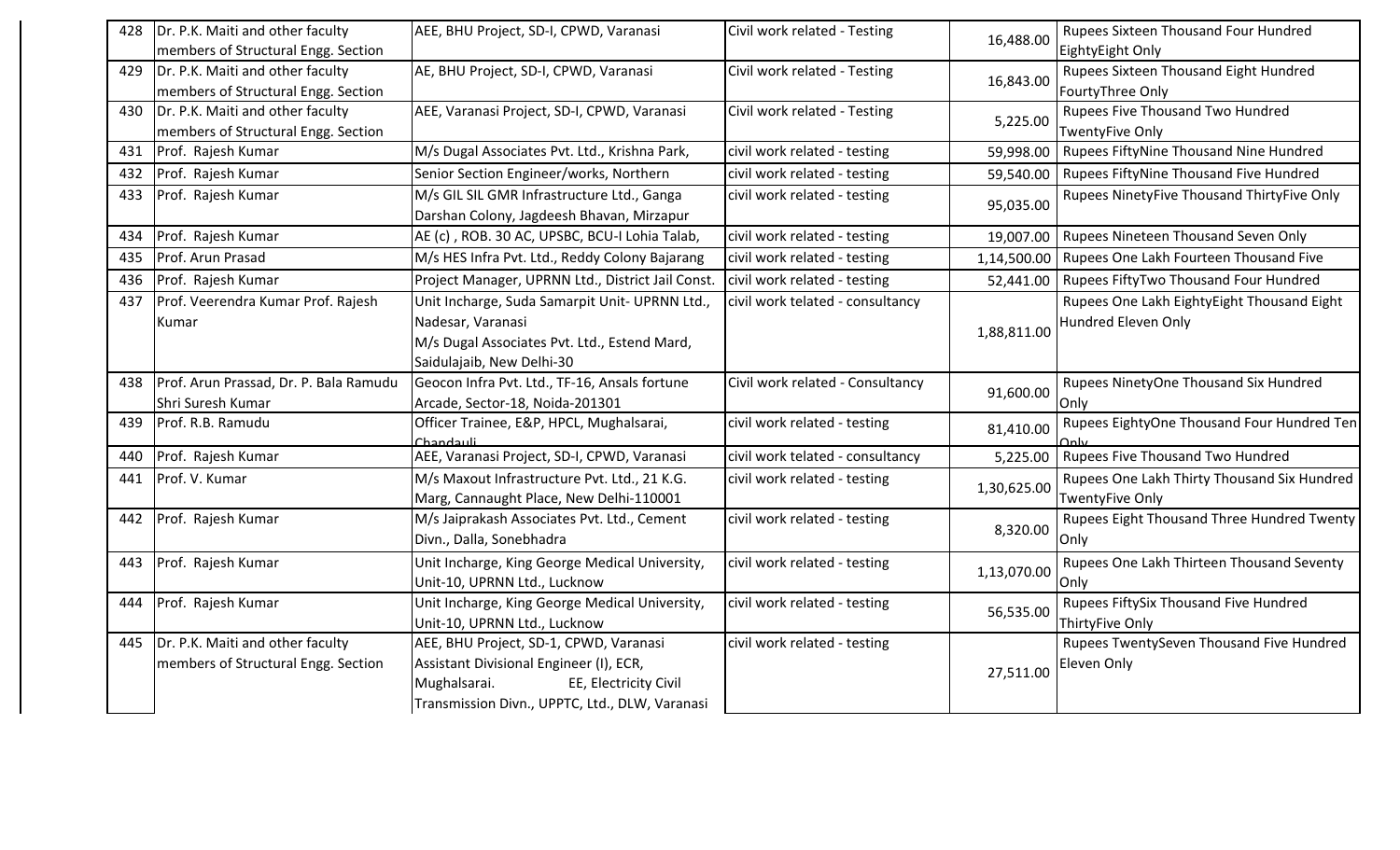| 428 | Dr. P.K. Maiti and other faculty members of Structural Engg. Section | AEE, BHU Project, SD-I, CPWD, Varanasi | Civil work related - Testing | 16,488.00 | Rupees Sixteen Thousand Four Hundred EightyEight Only |
|---|---|---|---|---|---|
| 429 | Dr. P.K. Maiti and other faculty members of Structural Engg. Section | AE, BHU Project, SD-I, CPWD, Varanasi | Civil work related - Testing | 16,843.00 | Rupees Sixteen Thousand Eight Hundred FourtyThree Only |
| 430 | Dr. P.K. Maiti and other faculty members of Structural Engg. Section | AEE, Varanasi Project, SD-I, CPWD, Varanasi | Civil work related - Testing | 5,225.00 | Rupees Five Thousand Two Hundred TwentyFive Only |
| 431 | Prof. Rajesh Kumar | M/s Dugal Associates Pvt. Ltd., Krishna Park, | civil work related - testing | 59,998.00 | Rupees FiftyNine Thousand Nine Hundred |
| 432 | Prof. Rajesh Kumar | Senior Section Engineer/works, Northern | civil work related - testing | 59,540.00 | Rupees FiftyNine Thousand Five Hundred |
| 433 | Prof. Rajesh Kumar | M/s GIL SIL GMR Infrastructure Ltd., Ganga Darshan Colony, Jagdeesh Bhavan, Mirzapur | civil work related - testing | 95,035.00 | Rupees NinetyFive Thousand ThirtyFive Only |
| 434 | Prof. Rajesh Kumar | AE (c) , ROB. 30 AC, UPSBC, BCU-I Lohia Talab, | civil work related - testing | 19,007.00 | Rupees Nineteen Thousand Seven Only |
| 435 | Prof. Arun Prasad | M/s HES Infra Pvt. Ltd., Reddy Colony Bajarang | civil work related - testing | 1,14,500.00 | Rupees One Lakh Fourteen Thousand Five |
| 436 | Prof. Rajesh Kumar | Project Manager, UPRNN Ltd., District Jail Const. | civil work related - testing | 52,441.00 | Rupees FiftyTwo Thousand Four Hundred |
| 437 | Prof. Veerendra Kumar Prof. Rajesh Kumar | Unit Incharge, Suda Samarpit Unit- UPRNN Ltd., Nadesar, Varanasi M/s Dugal Associates Pvt. Ltd., Estend Mard, Saidulajaib, New Delhi-30 | civil work telated - consultancy | 1,88,811.00 | Rupees One Lakh EightyEight Thousand Eight Hundred Eleven Only |
| 438 | Prof. Arun Prassad, Dr. P. Bala Ramudu Shri Suresh Kumar | Geocon Infra Pvt. Ltd., TF-16, Ansals fortune Arcade, Sector-18, Noida-201301 | Civil work related - Consultancy | 91,600.00 | Rupees NinetyOne Thousand Six Hundred Only |
| 439 | Prof. R.B. Ramudu | Officer Trainee, E&P, HPCL, Mughalsarai, Chandauli | civil work related - testing | 81,410.00 | Rupees EightyOne Thousand Four Hundred Ten Only |
| 440 | Prof. Rajesh Kumar | AEE, Varanasi Project, SD-I, CPWD, Varanasi | civil work related - consultancy | 5,225.00 | Rupees Five Thousand Two Hundred |
| 441 | Prof. V. Kumar | M/s Maxout Infrastructure Pvt. Ltd., 21 K.G. Marg, Cannaught Place, New Delhi-110001 | civil work related - testing | 1,30,625.00 | Rupees One Lakh Thirty Thousand Six Hundred TwentyFive Only |
| 442 | Prof. Rajesh Kumar | M/s Jaiprakash Associates Pvt. Ltd., Cement Divn., Dalla, Sonebhadra | civil work related - testing | 8,320.00 | Rupees Eight Thousand Three Hundred Twenty Only |
| 443 | Prof. Rajesh Kumar | Unit Incharge, King George Medical University, Unit-10, UPRNN Ltd., Lucknow | civil work related - testing | 1,13,070.00 | Rupees One Lakh Thirteen Thousand Seventy Only |
| 444 | Prof. Rajesh Kumar | Unit Incharge, King George Medical University, Unit-10, UPRNN Ltd., Lucknow | civil work related - testing | 56,535.00 | Rupees FiftySix Thousand Five Hundred ThirtyFive Only |
| 445 | Dr. P.K. Maiti and other faculty members of Structural Engg. Section | AEE, BHU Project, SD-1, CPWD, Varanasi Assistant Divisional Engineer (I), ECR, Mughalsarai. EE, Electricity Civil Transmission Divn., UPPTC, Ltd., DLW, Varanasi | civil work related - testing | 27,511.00 | Rupees TwentySeven Thousand Five Hundred Eleven Only |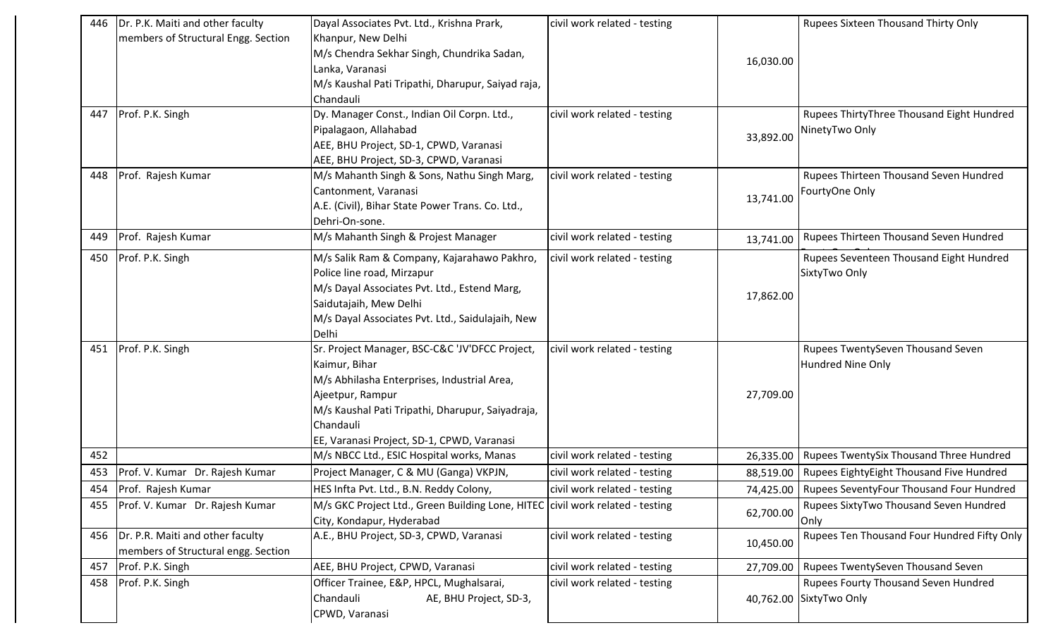| | | | | | |
|---|---|---|---|---|---|
| 446 | Dr. P.K. Maiti and other faculty members of Structural Engg. Section | Dayal Associates Pvt. Ltd., Krishna Prark, Khanpur, New Delhi<br>M/s Chendra Sekhar Singh, Chundrika Sadan, Lanka, Varanasi<br>M/s Kaushal Pati Tripathi, Dharupur, Saiyad raja, Chandauli | civil work related - testing | 16,030.00 | Rupees Sixteen Thousand Thirty Only |
| 447 | Prof. P.K. Singh | Dy. Manager Const., Indian Oil Corpn. Ltd., Pipalagaon, Allahabad<br>AEE, BHU Project, SD-1, CPWD, Varanasi<br>AEE, BHU Project, SD-3, CPWD, Varanasi | civil work related - testing | 33,892.00 | Rupees ThirtyThree Thousand Eight Hundred NinetyTwo Only |
| 448 | Prof. Rajesh Kumar | M/s Mahanth Singh & Sons, Nathu Singh Marg, Cantonment, Varanasi<br>A.E. (Civil), Bihar State Power Trans. Co. Ltd., Dehri-On-sone. | civil work related - testing | 13,741.00 | Rupees Thirteen Thousand Seven Hundred FourtyOne Only |
| 449 | Prof. Rajesh Kumar | M/s Mahanth Singh & Projest Manager | civil work related - testing | 13,741.00 | Rupees Thirteen Thousand Seven Hundred |
| 450 | Prof. P.K. Singh | M/s Salik Ram & Company, Kajarahawo Pakhro, Police line road, Mirzapur<br>M/s Dayal Associates Pvt. Ltd., Estend Marg, Saidutajaih, Mew Delhi<br>M/s Dayal Associates Pvt. Ltd., Saidulajaih, New Delhi | civil work related - testing | 17,862.00 | Rupees Seventeen Thousand Eight Hundred SixtyTwo Only |
| 451 | Prof. P.K. Singh | Sr. Project Manager, BSC-C&C 'JV'DFCC Project, Kaimur, Bihar<br>M/s Abhilasha Enterprises, Industrial Area, Ajeetpur, Rampur<br>M/s Kaushal Pati Tripathi, Dharupur, Saiyadraja, Chandauli<br>EE, Varanasi Project, SD-1, CPWD, Varanasi | civil work related - testing | 27,709.00 | Rupees TwentySeven Thousand Seven Hundred Nine Only |
| 452 | | M/s NBCC Ltd., ESIC Hospital works, Manas | civil work related - testing | 26,335.00 | Rupees TwentySix Thousand Three Hundred |
| 453 | Prof. V. Kumar Dr. Rajesh Kumar | Project Manager, C & MU (Ganga) VKPJN, | civil work related - testing | 88,519.00 | Rupees EightyEight Thousand Five Hundred |
| 454 | Prof. Rajesh Kumar | HES Infta Pvt. Ltd., B.N. Reddy Colony, | civil work related - testing | 74,425.00 | Rupees SeventyFour Thousand Four Hundred |
| 455 | Prof. V. Kumar Dr. Rajesh Kumar | M/s GKC Project Ltd., Green Building Lone, HITEC City, Kondapur, Hyderabad | civil work related - testing | 62,700.00 | Rupees SixtyTwo Thousand Seven Hundred Only |
| 456 | Dr. P.R. Maiti and other faculty members of Structural engg. Section | A.E., BHU Project, SD-3, CPWD, Varanasi | civil work related - testing | 10,450.00 | Rupees Ten Thousand Four Hundred Fifty Only |
| 457 | Prof. P.K. Singh | AEE, BHU Project, CPWD, Varanasi | civil work related - testing | 27,709.00 | Rupees TwentySeven Thousand Seven |
| 458 | Prof. P.K. Singh | Officer Trainee, E&P, HPCL, Mughalsarai, Chandauli AE, BHU Project, SD-3, CPWD, Varanasi | civil work related - testing | 40,762.00 | Rupees Fourty Thousand Seven Hundred SixtyTwo Only |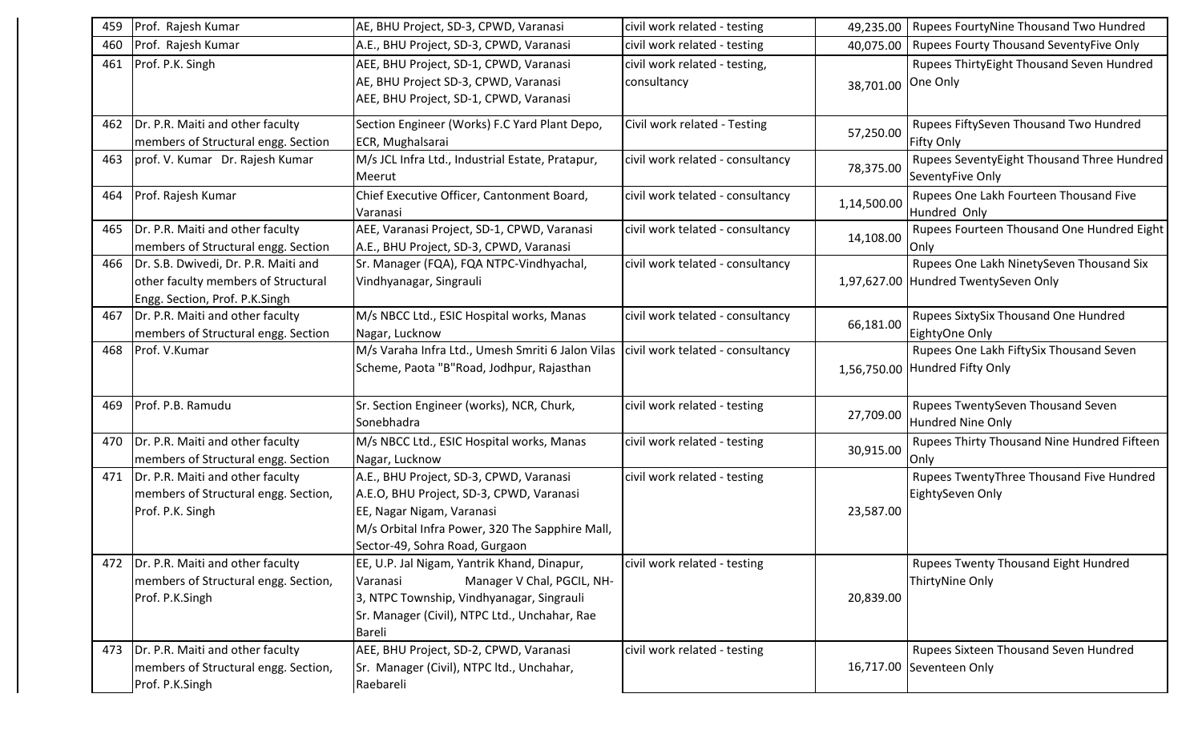| 459 | Prof. Rajesh Kumar | AE, BHU Project, SD-3, CPWD, Varanasi | civil work related - testing | 49,235.00 | Rupees FourtyNine Thousand Two Hundred |
|---|---|---|---|---|---|
| 460 | Prof. Rajesh Kumar | A.E., BHU Project, SD-3, CPWD, Varanasi | civil work related - testing | 40,075.00 | Rupees Fourty Thousand SeventyFive Only |
| 461 | Prof. P.K. Singh | AEE, BHU Project, SD-1, CPWD, Varanasi<br>AE, BHU Project SD-3, CPWD, Varanasi<br>AEE, BHU Project, SD-1, CPWD, Varanasi | civil work related - testing, consultancy | 38,701.00 | Rupees ThirtyEight Thousand Seven Hundred One Only |
| 462 | Dr. P.R. Maiti and other faculty members of Structural engg. Section | Section Engineer (Works) F.C Yard Plant Depo, ECR, Mughalsarai | Civil work related - Testing | 57,250.00 | Rupees FiftySeven Thousand Two Hundred Fifty Only |
| 463 | prof. V. Kumar Dr. Rajesh Kumar | M/s JCL Infra Ltd., Industrial Estate, Pratapur, Meerut | civil work related - consultancy | 78,375.00 | Rupees SeventyEight Thousand Three Hundred SeventyFive Only |
| 464 | Prof. Rajesh Kumar | Chief Executive Officer, Cantonment Board, Varanasi | civil work telated - consultancy | 1,14,500.00 | Rupees One Lakh Fourteen Thousand Five Hundred Only |
| 465 | Dr. P.R. Maiti and other faculty members of Structural engg. Section | AEE, Varanasi Project, SD-1, CPWD, Varanasi<br>A.E., BHU Project, SD-3, CPWD, Varanasi | civil work telated - consultancy | 14,108.00 | Rupees Fourteen Thousand One Hundred Eight Only |
| 466 | Dr. S.B. Dwivedi, Dr. P.R. Maiti and other faculty members of Structural Engg. Section, Prof. P.K.Singh | Sr. Manager (FQA), FQA NTPC-Vindhyachal, Vindhyanagar, Singrauli | civil work telated - consultancy | 1,97,627.00 | Rupees One Lakh NinetySeven Thousand Six Hundred TwentySeven Only |
| 467 | Dr. P.R. Maiti and other faculty members of Structural engg. Section | M/s NBCC Ltd., ESIC Hospital works, Manas Nagar, Lucknow | civil work telated - consultancy | 66,181.00 | Rupees SixtySix Thousand One Hundred EightyOne Only |
| 468 | Prof. V.Kumar | M/s Varaha Infra Ltd., Umesh Smriti 6 Jalon Vilas Scheme, Paota "B"Road, Jodhpur, Rajasthan | civil work telated - consultancy | 1,56,750.00 | Rupees One Lakh FiftySix Thousand Seven Hundred Fifty Only |
| 469 | Prof. P.B. Ramudu | Sr. Section Engineer (works), NCR, Churk, Sonebhadra | civil work related - testing | 27,709.00 | Rupees TwentySeven Thousand Seven Hundred Nine Only |
| 470 | Dr. P.R. Maiti and other faculty members of Structural engg. Section | M/s NBCC Ltd., ESIC Hospital works, Manas Nagar, Lucknow | civil work related - testing | 30,915.00 | Rupees Thirty Thousand Nine Hundred Fifteen Only |
| 471 | Dr. P.R. Maiti and other faculty members of Structural engg. Section, Prof. P.K. Singh | A.E., BHU Project, SD-3, CPWD, Varanasi<br>A.E.O, BHU Project, SD-3, CPWD, Varanasi<br>EE, Nagar Nigam, Varanasi<br>M/s Orbital Infra Power, 320 The Sapphire Mall, Sector-49, Sohra Road, Gurgaon | civil work related - testing | 23,587.00 | Rupees TwentyThree Thousand Five Hundred EightySeven Only |
| 472 | Dr. P.R. Maiti and other faculty members of Structural engg. Section, Prof. P.K.Singh | EE, U.P. Jal Nigam, Yantrik Khand, Dinapur, Varanasi Manager V Chal, PGCIL, NH-3, NTPC Township, Vindhyanagar, Singrauli<br>Sr. Manager (Civil), NTPC Ltd., Unchahar, Rae Bareli | civil work related - testing | 20,839.00 | Rupees Twenty Thousand Eight Hundred ThirtyNine Only |
| 473 | Dr. P.R. Maiti and other faculty members of Structural engg. Section, Prof. P.K.Singh | AEE, BHU Project, SD-2, CPWD, Varanasi<br>Sr. Manager (Civil), NTPC ltd., Unchahar, Raebareli | civil work related - testing | 16,717.00 | Rupees Sixteen Thousand Seven Hundred Seventeen Only |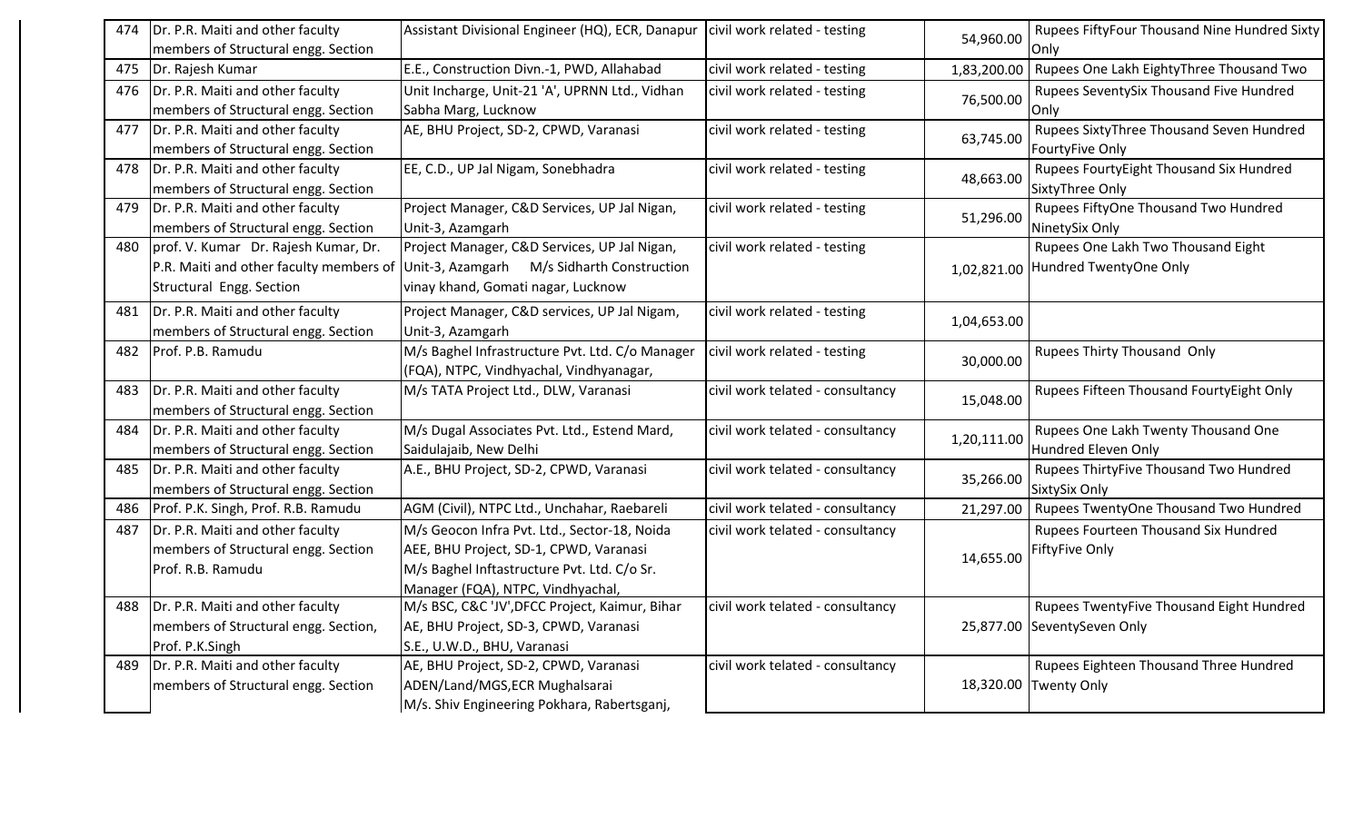| 474 | Dr. P.R. Maiti and other faculty members of Structural engg. Section | Assistant Divisional Engineer (HQ), ECR, Danapur | civil work related - testing | 54,960.00 | Rupees FiftyFour Thousand Nine Hundred Sixty Only |
|---|---|---|---|---|---|
| 475 | Dr. Rajesh Kumar | E.E., Construction Divn.-1, PWD, Allahabad | civil work related - testing | 1,83,200.00 | Rupees One Lakh EightyThree Thousand Two |
| 476 | Dr. P.R. Maiti and other faculty members of Structural engg. Section | Unit Incharge, Unit-21 'A', UPRNN Ltd., Vidhan Sabha Marg, Lucknow | civil work related - testing | 76,500.00 | Rupees SeventySix Thousand Five Hundred Only |
| 477 | Dr. P.R. Maiti and other faculty members of Structural engg. Section | AE, BHU Project, SD-2, CPWD, Varanasi | civil work related - testing | 63,745.00 | Rupees SixtyThree Thousand Seven Hundred FourtyFive Only |
| 478 | Dr. P.R. Maiti and other faculty members of Structural engg. Section | EE, C.D., UP Jal Nigam, Sonebhadra | civil work related - testing | 48,663.00 | Rupees FourtyEight Thousand Six Hundred SixtyThree Only |
| 479 | Dr. P.R. Maiti and other faculty members of Structural engg. Section | Project Manager, C&D Services, UP Jal Nigan, Unit-3, Azamgarh | civil work related - testing | 51,296.00 | Rupees FiftyOne Thousand Two Hundred NinetySix Only |
| 480 | prof. V. Kumar Dr. Rajesh Kumar, Dr. P.R. Maiti and other faculty members of Structural Engg. Section | Project Manager, C&D Services, UP Jal Nigan, Unit-3, Azamgarh M/s Sidharth Construction vinay khand, Gomati nagar, Lucknow | civil work related - testing | 1,02,821.00 | Rupees One Lakh Two Thousand Eight Hundred TwentyOne Only |
| 481 | Dr. P.R. Maiti and other faculty members of Structural engg. Section | Project Manager, C&D services, UP Jal Nigam, Unit-3, Azamgarh | civil work related - testing | 1,04,653.00 | |
| 482 | Prof. P.B. Ramudu | M/s Baghel Infrastructure Pvt. Ltd. C/o Manager (FQA), NTPC, Vindhyachal, Vindhyanagar, | civil work related - testing | 30,000.00 | Rupees Thirty Thousand Only |
| 483 | Dr. P.R. Maiti and other faculty members of Structural engg. Section | M/s TATA Project Ltd., DLW, Varanasi | civil work telated - consultancy | 15,048.00 | Rupees Fifteen Thousand FourtyEight Only |
| 484 | Dr. P.R. Maiti and other faculty members of Structural engg. Section | M/s Dugal Associates Pvt. Ltd., Estend Mard, Saidulajaib, New Delhi | civil work telated - consultancy | 1,20,111.00 | Rupees One Lakh Twenty Thousand One Hundred Eleven Only |
| 485 | Dr. P.R. Maiti and other faculty members of Structural engg. Section | A.E., BHU Project, SD-2, CPWD, Varanasi | civil work telated - consultancy | 35,266.00 | Rupees ThirtyFive Thousand Two Hundred SixtySix Only |
| 486 | Prof. P.K. Singh, Prof. R.B. Ramudu | AGM (Civil), NTPC Ltd., Unchahar, Raebareli | civil work telated - consultancy | 21,297.00 | Rupees TwentyOne Thousand Two Hundred |
| 487 | Dr. P.R. Maiti and other faculty members of Structural engg. Section Prof. R.B. Ramudu | M/s Geocon Infra Pvt. Ltd., Sector-18, Noida AEE, BHU Project, SD-1, CPWD, Varanasi M/s Baghel Inftastructure Pvt. Ltd. C/o Sr. Manager (FQA), NTPC, Vindhyachal, | civil work telated - consultancy | 14,655.00 | Rupees Fourteen Thousand Six Hundred FiftyFive Only |
| 488 | Dr. P.R. Maiti and other faculty members of Structural engg. Section, Prof. P.K.Singh | M/s BSC, C&C 'JV',DFCC Project, Kaimur, Bihar AE, BHU Project, SD-3, CPWD, Varanasi S.E., U.W.D., BHU, Varanasi | civil work telated - consultancy | 25,877.00 | Rupees TwentyFive Thousand Eight Hundred SeventySeven Only |
| 489 | Dr. P.R. Maiti and other faculty members of Structural engg. Section | AE, BHU Project, SD-2, CPWD, Varanasi ADEN/Land/MGS,ECR Mughalsarai M/s. Shiv Engineering Pokhara, Rabertsganj, | civil work telated - consultancy | 18,320.00 | Rupees Eighteen Thousand Three Hundred Twenty Only |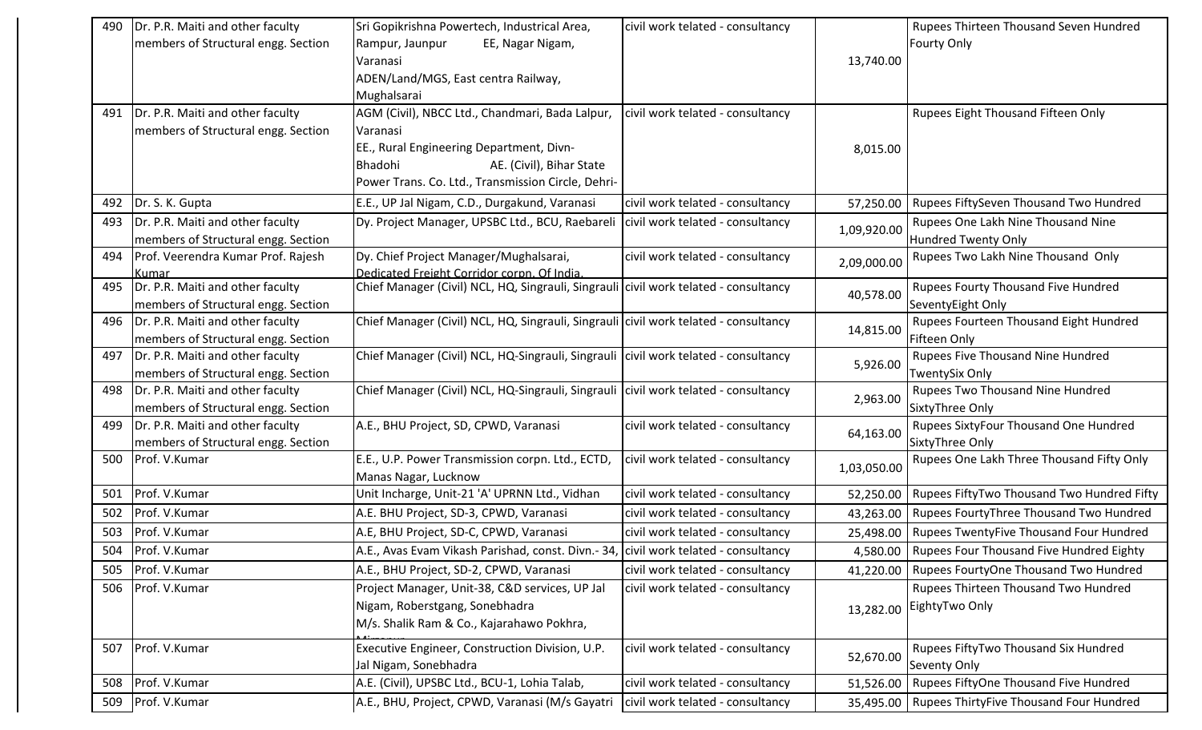| 490 | Dr. P.R. Maiti and other faculty members of Structural engg. Section | Sri Gopikrishna Powertech, Industrical Area, Rampur, Jaunpur EE, Nagar Nigam, Varanasi ADEN/Land/MGS, East centra Railway, Mughalsarai | civil work telated - consultancy | 13,740.00 | Rupees Thirteen Thousand Seven Hundred Fourty Only |
|---|---|---|---|---|---|
| 491 | Dr. P.R. Maiti and other faculty members of Structural engg. Section | AGM (Civil), NBCC Ltd., Chandmari, Bada Lalpur, Varanasi EE., Rural Engineering Department, Divn- Bhadohi AE. (Civil), Bihar State Power Trans. Co. Ltd., Transmission Circle, Dehri- | civil work telated - consultancy | 8,015.00 | Rupees Eight Thousand Fifteen Only |
| 492 | Dr. S. K. Gupta | E.E., UP Jal Nigam, C.D., Durgakund, Varanasi | civil work telated - consultancy | 57,250.00 | Rupees FiftySeven Thousand Two Hundred |
| 493 | Dr. P.R. Maiti and other faculty members of Structural engg. Section | Dy. Project Manager, UPSBC Ltd., BCU, Raebareli | civil work telated - consultancy | 1,09,920.00 | Rupees One Lakh Nine Thousand Nine Hundred Twenty Only |
| 494 | Prof. Veerendra Kumar Prof. Rajesh Kumar | Dy. Chief Project Manager/Mughalsarai, Dedicated Freight Corridor corpn. Of India. | civil work telated - consultancy | 2,09,000.00 | Rupees Two Lakh Nine Thousand Only |
| 495 | Dr. P.R. Maiti and other faculty members of Structural engg. Section | Chief Manager (Civil) NCL, HQ, Singrauli, Singrauli | civil work telated - consultancy | 40,578.00 | Rupees Fourty Thousand Five Hundred SeventyEight Only |
| 496 | Dr. P.R. Maiti and other faculty members of Structural engg. Section | Chief Manager (Civil) NCL, HQ, Singrauli, Singrauli | civil work telated - consultancy | 14,815.00 | Rupees Fourteen Thousand Eight Hundred Fifteen Only |
| 497 | Dr. P.R. Maiti and other faculty members of Structural engg. Section | Chief Manager (Civil) NCL, HQ-Singrauli, Singrauli | civil work telated - consultancy | 5,926.00 | Rupees Five Thousand Nine Hundred TwentySix Only |
| 498 | Dr. P.R. Maiti and other faculty members of Structural engg. Section | Chief Manager (Civil) NCL, HQ-Singrauli, Singrauli | civil work telated - consultancy | 2,963.00 | Rupees Two Thousand Nine Hundred SixtyThree Only |
| 499 | Dr. P.R. Maiti and other faculty members of Structural engg. Section | A.E., BHU Project, SD, CPWD, Varanasi | civil work telated - consultancy | 64,163.00 | Rupees SixtyFour Thousand One Hundred SixtyThree Only |
| 500 | Prof. V.Kumar | E.E., U.P. Power Transmission corpn. Ltd., ECTD, Manas Nagar, Lucknow | civil work telated - consultancy | 1,03,050.00 | Rupees One Lakh Three Thousand Fifty Only |
| 501 | Prof. V.Kumar | Unit Incharge, Unit-21 'A' UPRNN Ltd., Vidhan | civil work telated - consultancy | 52,250.00 | Rupees FiftyTwo Thousand Two Hundred Fifty |
| 502 | Prof. V.Kumar | A.E. BHU Project, SD-3, CPWD, Varanasi | civil work telated - consultancy | 43,263.00 | Rupees FourtyThree Thousand Two Hundred |
| 503 | Prof. V.Kumar | A.E, BHU Project, SD-C, CPWD, Varanasi | civil work telated - consultancy | 25,498.00 | Rupees TwentyFive Thousand Four Hundred |
| 504 | Prof. V.Kumar | A.E., Avas Evam Vikash Parishad, const. Divn.- 34, | civil work telated - consultancy | 4,580.00 | Rupees Four Thousand Five Hundred Eighty |
| 505 | Prof. V.Kumar | A.E., BHU Project, SD-2, CPWD, Varanasi | civil work telated - consultancy | 41,220.00 | Rupees FourtyOne Thousand Two Hundred |
| 506 | Prof. V.Kumar | Project Manager, Unit-38, C&D services, UP Jal Nigam, Roberstgang, Sonebhadra M/s. Shalik Ram & Co., Kajarahawo Pokhra, | civil work telated - consultancy | 13,282.00 | Rupees Thirteen Thousand Two Hundred EightyTwo Only |
| 507 | Prof. V.Kumar | Executive Engineer, Construction Division, U.P. Jal Nigam, Sonebhadra | civil work telated - consultancy | 52,670.00 | Rupees FiftyTwo Thousand Six Hundred Seventy Only |
| 508 | Prof. V.Kumar | A.E. (Civil), UPSBC Ltd., BCU-1, Lohia Talab, | civil work telated - consultancy | 51,526.00 | Rupees FiftyOne Thousand Five Hundred |
| 509 | Prof. V.Kumar | A.E., BHU, Project, CPWD, Varanasi (M/s Gayatri | civil work telated - consultancy | 35,495.00 | Rupees ThirtyFive Thousand Four Hundred |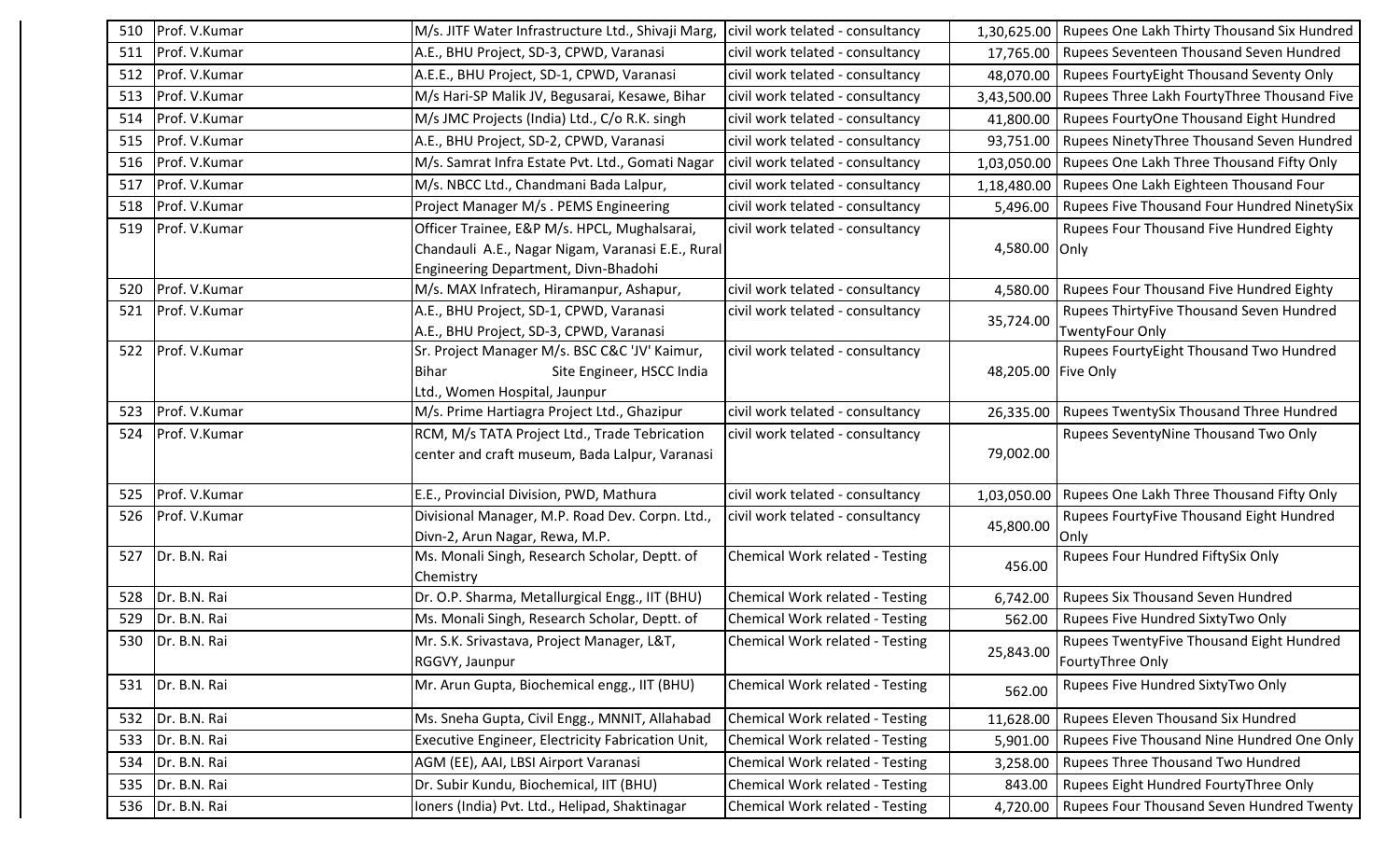| 510 | Prof. V.Kumar | M/s. JITF Water Infrastructure Ltd., Shivaji Marg, | civil work telated - consultancy | 1,30,625.00 | Rupees One Lakh Thirty Thousand Six Hundred |
|---|---|---|---|---|---|
| 511 | Prof. V.Kumar | A.E., BHU Project, SD-3, CPWD, Varanasi | civil work telated - consultancy | 17,765.00 | Rupees Seventeen Thousand Seven Hundred |
| 512 | Prof. V.Kumar | A.E.E., BHU Project, SD-1, CPWD, Varanasi | civil work telated - consultancy | 48,070.00 | Rupees FourtyEight Thousand Seventy Only |
| 513 | Prof. V.Kumar | M/s Hari-SP Malik JV, Begusarai, Kesawe, Bihar | civil work telated - consultancy | 3,43,500.00 | Rupees Three Lakh FourtyThree Thousand Five |
| 514 | Prof. V.Kumar | M/s JMC Projects (India) Ltd., C/o R.K. singh | civil work telated - consultancy | 41,800.00 | Rupees FourtyOne Thousand Eight Hundred |
| 515 | Prof. V.Kumar | A.E., BHU Project, SD-2, CPWD, Varanasi | civil work telated - consultancy | 93,751.00 | Rupees NinetyThree Thousand Seven Hundred |
| 516 | Prof. V.Kumar | M/s. Samrat Infra Estate Pvt. Ltd., Gomati Nagar | civil work telated - consultancy | 1,03,050.00 | Rupees One Lakh Three Thousand Fifty Only |
| 517 | Prof. V.Kumar | M/s. NBCC Ltd., Chandmani Bada Lalpur, | civil work telated - consultancy | 1,18,480.00 | Rupees One Lakh Eighteen Thousand Four |
| 518 | Prof. V.Kumar | Project Manager M/s . PEMS Engineering | civil work telated - consultancy | 5,496.00 | Rupees Five Thousand Four Hundred NinetySix |
| 519 | Prof. V.Kumar | Officer Trainee, E&P M/s. HPCL, Mughalsarai, Chandauli A.E., Nagar Nigam, Varanasi E.E., Rural Engineering Department, Divn-Bhadohi | civil work telated - consultancy | 4,580.00 | Rupees Four Thousand Five Hundred Eighty Only |
| 520 | Prof. V.Kumar | M/s. MAX Infratech, Hiramanpur, Ashapur, | civil work telated - consultancy | 4,580.00 | Rupees Four Thousand Five Hundred Eighty |
| 521 | Prof. V.Kumar | A.E., BHU Project, SD-1, CPWD, Varanasi A.E., BHU Project, SD-3, CPWD, Varanasi | civil work telated - consultancy | 35,724.00 | Rupees ThirtyFive Thousand Seven Hundred TwentyFour Only |
| 522 | Prof. V.Kumar | Sr. Project Manager M/s. BSC C&C 'JV' Kaimur, Bihar Site Engineer, HSCC India Ltd., Women Hospital, Jaunpur | civil work telated - consultancy | 48,205.00 | Rupees FourtyEight Thousand Two Hundred Five Only |
| 523 | Prof. V.Kumar | M/s. Prime Hartiagra Project Ltd., Ghazipur | civil work telated - consultancy | 26,335.00 | Rupees TwentySix Thousand Three Hundred |
| 524 | Prof. V.Kumar | RCM, M/s TATA Project Ltd., Trade Tebrication center and craft museum, Bada Lalpur, Varanasi | civil work telated - consultancy | 79,002.00 | Rupees SeventyNine Thousand Two Only |
| 525 | Prof. V.Kumar | E.E., Provincial Division, PWD, Mathura | civil work telated - consultancy | 1,03,050.00 | Rupees One Lakh Three Thousand Fifty Only |
| 526 | Prof. V.Kumar | Divisional Manager, M.P. Road Dev. Corpn. Ltd., Divn-2, Arun Nagar, Rewa, M.P. | civil work telated - consultancy | 45,800.00 | Rupees FourtyFive Thousand Eight Hundred Only |
| 527 | Dr. B.N. Rai | Ms. Monali Singh, Research Scholar, Deptt. of Chemistry | Chemical Work related - Testing | 456.00 | Rupees Four Hundred FiftySix Only |
| 528 | Dr. B.N. Rai | Dr. O.P. Sharma, Metallurgical Engg., IIT (BHU) | Chemical Work related - Testing | 6,742.00 | Rupees Six Thousand Seven Hundred |
| 529 | Dr. B.N. Rai | Ms. Monali Singh, Research Scholar, Deptt. of | Chemical Work related - Testing | 562.00 | Rupees Five Hundred SixtyTwo Only |
| 530 | Dr. B.N. Rai | Mr. S.K. Srivastava, Project Manager, L&T, RGGVY, Jaunpur | Chemical Work related - Testing | 25,843.00 | Rupees TwentyFive Thousand Eight Hundred FourtyThree Only |
| 531 | Dr. B.N. Rai | Mr. Arun Gupta, Biochemical engg., IIT (BHU) | Chemical Work related - Testing | 562.00 | Rupees Five Hundred SixtyTwo Only |
| 532 | Dr. B.N. Rai | Ms. Sneha Gupta, Civil Engg., MNNIT, Allahabad | Chemical Work related - Testing | 11,628.00 | Rupees Eleven Thousand Six Hundred |
| 533 | Dr. B.N. Rai | Executive Engineer, Electricity Fabrication Unit, | Chemical Work related - Testing | 5,901.00 | Rupees Five Thousand Nine Hundred One Only |
| 534 | Dr. B.N. Rai | AGM (EE), AAI, LBSI Airport Varanasi | Chemical Work related - Testing | 3,258.00 | Rupees Three Thousand Two Hundred |
| 535 | Dr. B.N. Rai | Dr. Subir Kundu, Biochemical, IIT (BHU) | Chemical Work related - Testing | 843.00 | Rupees Eight Hundred FourtyThree Only |
| 536 | Dr. B.N. Rai | Ioners (India) Pvt. Ltd., Helipad, Shaktinagar | Chemical Work related - Testing | 4,720.00 | Rupees Four Thousand Seven Hundred Twenty |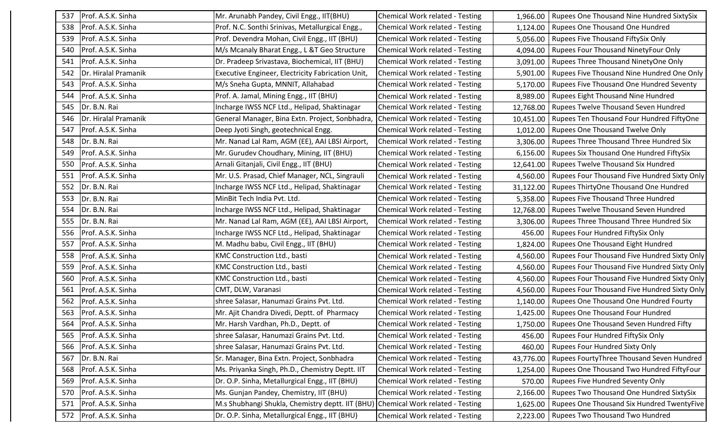| | | | | | |
|---|---|---|---|---|---|
| 537 | Prof. A.S.K. Sinha | Mr. Arunabh Pandey, Civil Engg., IIT(BHU) | Chemical Work related - Testing | 1,966.00 | Rupees One Thousand Nine Hundred SixtySix |
| 538 | Prof. A.S.K. Sinha | Prof. N.C. Sonthi Srinivas, Metallurgical Engg., | Chemical Work related - Testing | 1,124.00 | Rupees One Thousand One Hundred |
| 539 | Prof. A.S.K. Sinha | Prof. Devendra Mohan, Civil Engg., IIT (BHU) | Chemical Work related - Testing | 5,056.00 | Rupees Five Thousand FiftySix Only |
| 540 | Prof. A.S.K. Sinha | M/s Mcanaly Bharat Engg., L &T Geo Structure | Chemical Work related - Testing | 4,094.00 | Rupees Four Thousand NinetyFour Only |
| 541 | Prof. A.S.K. Sinha | Dr. Pradeep Srivastava, Biochemical, IIT (BHU) | Chemical Work related - Testing | 3,091.00 | Rupees Three Thousand NinetyOne Only |
| 542 | Dr. Hiralal Pramanik | Executive Engineer, Electricity Fabrication Unit, | Chemical Work related - Testing | 5,901.00 | Rupees Five Thousand Nine Hundred One Only |
| 543 | Prof. A.S.K. Sinha | M/s Sneha Gupta, MNNIT, Allahabad | Chemical Work related - Testing | 5,170.00 | Rupees Five Thousand One Hundred Seventy |
| 544 | Prof. A.S.K. Sinha | Prof. A. Jamal, Mining Engg., IIT (BHU) | Chemical Work related - Testing | 8,989.00 | Rupees Eight Thousand Nine Hundred |
| 545 | Dr. B.N. Rai | Incharge IWSS NCF Ltd., Helipad, Shaktinagar | Chemical Work related - Testing | 12,768.00 | Rupees Twelve Thousand Seven Hundred |
| 546 | Dr. Hiralal Pramanik | General Manager, Bina Extn. Project, Sonbhadra, | Chemical Work related - Testing | 10,451.00 | Rupees Ten Thousand Four Hundred FiftyOne |
| 547 | Prof. A.S.K. Sinha | Deep Jyoti Singh, geotechnical Engg. | Chemical Work related - Testing | 1,012.00 | Rupees One Thousand Twelve Only |
| 548 | Dr. B.N. Rai | Mr. Nanad Lal Ram, AGM (EE), AAI LBSI Airport, | Chemical Work related - Testing | 3,306.00 | Rupees Three Thousand Three Hundred Six |
| 549 | Prof. A.S.K. Sinha | Mr. Gurudev Choudhary, Mining, IIT (BHU) | Chemical Work related - Testing | 6,156.00 | Rupees Six Thousand One Hundred FiftySix |
| 550 | Prof. A.S.K. Sinha | Arnali Gitanjali, Civil Engg., IIT (BHU) | Chemical Work related - Testing | 12,641.00 | Rupees Twelve Thousand Six Hundred |
| 551 | Prof. A.S.K. Sinha | Mr. U.S. Prasad, Chief Manager, NCL, Singrauli | Chemical Work related - Testing | 4,560.00 | Rupees Four Thousand Five Hundred Sixty Only |
| 552 | Dr. B.N. Rai | Incharge IWSS NCF Ltd., Helipad, Shaktinagar | Chemical Work related - Testing | 31,122.00 | Rupees ThirtyOne Thousand One Hundred |
| 553 | Dr. B.N. Rai | MinBit Tech India Pvt. Ltd. | Chemical Work related - Testing | 5,358.00 | Rupees Five Thousand Three Hundred |
| 554 | Dr. B.N. Rai | Incharge IWSS NCF Ltd., Helipad, Shaktinagar | Chemical Work related - Testing | 12,768.00 | Rupees Twelve Thousand Seven Hundred |
| 555 | Dr. B.N. Rai | Mr. Nanad Lal Ram, AGM (EE), AAI LBSI Airport, | Chemical Work related - Testing | 3,306.00 | Rupees Three Thousand Three Hundred Six |
| 556 | Prof. A.S.K. Sinha | Incharge IWSS NCF Ltd., Helipad, Shaktinagar | Chemical Work related - Testing | 456.00 | Rupees Four Hundred FiftySix Only |
| 557 | Prof. A.S.K. Sinha | M. Madhu babu, Civil Engg., IIT (BHU) | Chemical Work related - Testing | 1,824.00 | Rupees One Thousand Eight Hundred |
| 558 | Prof. A.S.K. Sinha | KMC Construction Ltd., basti | Chemical Work related - Testing | 4,560.00 | Rupees Four Thousand Five Hundred Sixty Only |
| 559 | Prof. A.S.K. Sinha | KMC Construction Ltd., basti | Chemical Work related - Testing | 4,560.00 | Rupees Four Thousand Five Hundred Sixty Only |
| 560 | Prof. A.S.K. Sinha | KMC Construction Ltd., basti | Chemical Work related - Testing | 4,560.00 | Rupees Four Thousand Five Hundred Sixty Only |
| 561 | Prof. A.S.K. Sinha | CMT, DLW, Varanasi | Chemical Work related - Testing | 4,560.00 | Rupees Four Thousand Five Hundred Sixty Only |
| 562 | Prof. A.S.K. Sinha | shree Salasar, Hanumazi Grains Pvt. Ltd. | Chemical Work related - Testing | 1,140.00 | Rupees One Thousand One Hundred Fourty |
| 563 | Prof. A.S.K. Sinha | Mr. Ajit Chandra Divedi, Deptt. of Pharmacy | Chemical Work related - Testing | 1,425.00 | Rupees One Thousand Four Hundred |
| 564 | Prof. A.S.K. Sinha | Mr. Harsh Vardhan, Ph.D., Deptt. of | Chemical Work related - Testing | 1,750.00 | Rupees One Thousand Seven Hundred Fifty |
| 565 | Prof. A.S.K. Sinha | shree Salasar, Hanumazi Grains Pvt. Ltd. | Chemical Work related - Testing | 456.00 | Rupees Four Hundred FiftySix Only |
| 566 | Prof. A.S.K. Sinha | shree Salasar, Hanumazi Grains Pvt. Ltd. | Chemical Work related - Testing | 460.00 | Rupees Four Hundred Sixty Only |
| 567 | Dr. B.N. Rai | Sr. Manager, Bina Extn. Project, Sonbhadra | Chemical Work related - Testing | 43,776.00 | Rupees FourtyThree Thousand Seven Hundred |
| 568 | Prof. A.S.K. Sinha | Ms. Priyanka Singh, Ph.D., Chemistry Deptt. IIT | Chemical Work related - Testing | 1,254.00 | Rupees One Thousand Two Hundred FiftyFour |
| 569 | Prof. A.S.K. Sinha | Dr. O.P. Sinha, Metallurgical Engg., IIT (BHU) | Chemical Work related - Testing | 570.00 | Rupees Five Hundred Seventy Only |
| 570 | Prof. A.S.K. Sinha | Ms. Gunjan Pandey, Chemistry, IIT (BHU) | Chemical Work related - Testing | 2,166.00 | Rupees Two Thousand One Hundred SixtySix |
| 571 | Prof. A.S.K. Sinha | M.s Shubhangi Shukla, Chemistry deptt. IIT (BHU) | Chemical Work related - Testing | 1,625.00 | Rupees One Thousand Six Hundred TwentyFive |
| 572 | Prof. A.S.K. Sinha | Dr. O.P. Sinha, Metallurgical Engg., IIT (BHU) | Chemical Work related - Testing | 2,223.00 | Rupees Two Thousand Two Hundred |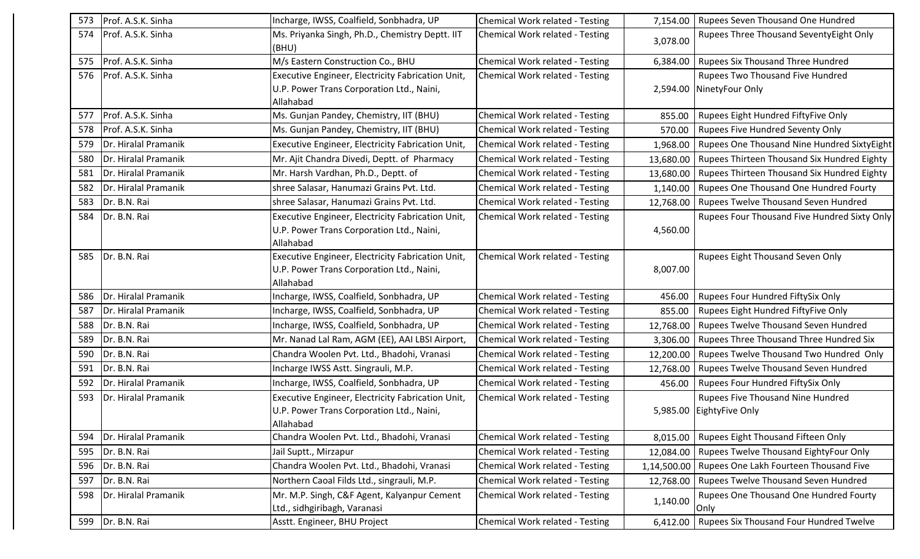| 573 | Prof. A.S.K. Sinha | Incharge, IWSS, Coalfield, Sonbhadra, UP | Chemical Work related - Testing | 7,154.00 | Rupees Seven Thousand One Hundred |
|---|---|---|---|---|---|
| 574 | Prof. A.S.K. Sinha | Ms. Priyanka Singh, Ph.D., Chemistry Deptt. IIT (BHU) | Chemical Work related - Testing | 3,078.00 | Rupees Three Thousand SeventyEight Only |
| 575 | Prof. A.S.K. Sinha | M/s Eastern Construction Co., BHU | Chemical Work related - Testing | 6,384.00 | Rupees Six Thousand Three Hundred |
| 576 | Prof. A.S.K. Sinha | Executive Engineer, Electricity Fabrication Unit, U.P. Power Trans Corporation Ltd., Naini, Allahabad | Chemical Work related - Testing | 2,594.00 | Rupees Two Thousand Five Hundred NinetyFour Only |
| 577 | Prof. A.S.K. Sinha | Ms. Gunjan Pandey, Chemistry, IIT (BHU) | Chemical Work related - Testing | 855.00 | Rupees Eight Hundred FiftyFive Only |
| 578 | Prof. A.S.K. Sinha | Ms. Gunjan Pandey, Chemistry, IIT (BHU) | Chemical Work related - Testing | 570.00 | Rupees Five Hundred Seventy Only |
| 579 | Dr. Hiralal Pramanik | Executive Engineer, Electricity Fabrication Unit, | Chemical Work related - Testing | 1,968.00 | Rupees One Thousand Nine Hundred SixtyEight |
| 580 | Dr. Hiralal Pramanik | Mr. Ajit Chandra Divedi, Deptt. of Pharmacy | Chemical Work related - Testing | 13,680.00 | Rupees Thirteen Thousand Six Hundred Eighty |
| 581 | Dr. Hiralal Pramanik | Mr. Harsh Vardhan, Ph.D., Deptt. of | Chemical Work related - Testing | 13,680.00 | Rupees Thirteen Thousand Six Hundred Eighty |
| 582 | Dr. Hiralal Pramanik | shree Salasar, Hanumazi Grains Pvt. Ltd. | Chemical Work related - Testing | 1,140.00 | Rupees One Thousand One Hundred Fourty |
| 583 | Dr. B.N. Rai | shree Salasar, Hanumazi Grains Pvt. Ltd. | Chemical Work related - Testing | 12,768.00 | Rupees Twelve Thousand Seven Hundred |
| 584 | Dr. B.N. Rai | Executive Engineer, Electricity Fabrication Unit, U.P. Power Trans Corporation Ltd., Naini, Allahabad | Chemical Work related - Testing | 4,560.00 | Rupees Four Thousand Five Hundred Sixty Only |
| 585 | Dr. B.N. Rai | Executive Engineer, Electricity Fabrication Unit, U.P. Power Trans Corporation Ltd., Naini, Allahabad | Chemical Work related - Testing | 8,007.00 | Rupees Eight Thousand Seven Only |
| 586 | Dr. Hiralal Pramanik | Incharge, IWSS, Coalfield, Sonbhadra, UP | Chemical Work related - Testing | 456.00 | Rupees Four Hundred FiftySix Only |
| 587 | Dr. Hiralal Pramanik | Incharge, IWSS, Coalfield, Sonbhadra, UP | Chemical Work related - Testing | 855.00 | Rupees Eight Hundred FiftyFive Only |
| 588 | Dr. B.N. Rai | Incharge, IWSS, Coalfield, Sonbhadra, UP | Chemical Work related - Testing | 12,768.00 | Rupees Twelve Thousand Seven Hundred |
| 589 | Dr. B.N. Rai | Mr. Nanad Lal Ram, AGM (EE), AAI LBSI Airport, | Chemical Work related - Testing | 3,306.00 | Rupees Three Thousand Three Hundred Six |
| 590 | Dr. B.N. Rai | Chandra Woolen Pvt. Ltd., Bhadohi, Vranasi | Chemical Work related - Testing | 12,200.00 | Rupees Twelve Thousand Two Hundred Only |
| 591 | Dr. B.N. Rai | Incharge IWSS Astt. Singrauli, M.P. | Chemical Work related - Testing | 12,768.00 | Rupees Twelve Thousand Seven Hundred |
| 592 | Dr. Hiralal Pramanik | Incharge, IWSS, Coalfield, Sonbhadra, UP | Chemical Work related - Testing | 456.00 | Rupees Four Hundred FiftySix Only |
| 593 | Dr. Hiralal Pramanik | Executive Engineer, Electricity Fabrication Unit, U.P. Power Trans Corporation Ltd., Naini, Allahabad | Chemical Work related - Testing | 5,985.00 | Rupees Five Thousand Nine Hundred EightyFive Only |
| 594 | Dr. Hiralal Pramanik | Chandra Woolen Pvt. Ltd., Bhadohi, Vranasi | Chemical Work related - Testing | 8,015.00 | Rupees Eight Thousand Fifteen Only |
| 595 | Dr. B.N. Rai | Jail Suptt., Mirzapur | Chemical Work related - Testing | 12,084.00 | Rupees Twelve Thousand EightyFour Only |
| 596 | Dr. B.N. Rai | Chandra Woolen Pvt. Ltd., Bhadohi, Vranasi | Chemical Work related - Testing | 1,14,500.00 | Rupees One Lakh Fourteen Thousand Five |
| 597 | Dr. B.N. Rai | Northern Caoal Filds Ltd., singrauli, M.P. | Chemical Work related - Testing | 12,768.00 | Rupees Twelve Thousand Seven Hundred |
| 598 | Dr. Hiralal Pramanik | Mr. M.P. Singh, C&F Agent, Kalyanpur Cement Ltd., sidhgiribagh, Varanasi | Chemical Work related - Testing | 1,140.00 | Rupees One Thousand One Hundred Fourty Only |
| 599 | Dr. B.N. Rai | Asstt. Engineer, BHU Project | Chemical Work related - Testing | 6,412.00 | Rupees Six Thousand Four Hundred Twelve |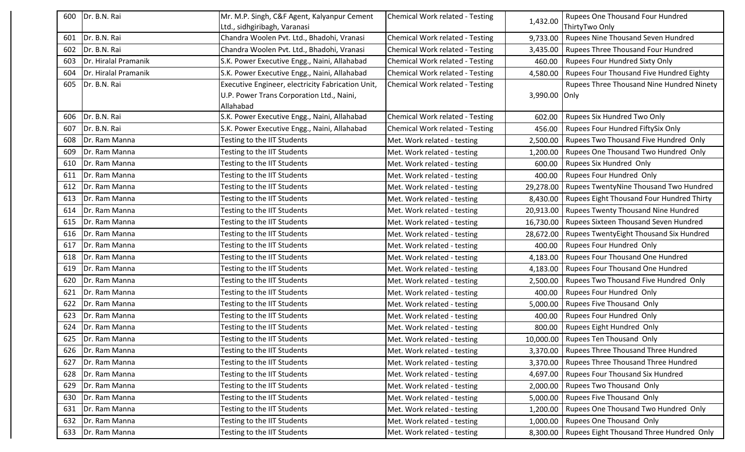| 600 | Dr. B.N. Rai | Mr. M.P. Singh, C&F Agent, Kalyanpur Cement Ltd., sidhgiribagh, Varanasi | Chemical Work related - Testing | 1,432.00 | Rupees One Thousand Four Hundred ThirtyTwo Only |
|---|---|---|---|---|---|
| 601 | Dr. B.N. Rai | Chandra Woolen Pvt. Ltd., Bhadohi, Vranasi | Chemical Work related - Testing | 9,733.00 | Rupees Nine Thousand Seven Hundred |
| 602 | Dr. B.N. Rai | Chandra Woolen Pvt. Ltd., Bhadohi, Vranasi | Chemical Work related - Testing | 3,435.00 | Rupees Three Thousand Four Hundred |
| 603 | Dr. Hiralal Pramanik | S.K. Power Executive Engg., Naini, Allahabad | Chemical Work related - Testing | 460.00 | Rupees Four Hundred Sixty Only |
| 604 | Dr. Hiralal Pramanik | S.K. Power Executive Engg., Naini, Allahabad | Chemical Work related - Testing | 4,580.00 | Rupees Four Thousand Five Hundred Eighty |
| 605 | Dr. B.N. Rai | Executive Engineer, electricity Fabrication Unit, U.P. Power Trans Corporation Ltd., Naini, Allahabad | Chemical Work related - Testing | 3,990.00 | Rupees Three Thousand Nine Hundred Ninety Only |
| 606 | Dr. B.N. Rai | S.K. Power Executive Engg., Naini, Allahabad | Chemical Work related - Testing | 602.00 | Rupees Six Hundred Two Only |
| 607 | Dr. B.N. Rai | S.K. Power Executive Engg., Naini, Allahabad | Chemical Work related - Testing | 456.00 | Rupees Four Hundred FiftySix Only |
| 608 | Dr. Ram Manna | Testing to the IIT Students | Met. Work related - testing | 2,500.00 | Rupees Two Thousand Five Hundred Only |
| 609 | Dr. Ram Manna | Testing to the IIT Students | Met. Work related - testing | 1,200.00 | Rupees One Thousand Two Hundred Only |
| 610 | Dr. Ram Manna | Testing to the IIT Students | Met. Work related - testing | 600.00 | Rupees Six Hundred Only |
| 611 | Dr. Ram Manna | Testing to the IIT Students | Met. Work related - testing | 400.00 | Rupees Four Hundred Only |
| 612 | Dr. Ram Manna | Testing to the IIT Students | Met. Work related - testing | 29,278.00 | Rupees TwentyNine Thousand Two Hundred |
| 613 | Dr. Ram Manna | Testing to the IIT Students | Met. Work related - testing | 8,430.00 | Rupees Eight Thousand Four Hundred Thirty |
| 614 | Dr. Ram Manna | Testing to the IIT Students | Met. Work related - testing | 20,913.00 | Rupees Twenty Thousand Nine Hundred |
| 615 | Dr. Ram Manna | Testing to the IIT Students | Met. Work related - testing | 16,730.00 | Rupees Sixteen Thousand Seven Hundred |
| 616 | Dr. Ram Manna | Testing to the IIT Students | Met. Work related - testing | 28,672.00 | Rupees TwentyEight Thousand Six Hundred |
| 617 | Dr. Ram Manna | Testing to the IIT Students | Met. Work related - testing | 400.00 | Rupees Four Hundred Only |
| 618 | Dr. Ram Manna | Testing to the IIT Students | Met. Work related - testing | 4,183.00 | Rupees Four Thousand One Hundred |
| 619 | Dr. Ram Manna | Testing to the IIT Students | Met. Work related - testing | 4,183.00 | Rupees Four Thousand One Hundred |
| 620 | Dr. Ram Manna | Testing to the IIT Students | Met. Work related - testing | 2,500.00 | Rupees Two Thousand Five Hundred Only |
| 621 | Dr. Ram Manna | Testing to the IIT Students | Met. Work related - testing | 400.00 | Rupees Four Hundred Only |
| 622 | Dr. Ram Manna | Testing to the IIT Students | Met. Work related - testing | 5,000.00 | Rupees Five Thousand Only |
| 623 | Dr. Ram Manna | Testing to the IIT Students | Met. Work related - testing | 400.00 | Rupees Four Hundred Only |
| 624 | Dr. Ram Manna | Testing to the IIT Students | Met. Work related - testing | 800.00 | Rupees Eight Hundred Only |
| 625 | Dr. Ram Manna | Testing to the IIT Students | Met. Work related - testing | 10,000.00 | Rupees Ten Thousand Only |
| 626 | Dr. Ram Manna | Testing to the IIT Students | Met. Work related - testing | 3,370.00 | Rupees Three Thousand Three Hundred |
| 627 | Dr. Ram Manna | Testing to the IIT Students | Met. Work related - testing | 3,370.00 | Rupees Three Thousand Three Hundred |
| 628 | Dr. Ram Manna | Testing to the IIT Students | Met. Work related - testing | 4,697.00 | Rupees Four Thousand Six Hundred |
| 629 | Dr. Ram Manna | Testing to the IIT Students | Met. Work related - testing | 2,000.00 | Rupees Two Thousand Only |
| 630 | Dr. Ram Manna | Testing to the IIT Students | Met. Work related - testing | 5,000.00 | Rupees Five Thousand Only |
| 631 | Dr. Ram Manna | Testing to the IIT Students | Met. Work related - testing | 1,200.00 | Rupees One Thousand Two Hundred Only |
| 632 | Dr. Ram Manna | Testing to the IIT Students | Met. Work related - testing | 1,000.00 | Rupees One Thousand Only |
| 633 | Dr. Ram Manna | Testing to the IIT Students | Met. Work related - testing | 8,300.00 | Rupees Eight Thousand Three Hundred Only |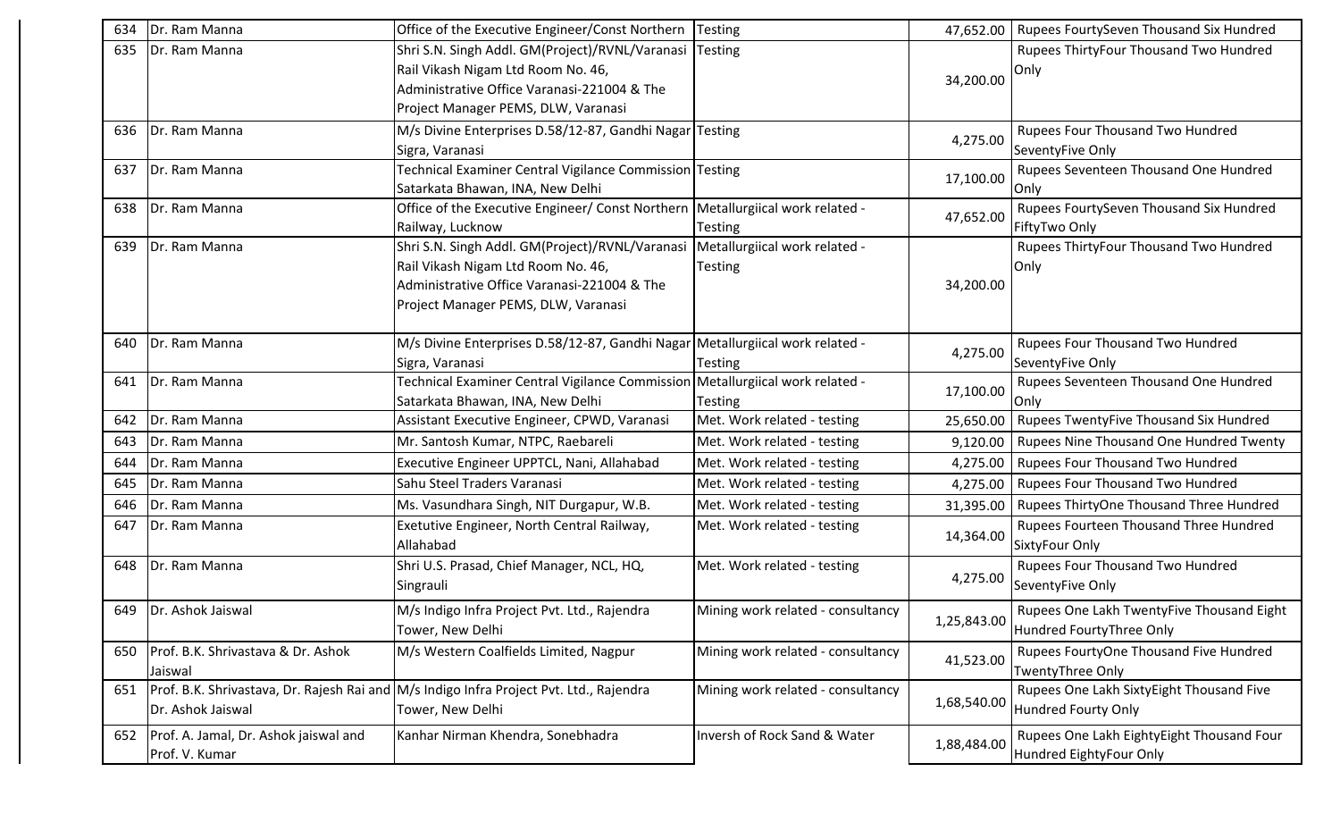| 634 | Dr. Ram Manna | Office of the Executive Engineer/Const Northern | Testing | 47,652.00 | Rupees FourtySeven Thousand Six Hundred |
|---|---|---|---|---|---|
| 635 | Dr. Ram Manna | Shri S.N. Singh Addl. GM(Project)/RVNL/Varanasi Rail Vikash Nigam Ltd Room No. 46, Administrative Office Varanasi-221004 & The Project Manager PEMS, DLW, Varanasi | Testing | 34,200.00 | Rupees ThirtyFour Thousand Two Hundred Only |
| 636 | Dr. Ram Manna | M/s Divine Enterprises D.58/12-87, Gandhi Nagar Sigra, Varanasi | Testing | 4,275.00 | Rupees Four Thousand Two Hundred SeventyFive Only |
| 637 | Dr. Ram Manna | Technical Examiner Central Vigilance Commission Satarkata Bhawan, INA, New Delhi | Testing | 17,100.00 | Rupees Seventeen Thousand One Hundred Only |
| 638 | Dr. Ram Manna | Office of the Executive Engineer/ Const Northern Railway, Lucknow | Metallurgiical work related - Testing | 47,652.00 | Rupees FourtySeven Thousand Six Hundred FiftyTwo Only |
| 639 | Dr. Ram Manna | Shri S.N. Singh Addl. GM(Project)/RVNL/Varanasi Rail Vikash Nigam Ltd Room No. 46, Administrative Office Varanasi-221004 & The Project Manager PEMS, DLW, Varanasi | Metallurgiical work related - Testing | 34,200.00 | Rupees ThirtyFour Thousand Two Hundred Only |
| 640 | Dr. Ram Manna | M/s Divine Enterprises D.58/12-87, Gandhi Nagar Sigra, Varanasi | Metallurgiical work related - Testing | 4,275.00 | Rupees Four Thousand Two Hundred SeventyFive Only |
| 641 | Dr. Ram Manna | Technical Examiner Central Vigilance Commission Satarkata Bhawan, INA, New Delhi | Metallurgiical work related - Testing | 17,100.00 | Rupees Seventeen Thousand One Hundred Only |
| 642 | Dr. Ram Manna | Assistant Executive Engineer, CPWD, Varanasi | Met. Work related - testing | 25,650.00 | Rupees TwentyFive Thousand Six Hundred |
| 643 | Dr. Ram Manna | Mr. Santosh Kumar, NTPC, Raebareli | Met. Work related - testing | 9,120.00 | Rupees Nine Thousand One Hundred Twenty |
| 644 | Dr. Ram Manna | Executive Engineer UPPTCL, Nani, Allahabad | Met. Work related - testing | 4,275.00 | Rupees Four Thousand Two Hundred |
| 645 | Dr. Ram Manna | Sahu Steel Traders Varanasi | Met. Work related - testing | 4,275.00 | Rupees Four Thousand Two Hundred |
| 646 | Dr. Ram Manna | Ms. Vasundhara Singh, NIT Durgapur, W.B. | Met. Work related - testing | 31,395.00 | Rupees ThirtyOne Thousand Three Hundred |
| 647 | Dr. Ram Manna | Exetutive Engineer, North Central Railway, Allahabad | Met. Work related - testing | 14,364.00 | Rupees Fourteen Thousand Three Hundred SixtyFour Only |
| 648 | Dr. Ram Manna | Shri U.S. Prasad, Chief Manager, NCL, HQ, Singrauli | Met. Work related - testing | 4,275.00 | Rupees Four Thousand Two Hundred SeventyFive Only |
| 649 | Dr. Ashok Jaiswal | M/s Indigo Infra Project Pvt. Ltd., Rajendra Tower, New Delhi | Mining work related - consultancy | 1,25,843.00 | Rupees One Lakh TwentyFive Thousand Eight Hundred FourtyThree Only |
| 650 | Prof. B.K. Shrivastava & Dr. Ashok Jaiswal | M/s Western Coalfields Limited, Nagpur | Mining work related - consultancy | 41,523.00 | Rupees FourtyOne Thousand Five Hundred TwentyThree Only |
| 651 | Prof. B.K. Shrivastava, Dr. Rajesh Rai and Dr. Ashok Jaiswal | M/s Indigo Infra Project Pvt. Ltd., Rajendra Tower, New Delhi | Mining work related - consultancy | 1,68,540.00 | Rupees One Lakh SixtyEight Thousand Five Hundred Fourty Only |
| 652 | Prof. A. Jamal, Dr. Ashok jaiswal and Prof. V. Kumar | Kanhar Nirman Khendra, Sonebhadra | Inversh of Rock Sand & Water | 1,88,484.00 | Rupees One Lakh EightyEight Thousand Four Hundred EightyFour Only |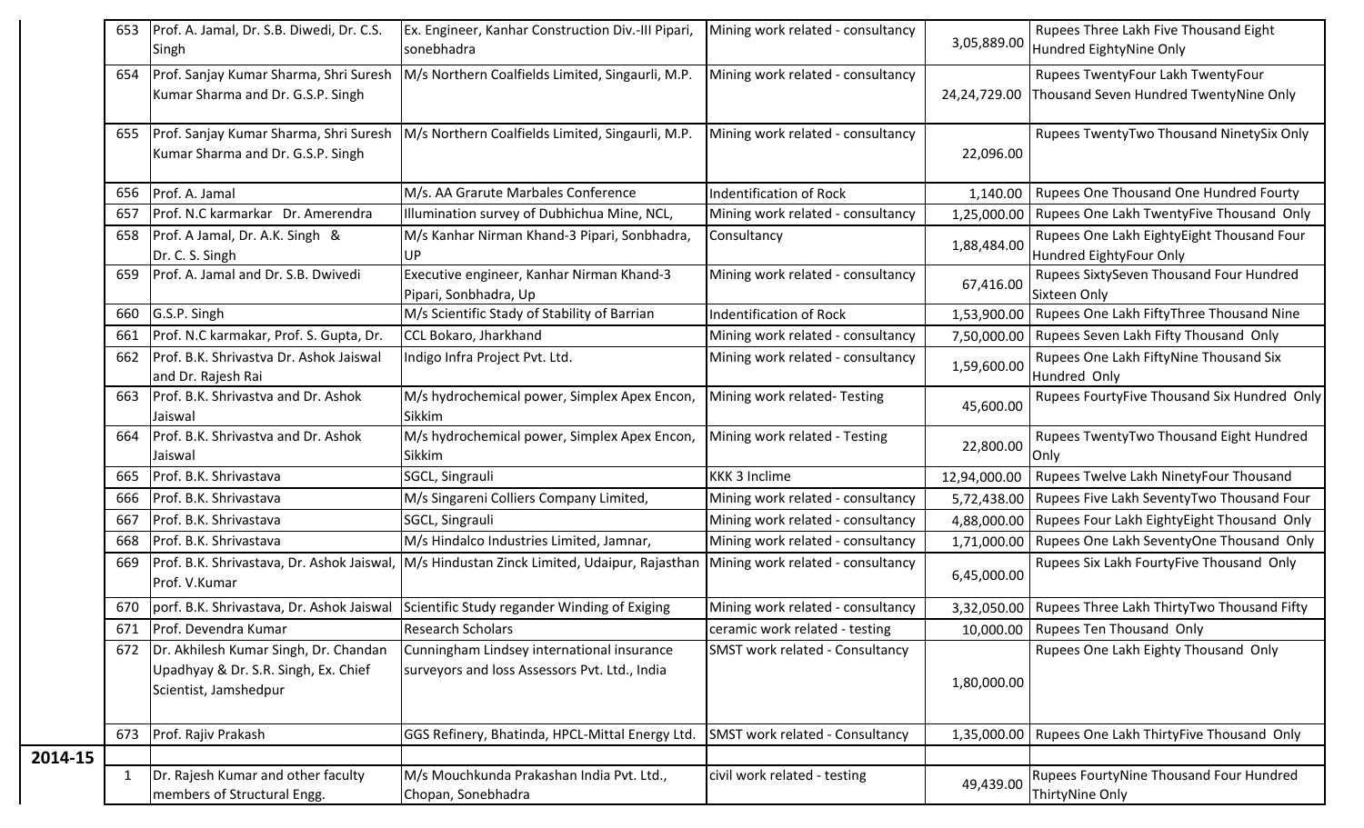|  | 653 | Prof. A. Jamal, Dr. S.B. Diwedi, Dr. C.S. Singh | Ex. Engineer, Kanhar Construction Div.-III Pipari, sonebhadra | Mining work related - consultancy | 3,05,889.00 | Rupees Three Lakh Five Thousand Eight Hundred EightyNine Only |
|---|---|---|---|---|---|---|
|  | 654 | Prof. Sanjay Kumar Sharma, Shri Suresh Kumar Sharma and Dr. G.S.P. Singh | M/s Northern Coalfields Limited, Singaurli, M.P. | Mining work related - consultancy | 24,24,729.00 | Rupees TwentyFour Lakh TwentyFour Thousand Seven Hundred TwentyNine Only |
|  | 655 | Prof. Sanjay Kumar Sharma, Shri Suresh Kumar Sharma and Dr. G.S.P. Singh | M/s Northern Coalfields Limited, Singaurli, M.P. | Mining work related - consultancy | 22,096.00 | Rupees TwentyTwo Thousand NinetySix Only |
|  | 656 | Prof. A. Jamal | M/s. AA Grarute Marbales Conference | Indentification of Rock | 1,140.00 | Rupees One Thousand One Hundred Fourty |
|  | 657 | Prof. N.C karmarkar Dr. Amerendra | Illumination survey of Dubhichua Mine, NCL, | Mining work related - consultancy | 1,25,000.00 | Rupees One Lakh TwentyFive Thousand Only |
|  | 658 | Prof. A Jamal, Dr. A.K. Singh & Dr. C. S. Singh | M/s Kanhar Nirman Khand-3 Pipari, Sonbhadra, UP | Consultancy | 1,88,484.00 | Rupees One Lakh EightyEight Thousand Four Hundred EightyFour Only |
|  | 659 | Prof. A. Jamal and Dr. S.B. Dwivedi | Executive engineer, Kanhar Nirman Khand-3 Pipari, Sonbhadra, Up | Mining work related - consultancy | 67,416.00 | Rupees SixtySeven Thousand Four Hundred Sixteen Only |
|  | 660 | G.S.P. Singh | M/s Scientific Stady of Stability of Barrian | Indentification of Rock | 1,53,900.00 | Rupees One Lakh FiftyThree Thousand Nine |
|  | 661 | Prof. N.C karmakar, Prof. S. Gupta, Dr. | CCL Bokaro, Jharkhand | Mining work related - consultancy | 7,50,000.00 | Rupees Seven Lakh Fifty Thousand Only |
|  | 662 | Prof. B.K. Shrivastva Dr. Ashok Jaiswal and Dr. Rajesh Rai | Indigo Infra Project Pvt. Ltd. | Mining work related - consultancy | 1,59,600.00 | Rupees One Lakh FiftyNine Thousand Six Hundred Only |
|  | 663 | Prof. B.K. Shrivastva and Dr. Ashok Jaiswal | M/s hydrochemical power, Simplex Apex Encon, Sikkim | Mining work related- Testing | 45,600.00 | Rupees FourtyFive Thousand Six Hundred Only |
|  | 664 | Prof. B.K. Shrivastva and Dr. Ashok Jaiswal | M/s hydrochemical power, Simplex Apex Encon, Sikkim | Mining work related - Testing | 22,800.00 | Rupees TwentyTwo Thousand Eight Hundred Only |
|  | 665 | Prof. B.K. Shrivastava | SGCL, Singrauli | KKK 3 Inclime | 12,94,000.00 | Rupees Twelve Lakh NinetyFour Thousand |
|  | 666 | Prof. B.K. Shrivastava | M/s Singareni Colliers Company Limited, | Mining work related - consultancy | 5,72,438.00 | Rupees Five Lakh SeventyTwo Thousand Four |
|  | 667 | Prof. B.K. Shrivastava | SGCL, Singrauli | Mining work related - consultancy | 4,88,000.00 | Rupees Four Lakh EightyEight Thousand Only |
|  | 668 | Prof. B.K. Shrivastava | M/s Hindalco Industries Limited, Jamnar, | Mining work related - consultancy | 1,71,000.00 | Rupees One Lakh SeventyOne Thousand Only |
|  | 669 | Prof. B.K. Shrivastava, Dr. Ashok Jaiswal, Prof. V.Kumar | M/s Hindustan Zinck Limited, Udaipur, Rajasthan | Mining work related - consultancy | 6,45,000.00 | Rupees Six Lakh FourtyFive Thousand Only |
|  | 670 | porf. B.K. Shrivastava, Dr. Ashok Jaiswal | Scientific Study regander Winding of Exiging | Mining work related - consultancy | 3,32,050.00 | Rupees Three Lakh ThirtyTwo Thousand Fifty |
|  | 671 | Prof. Devendra Kumar | Research Scholars | ceramic work related - testing | 10,000.00 | Rupees Ten Thousand Only |
|  | 672 | Dr. Akhilesh Kumar Singh, Dr. Chandan Upadhyay & Dr. S.R. Singh, Ex. Chief Scientist, Jamshedpur | Cunningham Lindsey international insurance surveyors and loss Assessors Pvt. Ltd., India | SMST work related - Consultancy | 1,80,000.00 | Rupees One Lakh Eighty Thousand Only |
|  | 673 | Prof. Rajiv Prakash | GGS Refinery, Bhatinda, HPCL-Mittal Energy Ltd. | SMST work related - Consultancy | 1,35,000.00 | Rupees One Lakh ThirtyFive Thousand Only |
| 2014-15 |  |  |  |  |  |  |
|  | 1 | Dr. Rajesh Kumar and other faculty members of Structural Engg. | M/s Mouchkunda Prakashan India Pvt. Ltd., Chopan, Sonebhadra | civil work related - testing | 49,439.00 | Rupees FourtyNine Thousand Four Hundred ThirtyNine Only |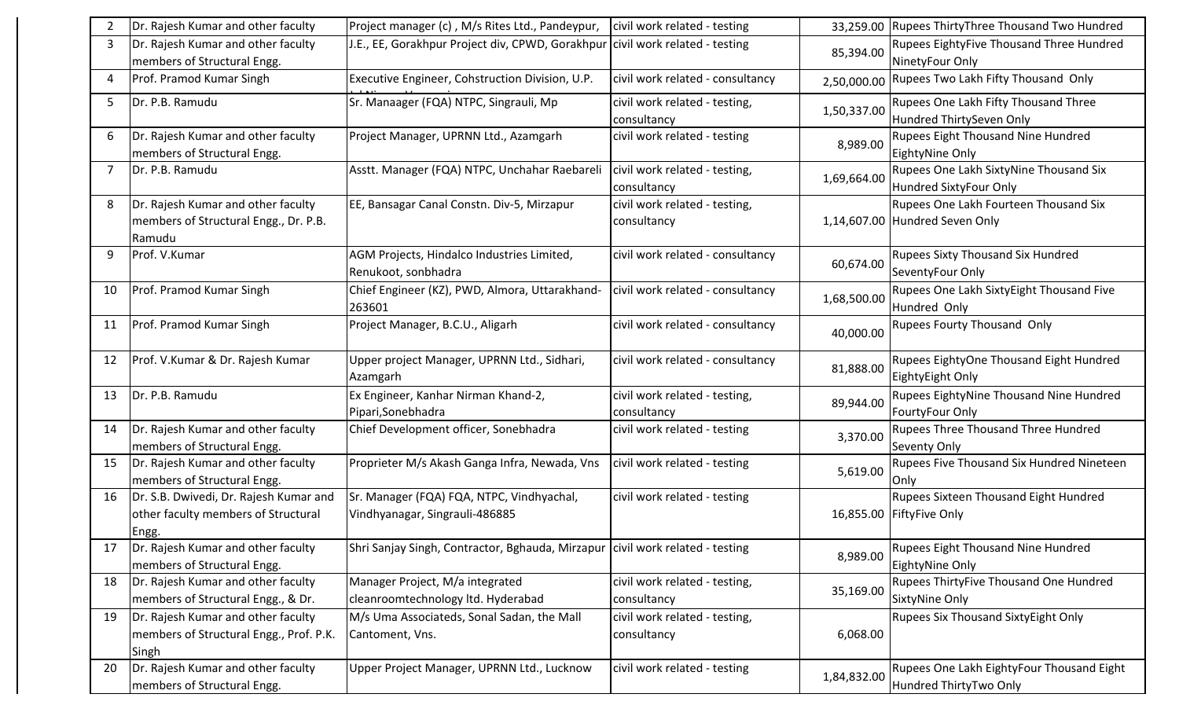| 2 | Dr. Rajesh Kumar and other faculty | Project manager (c) , M/s Rites Ltd., Pandeypur, | civil work related - testing | 33,259.00 | Rupees ThirtyThree Thousand Two Hundred |
|---|---|---|---|---|---|
| 3 | Dr. Rajesh Kumar and other faculty members of Structural Engg. | J.E., EE, Gorakhpur Project div, CPWD, Gorakhpur | civil work related - testing | 85,394.00 | Rupees EightyFive Thousand Three Hundred NinetyFour Only |
| 4 | Prof. Pramod Kumar Singh | Executive Engineer, Cohstruction Division, U.P. | civil work related - consultancy | 2,50,000.00 | Rupees Two Lakh Fifty Thousand Only |
| 5 | Dr. P.B. Ramudu | Sr. Manaager (FQA) NTPC, Singrauli, Mp | civil work related - testing, consultancy | 1,50,337.00 | Rupees One Lakh Fifty Thousand Three Hundred ThirtySeven Only |
| 6 | Dr. Rajesh Kumar and other faculty members of Structural Engg. | Project Manager, UPRNN Ltd., Azamgarh | civil work related - testing | 8,989.00 | Rupees Eight Thousand Nine Hundred EightyNine Only |
| 7 | Dr. P.B. Ramudu | Asstt. Manager (FQA) NTPC, Unchahar Raebareli | civil work related - testing, consultancy | 1,69,664.00 | Rupees One Lakh SixtyNine Thousand Six Hundred SixtyFour Only |
| 8 | Dr. Rajesh Kumar and other faculty members of Structural Engg., Dr. P.B. Ramudu | EE, Bansagar Canal Constn. Div-5, Mirzapur | civil work related - testing, consultancy | 1,14,607.00 | Rupees One Lakh Fourteen Thousand Six Hundred Seven Only |
| 9 | Prof. V.Kumar | AGM Projects, Hindalco Industries Limited, Renukoot, sonbhadra | civil work related - consultancy | 60,674.00 | Rupees Sixty Thousand Six Hundred SeventyFour Only |
| 10 | Prof. Pramod Kumar Singh | Chief Engineer (KZ), PWD, Almora, Uttarakhand-263601 | civil work related - consultancy | 1,68,500.00 | Rupees One Lakh SixtyEight Thousand Five Hundred Only |
| 11 | Prof. Pramod Kumar Singh | Project Manager, B.C.U., Aligarh | civil work related - consultancy | 40,000.00 | Rupees Fourty Thousand Only |
| 12 | Prof. V.Kumar & Dr. Rajesh Kumar | Upper project Manager, UPRNN Ltd., Sidhari, Azamgarh | civil work related - consultancy | 81,888.00 | Rupees EightyOne Thousand Eight Hundred EightyEight Only |
| 13 | Dr. P.B. Ramudu | Ex Engineer, Kanhar Nirman Khand-2, Pipari,Sonebhadra | civil work related - testing, consultancy | 89,944.00 | Rupees EightyNine Thousand Nine Hundred FourtyFour Only |
| 14 | Dr. Rajesh Kumar and other faculty members of Structural Engg. | Chief Development officer, Sonebhadra | civil work related - testing | 3,370.00 | Rupees Three Thousand Three Hundred Seventy Only |
| 15 | Dr. Rajesh Kumar and other faculty members of Structural Engg. | Proprieter M/s Akash Ganga Infra, Newada, Vns | civil work related - testing | 5,619.00 | Rupees Five Thousand Six Hundred Nineteen Only |
| 16 | Dr. S.B. Dwivedi, Dr. Rajesh Kumar and other faculty members of Structural Engg. | Sr. Manager (FQA) FQA, NTPC, Vindhyachal, Vindhyanagar, Singrauli-486885 | civil work related - testing | 16,855.00 | Rupees Sixteen Thousand Eight Hundred FiftyFive Only |
| 17 | Dr. Rajesh Kumar and other faculty members of Structural Engg. | Shri Sanjay Singh, Contractor, Bghauda, Mirzapur | civil work related - testing | 8,989.00 | Rupees Eight Thousand Nine Hundred EightyNine Only |
| 18 | Dr. Rajesh Kumar and other faculty members of Structural Engg., & Dr. | Manager Project, M/a integrated cleanroomtechnology ltd. Hyderabad | civil work related - testing, consultancy | 35,169.00 | Rupees ThirtyFive Thousand One Hundred SixtyNine Only |
| 19 | Dr. Rajesh Kumar and other faculty members of Structural Engg., Prof. P.K. Singh | M/s Uma Associateds, Sonal Sadan, the Mall Cantoment, Vns. | civil work related - testing, consultancy | 6,068.00 | Rupees Six Thousand SixtyEight Only |
| 20 | Dr. Rajesh Kumar and other faculty members of Structural Engg. | Upper Project Manager, UPRNN Ltd., Lucknow | civil work related - testing | 1,84,832.00 | Rupees One Lakh EightyFour Thousand Eight Hundred ThirtyTwo Only |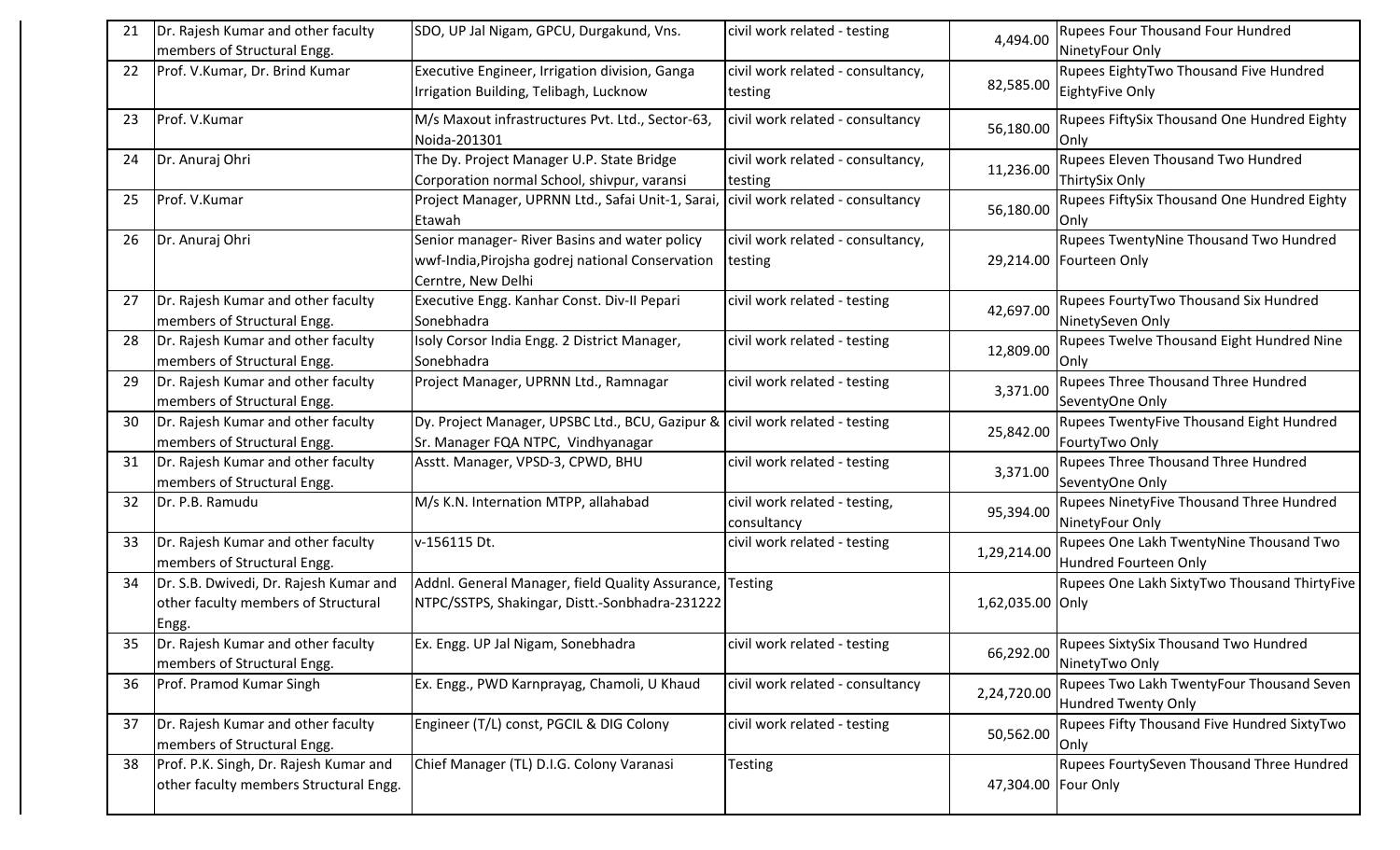| 21 | Dr. Rajesh Kumar and other faculty members of Structural Engg. | SDO, UP Jal Nigam, GPCU, Durgakund, Vns. | civil work related - testing | 4,494.00 | Rupees Four Thousand Four Hundred NinetyFour Only |
|---|---|---|---|---|---|
| 22 | Prof. V.Kumar, Dr. Brind Kumar | Executive Engineer, Irrigation division, Ganga Irrigation Building, Telibagh, Lucknow | civil work related - consultancy, testing | 82,585.00 | Rupees EightyTwo Thousand Five Hundred EightyFive Only |
| 23 | Prof. V.Kumar | M/s Maxout infrastructures Pvt. Ltd., Sector-63, Noida-201301 | civil work related - consultancy | 56,180.00 | Rupees FiftySix Thousand One Hundred Eighty Only |
| 24 | Dr. Anuraj Ohri | The Dy. Project Manager U.P. State Bridge Corporation normal School, shivpur, varansi | civil work related - consultancy, testing | 11,236.00 | Rupees Eleven Thousand Two Hundred ThirtySix Only |
| 25 | Prof. V.Kumar | Project Manager, UPRNN Ltd., Safai Unit-1, Sarai, Etawah | civil work related - consultancy | 56,180.00 | Rupees FiftySix Thousand One Hundred Eighty Only |
| 26 | Dr. Anuraj Ohri | Senior manager- River Basins and water policy wwf-India,Pirojsha godrej national Conservation Cerntre, New Delhi | civil work related - consultancy, testing | 29,214.00 | Rupees TwentyNine Thousand Two Hundred Fourteen Only |
| 27 | Dr. Rajesh Kumar and other faculty members of Structural Engg. | Executive Engg. Kanhar Const. Div-II Pepari Sonebhadra | civil work related - testing | 42,697.00 | Rupees FourtyTwo Thousand Six Hundred NinetySeven Only |
| 28 | Dr. Rajesh Kumar and other faculty members of Structural Engg. | Isoly Corsor India Engg. 2 District Manager, Sonebhadra | civil work related - testing | 12,809.00 | Rupees Twelve Thousand Eight Hundred Nine Only |
| 29 | Dr. Rajesh Kumar and other faculty members of Structural Engg. | Project Manager, UPRNN Ltd., Ramnagar | civil work related - testing | 3,371.00 | Rupees Three Thousand Three Hundred SeventyOne Only |
| 30 | Dr. Rajesh Kumar and other faculty members of Structural Engg. | Dy. Project Manager, UPSBC Ltd., BCU, Gazipur & Sr. Manager FQA NTPC, Vindhyanagar | civil work related - testing | 25,842.00 | Rupees TwentyFive Thousand Eight Hundred FourtyTwo Only |
| 31 | Dr. Rajesh Kumar and other faculty members of Structural Engg. | Asstt. Manager, VPSD-3, CPWD, BHU | civil work related - testing | 3,371.00 | Rupees Three Thousand Three Hundred SeventyOne Only |
| 32 | Dr. P.B. Ramudu | M/s K.N. Internation MTPP, allahabad | civil work related - testing, consultancy | 95,394.00 | Rupees NinetyFive Thousand Three Hundred NinetyFour Only |
| 33 | Dr. Rajesh Kumar and other faculty members of Structural Engg. | v-156115 Dt. | civil work related - testing | 1,29,214.00 | Rupees One Lakh TwentyNine Thousand Two Hundred Fourteen Only |
| 34 | Dr. S.B. Dwivedi, Dr. Rajesh Kumar and other faculty members of Structural Engg. | Addnl. General Manager, field Quality Assurance, NTPC/SSTPS, Shakingar, Distt.-Sonbhadra-231222 | Testing | 1,62,035.00 | Rupees One Lakh SixtyTwo Thousand ThirtyFive Only |
| 35 | Dr. Rajesh Kumar and other faculty members of Structural Engg. | Ex. Engg. UP Jal Nigam, Sonebhadra | civil work related - testing | 66,292.00 | Rupees SixtySix Thousand Two Hundred NinetyTwo Only |
| 36 | Prof. Pramod Kumar Singh | Ex. Engg., PWD Karnprayag, Chamoli, U Khaud | civil work related - consultancy | 2,24,720.00 | Rupees Two Lakh TwentyFour Thousand Seven Hundred Twenty Only |
| 37 | Dr. Rajesh Kumar and other faculty members of Structural Engg. | Engineer (T/L) const, PGCIL & DIG Colony | civil work related - testing | 50,562.00 | Rupees Fifty Thousand Five Hundred SixtyTwo Only |
| 38 | Prof. P.K. Singh, Dr. Rajesh Kumar and other faculty members Structural Engg. | Chief Manager (TL) D.I.G. Colony Varanasi | Testing | 47,304.00 | Rupees FourtySeven Thousand Three Hundred Four Only |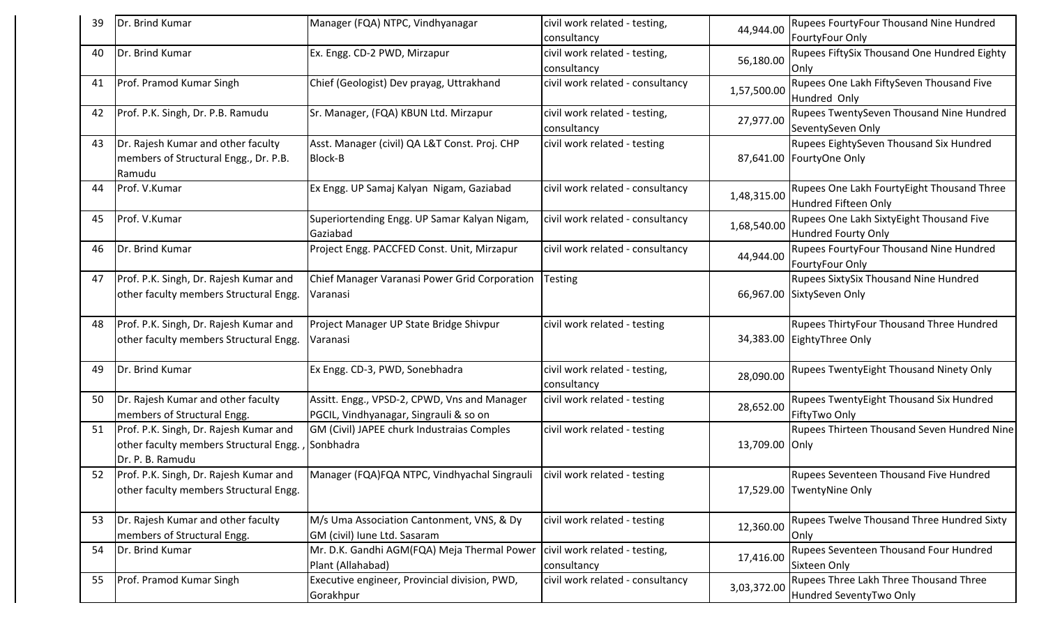| 39 | Dr. Brind Kumar | Manager (FQA) NTPC, Vindhyanagar | civil work related - testing, consultancy | 44,944.00 | Rupees FourtyFour Thousand Nine Hundred FourtyFour Only |
|---|---|---|---|---|---|
| 40 | Dr. Brind Kumar | Ex. Engg. CD-2 PWD, Mirzapur | civil work related - testing, consultancy | 56,180.00 | Rupees FiftySix Thousand One Hundred Eighty Only |
| 41 | Prof. Pramod Kumar Singh | Chief (Geologist) Dev prayag, Uttrakhand | civil work related - consultancy | 1,57,500.00 | Rupees One Lakh FiftySeven Thousand Five Hundred Only |
| 42 | Prof. P.K. Singh, Dr. P.B. Ramudu | Sr. Manager, (FQA) KBUN Ltd. Mirzapur | civil work related - testing, consultancy | 27,977.00 | Rupees TwentySeven Thousand Nine Hundred SeventySeven Only |
| 43 | Dr. Rajesh Kumar and other faculty members of Structural Engg., Dr. P.B. Ramudu | Asst. Manager (civil) QA L&T Const. Proj. CHP Block-B | civil work related - testing | 87,641.00 | Rupees EightySeven Thousand Six Hundred FourtyOne Only |
| 44 | Prof. V.Kumar | Ex Engg. UP Samaj Kalyan Nigam, Gaziabad | civil work related - consultancy | 1,48,315.00 | Rupees One Lakh FourtyEight Thousand Three Hundred Fifteen Only |
| 45 | Prof. V.Kumar | Superiortending Engg. UP Samar Kalyan Nigam, Gaziabad | civil work related - consultancy | 1,68,540.00 | Rupees One Lakh SixtyEight Thousand Five Hundred Fourty Only |
| 46 | Dr. Brind Kumar | Project Engg. PACCFED Const. Unit, Mirzapur | civil work related - consultancy | 44,944.00 | Rupees FourtyFour Thousand Nine Hundred FourtyFour Only |
| 47 | Prof. P.K. Singh, Dr. Rajesh Kumar and other faculty members Structural Engg. | Chief Manager Varanasi Power Grid Corporation Varanasi | Testing | 66,967.00 | Rupees SixtySix Thousand Nine Hundred SixtySeven Only |
| 48 | Prof. P.K. Singh, Dr. Rajesh Kumar and other faculty members Structural Engg. | Project Manager UP State Bridge Shivpur Varanasi | civil work related - testing | 34,383.00 | Rupees ThirtyFour Thousand Three Hundred EightyThree Only |
| 49 | Dr. Brind Kumar | Ex Engg. CD-3, PWD, Sonebhadra | civil work related - testing, consultancy | 28,090.00 | Rupees TwentyEight Thousand Ninety Only |
| 50 | Dr. Rajesh Kumar and other faculty members of Structural Engg. | Assitt. Engg., VPSD-2, CPWD, Vns and Manager PGCIL, Vindhyanagar, Singrauli & so on | civil work related - testing | 28,652.00 | Rupees TwentyEight Thousand Six Hundred FiftyTwo Only |
| 51 | Prof. P.K. Singh, Dr. Rajesh Kumar and other faculty members Structural Engg. , Dr. P. B. Ramudu | GM (Civil) JAPEE churk Industraias Comples Sonbhadra | civil work related - testing | 13,709.00 | Rupees Thirteen Thousand Seven Hundred Nine Only |
| 52 | Prof. P.K. Singh, Dr. Rajesh Kumar and other faculty members Structural Engg. | Manager (FQA)FQA NTPC, Vindhyachal Singrauli | civil work related - testing | 17,529.00 | Rupees Seventeen Thousand Five Hundred TwentyNine Only |
| 53 | Dr. Rajesh Kumar and other faculty members of Structural Engg. | M/s Uma Association Cantonment, VNS, & Dy GM (civil) Iune Ltd. Sasaram | civil work related - testing | 12,360.00 | Rupees Twelve Thousand Three Hundred Sixty Only |
| 54 | Dr. Brind Kumar | Mr. D.K. Gandhi AGM(FQA) Meja Thermal Power Plant (Allahabad) | civil work related - testing, consultancy | 17,416.00 | Rupees Seventeen Thousand Four Hundred Sixteen Only |
| 55 | Prof. Pramod Kumar Singh | Executive engineer, Provincial division, PWD, Gorakhpur | civil work related - consultancy | 3,03,372.00 | Rupees Three Lakh Three Thousand Three Hundred SeventyTwo Only |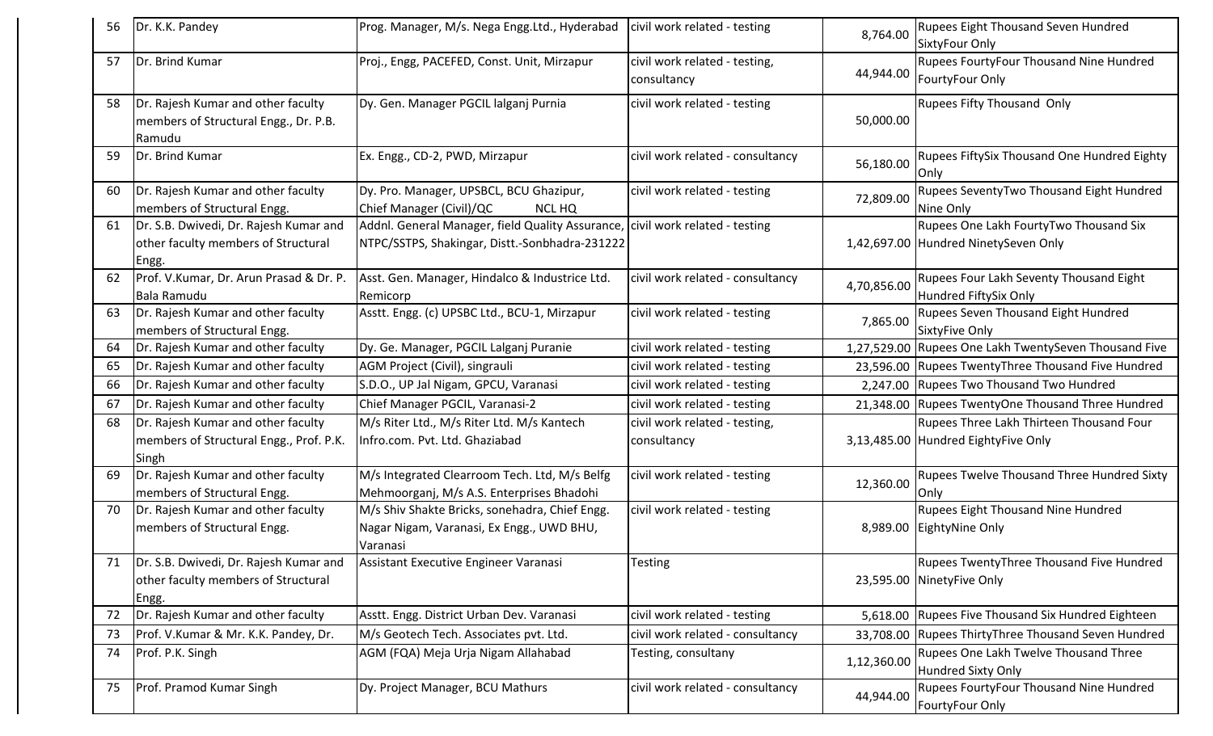| 56 | Dr. K.K. Pandey | Prog. Manager, M/s. Nega Engg.Ltd., Hyderabad | civil work related - testing | 8,764.00 | Rupees Eight Thousand Seven Hundred SixtyFour Only |
|---|---|---|---|---|---|
| 57 | Dr. Brind Kumar | Proj., Engg, PACEFED, Const. Unit, Mirzapur | civil work related - testing, consultancy | 44,944.00 | Rupees FourtyFour Thousand Nine Hundred FourtyFour Only |
| 58 | Dr. Rajesh Kumar and other faculty members of Structural Engg., Dr. P.B. Ramudu | Dy. Gen. Manager PGCIL lalganj Purnia | civil work related - testing | 50,000.00 | Rupees Fifty Thousand Only |
| 59 | Dr. Brind Kumar | Ex. Engg., CD-2, PWD, Mirzapur | civil work related - consultancy | 56,180.00 | Rupees FiftySix Thousand One Hundred Eighty Only |
| 60 | Dr. Rajesh Kumar and other faculty members of Structural Engg. | Dy. Pro. Manager, UPSBCL, BCU Ghazipur, Chief Manager (Civil)/QC NCL HQ | civil work related - testing | 72,809.00 | Rupees SeventyTwo Thousand Eight Hundred Nine Only |
| 61 | Dr. S.B. Dwivedi, Dr. Rajesh Kumar and other faculty members of Structural Engg. | Addnl. General Manager, field Quality Assurance, NTPC/SSTPS, Shakingar, Distt.-Sonbhadra-231222 | civil work related - testing | 1,42,697.00 | Rupees One Lakh FourtyTwo Thousand Six Hundred NinetySeven Only |
| 62 | Prof. V.Kumar, Dr. Arun Prasad & Dr. P. Bala Ramudu | Asst. Gen. Manager, Hindalco & Industrice Ltd. Remicorp | civil work related - consultancy | 4,70,856.00 | Rupees Four Lakh Seventy Thousand Eight Hundred FiftySix Only |
| 63 | Dr. Rajesh Kumar and other faculty members of Structural Engg. | Asstt. Engg. (c) UPSBC Ltd., BCU-1, Mirzapur | civil work related - testing | 7,865.00 | Rupees Seven Thousand Eight Hundred SixtyFive Only |
| 64 | Dr. Rajesh Kumar and other faculty | Dy. Ge. Manager, PGCIL Lalganj Puranie | civil work related - testing | 1,27,529.00 | Rupees One Lakh TwentySeven Thousand Five |
| 65 | Dr. Rajesh Kumar and other faculty | AGM Project (Civil), singrauli | civil work related - testing | 23,596.00 | Rupees TwentyThree Thousand Five Hundred |
| 66 | Dr. Rajesh Kumar and other faculty | S.D.O., UP Jal Nigam, GPCU, Varanasi | civil work related - testing | 2,247.00 | Rupees Two Thousand Two Hundred |
| 67 | Dr. Rajesh Kumar and other faculty | Chief Manager PGCIL, Varanasi-2 | civil work related - testing | 21,348.00 | Rupees TwentyOne Thousand Three Hundred |
| 68 | Dr. Rajesh Kumar and other faculty members of Structural Engg., Prof. P.K. Singh | M/s Riter Ltd., M/s Riter Ltd. M/s Kantech Infro.com. Pvt. Ltd. Ghaziabad | civil work related - testing, consultancy | 3,13,485.00 | Rupees Three Lakh Thirteen Thousand Four Hundred EightyFive Only |
| 69 | Dr. Rajesh Kumar and other faculty members of Structural Engg. | M/s Integrated Clearroom Tech. Ltd, M/s Belfg Mehmoorganj, M/s A.S. Enterprises Bhadohi | civil work related - testing | 12,360.00 | Rupees Twelve Thousand Three Hundred Sixty Only |
| 70 | Dr. Rajesh Kumar and other faculty members of Structural Engg. | M/s Shiv Shakte Bricks, sonehadra, Chief Engg. Nagar Nigam, Varanasi, Ex Engg., UWD BHU, Varanasi | civil work related - testing | 8,989.00 | Rupees Eight Thousand Nine Hundred EightyNine Only |
| 71 | Dr. S.B. Dwivedi, Dr. Rajesh Kumar and other faculty members of Structural Engg. | Assistant Executive Engineer Varanasi | Testing | 23,595.00 | Rupees TwentyThree Thousand Five Hundred NinetyFive Only |
| 72 | Dr. Rajesh Kumar and other faculty | Asstt. Engg. District Urban Dev. Varanasi | civil work related - testing | 5,618.00 | Rupees Five Thousand Six Hundred Eighteen |
| 73 | Prof. V.Kumar & Mr. K.K. Pandey, Dr. | M/s Geotech Tech. Associates pvt. Ltd. | civil work related - consultancy | 33,708.00 | Rupees ThirtyThree Thousand Seven Hundred |
| 74 | Prof. P.K. Singh | AGM (FQA) Meja Urja Nigam Allahabad | Testing, consultany | 1,12,360.00 | Rupees One Lakh Twelve Thousand Three Hundred Sixty Only |
| 75 | Prof. Pramod Kumar Singh | Dy. Project Manager, BCU Mathurs | civil work related - consultancy | 44,944.00 | Rupees FourtyFour Thousand Nine Hundred FourtyFour Only |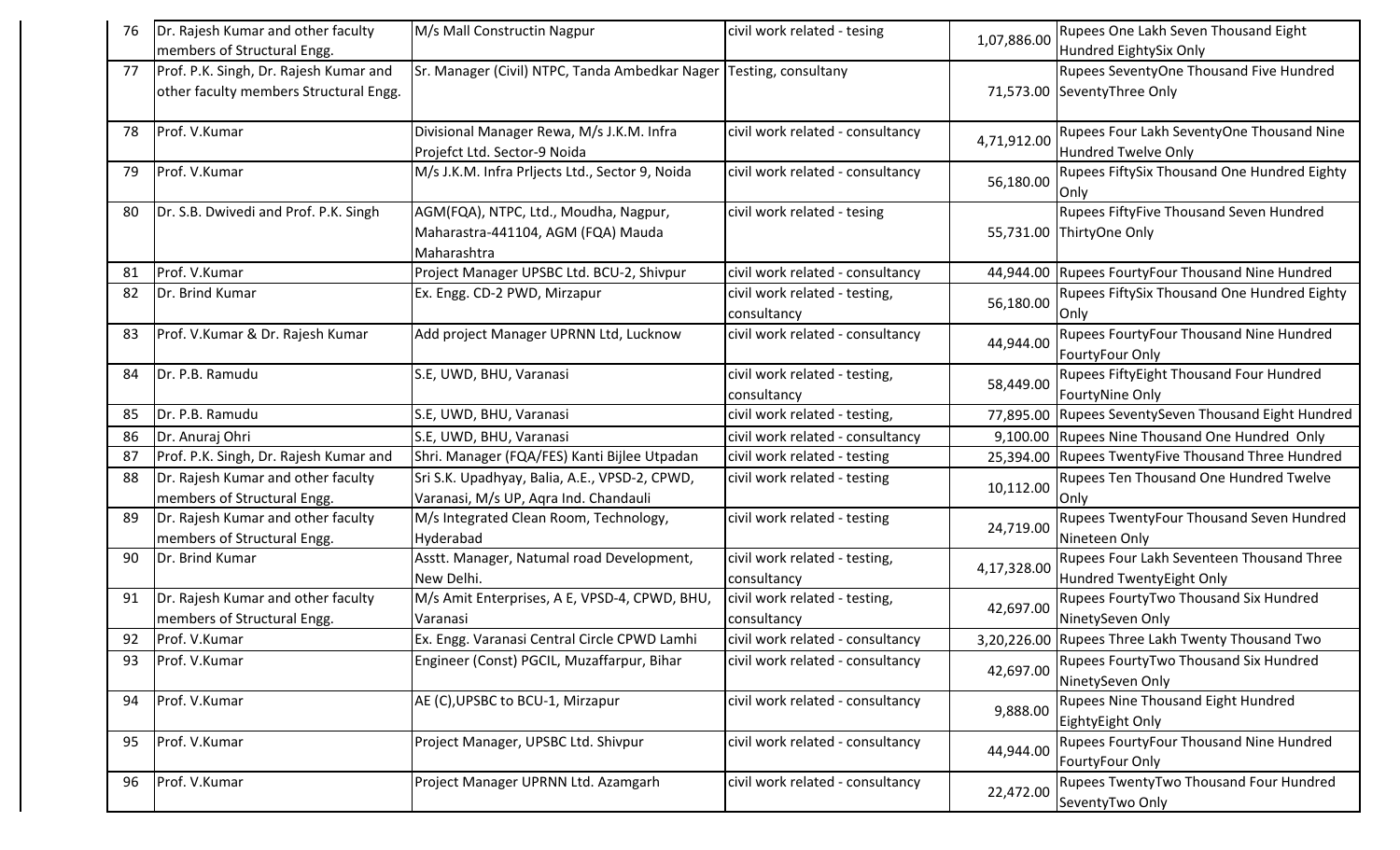| 76 | Dr. Rajesh Kumar and other faculty members of Structural Engg. | M/s Mall Constructin Nagpur | civil work related - tesing | 1,07,886.00 | Rupees One Lakh Seven Thousand Eight Hundred EightySix Only |
|---|---|---|---|---|---|
| 77 | Prof. P.K. Singh, Dr. Rajesh Kumar and other faculty members Structural Engg. | Sr. Manager (Civil) NTPC, Tanda Ambedkar Nager | Testing, consultany | 71,573.00 | Rupees SeventyOne Thousand Five Hundred SeventyThree Only |
| 78 | Prof. V.Kumar | Divisional Manager Rewa, M/s J.K.M. Infra Projefct Ltd. Sector-9 Noida | civil work related - consultancy | 4,71,912.00 | Rupees Four Lakh SeventyOne Thousand Nine Hundred Twelve Only |
| 79 | Prof. V.Kumar | M/s J.K.M. Infra Prljects Ltd., Sector 9, Noida | civil work related - consultancy | 56,180.00 | Rupees FiftySix Thousand One Hundred Eighty Only |
| 80 | Dr. S.B. Dwivedi and Prof. P.K. Singh | AGM(FQA), NTPC, Ltd., Moudha, Nagpur, Maharastra-441104, AGM (FQA) Mauda Maharashtra | civil work related - tesing | 55,731.00 | Rupees FiftyFive Thousand Seven Hundred ThirtyOne Only |
| 81 | Prof. V.Kumar | Project Manager UPSBC Ltd. BCU-2, Shivpur | civil work related - consultancy | 44,944.00 | Rupees FourtyFour Thousand Nine Hundred |
| 82 | Dr. Brind Kumar | Ex. Engg. CD-2 PWD, Mirzapur | civil work related - testing, consultancy | 56,180.00 | Rupees FiftySix Thousand One Hundred Eighty Only |
| 83 | Prof. V.Kumar & Dr. Rajesh Kumar | Add project Manager UPRNN Ltd, Lucknow | civil work related - consultancy | 44,944.00 | Rupees FourtyFour Thousand Nine Hundred FourtyFour Only |
| 84 | Dr. P.B. Ramudu | S.E, UWD, BHU, Varanasi | civil work related - testing, consultancy | 58,449.00 | Rupees FiftyEight Thousand Four Hundred FourtyNine Only |
| 85 | Dr. P.B. Ramudu | S.E, UWD, BHU, Varanasi | civil work related - testing, | 77,895.00 | Rupees SeventySeven Thousand Eight Hundred |
| 86 | Dr. Anuraj Ohri | S.E, UWD, BHU, Varanasi | civil work related - consultancy | 9,100.00 | Rupees Nine Thousand One Hundred Only |
| 87 | Prof. P.K. Singh, Dr. Rajesh Kumar and | Shri. Manager (FQA/FES) Kanti Bijlee Utpadan | civil work related - testing | 25,394.00 | Rupees TwentyFive Thousand Three Hundred |
| 88 | Dr. Rajesh Kumar and other faculty members of Structural Engg. | Sri S.K. Upadhyay, Balia, A.E., VPSD-2, CPWD, Varanasi, M/s UP, Aqra Ind. Chandauli | civil work related - testing | 10,112.00 | Rupees Ten Thousand One Hundred Twelve Only |
| 89 | Dr. Rajesh Kumar and other faculty members of Structural Engg. | M/s Integrated Clean Room, Technology, Hyderabad | civil work related - testing | 24,719.00 | Rupees TwentyFour Thousand Seven Hundred Nineteen Only |
| 90 | Dr. Brind Kumar | Asstt. Manager, Natumal road Development, New Delhi. | civil work related - testing, consultancy | 4,17,328.00 | Rupees Four Lakh Seventeen Thousand Three Hundred TwentyEight Only |
| 91 | Dr. Rajesh Kumar and other faculty members of Structural Engg. | M/s Amit Enterprises, A E, VPSD-4, CPWD, BHU, Varanasi | civil work related - testing, consultancy | 42,697.00 | Rupees FourtyTwo Thousand Six Hundred NinetySeven Only |
| 92 | Prof. V.Kumar | Ex. Engg. Varanasi Central Circle CPWD Lamhi | civil work related - consultancy | 3,20,226.00 | Rupees Three Lakh Twenty Thousand Two |
| 93 | Prof. V.Kumar | Engineer (Const) PGCIL, Muzaffarpur, Bihar | civil work related - consultancy | 42,697.00 | Rupees FourtyTwo Thousand Six Hundred NinetySeven Only |
| 94 | Prof. V.Kumar | AE (C),UPSBC to BCU-1, Mirzapur | civil work related - consultancy | 9,888.00 | Rupees Nine Thousand Eight Hundred EightyEight Only |
| 95 | Prof. V.Kumar | Project Manager, UPSBC Ltd. Shivpur | civil work related - consultancy | 44,944.00 | Rupees FourtyFour Thousand Nine Hundred FourtyFour Only |
| 96 | Prof. V.Kumar | Project Manager UPRNN Ltd. Azamgarh | civil work related - consultancy | 22,472.00 | Rupees TwentyTwo Thousand Four Hundred SeventyTwo Only |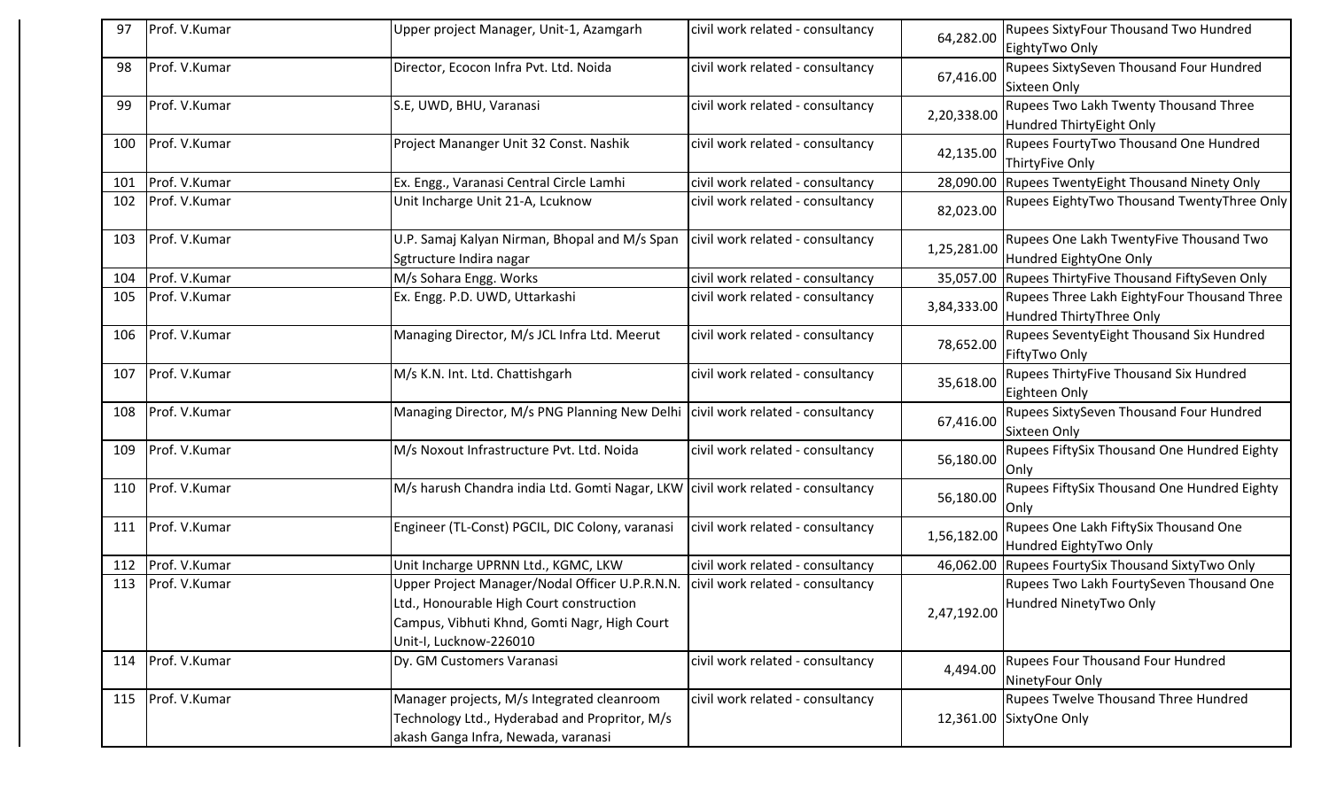| 97 | Prof. V.Kumar | Upper project Manager, Unit-1, Azamgarh | civil work related - consultancy | 64,282.00 | Rupees SixtyFour Thousand Two Hundred EightyTwo Only |
|---|---|---|---|---|---|
| 98 | Prof. V.Kumar | Director, Ecocon Infra Pvt. Ltd. Noida | civil work related - consultancy | 67,416.00 | Rupees SixtySeven Thousand Four Hundred Sixteen Only |
| 99 | Prof. V.Kumar | S.E, UWD, BHU, Varanasi | civil work related - consultancy | 2,20,338.00 | Rupees Two Lakh Twenty Thousand Three Hundred ThirtyEight Only |
| 100 | Prof. V.Kumar | Project Mananger Unit 32 Const. Nashik | civil work related - consultancy | 42,135.00 | Rupees FourtyTwo Thousand One Hundred ThirtyFive Only |
| 101 | Prof. V.Kumar | Ex. Engg., Varanasi Central Circle Lamhi | civil work related - consultancy | 28,090.00 | Rupees TwentyEight Thousand Ninety Only |
| 102 | Prof. V.Kumar | Unit Incharge Unit 21-A, Lcuknow | civil work related - consultancy | 82,023.00 | Rupees EightyTwo Thousand TwentyThree Only |
| 103 | Prof. V.Kumar | U.P. Samaj Kalyan Nirman, Bhopal and M/s Span Sgtructure Indira nagar | civil work related - consultancy | 1,25,281.00 | Rupees One Lakh TwentyFive Thousand Two Hundred EightyOne Only |
| 104 | Prof. V.Kumar | M/s Sohara Engg. Works | civil work related - consultancy | 35,057.00 | Rupees ThirtyFive Thousand FiftySeven Only |
| 105 | Prof. V.Kumar | Ex. Engg. P.D. UWD, Uttarkashi | civil work related - consultancy | 3,84,333.00 | Rupees Three Lakh EightyFour Thousand Three Hundred ThirtyThree Only |
| 106 | Prof. V.Kumar | Managing Director, M/s JCL Infra Ltd. Meerut | civil work related - consultancy | 78,652.00 | Rupees SeventyEight Thousand Six Hundred FiftyTwo Only |
| 107 | Prof. V.Kumar | M/s K.N. Int. Ltd. Chattishgarh | civil work related - consultancy | 35,618.00 | Rupees ThirtyFive Thousand Six Hundred Eighteen Only |
| 108 | Prof. V.Kumar | Managing Director, M/s PNG Planning New Delhi | civil work related - consultancy | 67,416.00 | Rupees SixtySeven Thousand Four Hundred Sixteen Only |
| 109 | Prof. V.Kumar | M/s Noxout Infrastructure Pvt. Ltd. Noida | civil work related - consultancy | 56,180.00 | Rupees FiftySix Thousand One Hundred Eighty Only |
| 110 | Prof. V.Kumar | M/s harush Chandra india Ltd. Gomti Nagar, LKW | civil work related - consultancy | 56,180.00 | Rupees FiftySix Thousand One Hundred Eighty Only |
| 111 | Prof. V.Kumar | Engineer (TL-Const) PGCIL, DIC Colony, varanasi | civil work related - consultancy | 1,56,182.00 | Rupees One Lakh FiftySix Thousand One Hundred EightyTwo Only |
| 112 | Prof. V.Kumar | Unit Incharge UPRNN Ltd., KGMC, LKW | civil work related - consultancy | 46,062.00 | Rupees FourtySix Thousand SixtyTwo Only |
| 113 | Prof. V.Kumar | Upper Project Manager/Nodal Officer U.P.R.N.N. Ltd., Honourable High Court construction Campus, Vibhuti Khnd, Gomti Nagr, High Court Unit-I, Lucknow-226010 | civil work related - consultancy | 2,47,192.00 | Rupees Two Lakh FourtySeven Thousand One Hundred NinetyTwo Only |
| 114 | Prof. V.Kumar | Dy. GM Customers Varanasi | civil work related - consultancy | 4,494.00 | Rupees Four Thousand Four Hundred NinetyFour Only |
| 115 | Prof. V.Kumar | Manager projects, M/s Integrated cleanroom Technology Ltd., Hyderabad and Propritor, M/s akash Ganga Infra, Newada, varanasi | civil work related - consultancy | 12,361.00 | Rupees Twelve Thousand Three Hundred SixtyOne Only |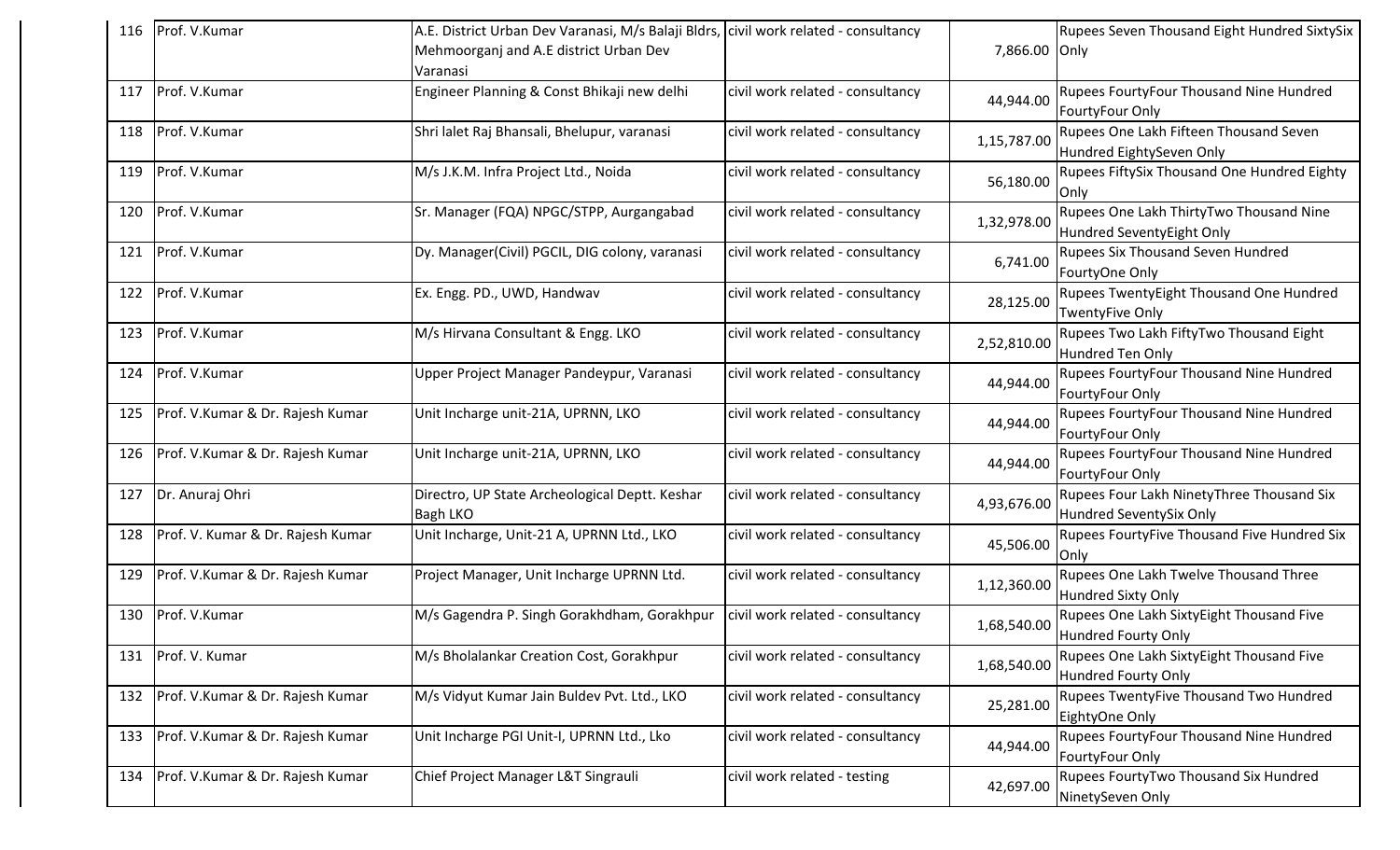| 116 | Prof. V.Kumar | A.E. District Urban Dev Varanasi, M/s Balaji Bldrs, Mehmoorganj and A.E district Urban Dev Varanasi | civil work related - consultancy | 7,866.00 | Rupees Seven Thousand Eight Hundred SixtySix Only |
|---|---|---|---|---|---|
| 117 | Prof. V.Kumar | Engineer Planning & Const Bhikaji new delhi | civil work related - consultancy | 44,944.00 | Rupees FourtyFour Thousand Nine Hundred FourtyFour Only |
| 118 | Prof. V.Kumar | Shri lalet Raj Bhansali, Bhelupur, varanasi | civil work related - consultancy | 1,15,787.00 | Rupees One Lakh Fifteen Thousand Seven Hundred EightySeven Only |
| 119 | Prof. V.Kumar | M/s J.K.M. Infra Project Ltd., Noida | civil work related - consultancy | 56,180.00 | Rupees FiftySix Thousand One Hundred Eighty Only |
| 120 | Prof. V.Kumar | Sr. Manager (FQA) NPGC/STPP, Aurgangabad | civil work related - consultancy | 1,32,978.00 | Rupees One Lakh ThirtyTwo Thousand Nine Hundred SeventyEight Only |
| 121 | Prof. V.Kumar | Dy. Manager(Civil) PGCIL, DIG colony, varanasi | civil work related - consultancy | 6,741.00 | Rupees Six Thousand Seven Hundred FourtyOne Only |
| 122 | Prof. V.Kumar | Ex. Engg. PD., UWD, Handwav | civil work related - consultancy | 28,125.00 | Rupees TwentyEight Thousand One Hundred TwentyFive Only |
| 123 | Prof. V.Kumar | M/s Hirvana Consultant & Engg. LKO | civil work related - consultancy | 2,52,810.00 | Rupees Two Lakh FiftyTwo Thousand Eight Hundred Ten Only |
| 124 | Prof. V.Kumar | Upper Project Manager Pandeypur, Varanasi | civil work related - consultancy | 44,944.00 | Rupees FourtyFour Thousand Nine Hundred FourtyFour Only |
| 125 | Prof. V.Kumar & Dr. Rajesh Kumar | Unit Incharge unit-21A, UPRNN, LKO | civil work related - consultancy | 44,944.00 | Rupees FourtyFour Thousand Nine Hundred FourtyFour Only |
| 126 | Prof. V.Kumar & Dr. Rajesh Kumar | Unit Incharge unit-21A, UPRNN, LKO | civil work related - consultancy | 44,944.00 | Rupees FourtyFour Thousand Nine Hundred FourtyFour Only |
| 127 | Dr. Anuraj Ohri | Directro, UP State Archeological Deptt. Keshar Bagh LKO | civil work related - consultancy | 4,93,676.00 | Rupees Four Lakh NinetyThree Thousand Six Hundred SeventySix Only |
| 128 | Prof. V. Kumar & Dr. Rajesh Kumar | Unit Incharge, Unit-21 A, UPRNN Ltd., LKO | civil work related - consultancy | 45,506.00 | Rupees FourtyFive Thousand Five Hundred Six Only |
| 129 | Prof. V.Kumar & Dr. Rajesh Kumar | Project Manager, Unit Incharge UPRNN Ltd. | civil work related - consultancy | 1,12,360.00 | Rupees One Lakh Twelve Thousand Three Hundred Sixty Only |
| 130 | Prof. V.Kumar | M/s Gagendra P. Singh Gorakhdham, Gorakhpur | civil work related - consultancy | 1,68,540.00 | Rupees One Lakh SixtyEight Thousand Five Hundred Fourty Only |
| 131 | Prof. V. Kumar | M/s Bholalankar Creation Cost, Gorakhpur | civil work related - consultancy | 1,68,540.00 | Rupees One Lakh SixtyEight Thousand Five Hundred Fourty Only |
| 132 | Prof. V.Kumar & Dr. Rajesh Kumar | M/s Vidyut Kumar Jain Buldev Pvt. Ltd., LKO | civil work related - consultancy | 25,281.00 | Rupees TwentyFive Thousand Two Hundred EightyOne Only |
| 133 | Prof. V.Kumar & Dr. Rajesh Kumar | Unit Incharge PGI Unit-I, UPRNN Ltd., Lko | civil work related - consultancy | 44,944.00 | Rupees FourtyFour Thousand Nine Hundred FourtyFour Only |
| 134 | Prof. V.Kumar & Dr. Rajesh Kumar | Chief Project Manager L&T Singrauli | civil work related - testing | 42,697.00 | Rupees FourtyTwo Thousand Six Hundred NinetySeven Only |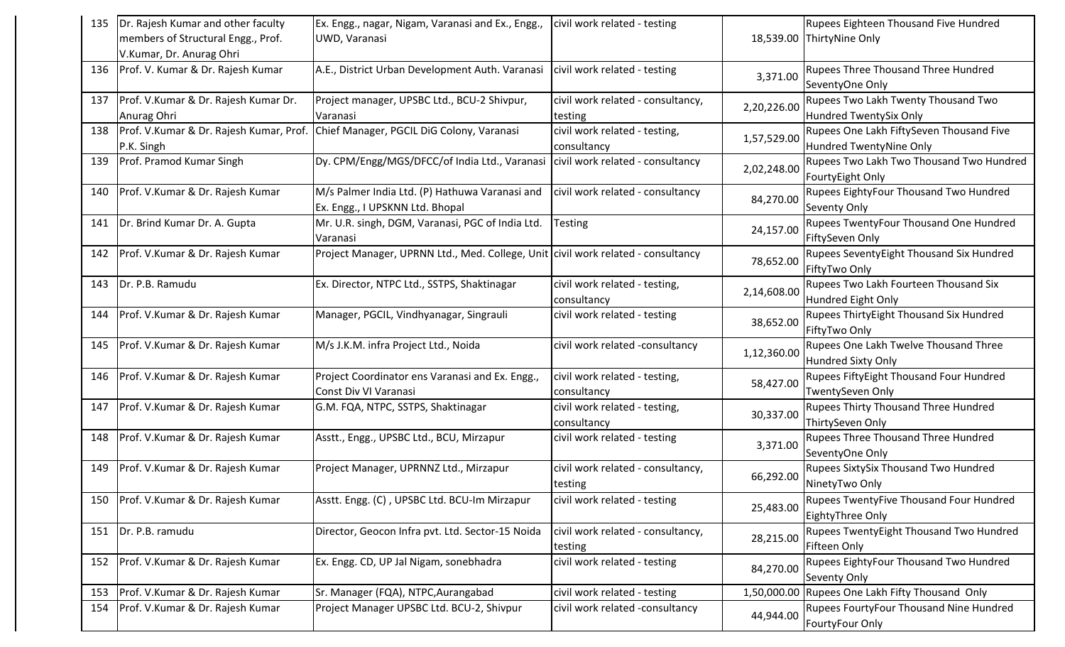| 135 | Dr. Rajesh Kumar and other faculty members of Structural Engg., Prof. V.Kumar, Dr. Anurag Ohri | Ex. Engg., nagar, Nigam, Varanasi and Ex., Engg., UWD, Varanasi | civil work related - testing | 18,539.00 | Rupees Eighteen Thousand Five Hundred ThirtyNine Only |
|---|---|---|---|---|---|
| 136 | Prof. V. Kumar & Dr. Rajesh Kumar | A.E., District Urban Development Auth. Varanasi | civil work related - testing | 3,371.00 | Rupees Three Thousand Three Hundred SeventyOne Only |
| 137 | Prof. V.Kumar & Dr. Rajesh Kumar Dr. Anurag Ohri | Project manager, UPSBC Ltd., BCU-2 Shivpur, Varanasi | civil work related - consultancy, testing | 2,20,226.00 | Rupees Two Lakh Twenty Thousand Two Hundred TwentySix Only |
| 138 | Prof. V.Kumar & Dr. Rajesh Kumar, Prof. P.K. Singh | Chief Manager, PGCIL DiG Colony, Varanasi | civil work related - testing, consultancy | 1,57,529.00 | Rupees One Lakh FiftySeven Thousand Five Hundred TwentyNine Only |
| 139 | Prof. Pramod Kumar Singh | Dy. CPM/Engg/MGS/DFCC/of India Ltd., Varanasi | civil work related - consultancy | 2,02,248.00 | Rupees Two Lakh Two Thousand Two Hundred FourtyEight Only |
| 140 | Prof. V.Kumar & Dr. Rajesh Kumar | M/s Palmer India Ltd. (P) Hathuwa Varanasi and Ex. Engg., I UPSKNN Ltd. Bhopal | civil work related - consultancy | 84,270.00 | Rupees EightyFour Thousand Two Hundred Seventy Only |
| 141 | Dr. Brind Kumar Dr. A. Gupta | Mr. U.R. singh, DGM, Varanasi, PGC of India Ltd. Varanasi | Testing | 24,157.00 | Rupees TwentyFour Thousand One Hundred FiftySeven Only |
| 142 | Prof. V.Kumar & Dr. Rajesh Kumar | Project Manager, UPRNN Ltd., Med. College, Unit | civil work related - consultancy | 78,652.00 | Rupees SeventyEight Thousand Six Hundred FiftyTwo Only |
| 143 | Dr. P.B. Ramudu | Ex. Director, NTPC Ltd., SSTPS, Shaktinagar | civil work related - testing, consultancy | 2,14,608.00 | Rupees Two Lakh Fourteen Thousand Six Hundred Eight Only |
| 144 | Prof. V.Kumar & Dr. Rajesh Kumar | Manager, PGCIL, Vindhyanagar, Singrauli | civil work related - testing | 38,652.00 | Rupees ThirtyEight Thousand Six Hundred FiftyTwo Only |
| 145 | Prof. V.Kumar & Dr. Rajesh Kumar | M/s J.K.M. infra Project Ltd., Noida | civil work related -consultancy | 1,12,360.00 | Rupees One Lakh Twelve Thousand Three Hundred Sixty Only |
| 146 | Prof. V.Kumar & Dr. Rajesh Kumar | Project Coordinator ens Varanasi and Ex. Engg., Const Div VI Varanasi | civil work related - testing, consultancy | 58,427.00 | Rupees FiftyEight Thousand Four Hundred TwentySeven Only |
| 147 | Prof. V.Kumar & Dr. Rajesh Kumar | G.M. FQA, NTPC, SSTPS, Shaktinagar | civil work related - testing, consultancy | 30,337.00 | Rupees Thirty Thousand Three Hundred ThirtySeven Only |
| 148 | Prof. V.Kumar & Dr. Rajesh Kumar | Asstt., Engg., UPSBC Ltd., BCU, Mirzapur | civil work related - testing | 3,371.00 | Rupees Three Thousand Three Hundred SeventyOne Only |
| 149 | Prof. V.Kumar & Dr. Rajesh Kumar | Project Manager, UPRNNZ Ltd., Mirzapur | civil work related - consultancy, testing | 66,292.00 | Rupees SixtySix Thousand Two Hundred NinetyTwo Only |
| 150 | Prof. V.Kumar & Dr. Rajesh Kumar | Asstt. Engg. (C) , UPSBC Ltd. BCU-Im Mirzapur | civil work related - testing | 25,483.00 | Rupees TwentyFive Thousand Four Hundred EightyThree Only |
| 151 | Dr. P.B. ramudu | Director, Geocon Infra pvt. Ltd. Sector-15 Noida | civil work related - consultancy, testing | 28,215.00 | Rupees TwentyEight Thousand Two Hundred Fifteen Only |
| 152 | Prof. V.Kumar & Dr. Rajesh Kumar | Ex. Engg. CD, UP Jal Nigam, sonebhadra | civil work related - testing | 84,270.00 | Rupees EightyFour Thousand Two Hundred Seventy Only |
| 153 | Prof. V.Kumar & Dr. Rajesh Kumar | Sr. Manager (FQA), NTPC,Aurangabad | civil work related - testing | 1,50,000.00 | Rupees One Lakh Fifty Thousand Only |
| 154 | Prof. V.Kumar & Dr. Rajesh Kumar | Project Manager UPSBC Ltd. BCU-2, Shivpur | civil work related -consultancy | 44,944.00 | Rupees FourtyFour Thousand Nine Hundred FourtyFour Only |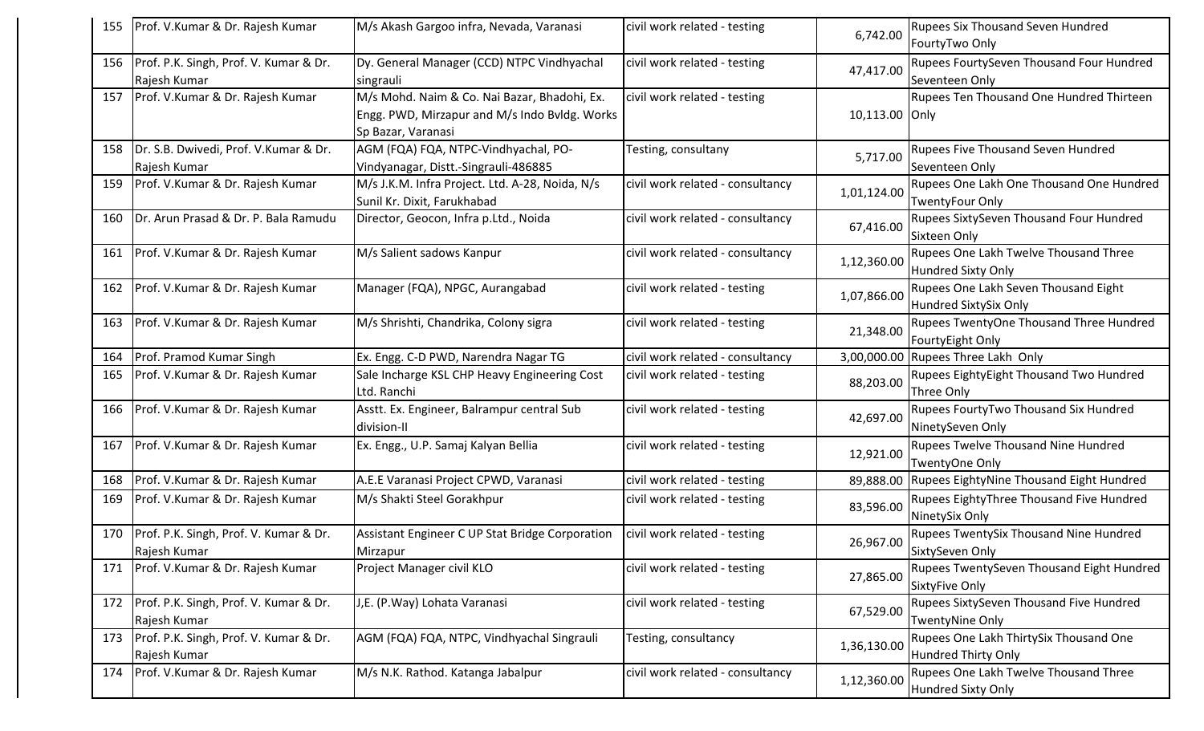| 155 | Prof. V.Kumar & Dr. Rajesh Kumar | M/s Akash Gargoo infra, Nevada, Varanasi | civil work related - testing | 6,742.00 | Rupees Six Thousand Seven Hundred FourtyTwo Only |
|---|---|---|---|---|---|
| 156 | Prof. P.K. Singh, Prof. V. Kumar & Dr. Rajesh Kumar | Dy. General Manager (CCD) NTPC Vindhyachal singrauli | civil work related - testing | 47,417.00 | Rupees FourtySeven Thousand Four Hundred Seventeen Only |
| 157 | Prof. V.Kumar & Dr. Rajesh Kumar | M/s Mohd. Naim & Co. Nai Bazar, Bhadohi, Ex. Engg. PWD, Mirzapur and M/s Indo Bvldg. Works Sp Bazar, Varanasi | civil work related - testing | 10,113.00 | Rupees Ten Thousand One Hundred Thirteen Only |
| 158 | Dr. S.B. Dwivedi, Prof. V.Kumar & Dr. Rajesh Kumar | AGM (FQA) FQA, NTPC-Vindhyachal, PO-Vindyanagar, Distt.-Singrauli-486885 | Testing, consultany | 5,717.00 | Rupees Five Thousand Seven Hundred Seventeen Only |
| 159 | Prof. V.Kumar & Dr. Rajesh Kumar | M/s J.K.M. Infra Project. Ltd. A-28, Noida, N/s Sunil Kr. Dixit, Farukhabad | civil work related - consultancy | 1,01,124.00 | Rupees One Lakh One Thousand One Hundred TwentyFour Only |
| 160 | Dr. Arun Prasad & Dr. P. Bala Ramudu | Director, Geocon, Infra p.Ltd., Noida | civil work related - consultancy | 67,416.00 | Rupees SixtySeven Thousand Four Hundred Sixteen Only |
| 161 | Prof. V.Kumar & Dr. Rajesh Kumar | M/s Salient sadows Kanpur | civil work related - consultancy | 1,12,360.00 | Rupees One Lakh Twelve Thousand Three Hundred Sixty Only |
| 162 | Prof. V.Kumar & Dr. Rajesh Kumar | Manager (FQA), NPGC, Aurangabad | civil work related - testing | 1,07,866.00 | Rupees One Lakh Seven Thousand Eight Hundred SixtySix Only |
| 163 | Prof. V.Kumar & Dr. Rajesh Kumar | M/s Shrishti, Chandrika, Colony sigra | civil work related - testing | 21,348.00 | Rupees TwentyOne Thousand Three Hundred FourtyEight Only |
| 164 | Prof. Pramod Kumar Singh | Ex. Engg. C-D PWD, Narendra Nagar TG | civil work related - consultancy | 3,00,000.00 | Rupees Three Lakh Only |
| 165 | Prof. V.Kumar & Dr. Rajesh Kumar | Sale Incharge KSL CHP Heavy Engineering Cost Ltd. Ranchi | civil work related - testing | 88,203.00 | Rupees EightyEight Thousand Two Hundred Three Only |
| 166 | Prof. V.Kumar & Dr. Rajesh Kumar | Asstt. Ex. Engineer, Balrampur central Sub division-II | civil work related - testing | 42,697.00 | Rupees FourtyTwo Thousand Six Hundred NinetySeven Only |
| 167 | Prof. V.Kumar & Dr. Rajesh Kumar | Ex. Engg., U.P. Samaj Kalyan Bellia | civil work related - testing | 12,921.00 | Rupees Twelve Thousand Nine Hundred TwentyOne Only |
| 168 | Prof. V.Kumar & Dr. Rajesh Kumar | A.E.E Varanasi Project CPWD, Varanasi | civil work related - testing | 89,888.00 | Rupees EightyNine Thousand Eight Hundred |
| 169 | Prof. V.Kumar & Dr. Rajesh Kumar | M/s Shakti Steel Gorakhpur | civil work related - testing | 83,596.00 | Rupees EightyThree Thousand Five Hundred NinetySix Only |
| 170 | Prof. P.K. Singh, Prof. V. Kumar & Dr. Rajesh Kumar | Assistant Engineer C UP Stat Bridge Corporation Mirzapur | civil work related - testing | 26,967.00 | Rupees TwentySix Thousand Nine Hundred SixtySeven Only |
| 171 | Prof. V.Kumar & Dr. Rajesh Kumar | Project Manager civil KLO | civil work related - testing | 27,865.00 | Rupees TwentySeven Thousand Eight Hundred SixtyFive Only |
| 172 | Prof. P.K. Singh, Prof. V. Kumar & Dr. Rajesh Kumar | J,E. (P.Way) Lohata Varanasi | civil work related - testing | 67,529.00 | Rupees SixtySeven Thousand Five Hundred TwentyNine Only |
| 173 | Prof. P.K. Singh, Prof. V. Kumar & Dr. Rajesh Kumar | AGM (FQA) FQA, NTPC, Vindhyachal Singrauli | Testing, consultancy | 1,36,130.00 | Rupees One Lakh ThirtySix Thousand One Hundred Thirty Only |
| 174 | Prof. V.Kumar & Dr. Rajesh Kumar | M/s N.K. Rathod. Katanga Jabalpur | civil work related - consultancy | 1,12,360.00 | Rupees One Lakh Twelve Thousand Three Hundred Sixty Only |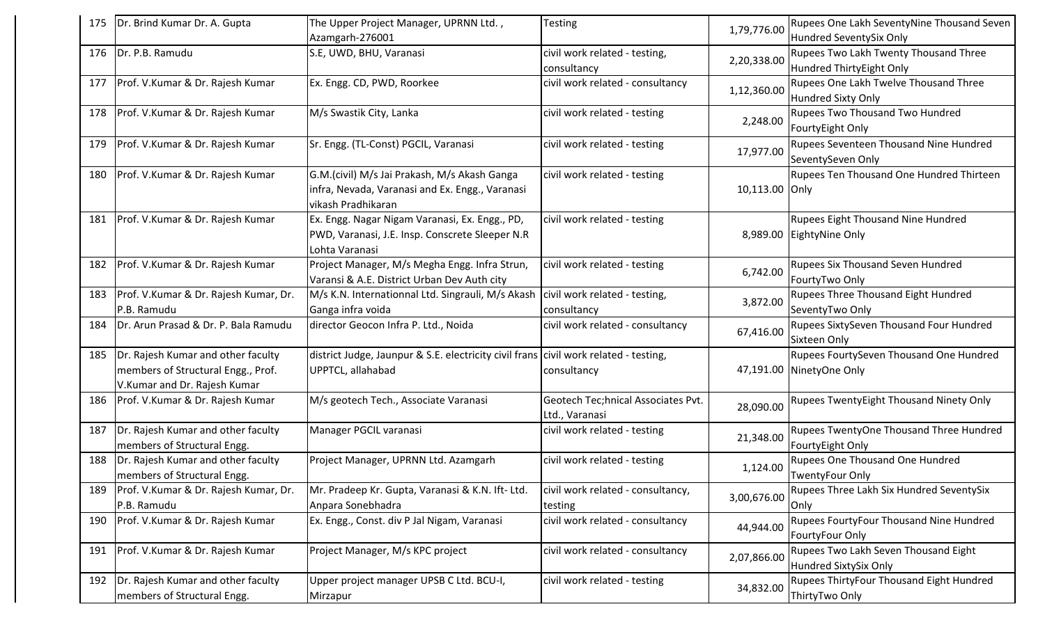| 175 | Dr. Brind Kumar Dr. A. Gupta | The Upper Project Manager, UPRNN Ltd. , Azamgarh-276001 | Testing | 1,79,776.00 | Rupees One Lakh SeventyNine Thousand Seven Hundred SeventySix Only |
|---|---|---|---|---|---|
| 176 | Dr. P.B. Ramudu | S.E, UWD, BHU, Varanasi | civil work related - testing, consultancy | 2,20,338.00 | Rupees Two Lakh Twenty Thousand Three Hundred ThirtyEight Only |
| 177 | Prof. V.Kumar & Dr. Rajesh Kumar | Ex. Engg. CD, PWD, Roorkee | civil work related - consultancy | 1,12,360.00 | Rupees One Lakh Twelve Thousand Three Hundred Sixty Only |
| 178 | Prof. V.Kumar & Dr. Rajesh Kumar | M/s Swastik City, Lanka | civil work related - testing | 2,248.00 | Rupees Two Thousand Two Hundred FourtyEight Only |
| 179 | Prof. V.Kumar & Dr. Rajesh Kumar | Sr. Engg. (TL-Const) PGCIL, Varanasi | civil work related - testing | 17,977.00 | Rupees Seventeen Thousand Nine Hundred SeventySeven Only |
| 180 | Prof. V.Kumar & Dr. Rajesh Kumar | G.M.(civil) M/s Jai Prakash, M/s Akash Ganga infra, Nevada, Varanasi and Ex. Engg., Varanasi vikash Pradhikaran | civil work related - testing | 10,113.00 | Rupees Ten Thousand One Hundred Thirteen Only |
| 181 | Prof. V.Kumar & Dr. Rajesh Kumar | Ex. Engg. Nagar Nigam Varanasi, Ex. Engg., PD, PWD, Varanasi, J.E. Insp. Conscrete Sleeper N.R Lohta Varanasi | civil work related - testing | 8,989.00 | Rupees Eight Thousand Nine Hundred EightyNine Only |
| 182 | Prof. V.Kumar & Dr. Rajesh Kumar | Project Manager, M/s Megha Engg. Infra Strun, Varansi & A.E. District Urban Dev Auth city | civil work related - testing | 6,742.00 | Rupees Six Thousand Seven Hundred FourtyTwo Only |
| 183 | Prof. V.Kumar & Dr. Rajesh Kumar, Dr. P.B. Ramudu | M/s K.N. Internationnal Ltd. Singrauli, M/s Akash Ganga infra voida | civil work related - testing, consultancy | 3,872.00 | Rupees Three Thousand Eight Hundred SeventyTwo Only |
| 184 | Dr. Arun Prasad & Dr. P. Bala Ramudu | director Geocon Infra P. Ltd., Noida | civil work related - consultancy | 67,416.00 | Rupees SixtySeven Thousand Four Hundred Sixteen Only |
| 185 | Dr. Rajesh Kumar and other faculty members of Structural Engg., Prof. V.Kumar and Dr. Rajesh Kumar | district Judge, Jaunpur & S.E. electricity civil frans UPPTCL, allahabad | civil work related - testing, consultancy | 47,191.00 | Rupees FourtySeven Thousand One Hundred NinetyOne Only |
| 186 | Prof. V.Kumar & Dr. Rajesh Kumar | M/s geotech Tech., Associate Varanasi | Geotech Tec;hnical Associates Pvt. Ltd., Varanasi | 28,090.00 | Rupees TwentyEight Thousand Ninety Only |
| 187 | Dr. Rajesh Kumar and other faculty members of Structural Engg. | Manager PGCIL varanasi | civil work related - testing | 21,348.00 | Rupees TwentyOne Thousand Three Hundred FourtyEight Only |
| 188 | Dr. Rajesh Kumar and other faculty members of Structural Engg. | Project Manager, UPRNN Ltd. Azamgarh | civil work related - testing | 1,124.00 | Rupees One Thousand One Hundred TwentyFour Only |
| 189 | Prof. V.Kumar & Dr. Rajesh Kumar, Dr. P.B. Ramudu | Mr. Pradeep Kr. Gupta, Varanasi & K.N. Ift- Ltd. Anpara Sonebhadra | civil work related - consultancy, testing | 3,00,676.00 | Rupees Three Lakh Six Hundred SeventySix Only |
| 190 | Prof. V.Kumar & Dr. Rajesh Kumar | Ex. Engg., Const. div P Jal Nigam, Varanasi | civil work related - consultancy | 44,944.00 | Rupees FourtyFour Thousand Nine Hundred FourtyFour Only |
| 191 | Prof. V.Kumar & Dr. Rajesh Kumar | Project Manager, M/s KPC project | civil work related - consultancy | 2,07,866.00 | Rupees Two Lakh Seven Thousand Eight Hundred SixtySix Only |
| 192 | Dr. Rajesh Kumar and other faculty members of Structural Engg. | Upper project manager UPSB C Ltd. BCU-I, Mirzapur | civil work related - testing | 34,832.00 | Rupees ThirtyFour Thousand Eight Hundred ThirtyTwo Only |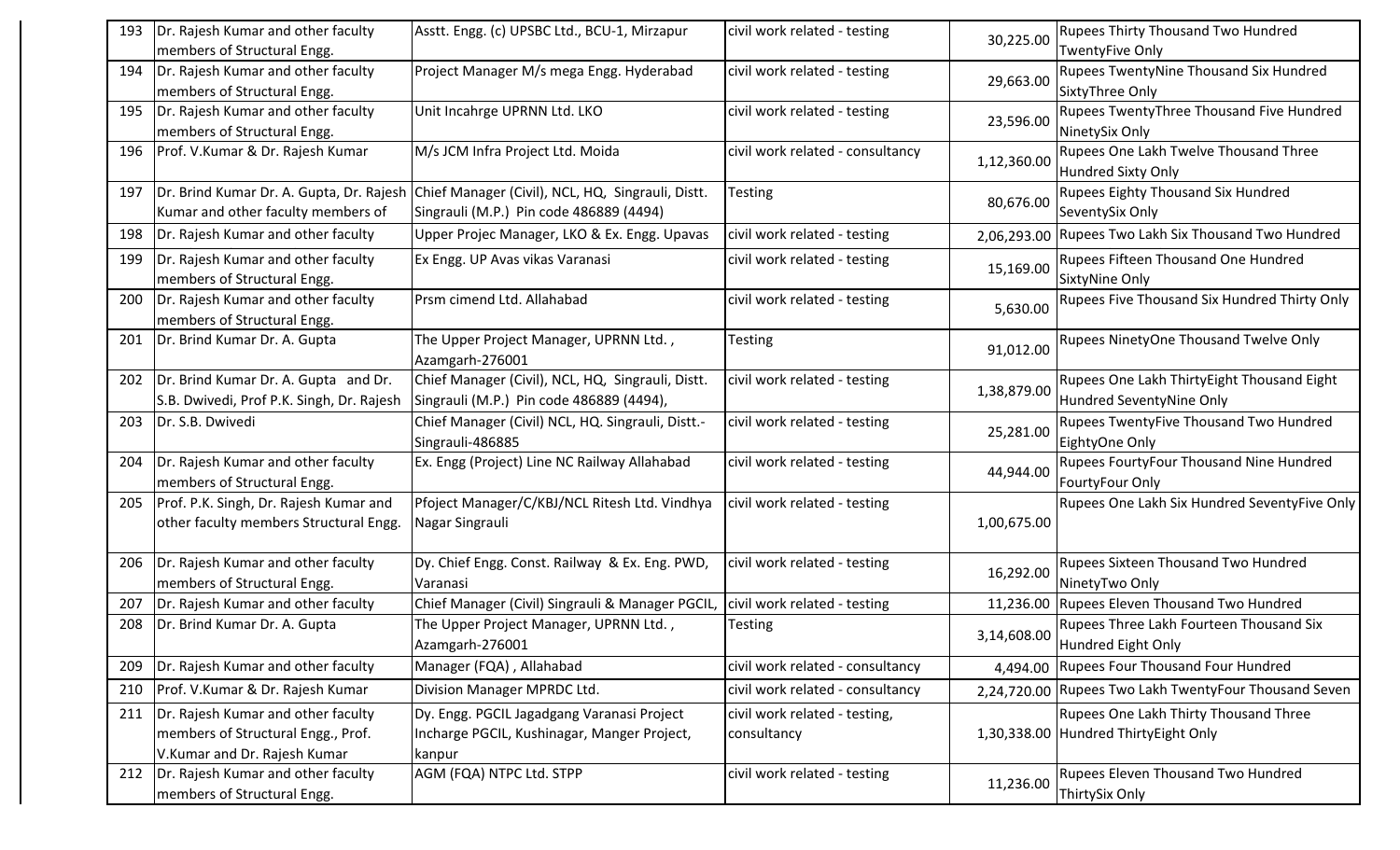| | | | | | |
|---|---|---|---|---|---|
| 193 | Dr. Rajesh Kumar and other faculty members of Structural Engg. | Asstt. Engg. (c) UPSBC Ltd., BCU-1, Mirzapur | civil work related - testing | 30,225.00 | Rupees Thirty Thousand Two Hundred TwentyFive Only |
| 194 | Dr. Rajesh Kumar and other faculty members of Structural Engg. | Project Manager M/s mega Engg. Hyderabad | civil work related - testing | 29,663.00 | Rupees TwentyNine Thousand Six Hundred SixtyThree Only |
| 195 | Dr. Rajesh Kumar and other faculty members of Structural Engg. | Unit Incahrge UPRNN Ltd. LKO | civil work related - testing | 23,596.00 | Rupees TwentyThree Thousand Five Hundred NinetySix Only |
| 196 | Prof. V.Kumar & Dr. Rajesh Kumar | M/s JCM Infra Project Ltd. Moida | civil work related - consultancy | 1,12,360.00 | Rupees One Lakh Twelve Thousand Three Hundred Sixty Only |
| 197 | Dr. Brind Kumar Dr. A. Gupta, Dr. Rajesh Kumar and other faculty members of | Chief Manager (Civil), NCL, HQ, Singrauli, Distt. Singrauli (M.P.) Pin code 486889 (4494) | Testing | 80,676.00 | Rupees Eighty Thousand Six Hundred SeventySix Only |
| 198 | Dr. Rajesh Kumar and other faculty | Upper Projec Manager, LKO & Ex. Engg. Upavas | civil work related - testing | 2,06,293.00 | Rupees Two Lakh Six Thousand Two Hundred |
| 199 | Dr. Rajesh Kumar and other faculty members of Structural Engg. | Ex Engg. UP Avas vikas Varanasi | civil work related - testing | 15,169.00 | Rupees Fifteen Thousand One Hundred SixtyNine Only |
| 200 | Dr. Rajesh Kumar and other faculty members of Structural Engg. | Prsm cimend Ltd. Allahabad | civil work related - testing | 5,630.00 | Rupees Five Thousand Six Hundred Thirty Only |
| 201 | Dr. Brind Kumar Dr. A. Gupta | The Upper Project Manager, UPRNN Ltd. , Azamgarh-276001 | Testing | 91,012.00 | Rupees NinetyOne Thousand Twelve Only |
| 202 | Dr. Brind Kumar Dr. A. Gupta and Dr. S.B. Dwivedi, Prof P.K. Singh, Dr. Rajesh | Chief Manager (Civil), NCL, HQ, Singrauli, Distt. Singrauli (M.P.) Pin code 486889 (4494), | civil work related - testing | 1,38,879.00 | Rupees One Lakh ThirtyEight Thousand Eight Hundred SeventyNine Only |
| 203 | Dr. S.B. Dwivedi | Chief Manager (Civil) NCL, HQ. Singrauli, Distt.-Singrauli-486885 | civil work related - testing | 25,281.00 | Rupees TwentyFive Thousand Two Hundred EightyOne Only |
| 204 | Dr. Rajesh Kumar and other faculty members of Structural Engg. | Ex. Engg (Project) Line NC Railway Allahabad | civil work related - testing | 44,944.00 | Rupees FourtyFour Thousand Nine Hundred FourtyFour Only |
| 205 | Prof. P.K. Singh, Dr. Rajesh Kumar and other faculty members Structural Engg. | Pfoject Manager/C/KBJ/NCL Ritesh Ltd. Vindhya Nagar Singrauli | civil work related - testing | 1,00,675.00 | Rupees One Lakh Six Hundred SeventyFive Only |
| 206 | Dr. Rajesh Kumar and other faculty members of Structural Engg. | Dy. Chief Engg. Const. Railway & Ex. Eng. PWD, Varanasi | civil work related - testing | 16,292.00 | Rupees Sixteen Thousand Two Hundred NinetyTwo Only |
| 207 | Dr. Rajesh Kumar and other faculty | Chief Manager (Civil) Singrauli & Manager PGCIL, | civil work related - testing | 11,236.00 | Rupees Eleven Thousand Two Hundred |
| 208 | Dr. Brind Kumar Dr. A. Gupta | The Upper Project Manager, UPRNN Ltd. , Azamgarh-276001 | Testing | 3,14,608.00 | Rupees Three Lakh Fourteen Thousand Six Hundred Eight Only |
| 209 | Dr. Rajesh Kumar and other faculty | Manager (FQA) , Allahabad | civil work related - consultancy | 4,494.00 | Rupees Four Thousand Four Hundred |
| 210 | Prof. V.Kumar & Dr. Rajesh Kumar | Division Manager MPRDC Ltd. | civil work related - consultancy | 2,24,720.00 | Rupees Two Lakh TwentyFour Thousand Seven |
| 211 | Dr. Rajesh Kumar and other faculty members of Structural Engg., Prof. V.Kumar and Dr. Rajesh Kumar | Dy. Engg. PGCIL Jagadgang Varanasi Project Incharge PGCIL, Kushinagar, Manger Project, kanpur | civil work related - testing, consultancy | 1,30,338.00 | Rupees One Lakh Thirty Thousand Three Hundred ThirtyEight Only |
| 212 | Dr. Rajesh Kumar and other faculty members of Structural Engg. | AGM (FQA) NTPC Ltd. STPP | civil work related - testing | 11,236.00 | Rupees Eleven Thousand Two Hundred ThirtySix Only |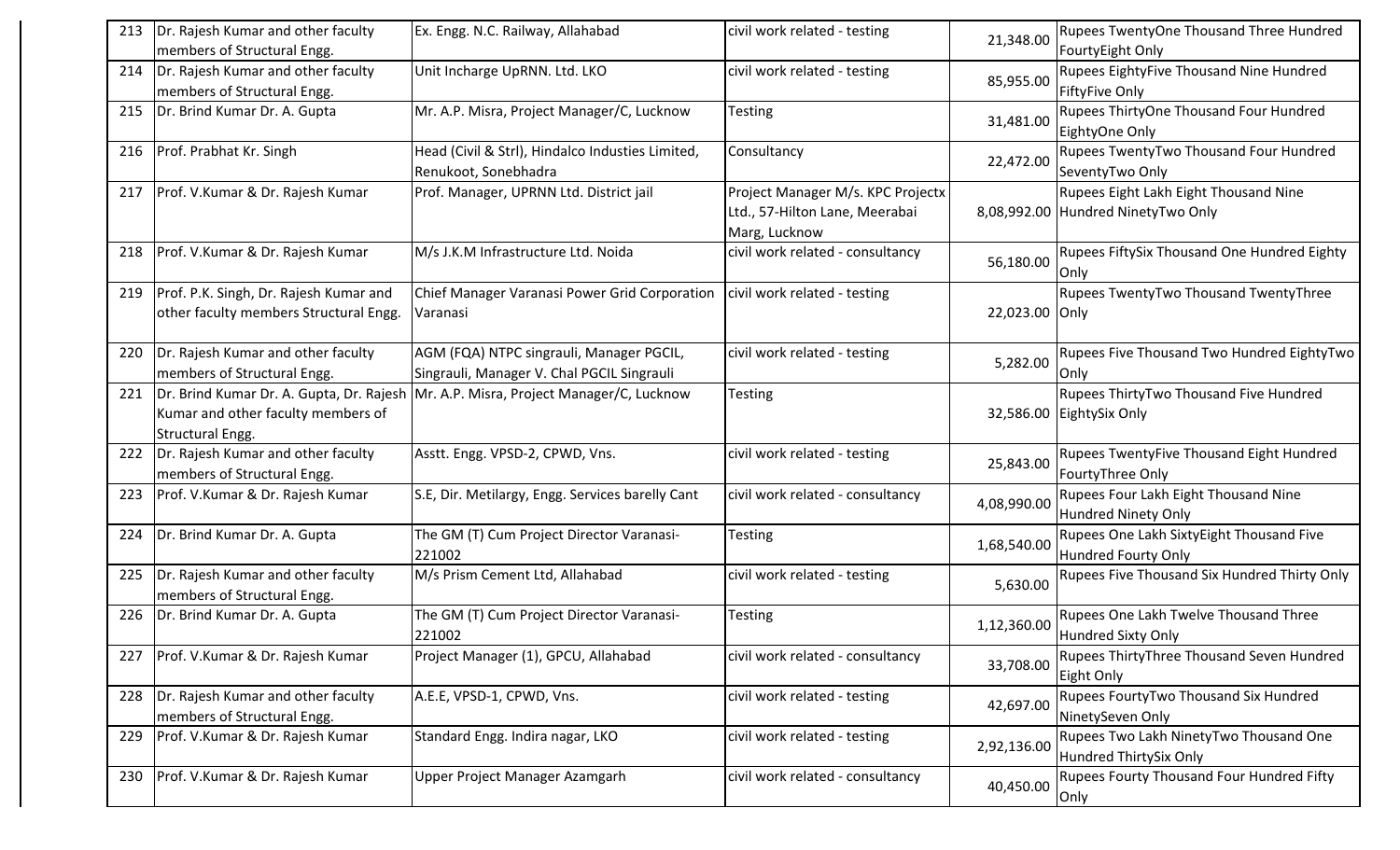| | | | | | |
|---|---|---|---|---|---|
| 213 | Dr. Rajesh Kumar and other faculty members of Structural Engg. | Ex. Engg. N.C. Railway, Allahabad | civil work related - testing | 21,348.00 | Rupees TwentyOne Thousand Three Hundred FourtyEight Only |
| 214 | Dr. Rajesh Kumar and other faculty members of Structural Engg. | Unit Incharge UpRNN. Ltd. LKO | civil work related - testing | 85,955.00 | Rupees EightyFive Thousand Nine Hundred FiftyFive Only |
| 215 | Dr. Brind Kumar Dr. A. Gupta | Mr. A.P. Misra, Project Manager/C, Lucknow | Testing | 31,481.00 | Rupees ThirtyOne Thousand Four Hundred EightyOne Only |
| 216 | Prof. Prabhat Kr. Singh | Head (Civil & Strl), Hindalco Industies Limited, Renukoot, Sonebhadra | Consultancy | 22,472.00 | Rupees TwentyTwo Thousand Four Hundred SeventyTwo Only |
| 217 | Prof. V.Kumar & Dr. Rajesh Kumar | Prof. Manager, UPRNN Ltd. District jail | Project Manager M/s. KPC Projectx Ltd., 57-Hilton Lane, Meerabai Marg, Lucknow | 8,08,992.00 | Rupees Eight Lakh Eight Thousand Nine Hundred NinetyTwo Only |
| 218 | Prof. V.Kumar & Dr. Rajesh Kumar | M/s J.K.M Infrastructure Ltd. Noida | civil work related - consultancy | 56,180.00 | Rupees FiftySix Thousand One Hundred Eighty Only |
| 219 | Prof. P.K. Singh, Dr. Rajesh Kumar and other faculty members Structural Engg. | Chief Manager Varanasi Power Grid Corporation Varanasi | civil work related - testing | 22,023.00 | Rupees TwentyTwo Thousand TwentyThree Only |
| 220 | Dr. Rajesh Kumar and other faculty members of Structural Engg. | AGM (FQA) NTPC singrauli, Manager PGCIL, Singrauli, Manager V. Chal PGCIL Singrauli | civil work related - testing | 5,282.00 | Rupees Five Thousand Two Hundred EightyTwo Only |
| 221 | Dr. Brind Kumar Dr. A. Gupta, Dr. Rajesh Kumar and other faculty members of Structural Engg. | Mr. A.P. Misra, Project Manager/C, Lucknow | Testing | 32,586.00 | Rupees ThirtyTwo Thousand Five Hundred EightySix Only |
| 222 | Dr. Rajesh Kumar and other faculty members of Structural Engg. | Asstt. Engg. VPSD-2, CPWD, Vns. | civil work related - testing | 25,843.00 | Rupees TwentyFive Thousand Eight Hundred FourtyThree Only |
| 223 | Prof. V.Kumar & Dr. Rajesh Kumar | S.E, Dir. Metilargy, Engg. Services barelly Cant | civil work related - consultancy | 4,08,990.00 | Rupees Four Lakh Eight Thousand Nine Hundred Ninety Only |
| 224 | Dr. Brind Kumar Dr. A. Gupta | The GM (T) Cum Project Director Varanasi-221002 | Testing | 1,68,540.00 | Rupees One Lakh SixtyEight Thousand Five Hundred Fourty Only |
| 225 | Dr. Rajesh Kumar and other faculty members of Structural Engg. | M/s Prism Cement Ltd, Allahabad | civil work related - testing | 5,630.00 | Rupees Five Thousand Six Hundred Thirty Only |
| 226 | Dr. Brind Kumar Dr. A. Gupta | The GM (T) Cum Project Director Varanasi-221002 | Testing | 1,12,360.00 | Rupees One Lakh Twelve Thousand Three Hundred Sixty Only |
| 227 | Prof. V.Kumar & Dr. Rajesh Kumar | Project Manager (1), GPCU, Allahabad | civil work related - consultancy | 33,708.00 | Rupees ThirtyThree Thousand Seven Hundred Eight Only |
| 228 | Dr. Rajesh Kumar and other faculty members of Structural Engg. | A.E.E, VPSD-1, CPWD, Vns. | civil work related - testing | 42,697.00 | Rupees FourtyTwo Thousand Six Hundred NinetySeven Only |
| 229 | Prof. V.Kumar & Dr. Rajesh Kumar | Standard Engg. Indira nagar, LKO | civil work related - testing | 2,92,136.00 | Rupees Two Lakh NinetyTwo Thousand One Hundred ThirtySix Only |
| 230 | Prof. V.Kumar & Dr. Rajesh Kumar | Upper Project Manager Azamgarh | civil work related - consultancy | 40,450.00 | Rupees Fourty Thousand Four Hundred Fifty Only |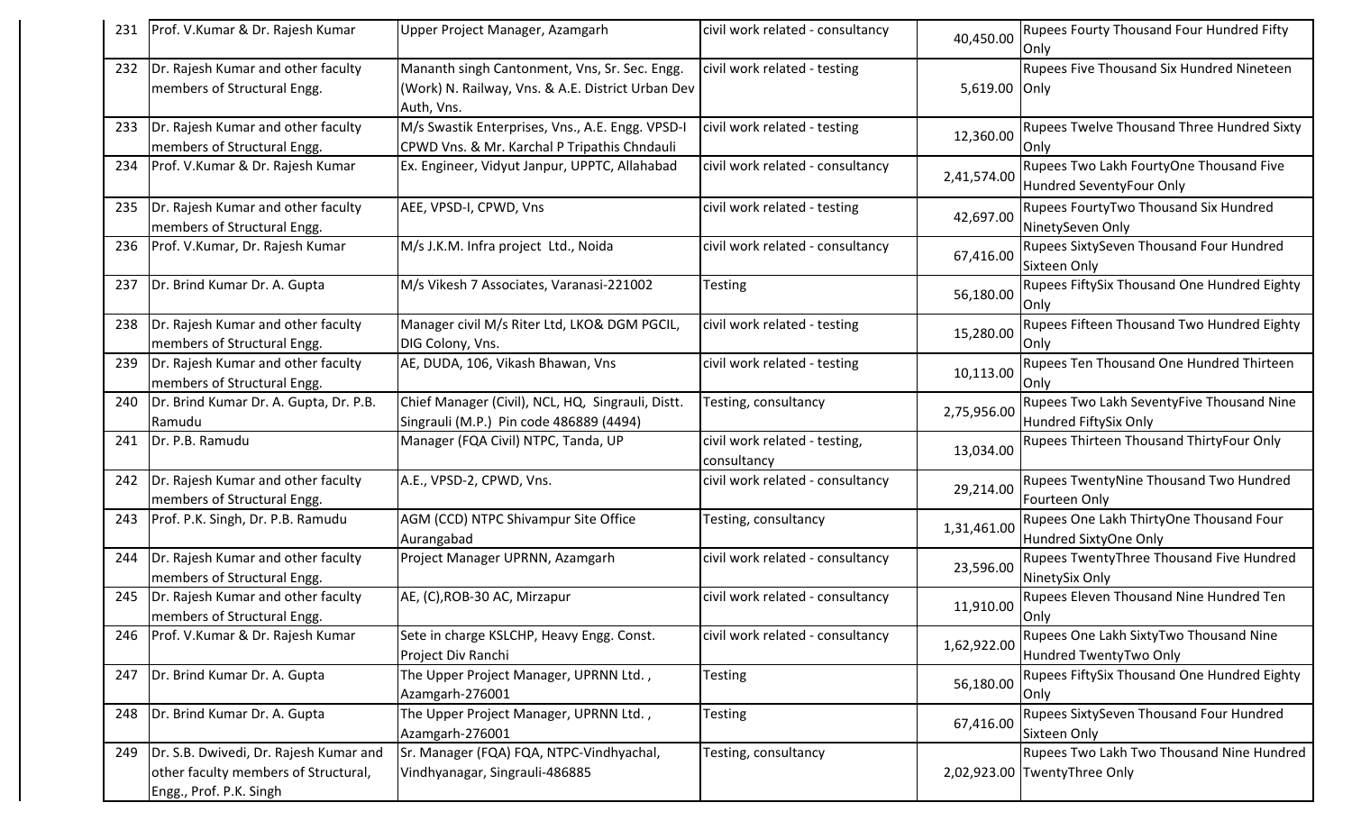| 231 | Prof. V.Kumar & Dr. Rajesh Kumar | Upper Project Manager, Azamgarh | civil work related - consultancy | 40,450.00 | Rupees Fourty Thousand Four Hundred Fifty Only |
|---|---|---|---|---|---|
| 232 | Dr. Rajesh Kumar and other faculty members of Structural Engg. | Mananth singh Cantonment, Vns, Sr. Sec. Engg. (Work) N. Railway, Vns. & A.E. District Urban Dev Auth, Vns. | civil work related - testing | 5,619.00 | Only Rupees Five Thousand Six Hundred Nineteen |
| 233 | Dr. Rajesh Kumar and other faculty members of Structural Engg. | M/s Swastik Enterprises, Vns., A.E. Engg. VPSD-I CPWD Vns. & Mr. Karchal P Tripathis Chndauli | civil work related - testing | 12,360.00 | Rupees Twelve Thousand Three Hundred Sixty Only |
| 234 | Prof. V.Kumar & Dr. Rajesh Kumar | Ex. Engineer, Vidyut Janpur, UPPTC, Allahabad | civil work related - consultancy | 2,41,574.00 | Rupees Two Lakh FourtyOne Thousand Five Hundred SeventyFour Only |
| 235 | Dr. Rajesh Kumar and other faculty members of Structural Engg. | AEE, VPSD-I, CPWD, Vns | civil work related - testing | 42,697.00 | Rupees FourtyTwo Thousand Six Hundred NinetySeven Only |
| 236 | Prof. V.Kumar, Dr. Rajesh Kumar | M/s J.K.M. Infra project Ltd., Noida | civil work related - consultancy | 67,416.00 | Rupees SixtySeven Thousand Four Hundred Sixteen Only |
| 237 | Dr. Brind Kumar Dr. A. Gupta | M/s Vikesh 7 Associates, Varanasi-221002 | Testing | 56,180.00 | Rupees FiftySix Thousand One Hundred Eighty Only |
| 238 | Dr. Rajesh Kumar and other faculty members of Structural Engg. | Manager civil M/s Riter Ltd, LKO& DGM PGCIL, DIG Colony, Vns. | civil work related - testing | 15,280.00 | Rupees Fifteen Thousand Two Hundred Eighty Only |
| 239 | Dr. Rajesh Kumar and other faculty members of Structural Engg. | AE, DUDA, 106, Vikash Bhawan, Vns | civil work related - testing | 10,113.00 | Rupees Ten Thousand One Hundred Thirteen Only |
| 240 | Dr. Brind Kumar Dr. A. Gupta, Dr. P.B. Ramudu | Chief Manager (Civil), NCL, HQ, Singrauli, Distt. Singrauli (M.P.) Pin code 486889 (4494) | Testing, consultancy | 2,75,956.00 | Rupees Two Lakh SeventyFive Thousand Nine Hundred FiftySix Only |
| 241 | Dr. P.B. Ramudu | Manager (FQA Civil) NTPC, Tanda, UP | civil work related - testing, consultancy | 13,034.00 | Rupees Thirteen Thousand ThirtyFour Only |
| 242 | Dr. Rajesh Kumar and other faculty members of Structural Engg. | A.E., VPSD-2, CPWD, Vns. | civil work related - consultancy | 29,214.00 | Rupees TwentyNine Thousand Two Hundred Fourteen Only |
| 243 | Prof. P.K. Singh, Dr. P.B. Ramudu | AGM (CCD) NTPC Shivampur Site Office Aurangabad | Testing, consultancy | 1,31,461.00 | Rupees One Lakh ThirtyOne Thousand Four Hundred SixtyOne Only |
| 244 | Dr. Rajesh Kumar and other faculty members of Structural Engg. | Project Manager UPRNN, Azamgarh | civil work related - consultancy | 23,596.00 | Rupees TwentyThree Thousand Five Hundred NinetySix Only |
| 245 | Dr. Rajesh Kumar and other faculty members of Structural Engg. | AE, (C),ROB-30 AC, Mirzapur | civil work related - consultancy | 11,910.00 | Rupees Eleven Thousand Nine Hundred Ten Only |
| 246 | Prof. V.Kumar & Dr. Rajesh Kumar | Sete in charge KSLCHP, Heavy Engg. Const. Project Div Ranchi | civil work related - consultancy | 1,62,922.00 | Rupees One Lakh SixtyTwo Thousand Nine Hundred TwentyTwo Only |
| 247 | Dr. Brind Kumar Dr. A. Gupta | The Upper Project Manager, UPRNN Ltd. , Azamgarh-276001 | Testing | 56,180.00 | Rupees FiftySix Thousand One Hundred Eighty Only |
| 248 | Dr. Brind Kumar Dr. A. Gupta | The Upper Project Manager, UPRNN Ltd. , Azamgarh-276001 | Testing | 67,416.00 | Rupees SixtySeven Thousand Four Hundred Sixteen Only |
| 249 | Dr. S.B. Dwivedi, Dr. Rajesh Kumar and other faculty members of Structural, Engg., Prof. P.K. Singh | Sr. Manager (FQA) FQA, NTPC-Vindhyachal, Vindhyanagar, Singrauli-486885 | Testing, consultancy | 2,02,923.00 | Rupees Two Lakh Two Thousand Nine Hundred TwentyThree Only |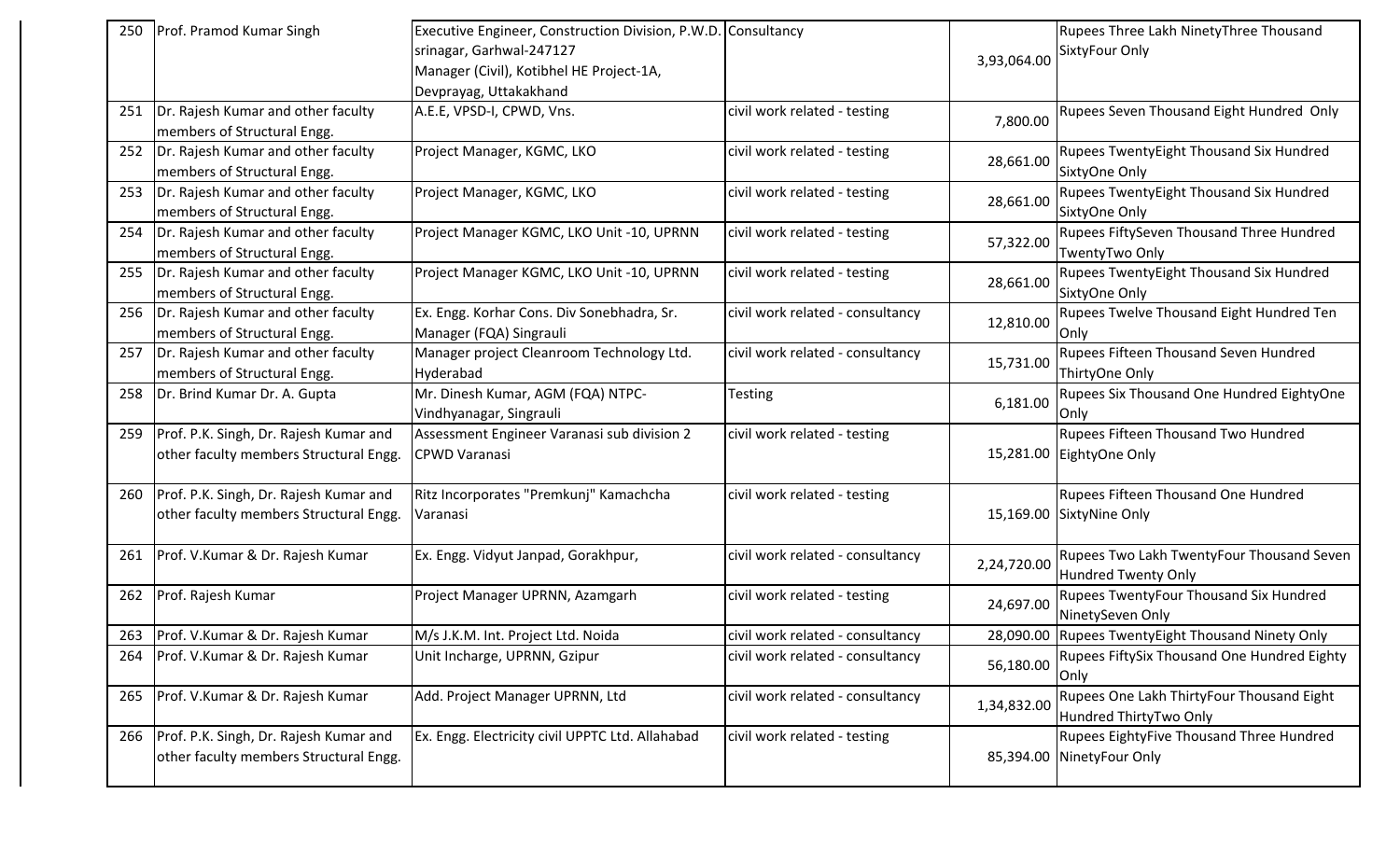| 250 | Prof. Pramod Kumar Singh | Executive Engineer, Construction Division, P.W.D. srinagar, Garhwal-247127 Manager (Civil), Kotibhel HE Project-1A, Devprayag, Uttakakhand | Consultancy | 3,93,064.00 | Rupees Three Lakh NinetyThree Thousand SixtyFour Only |
|---|---|---|---|---|---|
| 251 | Dr. Rajesh Kumar and other faculty members of Structural Engg. | A.E.E, VPSD-I, CPWD, Vns. | civil work related - testing | 7,800.00 | Rupees Seven Thousand Eight Hundred Only |
| 252 | Dr. Rajesh Kumar and other faculty members of Structural Engg. | Project Manager, KGMC, LKO | civil work related - testing | 28,661.00 | Rupees TwentyEight Thousand Six Hundred SixtyOne Only |
| 253 | Dr. Rajesh Kumar and other faculty members of Structural Engg. | Project Manager, KGMC, LKO | civil work related - testing | 28,661.00 | Rupees TwentyEight Thousand Six Hundred SixtyOne Only |
| 254 | Dr. Rajesh Kumar and other faculty members of Structural Engg. | Project Manager KGMC, LKO Unit -10, UPRNN | civil work related - testing | 57,322.00 | Rupees FiftySeven Thousand Three Hundred TwentyTwo Only |
| 255 | Dr. Rajesh Kumar and other faculty members of Structural Engg. | Project Manager KGMC, LKO Unit -10, UPRNN | civil work related - testing | 28,661.00 | Rupees TwentyEight Thousand Six Hundred SixtyOne Only |
| 256 | Dr. Rajesh Kumar and other faculty members of Structural Engg. | Ex. Engg. Korhar Cons. Div Sonebhadra, Sr. Manager (FQA) Singrauli | civil work related - consultancy | 12,810.00 | Rupees Twelve Thousand Eight Hundred Ten Only |
| 257 | Dr. Rajesh Kumar and other faculty members of Structural Engg. | Manager project Cleanroom Technology Ltd. Hyderabad | civil work related - consultancy | 15,731.00 | Rupees Fifteen Thousand Seven Hundred ThirtyOne Only |
| 258 | Dr. Brind Kumar Dr. A. Gupta | Mr. Dinesh Kumar, AGM (FQA) NTPC-Vindhyanagar, Singrauli | Testing | 6,181.00 | Rupees Six Thousand One Hundred EightyOne Only |
| 259 | Prof. P.K. Singh, Dr. Rajesh Kumar and other faculty members Structural Engg. | Assessment Engineer Varanasi sub division 2 CPWD Varanasi | civil work related - testing | 15,281.00 | Rupees Fifteen Thousand Two Hundred EightyOne Only |
| 260 | Prof. P.K. Singh, Dr. Rajesh Kumar and other faculty members Structural Engg. | Ritz Incorporates "Premkunj" Kamachcha Varanasi | civil work related - testing | 15,169.00 | Rupees Fifteen Thousand One Hundred SixtyNine Only |
| 261 | Prof. V.Kumar & Dr. Rajesh Kumar | Ex. Engg. Vidyut Janpad, Gorakhpur, | civil work related - consultancy | 2,24,720.00 | Rupees Two Lakh TwentyFour Thousand Seven Hundred Twenty Only |
| 262 | Prof. Rajesh Kumar | Project Manager UPRNN, Azamgarh | civil work related - testing | 24,697.00 | Rupees TwentyFour Thousand Six Hundred NinetySeven Only |
| 263 | Prof. V.Kumar & Dr. Rajesh Kumar | M/s J.K.M. Int. Project Ltd. Noida | civil work related - consultancy | 28,090.00 | Rupees TwentyEight Thousand Ninety Only |
| 264 | Prof. V.Kumar & Dr. Rajesh Kumar | Unit Incharge, UPRNN, Gzipur | civil work related - consultancy | 56,180.00 | Rupees FiftySix Thousand One Hundred Eighty Only |
| 265 | Prof. V.Kumar & Dr. Rajesh Kumar | Add. Project Manager UPRNN, Ltd | civil work related - consultancy | 1,34,832.00 | Rupees One Lakh ThirtyFour Thousand Eight Hundred ThirtyTwo Only |
| 266 | Prof. P.K. Singh, Dr. Rajesh Kumar and other faculty members Structural Engg. | Ex. Engg. Electricity civil UPPTC Ltd. Allahabad | civil work related - testing | 85,394.00 | Rupees EightyFive Thousand Three Hundred NinetyFour Only |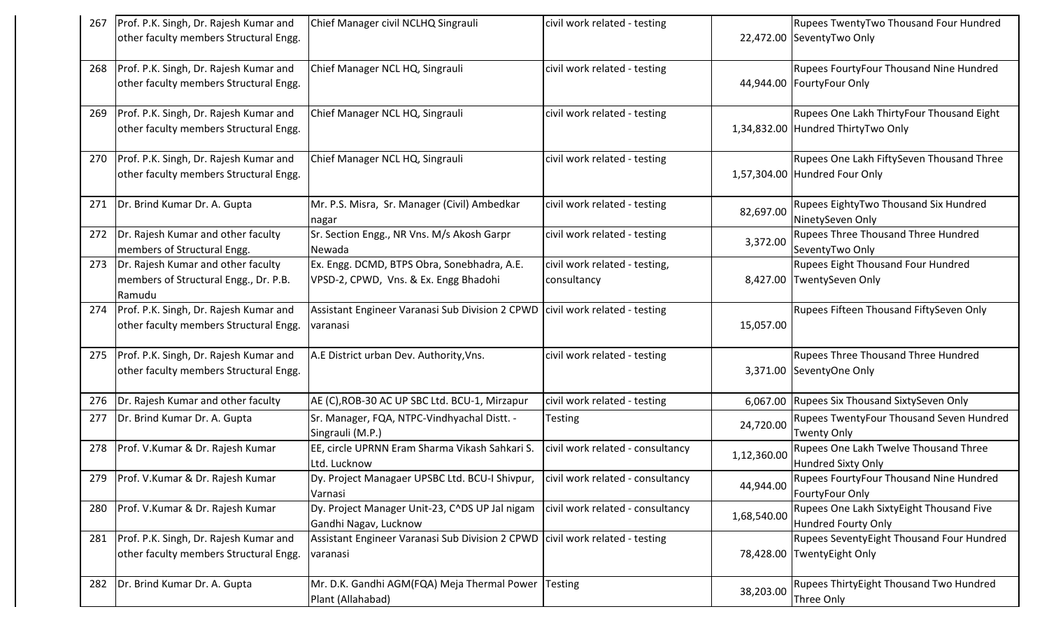| 267 | Prof. P.K. Singh, Dr. Rajesh Kumar and other faculty members Structural Engg. | Chief Manager civil NCLHQ Singrauli | civil work related - testing | 22,472.00 | Rupees TwentyTwo Thousand Four Hundred SeventyTwo Only |
|---|---|---|---|---|---|
| 268 | Prof. P.K. Singh, Dr. Rajesh Kumar and other faculty members Structural Engg. | Chief Manager NCL HQ, Singrauli | civil work related - testing | 44,944.00 | Rupees FourtyFour Thousand Nine Hundred FourtyFour Only |
| 269 | Prof. P.K. Singh, Dr. Rajesh Kumar and other faculty members Structural Engg. | Chief Manager NCL HQ, Singrauli | civil work related - testing | 1,34,832.00 | Rupees One Lakh ThirtyFour Thousand Eight Hundred ThirtyTwo Only |
| 270 | Prof. P.K. Singh, Dr. Rajesh Kumar and other faculty members Structural Engg. | Chief Manager NCL HQ, Singrauli | civil work related - testing | 1,57,304.00 | Rupees One Lakh FiftySeven Thousand Three Hundred Four Only |
| 271 | Dr. Brind Kumar Dr. A. Gupta | Mr. P.S. Misra, Sr. Manager (Civil) Ambedkar nagar | civil work related - testing | 82,697.00 | Rupees EightyTwo Thousand Six Hundred NinetySeven Only |
| 272 | Dr. Rajesh Kumar and other faculty members of Structural Engg. | Sr. Section Engg., NR Vns. M/s Akosh Garpr Newada | civil work related - testing | 3,372.00 | Rupees Three Thousand Three Hundred SeventyTwo Only |
| 273 | Dr. Rajesh Kumar and other faculty members of Structural Engg., Dr. P.B. Ramudu | Ex. Engg. DCMD, BTPS Obra, Sonebhadra, A.E. VPSD-2, CPWD, Vns. & Ex. Engg Bhadohi | civil work related - testing, consultancy | 8,427.00 | Rupees Eight Thousand Four Hundred TwentySeven Only |
| 274 | Prof. P.K. Singh, Dr. Rajesh Kumar and other faculty members Structural Engg. | Assistant Engineer Varanasi Sub Division 2 CPWD varanasi | civil work related - testing | 15,057.00 | Rupees Fifteen Thousand FiftySeven Only |
| 275 | Prof. P.K. Singh, Dr. Rajesh Kumar and other faculty members Structural Engg. | A.E District urban Dev. Authority,Vns. | civil work related - testing | 3,371.00 | Rupees Three Thousand Three Hundred SeventyOne Only |
| 276 | Dr. Rajesh Kumar and other faculty | AE (C),ROB-30 AC UP SBC Ltd. BCU-1, Mirzapur | civil work related - testing | 6,067.00 | Rupees Six Thousand SixtySeven Only |
| 277 | Dr. Brind Kumar Dr. A. Gupta | Sr. Manager, FQA, NTPC-Vindhyachal Distt. - Singrauli (M.P.) | Testing | 24,720.00 | Rupees TwentyFour Thousand Seven Hundred Twenty Only |
| 278 | Prof. V.Kumar & Dr. Rajesh Kumar | EE, circle UPRNN Eram Sharma Vikash Sahkari S. Ltd. Lucknow | civil work related - consultancy | 1,12,360.00 | Rupees One Lakh Twelve Thousand Three Hundred Sixty Only |
| 279 | Prof. V.Kumar & Dr. Rajesh Kumar | Dy. Project Managaer UPSBC Ltd. BCU-I Shivpur, Varnasi | civil work related - consultancy | 44,944.00 | Rupees FourtyFour Thousand Nine Hundred FourtyFour Only |
| 280 | Prof. V.Kumar & Dr. Rajesh Kumar | Dy. Project Manager Unit-23, C^DS UP Jal nigam Gandhi Nagav, Lucknow | civil work related - consultancy | 1,68,540.00 | Rupees One Lakh SixtyEight Thousand Five Hundred Fourty Only |
| 281 | Prof. P.K. Singh, Dr. Rajesh Kumar and other faculty members Structural Engg. | Assistant Engineer Varanasi Sub Division 2 CPWD varanasi | civil work related - testing | 78,428.00 | Rupees SeventyEight Thousand Four Hundred TwentyEight Only |
| 282 | Dr. Brind Kumar Dr. A. Gupta | Mr. D.K. Gandhi AGM(FQA) Meja Thermal Power Plant (Allahabad) | Testing | 38,203.00 | Rupees ThirtyEight Thousand Two Hundred Three Only |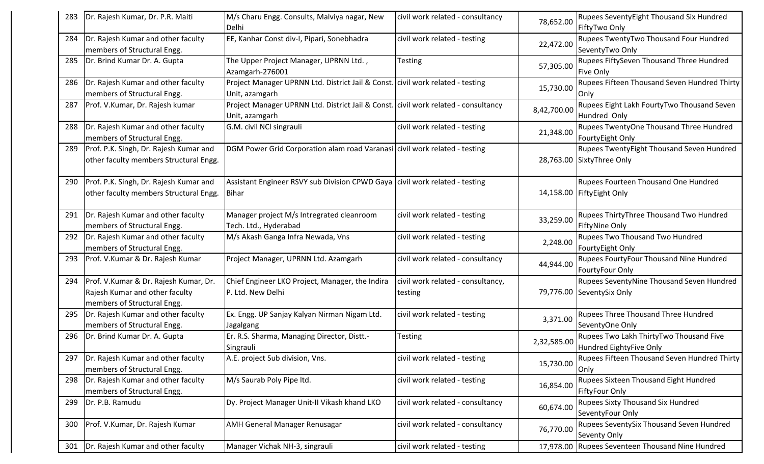| 283 | Dr. Rajesh Kumar, Dr. P.R. Maiti | M/s Charu Engg. Consults, Malviya nagar, New Delhi | civil work related - consultancy | 78,652.00 | Rupees SeventyEight Thousand Six Hundred FiftyTwo Only |
|---|---|---|---|---|---|
| 284 | Dr. Rajesh Kumar and other faculty members of Structural Engg. | EE, Kanhar Const div-I, Pipari, Sonebhadra | civil work related - testing | 22,472.00 | Rupees TwentyTwo Thousand Four Hundred SeventyTwo Only |
| 285 | Dr. Brind Kumar Dr. A. Gupta | The Upper Project Manager, UPRNN Ltd. , Azamgarh-276001 | Testing | 57,305.00 | Rupees FiftySeven Thousand Three Hundred Five Only |
| 286 | Dr. Rajesh Kumar and other faculty members of Structural Engg. | Project Manager UPRNN Ltd. District Jail & Const. Unit, azamgarh | civil work related - testing | 15,730.00 | Rupees Fifteen Thousand Seven Hundred Thirty Only |
| 287 | Prof. V.Kumar, Dr. Rajesh kumar | Project Manager UPRNN Ltd. District Jail & Const. Unit, azamgarh | civil work related - consultancy | 8,42,700.00 | Rupees Eight Lakh FourtyTwo Thousand Seven Hundred Only |
| 288 | Dr. Rajesh Kumar and other faculty members of Structural Engg. | G.M. civil NCl singrauli | civil work related - testing | 21,348.00 | Rupees TwentyOne Thousand Three Hundred FourtyEight Only |
| 289 | Prof. P.K. Singh, Dr. Rajesh Kumar and other faculty members Structural Engg. | DGM Power Grid Corporation alam road Varanasi | civil work related - testing | 28,763.00 | Rupees TwentyEight Thousand Seven Hundred SixtyThree Only |
| 290 | Prof. P.K. Singh, Dr. Rajesh Kumar and other faculty members Structural Engg. | Assistant Engineer RSVY sub Division CPWD Gaya Bihar | civil work related - testing | 14,158.00 | Rupees Fourteen Thousand One Hundred FiftyEight Only |
| 291 | Dr. Rajesh Kumar and other faculty members of Structural Engg. | Manager project M/s Intregrated cleanroom Tech. Ltd., Hyderabad | civil work related - testing | 33,259.00 | Rupees ThirtyThree Thousand Two Hundred FiftyNine Only |
| 292 | Dr. Rajesh Kumar and other faculty members of Structural Engg. | M/s Akash Ganga Infra Newada, Vns | civil work related - testing | 2,248.00 | Rupees Two Thousand Two Hundred FourtyEight Only |
| 293 | Prof. V.Kumar & Dr. Rajesh Kumar | Project Manager, UPRNN Ltd. Azamgarh | civil work related - consultancy | 44,944.00 | Rupees FourtyFour Thousand Nine Hundred FourtyFour Only |
| 294 | Prof. V.Kumar & Dr. Rajesh Kumar, Dr. Rajesh Kumar and other faculty members of Structural Engg. | Chief Engineer LKO Project, Manager, the Indira P. Ltd. New Delhi | civil work related - consultancy, testing | 79,776.00 | Rupees SeventyNine Thousand Seven Hundred SeventySix Only |
| 295 | Dr. Rajesh Kumar and other faculty members of Structural Engg. | Ex. Engg. UP Sanjay Kalyan Nirman Nigam Ltd. Jagalgang | civil work related - testing | 3,371.00 | Rupees Three Thousand Three Hundred SeventyOne Only |
| 296 | Dr. Brind Kumar Dr. A. Gupta | Er. R.S. Sharma, Managing Director, Distt.-Singrauli | Testing | 2,32,585.00 | Rupees Two Lakh ThirtyTwo Thousand Five Hundred EightyFive Only |
| 297 | Dr. Rajesh Kumar and other faculty members of Structural Engg. | A.E. project Sub division, Vns. | civil work related - testing | 15,730.00 | Rupees Fifteen Thousand Seven Hundred Thirty Only |
| 298 | Dr. Rajesh Kumar and other faculty members of Structural Engg. | M/s Saurab Poly Pipe ltd. | civil work related - testing | 16,854.00 | Rupees Sixteen Thousand Eight Hundred FiftyFour Only |
| 299 | Dr. P.B. Ramudu | Dy. Project Manager Unit-II Vikash khand LKO | civil work related - consultancy | 60,674.00 | Rupees Sixty Thousand Six Hundred SeventyFour Only |
| 300 | Prof. V.Kumar, Dr. Rajesh Kumar | AMH General Manager Renusagar | civil work related - consultancy | 76,770.00 | Rupees SeventySix Thousand Seven Hundred Seventy Only |
| 301 | Dr. Rajesh Kumar and other faculty | Manager Vichak NH-3, singrauli | civil work related - testing | 17,978.00 | Rupees Seventeen Thousand Nine Hundred |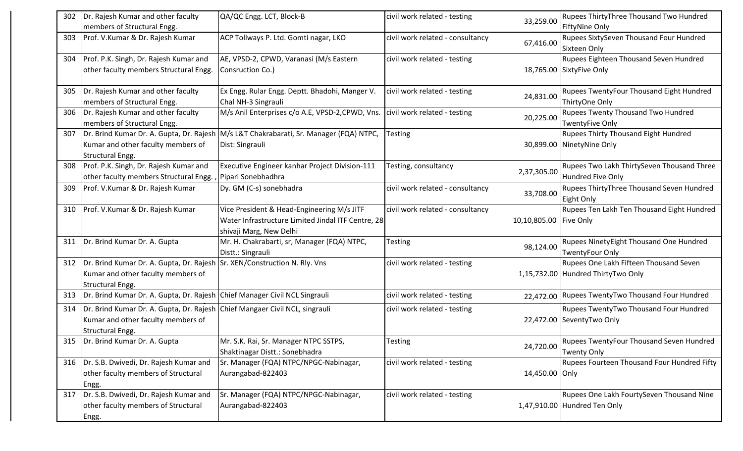| 302 | Dr. Rajesh Kumar and other faculty members of Structural Engg. | QA/QC Engg. LCT, Block-B | civil work related - testing | 33,259.00 | Rupees ThirtyThree Thousand Two Hundred FiftyNine Only |
|---|---|---|---|---|---|
| 303 | Prof. V.Kumar & Dr. Rajesh Kumar | ACP Tollways P. Ltd. Gomti nagar, LKO | civil work related - consultancy | 67,416.00 | Rupees SixtySeven Thousand Four Hundred Sixteen Only |
| 304 | Prof. P.K. Singh, Dr. Rajesh Kumar and other faculty members Structural Engg. | AE, VPSD-2, CPWD, Varanasi (M/s Eastern Consruction Co.) | civil work related - testing | 18,765.00 | Rupees Eighteen Thousand Seven Hundred SixtyFive Only |
| 305 | Dr. Rajesh Kumar and other faculty members of Structural Engg. | Ex Engg. Rular Engg. Deptt. Bhadohi, Manger V. Chal NH-3 Singrauli | civil work related - testing | 24,831.00 | Rupees TwentyFour Thousand Eight Hundred ThirtyOne Only |
| 306 | Dr. Rajesh Kumar and other faculty members of Structural Engg. | M/s Anil Enterprises c/o A.E, VPSD-2,CPWD, Vns. | civil work related - testing | 20,225.00 | Rupees Twenty Thousand Two Hundred TwentyFive Only |
| 307 | Dr. Brind Kumar Dr. A. Gupta, Dr. Rajesh Kumar and other faculty members of Structural Engg. | M/s L&T Chakrabarati, Sr. Manager (FQA) NTPC, Dist: Singrauli | Testing | 30,899.00 | Rupees Thirty Thousand Eight Hundred NinetyNine Only |
| 308 | Prof. P.K. Singh, Dr. Rajesh Kumar and other faculty members Structural Engg. , | Executive Engineer kanhar Project Division-111 Pipari Sonebhadhra | Testing, consultancy | 2,37,305.00 | Rupees Two Lakh ThirtySeven Thousand Three Hundred Five Only |
| 309 | Prof. V.Kumar & Dr. Rajesh Kumar | Dy. GM (C-s) sonebhadra | civil work related - consultancy | 33,708.00 | Rupees ThirtyThree Thousand Seven Hundred Eight Only |
| 310 | Prof. V.Kumar & Dr. Rajesh Kumar | Vice President & Head-Engineering M/s JITF Water Infrastructure Limited Jindal ITF Centre, 28 shivaji Marg, New Delhi | civil work related - consultancy | 10,10,805.00 | Rupees Ten Lakh Ten Thousand Eight Hundred Five Only |
| 311 | Dr. Brind Kumar Dr. A. Gupta | Mr. H. Chakrabarti, sr, Manager (FQA) NTPC, Distt.: Singrauli | Testing | 98,124.00 | Rupees NinetyEight Thousand One Hundred TwentyFour Only |
| 312 | Dr. Brind Kumar Dr. A. Gupta, Dr. Rajesh Kumar and other faculty members of Structural Engg. | Sr. XEN/Construction N. Rly. Vns | civil work related - testing | 1,15,732.00 | Rupees One Lakh Fifteen Thousand Seven Hundred ThirtyTwo Only |
| 313 | Dr. Brind Kumar Dr. A. Gupta, Dr. Rajesh | Chief Manager Civil NCL Singrauli | civil work related - testing | 22,472.00 | Rupees TwentyTwo Thousand Four Hundred |
| 314 | Dr. Brind Kumar Dr. A. Gupta, Dr. Rajesh Kumar and other faculty members of Structural Engg. | Chief Mangaer Civil NCL, singrauli | civil work related - testing | 22,472.00 | Rupees TwentyTwo Thousand Four Hundred SeventyTwo Only |
| 315 | Dr. Brind Kumar Dr. A. Gupta | Mr. S.K. Rai, Sr. Manager NTPC SSTPS, Shaktinagar Distt.: Sonebhadra | Testing | 24,720.00 | Rupees TwentyFour Thousand Seven Hundred Twenty Only |
| 316 | Dr. S.B. Dwivedi, Dr. Rajesh Kumar and other faculty members of Structural Engg. | Sr. Manager (FQA) NTPC/NPGC-Nabinagar, Aurangabad-822403 | civil work related - testing | 14,450.00 | Rupees Fourteen Thousand Four Hundred Fifty Only |
| 317 | Dr. S.B. Dwivedi, Dr. Rajesh Kumar and other faculty members of Structural Engg. | Sr. Manager (FQA) NTPC/NPGC-Nabinagar, Aurangabad-822403 | civil work related - testing | 1,47,910.00 | Rupees One Lakh FourtySeven Thousand Nine Hundred Ten Only |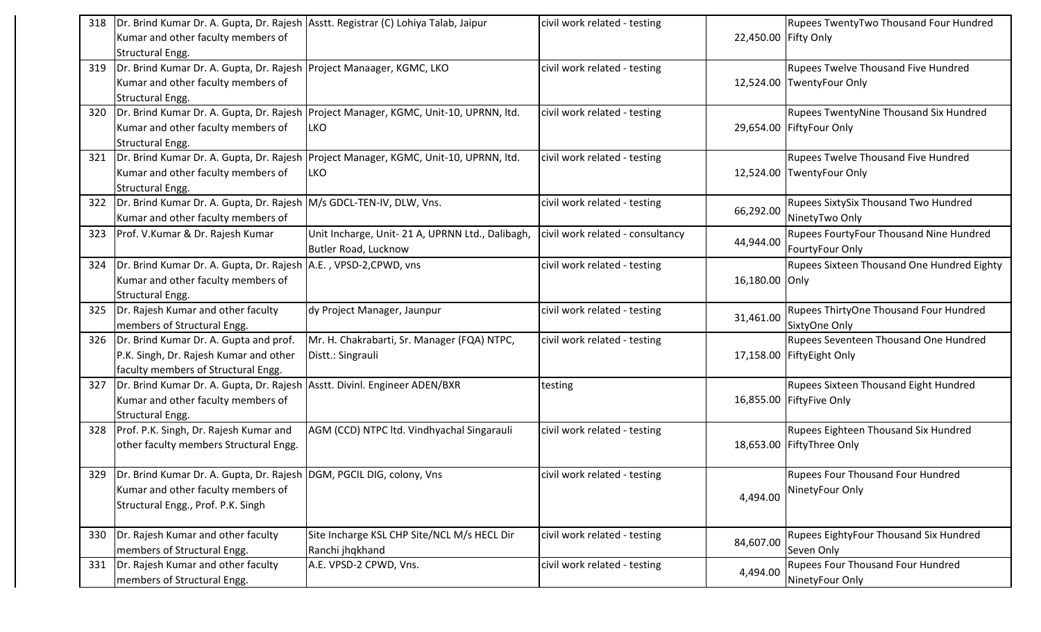| 318 | Dr. Brind Kumar Dr. A. Gupta, Dr. Rajesh Kumar and other faculty members of Structural Engg. | Asstt. Registrar (C) Lohiya Talab, Jaipur | civil work related - testing | 22,450.00 | Rupees TwentyTwo Thousand Four Hundred Fifty Only |
|---|---|---|---|---|---|
| 319 | Dr. Brind Kumar Dr. A. Gupta, Dr. Rajesh Kumar and other faculty members of Structural Engg. | Project Manaager, KGMC, LKO | civil work related - testing | 12,524.00 | Rupees Twelve Thousand Five Hundred TwentyFour Only |
| 320 | Dr. Brind Kumar Dr. A. Gupta, Dr. Rajesh Kumar and other faculty members of Structural Engg. | Project Manager, KGMC, Unit-10, UPRNN, ltd. LKO | civil work related - testing | 29,654.00 | Rupees TwentyNine Thousand Six Hundred FiftyFour Only |
| 321 | Dr. Brind Kumar Dr. A. Gupta, Dr. Rajesh Kumar and other faculty members of Structural Engg. | Project Manager, KGMC, Unit-10, UPRNN, ltd. LKO | civil work related - testing | 12,524.00 | Rupees Twelve Thousand Five Hundred TwentyFour Only |
| 322 | Dr. Brind Kumar Dr. A. Gupta, Dr. Rajesh Kumar and other faculty members of | M/s GDCL-TEN-IV, DLW, Vns. | civil work related - testing | 66,292.00 | Rupees SixtySix Thousand Two Hundred NinetyTwo Only |
| 323 | Prof. V.Kumar & Dr. Rajesh Kumar | Unit Incharge, Unit- 21 A, UPRNN Ltd., Dalibagh, Butler Road, Lucknow | civil work related - consultancy | 44,944.00 | Rupees FourtyFour Thousand Nine Hundred FourtyFour Only |
| 324 | Dr. Brind Kumar Dr. A. Gupta, Dr. Rajesh Kumar and other faculty members of Structural Engg. | A.E. , VPSD-2,CPWD, vns | civil work related - testing | 16,180.00 | Rupees Sixteen Thousand One Hundred Eighty Only |
| 325 | Dr. Rajesh Kumar and other faculty members of Structural Engg. | dy Project Manager, Jaunpur | civil work related - testing | 31,461.00 | Rupees ThirtyOne Thousand Four Hundred SixtyOne Only |
| 326 | Dr. Brind Kumar Dr. A. Gupta and prof. P.K. Singh, Dr. Rajesh Kumar and other faculty members of Structural Engg. | Mr. H. Chakrabarti, Sr. Manager (FQA) NTPC, Distt.: Singrauli | civil work related - testing | 17,158.00 | Rupees Seventeen Thousand One Hundred FiftyEight Only |
| 327 | Dr. Brind Kumar Dr. A. Gupta, Dr. Rajesh Kumar and other faculty members of Structural Engg. | Asstt. Divinl. Engineer ADEN/BXR | testing | 16,855.00 | Rupees Sixteen Thousand Eight Hundred FiftyFive Only |
| 328 | Prof. P.K. Singh, Dr. Rajesh Kumar and other faculty members Structural Engg. | AGM (CCD) NTPC ltd. Vindhyachal Singarauli | civil work related - testing | 18,653.00 | Rupees Eighteen Thousand Six Hundred FiftyThree Only |
| 329 | Dr. Brind Kumar Dr. A. Gupta, Dr. Rajesh Kumar and other faculty members of Structural Engg., Prof. P.K. Singh | DGM, PGCIL DIG, colony, Vns | civil work related - testing | 4,494.00 | Rupees Four Thousand Four Hundred NinetyFour Only |
| 330 | Dr. Rajesh Kumar and other faculty members of Structural Engg. | Site Incharge KSL CHP Site/NCL M/s HECL Dir Ranchi jhqkhand | civil work related - testing | 84,607.00 | Rupees EightyFour Thousand Six Hundred Seven Only |
| 331 | Dr. Rajesh Kumar and other faculty members of Structural Engg. | A.E. VPSD-2 CPWD, Vns. | civil work related - testing | 4,494.00 | Rupees Four Thousand Four Hundred NinetyFour Only |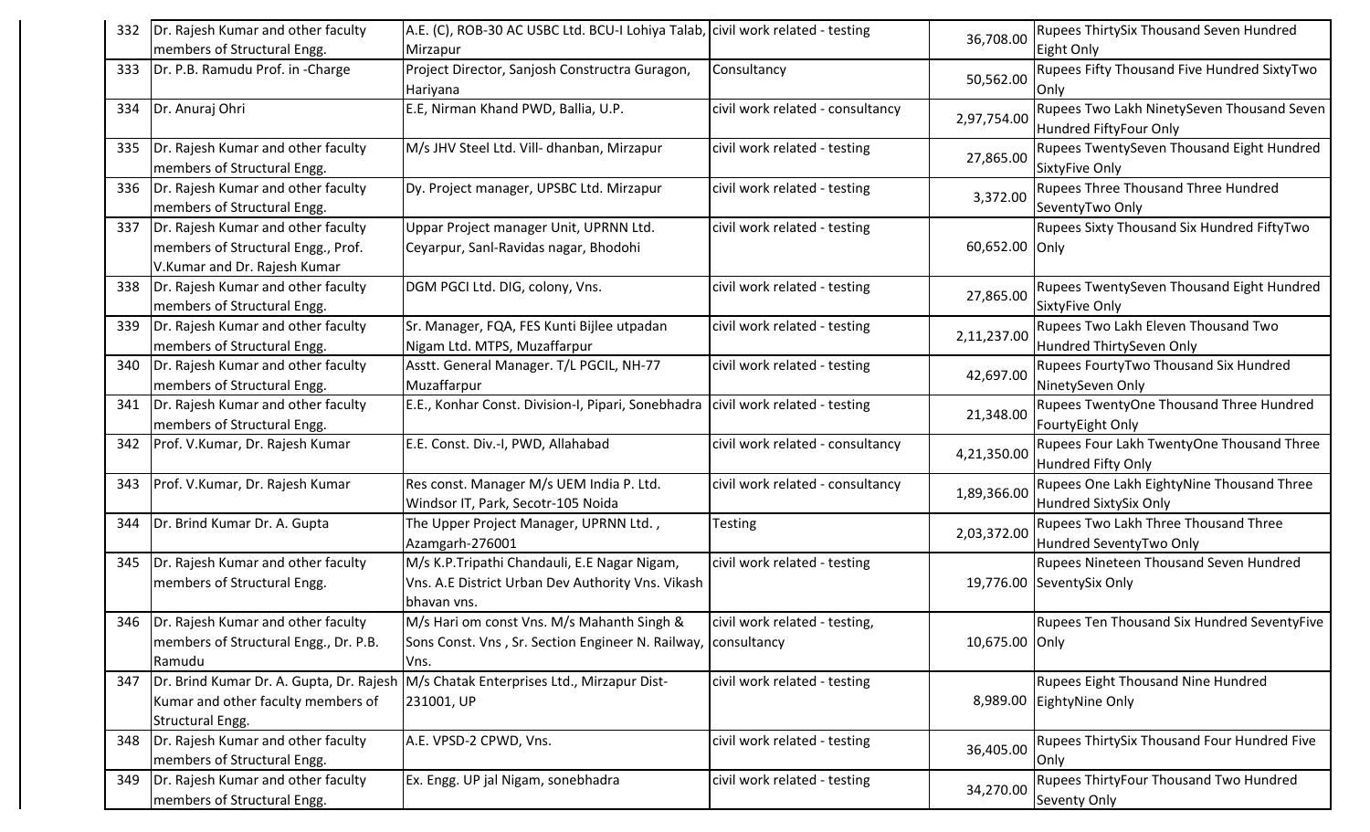| | | | | | |
|---|---|---|---|---|---|
| 332 | Dr. Rajesh Kumar and other faculty members of Structural Engg. | A.E. (C), ROB-30 AC USBC Ltd. BCU-I Lohiya Talab, Mirzapur | civil work related - testing | 36,708.00 | Rupees ThirtySix Thousand Seven Hundred Eight Only |
| 333 | Dr. P.B. Ramudu Prof. in -Charge | Project Director, Sanjosh Constructra Guragon, Hariyana | Consultancy | 50,562.00 | Rupees Fifty Thousand Five Hundred SixtyTwo Only |
| 334 | Dr. Anuraj Ohri | E.E, Nirman Khand PWD, Ballia, U.P. | civil work related - consultancy | 2,97,754.00 | Rupees Two Lakh NinetySeven Thousand Seven Hundred FiftyFour Only |
| 335 | Dr. Rajesh Kumar and other faculty members of Structural Engg. | M/s JHV Steel Ltd. Vill- dhanban, Mirzapur | civil work related - testing | 27,865.00 | Rupees TwentySeven Thousand Eight Hundred SixtyFive Only |
| 336 | Dr. Rajesh Kumar and other faculty members of Structural Engg. | Dy. Project manager, UPSBC Ltd. Mirzapur | civil work related - testing | 3,372.00 | Rupees Three Thousand Three Hundred SeventyTwo Only |
| 337 | Dr. Rajesh Kumar and other faculty members of Structural Engg., Prof. V.Kumar and Dr. Rajesh Kumar | Uppar Project manager Unit, UPRNN Ltd. Ceyarpur, Sanl-Ravidas nagar, Bhodohi | civil work related - testing | 60,652.00 | Rupees Sixty Thousand Six Hundred FiftyTwo Only |
| 338 | Dr. Rajesh Kumar and other faculty members of Structural Engg. | DGM PGCI Ltd. DIG, colony, Vns. | civil work related - testing | 27,865.00 | Rupees TwentySeven Thousand Eight Hundred SixtyFive Only |
| 339 | Dr. Rajesh Kumar and other faculty members of Structural Engg. | Sr. Manager, FQA, FES Kunti Bijlee utpadan Nigam Ltd. MTPS, Muzaffarpur | civil work related - testing | 2,11,237.00 | Rupees Two Lakh Eleven Thousand Two Hundred ThirtySeven Only |
| 340 | Dr. Rajesh Kumar and other faculty members of Structural Engg. | Asstt. General Manager. T/L PGCIL, NH-77 Muzaffarpur | civil work related - testing | 42,697.00 | Rupees FourtyTwo Thousand Six Hundred NinetySeven Only |
| 341 | Dr. Rajesh Kumar and other faculty members of Structural Engg. | E.E., Konhar Const. Division-I, Pipari, Sonebhadra | civil work related - testing | 21,348.00 | Rupees TwentyOne Thousand Three Hundred FourtyEight Only |
| 342 | Prof. V.Kumar, Dr. Rajesh Kumar | E.E. Const. Div.-I, PWD, Allahabad | civil work related - consultancy | 4,21,350.00 | Rupees Four Lakh TwentyOne Thousand Three Hundred Fifty Only |
| 343 | Prof. V.Kumar, Dr. Rajesh Kumar | Res const. Manager M/s UEM India P. Ltd. Windsor IT, Park, Secotr-105 Noida | civil work related - consultancy | 1,89,366.00 | Rupees One Lakh EightyNine Thousand Three Hundred SixtySix Only |
| 344 | Dr. Brind Kumar Dr. A. Gupta | The Upper Project Manager, UPRNN Ltd. , Azamgarh-276001 | Testing | 2,03,372.00 | Rupees Two Lakh Three Thousand Three Hundred SeventyTwo Only |
| 345 | Dr. Rajesh Kumar and other faculty members of Structural Engg. | M/s K.P.Tripathi Chandauli, E.E Nagar Nigam, Vns. A.E District Urban Dev Authority Vns. Vikash bhavan vns. | civil work related - testing | 19,776.00 | Rupees Nineteen Thousand Seven Hundred SeventySix Only |
| 346 | Dr. Rajesh Kumar and other faculty members of Structural Engg., Dr. P.B. Ramudu | M/s Hari om const Vns. M/s Mahanth Singh & Sons Const. Vns , Sr. Section Engineer N. Railway, Vns. | civil work related - testing, consultancy | 10,675.00 | Rupees Ten Thousand Six Hundred SeventyFive Only |
| 347 | Dr. Brind Kumar Dr. A. Gupta, Dr. Rajesh Kumar and other faculty members of Structural Engg. | M/s Chatak Enterprises Ltd., Mirzapur Dist-231001, UP | civil work related - testing | 8,989.00 | Rupees Eight Thousand Nine Hundred EightyNine Only |
| 348 | Dr. Rajesh Kumar and other faculty members of Structural Engg. | A.E. VPSD-2 CPWD, Vns. | civil work related - testing | 36,405.00 | Rupees ThirtySix Thousand Four Hundred Five Only |
| 349 | Dr. Rajesh Kumar and other faculty members of Structural Engg. | Ex. Engg. UP jal Nigam, sonebhadra | civil work related - testing | 34,270.00 | Rupees ThirtyFour Thousand Two Hundred Seventy Only |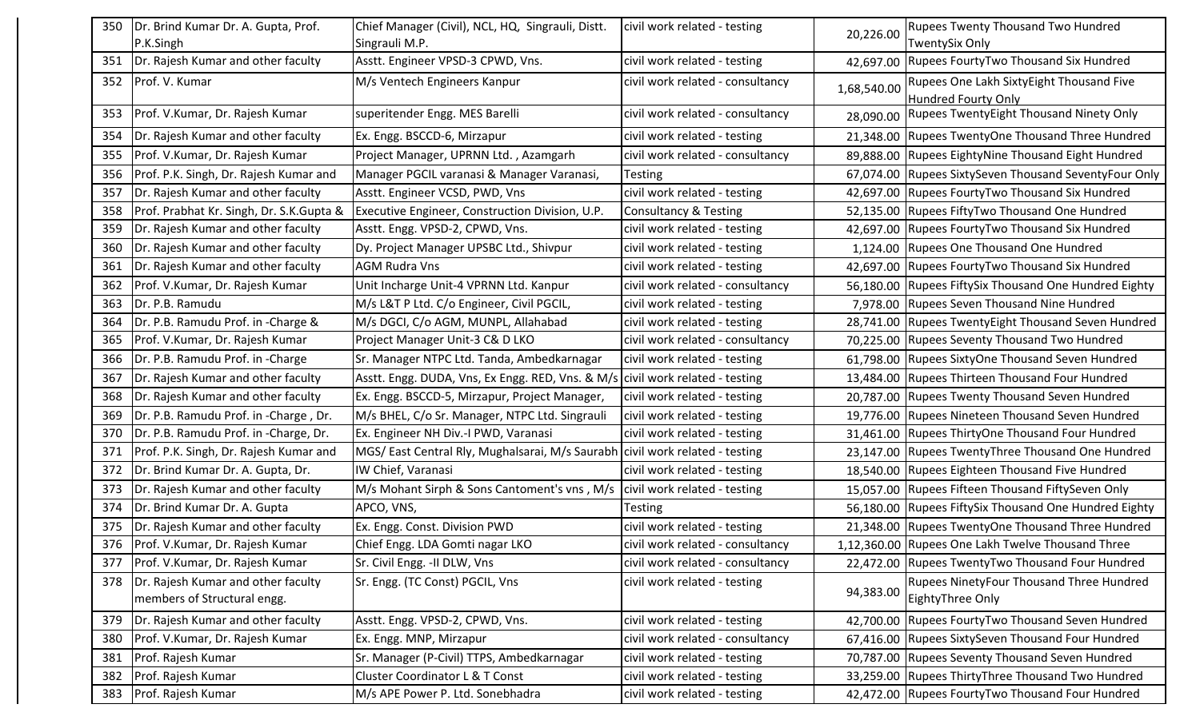| 350 | Dr. Brind Kumar Dr. A. Gupta, Prof. P.K.Singh | Chief Manager (Civil), NCL, HQ, Singrauli, Distt. Singrauli M.P. | civil work related - testing | 20,226.00 | Rupees Twenty Thousand Two Hundred TwentySix Only |
|---|---|---|---|---|---|
| 351 | Dr. Rajesh Kumar and other faculty | Asstt. Engineer VPSD-3 CPWD, Vns. | civil work related - testing | 42,697.00 | Rupees FourtyTwo Thousand Six Hundred |
| 352 | Prof. V. Kumar | M/s Ventech Engineers Kanpur | civil work related - consultancy | 1,68,540.00 | Rupees One Lakh SixtyEight Thousand Five Hundred Fourty Only |
| 353 | Prof. V.Kumar, Dr. Rajesh Kumar | superitender Engg. MES Barelli | civil work related - consultancy | 28,090.00 | Rupees TwentyEight Thousand Ninety Only |
| 354 | Dr. Rajesh Kumar and other faculty | Ex. Engg. BSCCD-6, Mirzapur | civil work related - testing | 21,348.00 | Rupees TwentyOne Thousand Three Hundred |
| 355 | Prof. V.Kumar, Dr. Rajesh Kumar | Project Manager, UPRNN Ltd. , Azamgarh | civil work related - consultancy | 89,888.00 | Rupees EightyNine Thousand Eight Hundred |
| 356 | Prof. P.K. Singh, Dr. Rajesh Kumar and | Manager PGCIL varanasi & Manager Varanasi, | Testing | 67,074.00 | Rupees SixtySeven Thousand SeventyFour Only |
| 357 | Dr. Rajesh Kumar and other faculty | Asstt. Engineer VCSD, PWD, Vns | civil work related - testing | 42,697.00 | Rupees FourtyTwo Thousand Six Hundred |
| 358 | Prof. Prabhat Kr. Singh, Dr. S.K.Gupta & | Executive Engineer, Construction Division, U.P. | Consultancy & Testing | 52,135.00 | Rupees FiftyTwo Thousand One Hundred |
| 359 | Dr. Rajesh Kumar and other faculty | Asstt. Engg. VPSD-2, CPWD, Vns. | civil work related - testing | 42,697.00 | Rupees FourtyTwo Thousand Six Hundred |
| 360 | Dr. Rajesh Kumar and other faculty | Dy. Project Manager UPSBC Ltd., Shivpur | civil work related - testing | 1,124.00 | Rupees One Thousand One Hundred |
| 361 | Dr. Rajesh Kumar and other faculty | AGM Rudra Vns | civil work related - testing | 42,697.00 | Rupees FourtyTwo Thousand Six Hundred |
| 362 | Prof. V.Kumar, Dr. Rajesh Kumar | Unit Incharge Unit-4 VPRNN Ltd. Kanpur | civil work related - consultancy | 56,180.00 | Rupees FiftySix Thousand One Hundred Eighty |
| 363 | Dr. P.B. Ramudu | M/s L&T P Ltd. C/o Engineer, Civil PGCIL, | civil work related - testing | 7,978.00 | Rupees Seven Thousand Nine Hundred |
| 364 | Dr. P.B. Ramudu Prof. in -Charge & | M/s DGCI, C/o AGM, MUNPL, Allahabad | civil work related - testing | 28,741.00 | Rupees TwentyEight Thousand Seven Hundred |
| 365 | Prof. V.Kumar, Dr. Rajesh Kumar | Project Manager Unit-3 C& D LKO | civil work related - consultancy | 70,225.00 | Rupees Seventy Thousand Two Hundred |
| 366 | Dr. P.B. Ramudu Prof. in -Charge | Sr. Manager NTPC Ltd. Tanda, Ambedkarnagar | civil work related - testing | 61,798.00 | Rupees SixtyOne Thousand Seven Hundred |
| 367 | Dr. Rajesh Kumar and other faculty | Asstt. Engg. DUDA, Vns, Ex Engg. RED, Vns. & M/s | civil work related - testing | 13,484.00 | Rupees Thirteen Thousand Four Hundred |
| 368 | Dr. Rajesh Kumar and other faculty | Ex. Engg. BSCCD-5, Mirzapur, Project Manager, | civil work related - testing | 20,787.00 | Rupees Twenty Thousand Seven Hundred |
| 369 | Dr. P.B. Ramudu Prof. in -Charge , Dr. | M/s BHEL, C/o Sr. Manager, NTPC Ltd. Singrauli | civil work related - testing | 19,776.00 | Rupees Nineteen Thousand Seven Hundred |
| 370 | Dr. P.B. Ramudu Prof. in -Charge, Dr. | Ex. Engineer NH Div.-I PWD, Varanasi | civil work related - testing | 31,461.00 | Rupees ThirtyOne Thousand Four Hundred |
| 371 | Prof. P.K. Singh, Dr. Rajesh Kumar and | MGS/ East Central Rly, Mughalsarai, M/s Saurabh | civil work related - testing | 23,147.00 | Rupees TwentyThree Thousand One Hundred |
| 372 | Dr. Brind Kumar Dr. A. Gupta, Dr. | IW Chief, Varanasi | civil work related - testing | 18,540.00 | Rupees Eighteen Thousand Five Hundred |
| 373 | Dr. Rajesh Kumar and other faculty | M/s Mohant Sirph & Sons Cantoment's vns , M/s | civil work related - testing | 15,057.00 | Rupees Fifteen Thousand FiftySeven Only |
| 374 | Dr. Brind Kumar Dr. A. Gupta | APCO, VNS, | Testing | 56,180.00 | Rupees FiftySix Thousand One Hundred Eighty |
| 375 | Dr. Rajesh Kumar and other faculty | Ex. Engg. Const. Division PWD | civil work related - testing | 21,348.00 | Rupees TwentyOne Thousand Three Hundred |
| 376 | Prof. V.Kumar, Dr. Rajesh Kumar | Chief Engg. LDA Gomti nagar LKO | civil work related - consultancy | 1,12,360.00 | Rupees One Lakh Twelve Thousand Three |
| 377 | Prof. V.Kumar, Dr. Rajesh Kumar | Sr. Civil Engg. -II DLW, Vns | civil work related - consultancy | 22,472.00 | Rupees TwentyTwo Thousand Four Hundred |
| 378 | Dr. Rajesh Kumar and other faculty members of Structural engg. | Sr. Engg. (TC Const) PGCIL, Vns | civil work related - testing | 94,383.00 | Rupees NinetyFour Thousand Three Hundred EightyThree Only |
| 379 | Dr. Rajesh Kumar and other faculty | Asstt. Engg. VPSD-2, CPWD, Vns. | civil work related - testing | 42,700.00 | Rupees FourtyTwo Thousand Seven Hundred |
| 380 | Prof. V.Kumar, Dr. Rajesh Kumar | Ex. Engg. MNP, Mirzapur | civil work related - consultancy | 67,416.00 | Rupees SixtySeven Thousand Four Hundred |
| 381 | Prof. Rajesh Kumar | Sr. Manager (P-Civil) TTPS, Ambedkarnagar | civil work related - testing | 70,787.00 | Rupees Seventy Thousand Seven Hundred |
| 382 | Prof. Rajesh Kumar | Cluster Coordinator L & T Const | civil work related - testing | 33,259.00 | Rupees ThirtyThree Thousand Two Hundred |
| 383 | Prof. Rajesh Kumar | M/s APE Power P. Ltd. Sonebhadra | civil work related - testing | 42,472.00 | Rupees FourtyTwo Thousand Four Hundred |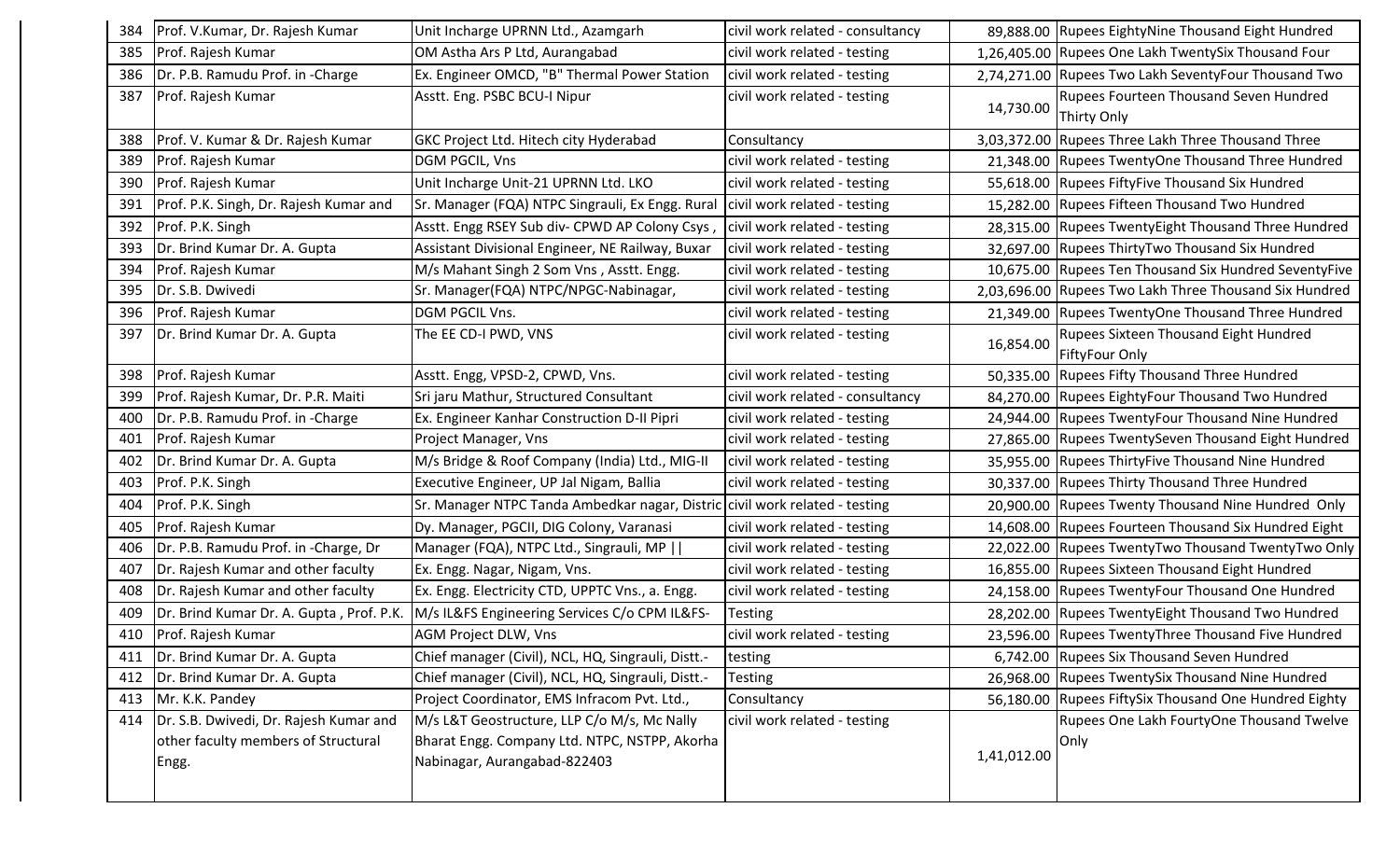| | | | | | |
|---|---|---|---|---|---|
| 384 | Prof. V.Kumar, Dr. Rajesh Kumar | Unit Incharge UPRNN Ltd., Azamgarh | civil work related - consultancy | 89,888.00 | Rupees EightyNine Thousand Eight Hundred |
| 385 | Prof. Rajesh Kumar | OM Astha Ars P Ltd, Aurangabad | civil work related - testing | 1,26,405.00 | Rupees One Lakh TwentySix Thousand Four |
| 386 | Dr. P.B. Ramudu Prof. in -Charge | Ex. Engineer OMCD, "B" Thermal Power Station | civil work related - testing | 2,74,271.00 | Rupees Two Lakh SeventyFour Thousand Two |
| 387 | Prof. Rajesh Kumar | Asstt. Eng. PSBC BCU-I Nipur | civil work related - testing | 14,730.00 | Rupees Fourteen Thousand Seven Hundred Thirty Only |
| 388 | Prof. V. Kumar & Dr. Rajesh Kumar | GKC Project Ltd. Hitech city Hyderabad | Consultancy | 3,03,372.00 | Rupees Three Lakh Three Thousand Three |
| 389 | Prof. Rajesh Kumar | DGM PGCIL, Vns | civil work related - testing | 21,348.00 | Rupees TwentyOne Thousand Three Hundred |
| 390 | Prof. Rajesh Kumar | Unit Incharge Unit-21 UPRNN Ltd. LKO | civil work related - testing | 55,618.00 | Rupees FiftyFive Thousand Six Hundred |
| 391 | Prof. P.K. Singh, Dr. Rajesh Kumar and | Sr. Manager (FQA) NTPC Singrauli, Ex Engg. Rural | civil work related - testing | 15,282.00 | Rupees Fifteen Thousand Two Hundred |
| 392 | Prof. P.K. Singh | Asstt. Engg RSEY Sub div- CPWD AP Colony Csys , | civil work related - testing | 28,315.00 | Rupees TwentyEight Thousand Three Hundred |
| 393 | Dr. Brind Kumar Dr. A. Gupta | Assistant Divisional Engineer, NE Railway, Buxar | civil work related - testing | 32,697.00 | Rupees ThirtyTwo Thousand Six Hundred |
| 394 | Prof. Rajesh Kumar | M/s Mahant Singh 2 Som Vns , Asstt. Engg. | civil work related - testing | 10,675.00 | Rupees Ten Thousand Six Hundred SeventyFive |
| 395 | Dr. S.B. Dwivedi | Sr. Manager(FQA) NTPC/NPGC-Nabinagar, | civil work related - testing | 2,03,696.00 | Rupees Two Lakh Three Thousand Six Hundred |
| 396 | Prof. Rajesh Kumar | DGM PGCIL Vns. | civil work related - testing | 21,349.00 | Rupees TwentyOne Thousand Three Hundred |
| 397 | Dr. Brind Kumar Dr. A. Gupta | The EE CD-I PWD, VNS | civil work related - testing | 16,854.00 | Rupees Sixteen Thousand Eight Hundred FiftyFour Only |
| 398 | Prof. Rajesh Kumar | Asstt. Engg, VPSD-2, CPWD, Vns. | civil work related - testing | 50,335.00 | Rupees Fifty Thousand Three Hundred |
| 399 | Prof. Rajesh Kumar, Dr. P.R. Maiti | Sri jaru Mathur, Structured Consultant | civil work related - consultancy | 84,270.00 | Rupees EightyFour Thousand Two Hundred |
| 400 | Dr. P.B. Ramudu Prof. in -Charge | Ex. Engineer Kanhar Construction D-II Pipri | civil work related - testing | 24,944.00 | Rupees TwentyFour Thousand Nine Hundred |
| 401 | Prof. Rajesh Kumar | Project Manager, Vns | civil work related - testing | 27,865.00 | Rupees TwentySeven Thousand Eight Hundred |
| 402 | Dr. Brind Kumar Dr. A. Gupta | M/s Bridge & Roof Company (India) Ltd., MIG-II | civil work related - testing | 35,955.00 | Rupees ThirtyFive Thousand Nine Hundred |
| 403 | Prof. P.K. Singh | Executive Engineer, UP Jal Nigam, Ballia | civil work related - testing | 30,337.00 | Rupees Thirty Thousand Three Hundred |
| 404 | Prof. P.K. Singh | Sr. Manager NTPC Tanda Ambedkar nagar, Distric | civil work related - testing | 20,900.00 | Rupees Twenty Thousand Nine Hundred Only |
| 405 | Prof. Rajesh Kumar | Dy. Manager, PGCII, DIG Colony, Varanasi | civil work related - testing | 14,608.00 | Rupees Fourteen Thousand Six Hundred Eight |
| 406 | Dr. P.B. Ramudu Prof. in -Charge, Dr | Manager (FQA), NTPC Ltd., Singrauli, MP \|\| | civil work related - testing | 22,022.00 | Rupees TwentyTwo Thousand TwentyTwo Only |
| 407 | Dr. Rajesh Kumar and other faculty | Ex. Engg. Nagar, Nigam, Vns. | civil work related - testing | 16,855.00 | Rupees Sixteen Thousand Eight Hundred |
| 408 | Dr. Rajesh Kumar and other faculty | Ex. Engg. Electricity CTD, UPPTC Vns., a. Engg. | civil work related - testing | 24,158.00 | Rupees TwentyFour Thousand One Hundred |
| 409 | Dr. Brind Kumar Dr. A. Gupta , Prof. P.K. | M/s IL&FS Engineering Services C/o CPM IL&FS- | Testing | 28,202.00 | Rupees TwentyEight Thousand Two Hundred |
| 410 | Prof. Rajesh Kumar | AGM Project DLW, Vns | civil work related - testing | 23,596.00 | Rupees TwentyThree Thousand Five Hundred |
| 411 | Dr. Brind Kumar Dr. A. Gupta | Chief manager (Civil), NCL, HQ, Singrauli, Distt.- | testing | 6,742.00 | Rupees Six Thousand Seven Hundred |
| 412 | Dr. Brind Kumar Dr. A. Gupta | Chief manager (Civil), NCL, HQ, Singrauli, Distt.- | Testing | 26,968.00 | Rupees TwentySix Thousand Nine Hundred |
| 413 | Mr. K.K. Pandey | Project Coordinator, EMS Infracom Pvt. Ltd., | Consultancy | 56,180.00 | Rupees FiftySix Thousand One Hundred Eighty |
| 414 | Dr. S.B. Dwivedi, Dr. Rajesh Kumar and other faculty members of Structural Engg. | M/s L&T Geostructure, LLP C/o M/s, Mc Nally Bharat Engg. Company Ltd. NTPC, NSTPP, Akorha Nabinagar, Aurangabad-822403 | civil work related - testing | 1,41,012.00 | Rupees One Lakh FourtyOne Thousand Twelve Only |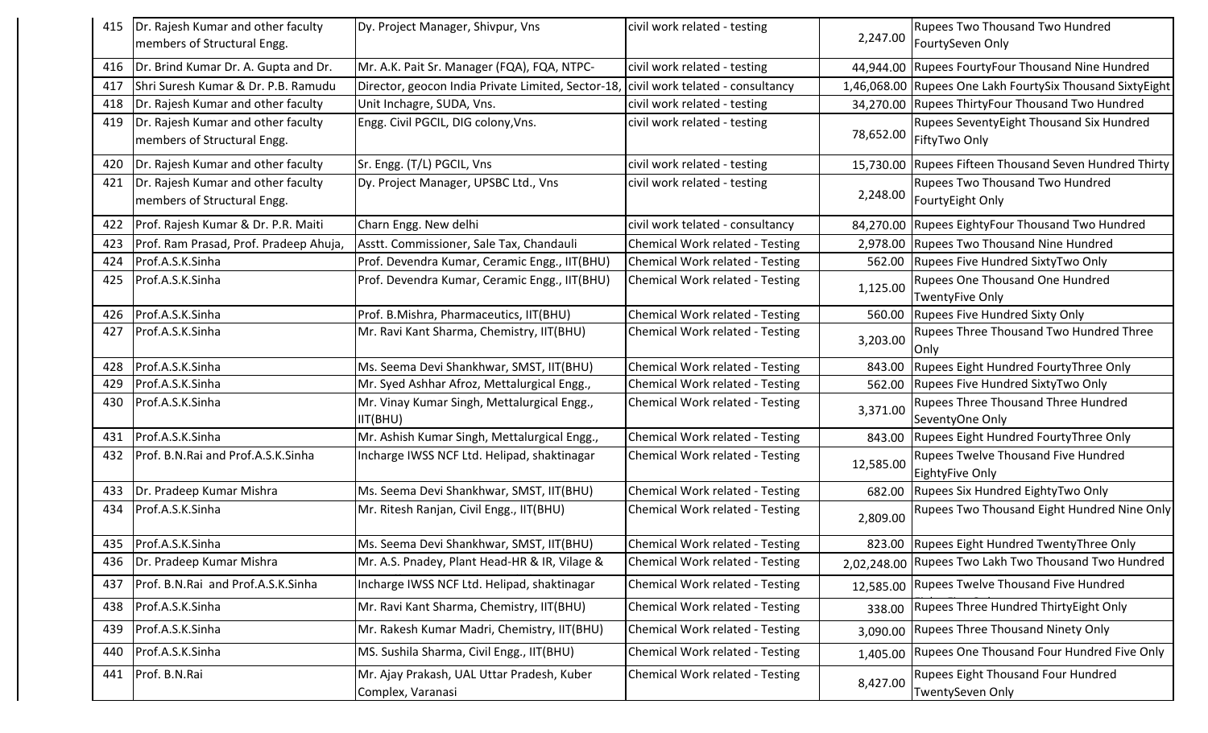| 415 | Dr. Rajesh Kumar and other faculty members of Structural Engg. | Dy. Project Manager, Shivpur, Vns | civil work related - testing | 2,247.00 | Rupees Two Thousand Two Hundred FourtySeven Only |
|---|---|---|---|---|---|
| 416 | Dr. Brind Kumar Dr. A. Gupta and Dr. | Mr. A.K. Pait Sr. Manager (FQA), FQA, NTPC- | civil work related - testing | 44,944.00 | Rupees FourtyFour Thousand Nine Hundred |
| 417 | Shri Suresh Kumar & Dr. P.B. Ramudu | Director, geocon India Private Limited, Sector-18, | civil work telated - consultancy | 1,46,068.00 | Rupees One Lakh FourtySix Thousand SixtyEight |
| 418 | Dr. Rajesh Kumar and other faculty | Unit Inchagre, SUDA, Vns. | civil work related - testing | 34,270.00 | Rupees ThirtyFour Thousand Two Hundred |
| 419 | Dr. Rajesh Kumar and other faculty members of Structural Engg. | Engg. Civil PGCIL, DIG colony,Vns. | civil work related - testing | 78,652.00 | Rupees SeventyEight Thousand Six Hundred FiftyTwo Only |
| 420 | Dr. Rajesh Kumar and other faculty | Sr. Engg. (T/L) PGCIL, Vns | civil work related - testing | 15,730.00 | Rupees Fifteen Thousand Seven Hundred Thirty |
| 421 | Dr. Rajesh Kumar and other faculty members of Structural Engg. | Dy. Project Manager, UPSBC Ltd., Vns | civil work related - testing | 2,248.00 | Rupees Two Thousand Two Hundred FourtyEight Only |
| 422 | Prof. Rajesh Kumar & Dr. P.R. Maiti | Charn Engg. New delhi | civil work telated - consultancy | 84,270.00 | Rupees EightyFour Thousand Two Hundred |
| 423 | Prof. Ram Prasad, Prof. Pradeep Ahuja, | Asstt. Commissioner, Sale Tax, Chandauli | Chemical Work related - Testing | 2,978.00 | Rupees Two Thousand Nine Hundred |
| 424 | Prof.A.S.K.Sinha | Prof. Devendra Kumar, Ceramic Engg., IIT(BHU) | Chemical Work related - Testing | 562.00 | Rupees Five Hundred SixtyTwo Only |
| 425 | Prof.A.S.K.Sinha | Prof. Devendra Kumar, Ceramic Engg., IIT(BHU) | Chemical Work related - Testing | 1,125.00 | Rupees One Thousand One Hundred TwentyFive Only |
| 426 | Prof.A.S.K.Sinha | Prof. B.Mishra, Pharmaceutics, IIT(BHU) | Chemical Work related - Testing | 560.00 | Rupees Five Hundred Sixty Only |
| 427 | Prof.A.S.K.Sinha | Mr. Ravi Kant Sharma, Chemistry, IIT(BHU) | Chemical Work related - Testing | 3,203.00 | Rupees Three Thousand Two Hundred Three Only |
| 428 | Prof.A.S.K.Sinha | Ms. Seema Devi Shankhwar, SMST, IIT(BHU) | Chemical Work related - Testing | 843.00 | Rupees Eight Hundred FourtyThree Only |
| 429 | Prof.A.S.K.Sinha | Mr. Syed Ashhar Afroz, Mettalurgical Engg., | Chemical Work related - Testing | 562.00 | Rupees Five Hundred SixtyTwo Only |
| 430 | Prof.A.S.K.Sinha | Mr. Vinay Kumar Singh, Mettalurgical Engg., IIT(BHU) | Chemical Work related - Testing | 3,371.00 | Rupees Three Thousand Three Hundred SeventyOne Only |
| 431 | Prof.A.S.K.Sinha | Mr. Ashish Kumar Singh, Mettalurgical Engg., | Chemical Work related - Testing | 843.00 | Rupees Eight Hundred FourtyThree Only |
| 432 | Prof. B.N.Rai and Prof.A.S.K.Sinha | Incharge IWSS NCF Ltd. Helipad, shaktinagar | Chemical Work related - Testing | 12,585.00 | Rupees Twelve Thousand Five Hundred EightyFive Only |
| 433 | Dr. Pradeep Kumar Mishra | Ms. Seema Devi Shankhwar, SMST, IIT(BHU) | Chemical Work related - Testing | 682.00 | Rupees Six Hundred EightyTwo Only |
| 434 | Prof.A.S.K.Sinha | Mr. Ritesh Ranjan, Civil Engg., IIT(BHU) | Chemical Work related - Testing | 2,809.00 | Rupees Two Thousand Eight Hundred Nine Only |
| 435 | Prof.A.S.K.Sinha | Ms. Seema Devi Shankhwar, SMST, IIT(BHU) | Chemical Work related - Testing | 823.00 | Rupees Eight Hundred TwentyThree Only |
| 436 | Dr. Pradeep Kumar Mishra | Mr. A.S. Pnadey, Plant Head-HR & IR, Vilage & | Chemical Work related - Testing | 2,02,248.00 | Rupees Two Lakh Two Thousand Two Hundred |
| 437 | Prof. B.N.Rai and Prof.A.S.K.Sinha | Incharge IWSS NCF Ltd. Helipad, shaktinagar | Chemical Work related - Testing | 12,585.00 | Rupees Twelve Thousand Five Hundred |
| 438 | Prof.A.S.K.Sinha | Mr. Ravi Kant Sharma, Chemistry, IIT(BHU) | Chemical Work related - Testing | 338.00 | Rupees Three Hundred ThirtyEight Only |
| 439 | Prof.A.S.K.Sinha | Mr. Rakesh Kumar Madri, Chemistry, IIT(BHU) | Chemical Work related - Testing | 3,090.00 | Rupees Three Thousand Ninety Only |
| 440 | Prof.A.S.K.Sinha | MS. Sushila Sharma, Civil Engg., IIT(BHU) | Chemical Work related - Testing | 1,405.00 | Rupees One Thousand Four Hundred Five Only |
| 441 | Prof. B.N.Rai | Mr. Ajay Prakash, UAL Uttar Pradesh, Kuber Complex, Varanasi | Chemical Work related - Testing | 8,427.00 | Rupees Eight Thousand Four Hundred TwentySeven Only |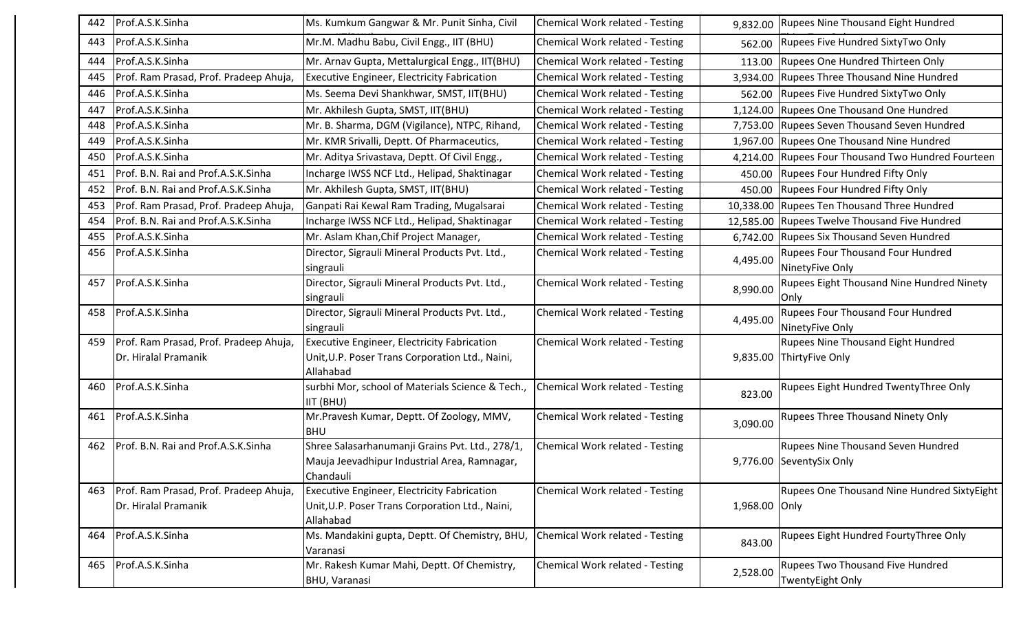| 442 | Prof.A.S.K.Sinha | Ms. Kumkum Gangwar & Mr. Punit Sinha, Civil | Chemical Work related - Testing | 9,832.00 | Rupees Nine Thousand Eight Hundred |
|---|---|---|---|---|---|
| 443 | Prof.A.S.K.Sinha | Mr.M. Madhu Babu, Civil Engg., IIT (BHU) | Chemical Work related - Testing | 562.00 | Rupees Five Hundred SixtyTwo Only |
| 444 | Prof.A.S.K.Sinha | Mr. Arnav Gupta, Mettalurgical Engg., IIT(BHU) | Chemical Work related - Testing | 113.00 | Rupees One Hundred Thirteen Only |
| 445 | Prof. Ram Prasad, Prof. Pradeep Ahuja, | Executive Engineer, Electricity Fabrication | Chemical Work related - Testing | 3,934.00 | Rupees Three Thousand Nine Hundred |
| 446 | Prof.A.S.K.Sinha | Ms. Seema Devi Shankhwar, SMST, IIT(BHU) | Chemical Work related - Testing | 562.00 | Rupees Five Hundred SixtyTwo Only |
| 447 | Prof.A.S.K.Sinha | Mr. Akhilesh Gupta, SMST, IIT(BHU) | Chemical Work related - Testing | 1,124.00 | Rupees One Thousand One Hundred |
| 448 | Prof.A.S.K.Sinha | Mr. B. Sharma, DGM (Vigilance), NTPC, Rihand, | Chemical Work related - Testing | 7,753.00 | Rupees Seven Thousand Seven Hundred |
| 449 | Prof.A.S.K.Sinha | Mr. KMR Srivalli, Deptt. Of Pharmaceutics, | Chemical Work related - Testing | 1,967.00 | Rupees One Thousand Nine Hundred |
| 450 | Prof.A.S.K.Sinha | Mr. Aditya Srivastava, Deptt. Of Civil Engg., | Chemical Work related - Testing | 4,214.00 | Rupees Four Thousand Two Hundred Fourteen |
| 451 | Prof. B.N. Rai and Prof.A.S.K.Sinha | Incharge IWSS NCF Ltd., Helipad, Shaktinagar | Chemical Work related - Testing | 450.00 | Rupees Four Hundred Fifty Only |
| 452 | Prof. B.N. Rai and Prof.A.S.K.Sinha | Mr. Akhilesh Gupta, SMST, IIT(BHU) | Chemical Work related - Testing | 450.00 | Rupees Four Hundred Fifty Only |
| 453 | Prof. Ram Prasad, Prof. Pradeep Ahuja, | Ganpati Rai Kewal Ram Trading, Mugalsarai | Chemical Work related - Testing | 10,338.00 | Rupees Ten Thousand Three Hundred |
| 454 | Prof. B.N. Rai and Prof.A.S.K.Sinha | Incharge IWSS NCF Ltd., Helipad, Shaktinagar | Chemical Work related - Testing | 12,585.00 | Rupees Twelve Thousand Five Hundred |
| 455 | Prof.A.S.K.Sinha | Mr. Aslam Khan,Chif Project Manager, | Chemical Work related - Testing | 6,742.00 | Rupees Six Thousand Seven Hundred |
| 456 | Prof.A.S.K.Sinha | Director, Sigrauli Mineral Products Pvt. Ltd., singrauli | Chemical Work related - Testing | 4,495.00 | Rupees Four Thousand Four Hundred NinetyFive Only |
| 457 | Prof.A.S.K.Sinha | Director, Sigrauli Mineral Products Pvt. Ltd., singrauli | Chemical Work related - Testing | 8,990.00 | Rupees Eight Thousand Nine Hundred Ninety Only |
| 458 | Prof.A.S.K.Sinha | Director, Sigrauli Mineral Products Pvt. Ltd., singrauli | Chemical Work related - Testing | 4,495.00 | Rupees Four Thousand Four Hundred NinetyFive Only |
| 459 | Prof. Ram Prasad, Prof. Pradeep Ahuja, Dr. Hiralal Pramanik | Executive Engineer, Electricity Fabrication Unit,U.P. Poser Trans Corporation Ltd., Naini, Allahabad | Chemical Work related - Testing | 9,835.00 | Rupees Nine Thousand Eight Hundred ThirtyFive Only |
| 460 | Prof.A.S.K.Sinha | surbhi Mor, school of Materials Science & Tech., IIT (BHU) | Chemical Work related - Testing | 823.00 | Rupees Eight Hundred TwentyThree Only |
| 461 | Prof.A.S.K.Sinha | Mr.Pravesh Kumar, Deptt. Of Zoology, MMV, BHU | Chemical Work related - Testing | 3,090.00 | Rupees Three Thousand Ninety Only |
| 462 | Prof. B.N. Rai and Prof.A.S.K.Sinha | Shree Salasarhanumanji Grains Pvt. Ltd., 278/1, Mauja Jeevadhipur Industrial Area, Ramnagar, Chandauli | Chemical Work related - Testing | 9,776.00 | Rupees Nine Thousand Seven Hundred SeventySix Only |
| 463 | Prof. Ram Prasad, Prof. Pradeep Ahuja, Dr. Hiralal Pramanik | Executive Engineer, Electricity Fabrication Unit,U.P. Poser Trans Corporation Ltd., Naini, Allahabad | Chemical Work related - Testing | 1,968.00 | Rupees One Thousand Nine Hundred SixtyEight Only |
| 464 | Prof.A.S.K.Sinha | Ms. Mandakini gupta, Deptt. Of Chemistry, BHU, Varanasi | Chemical Work related - Testing | 843.00 | Rupees Eight Hundred FourtyThree Only |
| 465 | Prof.A.S.K.Sinha | Mr. Rakesh Kumar Mahi, Deptt. Of Chemistry, BHU, Varanasi | Chemical Work related - Testing | 2,528.00 | Rupees Two Thousand Five Hundred TwentyEight Only |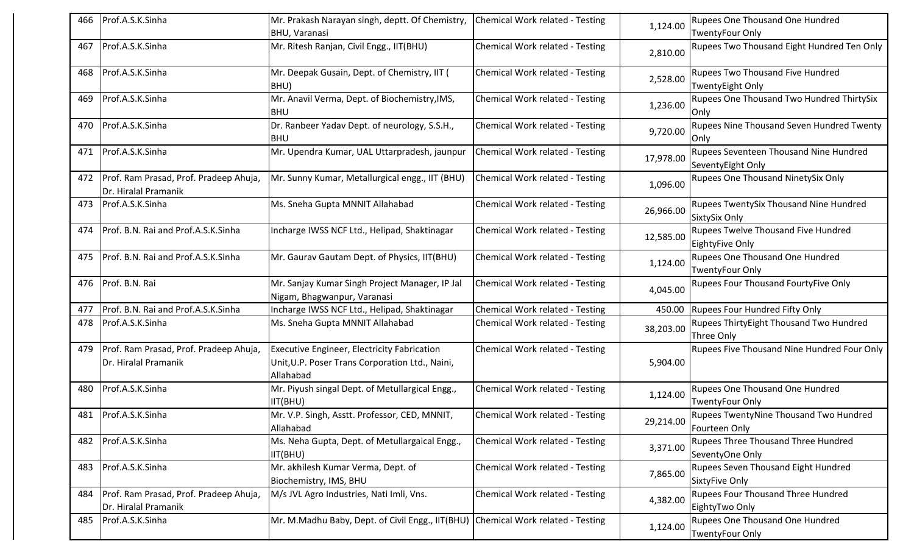| 466 | Prof.A.S.K.Sinha | Mr. Prakash Narayan singh, deptt. Of Chemistry, BHU, Varanasi | Chemical Work related - Testing | 1,124.00 | Rupees One Thousand One Hundred TwentyFour Only |
|---|---|---|---|---|---|
| 467 | Prof.A.S.K.Sinha | Mr. Ritesh Ranjan, Civil Engg., IIT(BHU) | Chemical Work related - Testing | 2,810.00 | Rupees Two Thousand Eight Hundred Ten Only |
| 468 | Prof.A.S.K.Sinha | Mr. Deepak Gusain, Dept. of Chemistry, IIT ( BHU) | Chemical Work related - Testing | 2,528.00 | Rupees Two Thousand Five Hundred TwentyEight Only |
| 469 | Prof.A.S.K.Sinha | Mr. Anavil Verma, Dept. of Biochemistry,IMS, BHU | Chemical Work related - Testing | 1,236.00 | Rupees One Thousand Two Hundred ThirtySix Only |
| 470 | Prof.A.S.K.Sinha | Dr. Ranbeer Yadav Dept. of neurology, S.S.H., BHU | Chemical Work related - Testing | 9,720.00 | Rupees Nine Thousand Seven Hundred Twenty Only |
| 471 | Prof.A.S.K.Sinha | Mr. Upendra Kumar, UAL Uttarpradesh, jaunpur | Chemical Work related - Testing | 17,978.00 | Rupees Seventeen Thousand Nine Hundred SeventyEight Only |
| 472 | Prof. Ram Prasad, Prof. Pradeep Ahuja, Dr. Hiralal Pramanik | Mr. Sunny Kumar, Metallurgical engg., IIT (BHU) | Chemical Work related - Testing | 1,096.00 | Rupees One Thousand NinetySix Only |
| 473 | Prof.A.S.K.Sinha | Ms. Sneha Gupta MNNIT Allahabad | Chemical Work related - Testing | 26,966.00 | Rupees TwentySix Thousand Nine Hundred SixtySix Only |
| 474 | Prof. B.N. Rai and Prof.A.S.K.Sinha | Incharge IWSS NCF Ltd., Helipad, Shaktinagar | Chemical Work related - Testing | 12,585.00 | Rupees Twelve Thousand Five Hundred EightyFive Only |
| 475 | Prof. B.N. Rai and Prof.A.S.K.Sinha | Mr. Gaurav Gautam Dept. of Physics, IIT(BHU) | Chemical Work related - Testing | 1,124.00 | Rupees One Thousand One Hundred TwentyFour Only |
| 476 | Prof. B.N. Rai | Mr. Sanjay Kumar Singh Project Manager, IP Jal Nigam, Bhagwanpur, Varanasi | Chemical Work related - Testing | 4,045.00 | Rupees Four Thousand FourtyFive Only |
| 477 | Prof. B.N. Rai and Prof.A.S.K.Sinha | Incharge IWSS NCF Ltd., Helipad, Shaktinagar | Chemical Work related - Testing | 450.00 | Rupees Four Hundred Fifty Only |
| 478 | Prof.A.S.K.Sinha | Ms. Sneha Gupta MNNIT Allahabad | Chemical Work related - Testing | 38,203.00 | Rupees ThirtyEight Thousand Two Hundred Three Only |
| 479 | Prof. Ram Prasad, Prof. Pradeep Ahuja, Dr. Hiralal Pramanik | Executive Engineer, Electricity Fabrication Unit,U.P. Poser Trans Corporation Ltd., Naini, Allahabad | Chemical Work related - Testing | 5,904.00 | Rupees Five Thousand Nine Hundred Four Only |
| 480 | Prof.A.S.K.Sinha | Mr. Piyush singal Dept. of Metullargical Engg., IIT(BHU) | Chemical Work related - Testing | 1,124.00 | Rupees One Thousand One Hundred TwentyFour Only |
| 481 | Prof.A.S.K.Sinha | Mr. V.P. Singh, Asstt. Professor, CED, MNNIT, Allahabad | Chemical Work related - Testing | 29,214.00 | Rupees TwentyNine Thousand Two Hundred Fourteen Only |
| 482 | Prof.A.S.K.Sinha | Ms. Neha Gupta, Dept. of Metullargaical Engg., IIT(BHU) | Chemical Work related - Testing | 3,371.00 | Rupees Three Thousand Three Hundred SeventyOne Only |
| 483 | Prof.A.S.K.Sinha | Mr. akhilesh Kumar Verma, Dept. of Biochemistry, IMS, BHU | Chemical Work related - Testing | 7,865.00 | Rupees Seven Thousand Eight Hundred SixtyFive Only |
| 484 | Prof. Ram Prasad, Prof. Pradeep Ahuja, Dr. Hiralal Pramanik | M/s JVL Agro Industries, Nati Imli, Vns. | Chemical Work related - Testing | 4,382.00 | Rupees Four Thousand Three Hundred EightyTwo Only |
| 485 | Prof.A.S.K.Sinha | Mr. M.Madhu Baby, Dept. of Civil Engg., IIT(BHU) | Chemical Work related - Testing | 1,124.00 | Rupees One Thousand One Hundred TwentyFour Only |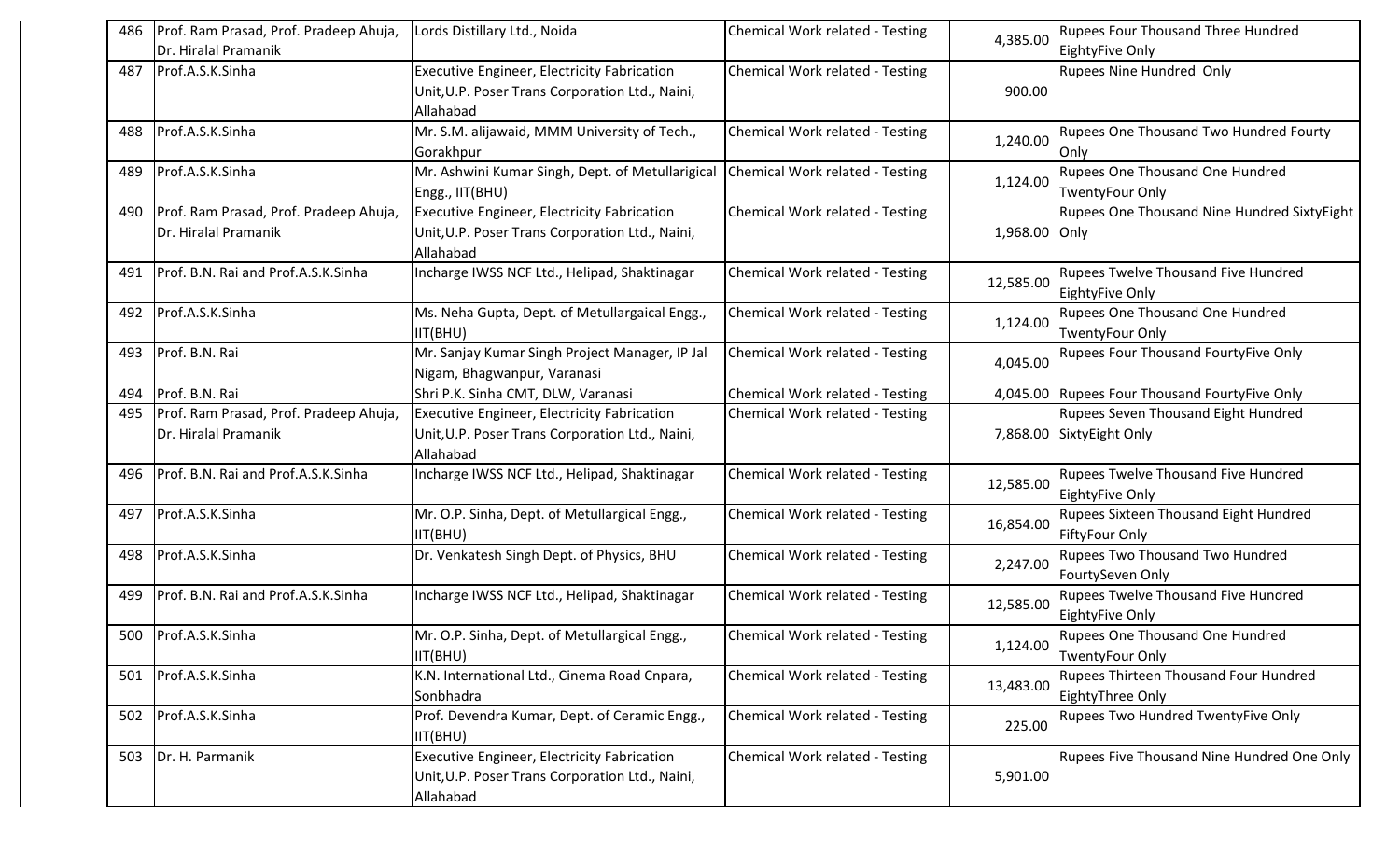| 486 | Prof. Ram Prasad, Prof. Pradeep Ahuja, Dr. Hiralal Pramanik | Lords Distillary Ltd., Noida | Chemical Work related - Testing | 4,385.00 | Rupees Four Thousand Three Hundred EightyFive Only |
|---|---|---|---|---|---|
| 487 | Prof.A.S.K.Sinha | Executive Engineer, Electricity Fabrication Unit,U.P. Poser Trans Corporation Ltd., Naini, Allahabad | Chemical Work related - Testing | 900.00 | Rupees Nine Hundred Only |
| 488 | Prof.A.S.K.Sinha | Mr. S.M. alijawaid, MMM University of Tech., Gorakhpur | Chemical Work related - Testing | 1,240.00 | Rupees One Thousand Two Hundred Fourty Only |
| 489 | Prof.A.S.K.Sinha | Mr. Ashwini Kumar Singh, Dept. of Metullarigical Engg., IIT(BHU) | Chemical Work related - Testing | 1,124.00 | Rupees One Thousand One Hundred TwentyFour Only |
| 490 | Prof. Ram Prasad, Prof. Pradeep Ahuja, Dr. Hiralal Pramanik | Executive Engineer, Electricity Fabrication Unit,U.P. Poser Trans Corporation Ltd., Naini, Allahabad | Chemical Work related - Testing | 1,968.00 | Rupees One Thousand Nine Hundred SixtyEight Only |
| 491 | Prof. B.N. Rai and Prof.A.S.K.Sinha | Incharge IWSS NCF Ltd., Helipad, Shaktinagar | Chemical Work related - Testing | 12,585.00 | Rupees Twelve Thousand Five Hundred EightyFive Only |
| 492 | Prof.A.S.K.Sinha | Ms. Neha Gupta, Dept. of Metullargaical Engg., IIT(BHU) | Chemical Work related - Testing | 1,124.00 | Rupees One Thousand One Hundred TwentyFour Only |
| 493 | Prof. B.N. Rai | Mr. Sanjay Kumar Singh Project Manager, IP Jal Nigam, Bhagwanpur, Varanasi | Chemical Work related - Testing | 4,045.00 | Rupees Four Thousand FourtyFive Only |
| 494 | Prof. B.N. Rai | Shri P.K. Sinha CMT, DLW, Varanasi | Chemical Work related - Testing | 4,045.00 | Rupees Four Thousand FourtyFive Only |
| 495 | Prof. Ram Prasad, Prof. Pradeep Ahuja, Dr. Hiralal Pramanik | Executive Engineer, Electricity Fabrication Unit,U.P. Poser Trans Corporation Ltd., Naini, Allahabad | Chemical Work related - Testing | 7,868.00 | Rupees Seven Thousand Eight Hundred SixtyEight Only |
| 496 | Prof. B.N. Rai and Prof.A.S.K.Sinha | Incharge IWSS NCF Ltd., Helipad, Shaktinagar | Chemical Work related - Testing | 12,585.00 | Rupees Twelve Thousand Five Hundred EightyFive Only |
| 497 | Prof.A.S.K.Sinha | Mr. O.P. Sinha, Dept. of Metullargical Engg., IIT(BHU) | Chemical Work related - Testing | 16,854.00 | Rupees Sixteen Thousand Eight Hundred FiftyFour Only |
| 498 | Prof.A.S.K.Sinha | Dr. Venkatesh Singh Dept. of Physics, BHU | Chemical Work related - Testing | 2,247.00 | Rupees Two Thousand Two Hundred FourtySeven Only |
| 499 | Prof. B.N. Rai and Prof.A.S.K.Sinha | Incharge IWSS NCF Ltd., Helipad, Shaktinagar | Chemical Work related - Testing | 12,585.00 | Rupees Twelve Thousand Five Hundred EightyFive Only |
| 500 | Prof.A.S.K.Sinha | Mr. O.P. Sinha, Dept. of Metullargical Engg., IIT(BHU) | Chemical Work related - Testing | 1,124.00 | Rupees One Thousand One Hundred TwentyFour Only |
| 501 | Prof.A.S.K.Sinha | K.N. International Ltd., Cinema Road Cnpara, Sonbhadra | Chemical Work related - Testing | 13,483.00 | Rupees Thirteen Thousand Four Hundred EightyThree Only |
| 502 | Prof.A.S.K.Sinha | Prof. Devendra Kumar, Dept. of Ceramic Engg., IIT(BHU) | Chemical Work related - Testing | 225.00 | Rupees Two Hundred TwentyFive Only |
| 503 | Dr. H. Parmanik | Executive Engineer, Electricity Fabrication Unit,U.P. Poser Trans Corporation Ltd., Naini, Allahabad | Chemical Work related - Testing | 5,901.00 | Rupees Five Thousand Nine Hundred One Only |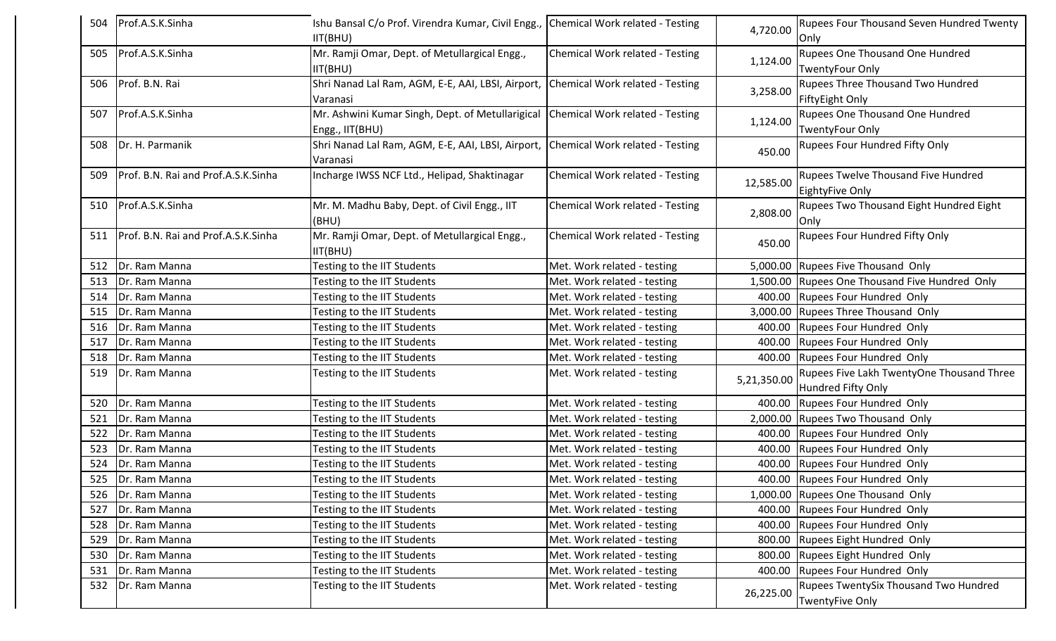| 504 | Prof.A.S.K.Sinha | Ishu Bansal C/o Prof. Virendra Kumar, Civil Engg., IIT(BHU) | Chemical Work related - Testing | 4,720.00 | Rupees Four Thousand Seven Hundred Twenty Only |
|---|---|---|---|---|---|
| 505 | Prof.A.S.K.Sinha | Mr. Ramji Omar, Dept. of Metullargical Engg., IIT(BHU) | Chemical Work related - Testing | 1,124.00 | Rupees One Thousand One Hundred TwentyFour Only |
| 506 | Prof. B.N. Rai | Shri Nanad Lal Ram, AGM, E-E, AAI, LBSI, Airport, Varanasi | Chemical Work related - Testing | 3,258.00 | Rupees Three Thousand Two Hundred FiftyEight Only |
| 507 | Prof.A.S.K.Sinha | Mr. Ashwini Kumar Singh, Dept. of Metullarigical Engg., IIT(BHU) | Chemical Work related - Testing | 1,124.00 | Rupees One Thousand One Hundred TwentyFour Only |
| 508 | Dr. H. Parmanik | Shri Nanad Lal Ram, AGM, E-E, AAI, LBSI, Airport, Varanasi | Chemical Work related - Testing | 450.00 | Rupees Four Hundred Fifty Only |
| 509 | Prof. B.N. Rai and Prof.A.S.K.Sinha | Incharge IWSS NCF Ltd., Helipad, Shaktinagar | Chemical Work related - Testing | 12,585.00 | Rupees Twelve Thousand Five Hundred EightyFive Only |
| 510 | Prof.A.S.K.Sinha | Mr. M. Madhu Baby, Dept. of Civil Engg., IIT (BHU) | Chemical Work related - Testing | 2,808.00 | Rupees Two Thousand Eight Hundred Eight Only |
| 511 | Prof. B.N. Rai and Prof.A.S.K.Sinha | Mr. Ramji Omar, Dept. of Metullargical Engg., IIT(BHU) | Chemical Work related - Testing | 450.00 | Rupees Four Hundred Fifty Only |
| 512 | Dr. Ram Manna | Testing to the IIT Students | Met. Work related - testing | 5,000.00 | Rupees Five Thousand Only |
| 513 | Dr. Ram Manna | Testing to the IIT Students | Met. Work related - testing | 1,500.00 | Rupees One Thousand Five Hundred Only |
| 514 | Dr. Ram Manna | Testing to the IIT Students | Met. Work related - testing | 400.00 | Rupees Four Hundred Only |
| 515 | Dr. Ram Manna | Testing to the IIT Students | Met. Work related - testing | 3,000.00 | Rupees Three Thousand Only |
| 516 | Dr. Ram Manna | Testing to the IIT Students | Met. Work related - testing | 400.00 | Rupees Four Hundred Only |
| 517 | Dr. Ram Manna | Testing to the IIT Students | Met. Work related - testing | 400.00 | Rupees Four Hundred Only |
| 518 | Dr. Ram Manna | Testing to the IIT Students | Met. Work related - testing | 400.00 | Rupees Four Hundred Only |
| 519 | Dr. Ram Manna | Testing to the IIT Students | Met. Work related - testing | 5,21,350.00 | Rupees Five Lakh TwentyOne Thousand Three Hundred Fifty Only |
| 520 | Dr. Ram Manna | Testing to the IIT Students | Met. Work related - testing | 400.00 | Rupees Four Hundred Only |
| 521 | Dr. Ram Manna | Testing to the IIT Students | Met. Work related - testing | 2,000.00 | Rupees Two Thousand Only |
| 522 | Dr. Ram Manna | Testing to the IIT Students | Met. Work related - testing | 400.00 | Rupees Four Hundred Only |
| 523 | Dr. Ram Manna | Testing to the IIT Students | Met. Work related - testing | 400.00 | Rupees Four Hundred Only |
| 524 | Dr. Ram Manna | Testing to the IIT Students | Met. Work related - testing | 400.00 | Rupees Four Hundred Only |
| 525 | Dr. Ram Manna | Testing to the IIT Students | Met. Work related - testing | 400.00 | Rupees Four Hundred Only |
| 526 | Dr. Ram Manna | Testing to the IIT Students | Met. Work related - testing | 1,000.00 | Rupees One Thousand Only |
| 527 | Dr. Ram Manna | Testing to the IIT Students | Met. Work related - testing | 400.00 | Rupees Four Hundred Only |
| 528 | Dr. Ram Manna | Testing to the IIT Students | Met. Work related - testing | 400.00 | Rupees Four Hundred Only |
| 529 | Dr. Ram Manna | Testing to the IIT Students | Met. Work related - testing | 800.00 | Rupees Eight Hundred Only |
| 530 | Dr. Ram Manna | Testing to the IIT Students | Met. Work related - testing | 800.00 | Rupees Eight Hundred Only |
| 531 | Dr. Ram Manna | Testing to the IIT Students | Met. Work related - testing | 400.00 | Rupees Four Hundred Only |
| 532 | Dr. Ram Manna | Testing to the IIT Students | Met. Work related - testing | 26,225.00 | Rupees TwentySix Thousand Two Hundred TwentyFive Only |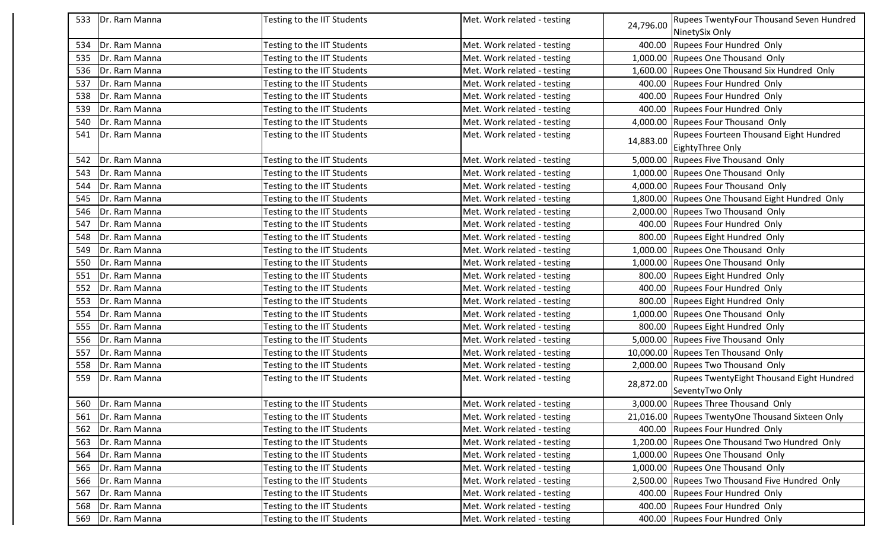| 533 | Dr. Ram Manna | Testing to the IIT Students | Met. Work related - testing | 24,796.00 | Rupees TwentyFour Thousand Seven Hundred NinetySix Only |
|---|---|---|---|---|---|
| 534 | Dr. Ram Manna | Testing to the IIT Students | Met. Work related - testing | 400.00 | Rupees Four Hundred Only |
| 535 | Dr. Ram Manna | Testing to the IIT Students | Met. Work related - testing | 1,000.00 | Rupees One Thousand Only |
| 536 | Dr. Ram Manna | Testing to the IIT Students | Met. Work related - testing | 1,600.00 | Rupees One Thousand Six Hundred Only |
| 537 | Dr. Ram Manna | Testing to the IIT Students | Met. Work related - testing | 400.00 | Rupees Four Hundred Only |
| 538 | Dr. Ram Manna | Testing to the IIT Students | Met. Work related - testing | 400.00 | Rupees Four Hundred Only |
| 539 | Dr. Ram Manna | Testing to the IIT Students | Met. Work related - testing | 400.00 | Rupees Four Hundred Only |
| 540 | Dr. Ram Manna | Testing to the IIT Students | Met. Work related - testing | 4,000.00 | Rupees Four Thousand Only |
| 541 | Dr. Ram Manna | Testing to the IIT Students | Met. Work related - testing | 14,883.00 | Rupees Fourteen Thousand Eight Hundred EightyThree Only |
| 542 | Dr. Ram Manna | Testing to the IIT Students | Met. Work related - testing | 5,000.00 | Rupees Five Thousand Only |
| 543 | Dr. Ram Manna | Testing to the IIT Students | Met. Work related - testing | 1,000.00 | Rupees One Thousand Only |
| 544 | Dr. Ram Manna | Testing to the IIT Students | Met. Work related - testing | 4,000.00 | Rupees Four Thousand Only |
| 545 | Dr. Ram Manna | Testing to the IIT Students | Met. Work related - testing | 1,800.00 | Rupees One Thousand Eight Hundred Only |
| 546 | Dr. Ram Manna | Testing to the IIT Students | Met. Work related - testing | 2,000.00 | Rupees Two Thousand Only |
| 547 | Dr. Ram Manna | Testing to the IIT Students | Met. Work related - testing | 400.00 | Rupees Four Hundred Only |
| 548 | Dr. Ram Manna | Testing to the IIT Students | Met. Work related - testing | 800.00 | Rupees Eight Hundred Only |
| 549 | Dr. Ram Manna | Testing to the IIT Students | Met. Work related - testing | 1,000.00 | Rupees One Thousand Only |
| 550 | Dr. Ram Manna | Testing to the IIT Students | Met. Work related - testing | 1,000.00 | Rupees One Thousand Only |
| 551 | Dr. Ram Manna | Testing to the IIT Students | Met. Work related - testing | 800.00 | Rupees Eight Hundred Only |
| 552 | Dr. Ram Manna | Testing to the IIT Students | Met. Work related - testing | 400.00 | Rupees Four Hundred Only |
| 553 | Dr. Ram Manna | Testing to the IIT Students | Met. Work related - testing | 800.00 | Rupees Eight Hundred Only |
| 554 | Dr. Ram Manna | Testing to the IIT Students | Met. Work related - testing | 1,000.00 | Rupees One Thousand Only |
| 555 | Dr. Ram Manna | Testing to the IIT Students | Met. Work related - testing | 800.00 | Rupees Eight Hundred Only |
| 556 | Dr. Ram Manna | Testing to the IIT Students | Met. Work related - testing | 5,000.00 | Rupees Five Thousand Only |
| 557 | Dr. Ram Manna | Testing to the IIT Students | Met. Work related - testing | 10,000.00 | Rupees Ten Thousand Only |
| 558 | Dr. Ram Manna | Testing to the IIT Students | Met. Work related - testing | 2,000.00 | Rupees Two Thousand Only |
| 559 | Dr. Ram Manna | Testing to the IIT Students | Met. Work related - testing | 28,872.00 | Rupees TwentyEight Thousand Eight Hundred SeventyTwo Only |
| 560 | Dr. Ram Manna | Testing to the IIT Students | Met. Work related - testing | 3,000.00 | Rupees Three Thousand Only |
| 561 | Dr. Ram Manna | Testing to the IIT Students | Met. Work related - testing | 21,016.00 | Rupees TwentyOne Thousand Sixteen Only |
| 562 | Dr. Ram Manna | Testing to the IIT Students | Met. Work related - testing | 400.00 | Rupees Four Hundred Only |
| 563 | Dr. Ram Manna | Testing to the IIT Students | Met. Work related - testing | 1,200.00 | Rupees One Thousand Two Hundred Only |
| 564 | Dr. Ram Manna | Testing to the IIT Students | Met. Work related - testing | 1,000.00 | Rupees One Thousand Only |
| 565 | Dr. Ram Manna | Testing to the IIT Students | Met. Work related - testing | 1,000.00 | Rupees One Thousand Only |
| 566 | Dr. Ram Manna | Testing to the IIT Students | Met. Work related - testing | 2,500.00 | Rupees Two Thousand Five Hundred Only |
| 567 | Dr. Ram Manna | Testing to the IIT Students | Met. Work related - testing | 400.00 | Rupees Four Hundred Only |
| 568 | Dr. Ram Manna | Testing to the IIT Students | Met. Work related - testing | 400.00 | Rupees Four Hundred Only |
| 569 | Dr. Ram Manna | Testing to the IIT Students | Met. Work related - testing | 400.00 | Rupees Four Hundred Only |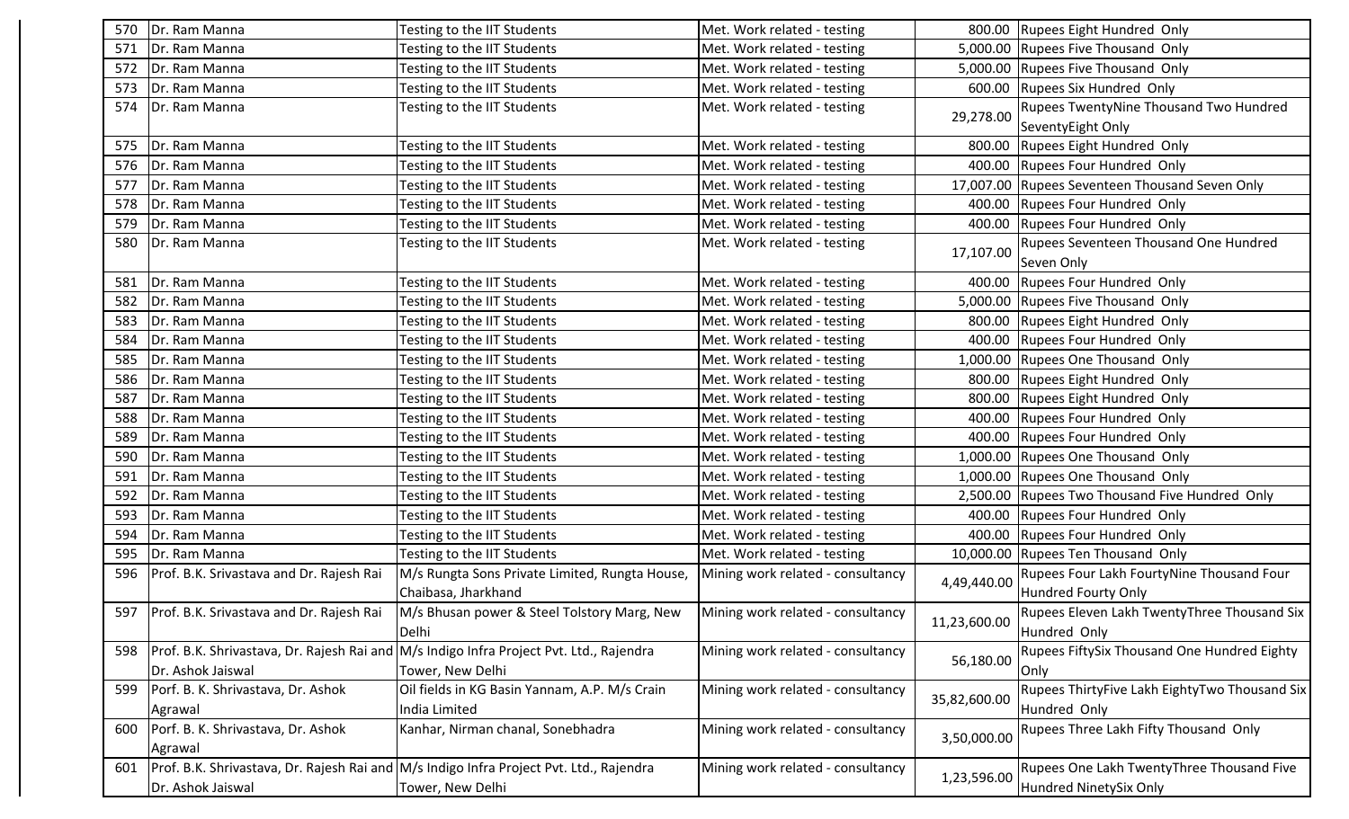| 570 | Dr. Ram Manna | Testing to the IIT Students | Met. Work related - testing | 800.00 | Rupees Eight Hundred Only |
|---|---|---|---|---|---|
| 571 | Dr. Ram Manna | Testing to the IIT Students | Met. Work related - testing | 5,000.00 | Rupees Five Thousand Only |
| 572 | Dr. Ram Manna | Testing to the IIT Students | Met. Work related - testing | 5,000.00 | Rupees Five Thousand Only |
| 573 | Dr. Ram Manna | Testing to the IIT Students | Met. Work related - testing | 600.00 | Rupees Six Hundred Only |
| 574 | Dr. Ram Manna | Testing to the IIT Students | Met. Work related - testing | 29,278.00 | Rupees TwentyNine Thousand Two Hundred SeventyEight Only |
| 575 | Dr. Ram Manna | Testing to the IIT Students | Met. Work related - testing | 800.00 | Rupees Eight Hundred Only |
| 576 | Dr. Ram Manna | Testing to the IIT Students | Met. Work related - testing | 400.00 | Rupees Four Hundred Only |
| 577 | Dr. Ram Manna | Testing to the IIT Students | Met. Work related - testing | 17,007.00 | Rupees Seventeen Thousand Seven Only |
| 578 | Dr. Ram Manna | Testing to the IIT Students | Met. Work related - testing | 400.00 | Rupees Four Hundred Only |
| 579 | Dr. Ram Manna | Testing to the IIT Students | Met. Work related - testing | 400.00 | Rupees Four Hundred Only |
| 580 | Dr. Ram Manna | Testing to the IIT Students | Met. Work related - testing | 17,107.00 | Rupees Seventeen Thousand One Hundred Seven Only |
| 581 | Dr. Ram Manna | Testing to the IIT Students | Met. Work related - testing | 400.00 | Rupees Four Hundred Only |
| 582 | Dr. Ram Manna | Testing to the IIT Students | Met. Work related - testing | 5,000.00 | Rupees Five Thousand Only |
| 583 | Dr. Ram Manna | Testing to the IIT Students | Met. Work related - testing | 800.00 | Rupees Eight Hundred Only |
| 584 | Dr. Ram Manna | Testing to the IIT Students | Met. Work related - testing | 400.00 | Rupees Four Hundred Only |
| 585 | Dr. Ram Manna | Testing to the IIT Students | Met. Work related - testing | 1,000.00 | Rupees One Thousand Only |
| 586 | Dr. Ram Manna | Testing to the IIT Students | Met. Work related - testing | 800.00 | Rupees Eight Hundred Only |
| 587 | Dr. Ram Manna | Testing to the IIT Students | Met. Work related - testing | 800.00 | Rupees Eight Hundred Only |
| 588 | Dr. Ram Manna | Testing to the IIT Students | Met. Work related - testing | 400.00 | Rupees Four Hundred Only |
| 589 | Dr. Ram Manna | Testing to the IIT Students | Met. Work related - testing | 400.00 | Rupees Four Hundred Only |
| 590 | Dr. Ram Manna | Testing to the IIT Students | Met. Work related - testing | 1,000.00 | Rupees One Thousand Only |
| 591 | Dr. Ram Manna | Testing to the IIT Students | Met. Work related - testing | 1,000.00 | Rupees One Thousand Only |
| 592 | Dr. Ram Manna | Testing to the IIT Students | Met. Work related - testing | 2,500.00 | Rupees Two Thousand Five Hundred Only |
| 593 | Dr. Ram Manna | Testing to the IIT Students | Met. Work related - testing | 400.00 | Rupees Four Hundred Only |
| 594 | Dr. Ram Manna | Testing to the IIT Students | Met. Work related - testing | 400.00 | Rupees Four Hundred Only |
| 595 | Dr. Ram Manna | Testing to the IIT Students | Met. Work related - testing | 10,000.00 | Rupees Ten Thousand Only |
| 596 | Prof. B.K. Srivastava and Dr. Rajesh Rai | M/s Rungta Sons Private Limited, Rungta House, Chaibasa, Jharkhand | Mining work related - consultancy | 4,49,440.00 | Rupees Four Lakh FourtyNine Thousand Four Hundred Fourty Only |
| 597 | Prof. B.K. Srivastava and Dr. Rajesh Rai | M/s Bhusan power & Steel Tolstory Marg, New Delhi | Mining work related - consultancy | 11,23,600.00 | Rupees Eleven Lakh TwentyThree Thousand Six Hundred Only |
| 598 | Prof. B.K. Shrivastava, Dr. Rajesh Rai and Dr. Ashok Jaiswal | M/s Indigo Infra Project Pvt. Ltd., Rajendra Tower, New Delhi | Mining work related - consultancy | 56,180.00 | Rupees FiftySix Thousand One Hundred Eighty Only |
| 599 | Porf. B. K. Shrivastava, Dr. Ashok Agrawal | Oil fields in KG Basin Yannam, A.P. M/s Crain India Limited | Mining work related - consultancy | 35,82,600.00 | Rupees ThirtyFive Lakh EightyTwo Thousand Six Hundred Only |
| 600 | Porf. B. K. Shrivastava, Dr. Ashok Agrawal | Kanhar, Nirman chanal, Sonebhadra | Mining work related - consultancy | 3,50,000.00 | Rupees Three Lakh Fifty Thousand Only |
| 601 | Prof. B.K. Shrivastava, Dr. Rajesh Rai and Dr. Ashok Jaiswal | M/s Indigo Infra Project Pvt. Ltd., Rajendra Tower, New Delhi | Mining work related - consultancy | 1,23,596.00 | Rupees One Lakh TwentyThree Thousand Five Hundred NinetySix Only |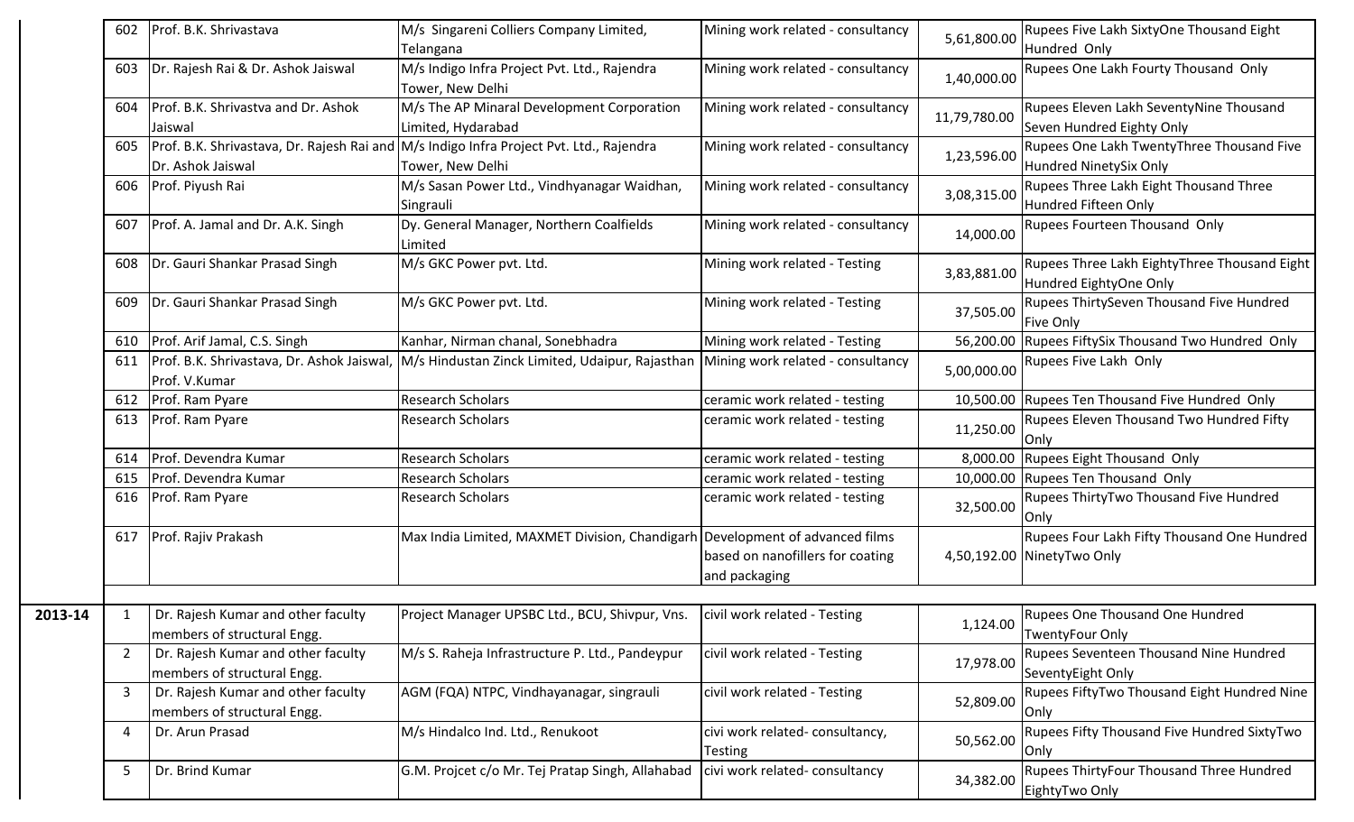| | | | | | | |
|---|---|---|---|---|---|---|
| | 602 | Prof. B.K. Shrivastava | M/s Singareni Colliers Company Limited, Telangana | Mining work related - consultancy | 5,61,800.00 | Rupees Five Lakh SixtyOne Thousand Eight Hundred Only |
| | 603 | Dr. Rajesh Rai & Dr. Ashok Jaiswal | M/s Indigo Infra Project Pvt. Ltd., Rajendra Tower, New Delhi | Mining work related - consultancy | 1,40,000.00 | Rupees One Lakh Fourty Thousand Only |
| | 604 | Prof. B.K. Shrivastva and Dr. Ashok Jaiswal | M/s The AP Minaral Development Corporation Limited, Hydarabad | Mining work related - consultancy | 11,79,780.00 | Rupees Eleven Lakh SeventyNine Thousand Seven Hundred Eighty Only |
| | 605 | Prof. B.K. Shrivastava, Dr. Rajesh Rai and Dr. Ashok Jaiswal | M/s Indigo Infra Project Pvt. Ltd., Rajendra Tower, New Delhi | Mining work related - consultancy | 1,23,596.00 | Rupees One Lakh TwentyThree Thousand Five Hundred NinetySix Only |
| | 606 | Prof. Piyush Rai | M/s Sasan Power Ltd., Vindhyanagar Waidhan, Singrauli | Mining work related - consultancy | 3,08,315.00 | Rupees Three Lakh Eight Thousand Three Hundred Fifteen Only |
| | 607 | Prof. A. Jamal and Dr. A.K. Singh | Dy. General Manager, Northern Coalfields Limited | Mining work related - consultancy | 14,000.00 | Rupees Fourteen Thousand Only |
| | 608 | Dr. Gauri Shankar Prasad Singh | M/s GKC Power pvt. Ltd. | Mining work related - Testing | 3,83,881.00 | Rupees Three Lakh EightyThree Thousand Eight Hundred EightyOne Only |
| | 609 | Dr. Gauri Shankar Prasad Singh | M/s GKC Power pvt. Ltd. | Mining work related - Testing | 37,505.00 | Rupees ThirtySeven Thousand Five Hundred Five Only |
| | 610 | Prof. Arif Jamal, C.S. Singh | Kanhar, Nirman chanal, Sonebhadra | Mining work related - Testing | 56,200.00 | Rupees FiftySix Thousand Two Hundred Only |
| | 611 | Prof. B.K. Shrivastava, Dr. Ashok Jaiswal, Prof. V.Kumar | M/s Hindustan Zinck Limited, Udaipur, Rajasthan | Mining work related - consultancy | 5,00,000.00 | Rupees Five Lakh Only |
| | 612 | Prof. Ram Pyare | Research Scholars | ceramic work related - testing | 10,500.00 | Rupees Ten Thousand Five Hundred Only |
| | 613 | Prof. Ram Pyare | Research Scholars | ceramic work related - testing | 11,250.00 | Rupees Eleven Thousand Two Hundred Fifty Only |
| | 614 | Prof. Devendra Kumar | Research Scholars | ceramic work related - testing | 8,000.00 | Rupees Eight Thousand Only |
| | 615 | Prof. Devendra Kumar | Research Scholars | ceramic work related - testing | 10,000.00 | Rupees Ten Thousand Only |
| | 616 | Prof. Ram Pyare | Research Scholars | ceramic work related - testing | 32,500.00 | Rupees ThirtyTwo Thousand Five Hundred Only |
| | 617 | Prof. Rajiv Prakash | Max India Limited, MAXMET Division, Chandigarh | Development of advanced films based on nanofillers for coating and packaging | 4,50,192.00 | Rupees Four Lakh Fifty Thousand One Hundred NinetyTwo Only |
| | | | | | | |
| 2013-14 | 1 | Dr. Rajesh Kumar and other faculty members of structural Engg. | Project Manager UPSBC Ltd., BCU, Shivpur, Vns. | civil work related - Testing | 1,124.00 | Rupees One Thousand One Hundred TwentyFour Only |
| | 2 | Dr. Rajesh Kumar and other faculty members of structural Engg. | M/s S. Raheja Infrastructure P. Ltd., Pandeypur | civil work related - Testing | 17,978.00 | Rupees Seventeen Thousand Nine Hundred SeventyEight Only |
| | 3 | Dr. Rajesh Kumar and other faculty members of structural Engg. | AGM (FQA) NTPC, Vindhayanagar, singrauli | civil work related - Testing | 52,809.00 | Rupees FiftyTwo Thousand Eight Hundred Nine Only |
| | 4 | Dr. Arun Prasad | M/s Hindalco Ind. Ltd., Renukoot | civi work related- consultancy, Testing | 50,562.00 | Rupees Fifty Thousand Five Hundred SixtyTwo Only |
| | 5 | Dr. Brind Kumar | G.M. Projcet c/o Mr. Tej Pratap Singh, Allahabad | civi work related- consultancy | 34,382.00 | Rupees ThirtyFour Thousand Three Hundred EightyTwo Only |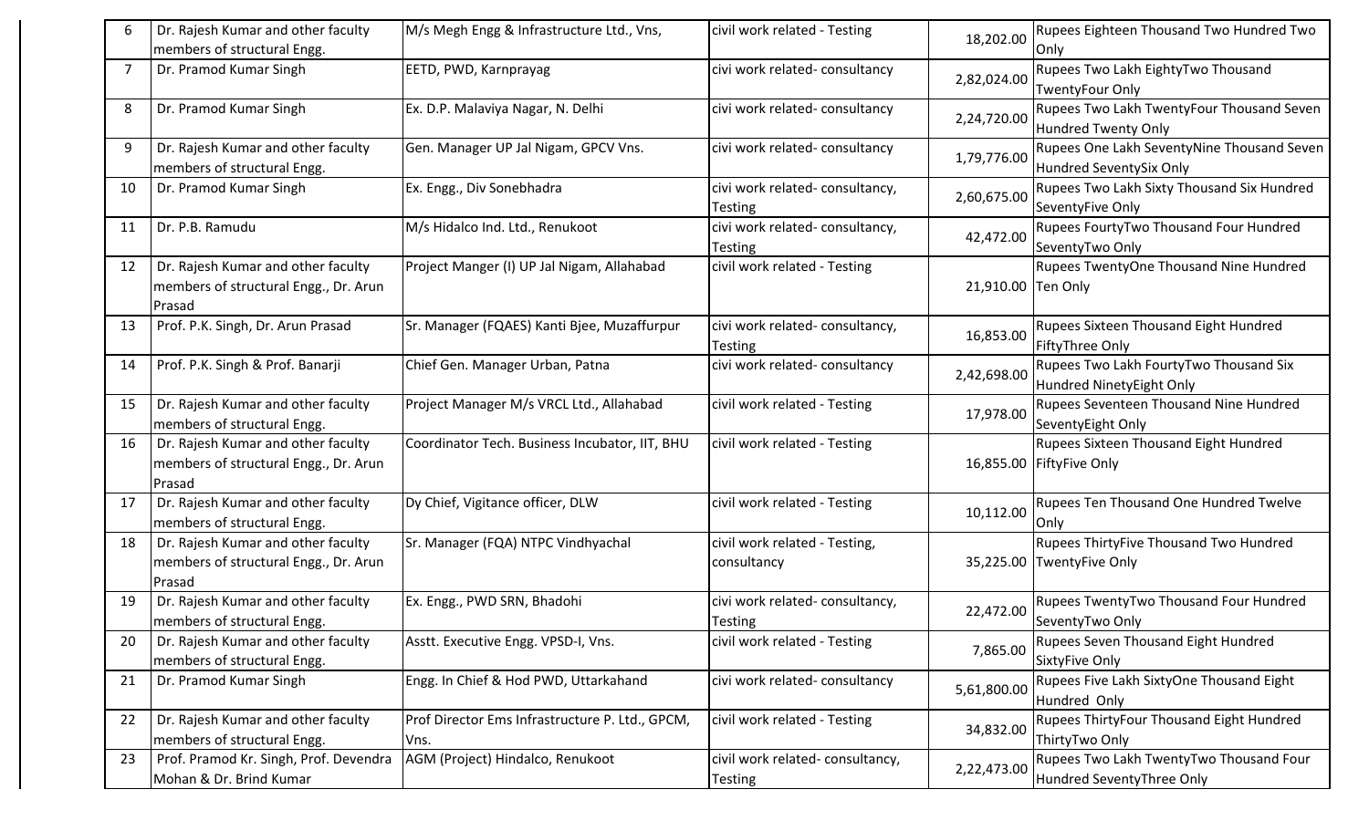| 6 | Dr. Rajesh Kumar and other faculty members of structural Engg. | M/s Megh Engg & Infrastructure Ltd., Vns, | civil work related - Testing | 18,202.00 | Rupees Eighteen Thousand Two Hundred Two Only |
|---|---|---|---|---|---|
| 7 | Dr. Pramod Kumar Singh | EETD, PWD, Karnprayag | civi work related- consultancy | 2,82,024.00 | Rupees Two Lakh EightyTwo Thousand TwentyFour Only |
| 8 | Dr. Pramod Kumar Singh | Ex. D.P. Malaviya Nagar, N. Delhi | civi work related- consultancy | 2,24,720.00 | Rupees Two Lakh TwentyFour Thousand Seven Hundred Twenty Only |
| 9 | Dr. Rajesh Kumar and other faculty members of structural Engg. | Gen. Manager UP Jal Nigam, GPCV Vns. | civi work related- consultancy | 1,79,776.00 | Rupees One Lakh SeventyNine Thousand Seven Hundred SeventySix Only |
| 10 | Dr. Pramod Kumar Singh | Ex. Engg., Div Sonebhadra | civi work related- consultancy, Testing | 2,60,675.00 | Rupees Two Lakh Sixty Thousand Six Hundred SeventyFive Only |
| 11 | Dr. P.B. Ramudu | M/s Hidalco Ind. Ltd., Renukoot | civi work related- consultancy, Testing | 42,472.00 | Rupees FourtyTwo Thousand Four Hundred SeventyTwo Only |
| 12 | Dr. Rajesh Kumar and other faculty members of structural Engg., Dr. Arun Prasad | Project Manger (I) UP Jal Nigam, Allahabad | civil work related - Testing | 21,910.00 | Rupees TwentyOne Thousand Nine Hundred Ten Only |
| 13 | Prof. P.K. Singh, Dr. Arun Prasad | Sr. Manager (FQAES) Kanti Bjee, Muzaffurpur | civi work related- consultancy, Testing | 16,853.00 | Rupees Sixteen Thousand Eight Hundred FiftyThree Only |
| 14 | Prof. P.K. Singh & Prof. Banarji | Chief Gen. Manager Urban, Patna | civi work related- consultancy | 2,42,698.00 | Rupees Two Lakh FourtyTwo Thousand Six Hundred NinetyEight Only |
| 15 | Dr. Rajesh Kumar and other faculty members of structural Engg. | Project Manager M/s VRCL Ltd., Allahabad | civil work related - Testing | 17,978.00 | Rupees Seventeen Thousand Nine Hundred SeventyEight Only |
| 16 | Dr. Rajesh Kumar and other faculty members of structural Engg., Dr. Arun Prasad | Coordinator Tech. Business Incubator, IIT, BHU | civil work related - Testing | 16,855.00 | Rupees Sixteen Thousand Eight Hundred FiftyFive Only |
| 17 | Dr. Rajesh Kumar and other faculty members of structural Engg. | Dy Chief, Vigitance officer, DLW | civil work related - Testing | 10,112.00 | Rupees Ten Thousand One Hundred Twelve Only |
| 18 | Dr. Rajesh Kumar and other faculty members of structural Engg., Dr. Arun Prasad | Sr. Manager (FQA) NTPC Vindhyachal | civil work related - Testing, consultancy | 35,225.00 | Rupees ThirtyFive Thousand Two Hundred TwentyFive Only |
| 19 | Dr. Rajesh Kumar and other faculty members of structural Engg. | Ex. Engg., PWD SRN, Bhadohi | civi work related- consultancy, Testing | 22,472.00 | Rupees TwentyTwo Thousand Four Hundred SeventyTwo Only |
| 20 | Dr. Rajesh Kumar and other faculty members of structural Engg. | Asstt. Executive Engg. VPSD-I, Vns. | civil work related - Testing | 7,865.00 | Rupees Seven Thousand Eight Hundred SixtyFive Only |
| 21 | Dr. Pramod Kumar Singh | Engg. In Chief & Hod PWD, Uttarkahand | civi work related- consultancy | 5,61,800.00 | Rupees Five Lakh SixtyOne Thousand Eight Hundred Only |
| 22 | Dr. Rajesh Kumar and other faculty members of structural Engg. | Prof Director Ems Infrastructure P. Ltd., GPCM, Vns. | civil work related - Testing | 34,832.00 | Rupees ThirtyFour Thousand Eight Hundred ThirtyTwo Only |
| 23 | Prof. Pramod Kr. Singh, Prof. Devendra Mohan & Dr. Brind Kumar | AGM (Project) Hindalco, Renukoot | civil work related- consultancy, Testing | 2,22,473.00 | Rupees Two Lakh TwentyTwo Thousand Four Hundred SeventyThree Only |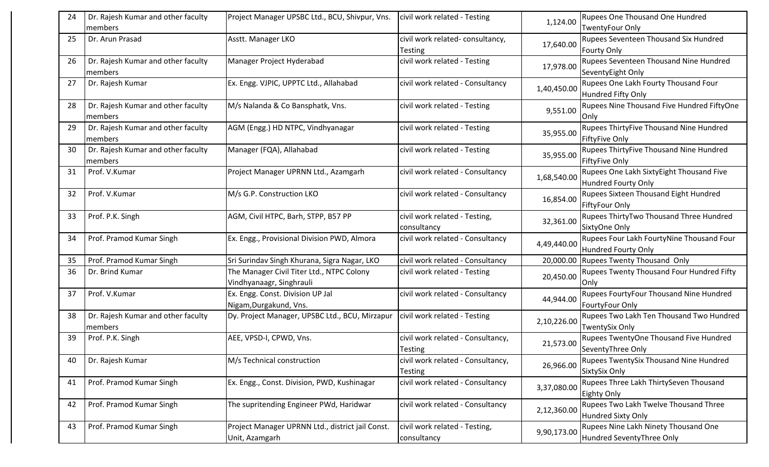| 24 | Dr. Rajesh Kumar and other faculty members | Project Manager UPSBC Ltd., BCU, Shivpur, Vns. | civil work related - Testing | 1,124.00 | Rupees One Thousand One Hundred TwentyFour Only |
|---|---|---|---|---|---|
| 25 | Dr. Arun Prasad | Asstt. Manager LKO | civil work related- consultancy, Testing | 17,640.00 | Rupees Seventeen Thousand Six Hundred Fourty Only |
| 26 | Dr. Rajesh Kumar and other faculty members | Manager Project Hyderabad | civil work related - Testing | 17,978.00 | Rupees Seventeen Thousand Nine Hundred SeventyEight Only |
| 27 | Dr. Rajesh Kumar | Ex. Engg. VJPIC, UPPTC Ltd., Allahabad | civil work related - Consultancy | 1,40,450.00 | Rupees One Lakh Fourty Thousand Four Hundred Fifty Only |
| 28 | Dr. Rajesh Kumar and other faculty members | M/s Nalanda & Co Bansphatk, Vns. | civil work related - Testing | 9,551.00 | Rupees Nine Thousand Five Hundred FiftyOne Only |
| 29 | Dr. Rajesh Kumar and other faculty members | AGM (Engg.) HD NTPC, Vindhyanagar | civil work related - Testing | 35,955.00 | Rupees ThirtyFive Thousand Nine Hundred FiftyFive Only |
| 30 | Dr. Rajesh Kumar and other faculty members | Manager (FQA), Allahabad | civil work related - Testing | 35,955.00 | Rupees ThirtyFive Thousand Nine Hundred FiftyFive Only |
| 31 | Prof. V.Kumar | Project Manager UPRNN Ltd., Azamgarh | civil work related - Consultancy | 1,68,540.00 | Rupees One Lakh SixtyEight Thousand Five Hundred Fourty Only |
| 32 | Prof. V.Kumar | M/s G.P. Construction LKO | civil work related - Consultancy | 16,854.00 | Rupees Sixteen Thousand Eight Hundred FiftyFour Only |
| 33 | Prof. P.K. Singh | AGM, Civil HTPC, Barh, STPP, B57 PP | civil work related - Testing, consultancy | 32,361.00 | Rupees ThirtyTwo Thousand Three Hundred SixtyOne Only |
| 34 | Prof. Pramod Kumar Singh | Ex. Engg., Provisional Division PWD, Almora | civil work related - Consultancy | 4,49,440.00 | Rupees Four Lakh FourtyNine Thousand Four Hundred Fourty Only |
| 35 | Prof. Pramod Kumar Singh | Sri Surindav Singh Khurana, Sigra Nagar, LKO | civil work related - Consultancy | 20,000.00 | Rupees Twenty Thousand Only |
| 36 | Dr. Brind Kumar | The Manager Civil Titer Ltd., NTPC Colony Vindhyanaagr, Singhrauli | civil work related - Testing | 20,450.00 | Rupees Twenty Thousand Four Hundred Fifty Only |
| 37 | Prof. V.Kumar | Ex. Engg. Const. Division UP Jal Nigam,Durgakund, Vns. | civil work related - Consultancy | 44,944.00 | Rupees FourtyFour Thousand Nine Hundred FourtyFour Only |
| 38 | Dr. Rajesh Kumar and other faculty members | Dy. Project Manager, UPSBC Ltd., BCU, Mirzapur | civil work related - Testing | 2,10,226.00 | Rupees Two Lakh Ten Thousand Two Hundred TwentySix Only |
| 39 | Prof. P.K. Singh | AEE, VPSD-I, CPWD, Vns. | civil work related - Consultancy, Testing | 21,573.00 | Rupees TwentyOne Thousand Five Hundred SeventyThree Only |
| 40 | Dr. Rajesh Kumar | M/s Technical construction | civil work related - Consultancy, Testing | 26,966.00 | Rupees TwentySix Thousand Nine Hundred SixtySix Only |
| 41 | Prof. Pramod Kumar Singh | Ex. Engg., Const. Division, PWD, Kushinagar | civil work related - Consultancy | 3,37,080.00 | Rupees Three Lakh ThirtySeven Thousand Eighty Only |
| 42 | Prof. Pramod Kumar Singh | The supritending Engineer PWd, Haridwar | civil work related - Consultancy | 2,12,360.00 | Rupees Two Lakh Twelve Thousand Three Hundred Sixty Only |
| 43 | Prof. Pramod Kumar Singh | Project Manager UPRNN Ltd., district jail Const. Unit, Azamgarh | civil work related - Testing, consultancy | 9,90,173.00 | Rupees Nine Lakh Ninety Thousand One Hundred SeventyThree Only |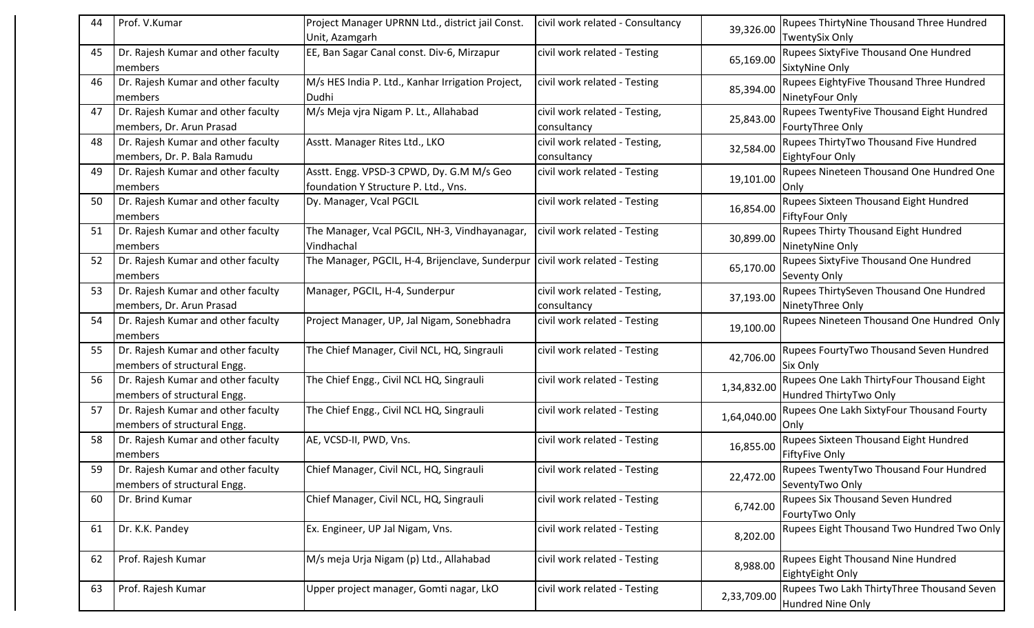| 44 | Prof. V.Kumar | Project Manager UPRNN Ltd., district jail Const. Unit, Azamgarh | civil work related - Consultancy | 39,326.00 | Rupees ThirtyNine Thousand Three Hundred TwentySix Only |
|---|---|---|---|---|---|
| 45 | Dr. Rajesh Kumar and other faculty members | EE, Ban Sagar Canal const. Div-6, Mirzapur | civil work related - Testing | 65,169.00 | Rupees SixtyFive Thousand One Hundred SixtyNine Only |
| 46 | Dr. Rajesh Kumar and other faculty members | M/s HES India P. Ltd., Kanhar Irrigation Project, Dudhi | civil work related - Testing | 85,394.00 | Rupees EightyFive Thousand Three Hundred NinetyFour Only |
| 47 | Dr. Rajesh Kumar and other faculty members, Dr. Arun Prasad | M/s Meja vjra Nigam P. Lt., Allahabad | civil work related - Testing, consultancy | 25,843.00 | Rupees TwentyFive Thousand Eight Hundred FourtyThree Only |
| 48 | Dr. Rajesh Kumar and other faculty members, Dr. P. Bala Ramudu | Asstt. Manager Rites Ltd., LKO | civil work related - Testing, consultancy | 32,584.00 | Rupees ThirtyTwo Thousand Five Hundred EightyFour Only |
| 49 | Dr. Rajesh Kumar and other faculty members | Asstt. Engg. VPSD-3 CPWD, Dy. G.M M/s Geo foundation Y Structure P. Ltd., Vns. | civil work related - Testing | 19,101.00 | Rupees Nineteen Thousand One Hundred One Only |
| 50 | Dr. Rajesh Kumar and other faculty members | Dy. Manager, Vcal PGCIL | civil work related - Testing | 16,854.00 | Rupees Sixteen Thousand Eight Hundred FiftyFour Only |
| 51 | Dr. Rajesh Kumar and other faculty members | The Manager, Vcal PGCIL, NH-3, Vindhayanagar, Vindhachal | civil work related - Testing | 30,899.00 | Rupees Thirty Thousand Eight Hundred NinetyNine Only |
| 52 | Dr. Rajesh Kumar and other faculty members | The Manager, PGCIL, H-4, Brijenclave, Sunderpur | civil work related - Testing | 65,170.00 | Rupees SixtyFive Thousand One Hundred Seventy Only |
| 53 | Dr. Rajesh Kumar and other faculty members, Dr. Arun Prasad | Manager, PGCIL, H-4, Sunderpur | civil work related - Testing, consultancy | 37,193.00 | Rupees ThirtySeven Thousand One Hundred NinetyThree Only |
| 54 | Dr. Rajesh Kumar and other faculty members | Project Manager, UP, Jal Nigam, Sonebhadra | civil work related - Testing | 19,100.00 | Rupees Nineteen Thousand One Hundred Only |
| 55 | Dr. Rajesh Kumar and other faculty members of structural Engg. | The Chief Manager, Civil NCL, HQ, Singrauli | civil work related - Testing | 42,706.00 | Rupees FourtyTwo Thousand Seven Hundred Six Only |
| 56 | Dr. Rajesh Kumar and other faculty members of structural Engg. | The Chief Engg., Civil NCL HQ, Singrauli | civil work related - Testing | 1,34,832.00 | Rupees One Lakh ThirtyFour Thousand Eight Hundred ThirtyTwo Only |
| 57 | Dr. Rajesh Kumar and other faculty members of structural Engg. | The Chief Engg., Civil NCL HQ, Singrauli | civil work related - Testing | 1,64,040.00 | Rupees One Lakh SixtyFour Thousand Fourty Only |
| 58 | Dr. Rajesh Kumar and other faculty members | AE, VCSD-II, PWD, Vns. | civil work related - Testing | 16,855.00 | Rupees Sixteen Thousand Eight Hundred FiftyFive Only |
| 59 | Dr. Rajesh Kumar and other faculty members of structural Engg. | Chief Manager, Civil NCL, HQ, Singrauli | civil work related - Testing | 22,472.00 | Rupees TwentyTwo Thousand Four Hundred SeventyTwo Only |
| 60 | Dr. Brind Kumar | Chief Manager, Civil NCL, HQ, Singrauli | civil work related - Testing | 6,742.00 | Rupees Six Thousand Seven Hundred FourtyTwo Only |
| 61 | Dr. K.K. Pandey | Ex. Engineer, UP Jal Nigam, Vns. | civil work related - Testing | 8,202.00 | Rupees Eight Thousand Two Hundred Two Only |
| 62 | Prof. Rajesh Kumar | M/s meja Urja Nigam (p) Ltd., Allahabad | civil work related - Testing | 8,988.00 | Rupees Eight Thousand Nine Hundred EightyEight Only |
| 63 | Prof. Rajesh Kumar | Upper project manager, Gomti nagar, LkO | civil work related - Testing | 2,33,709.00 | Rupees Two Lakh ThirtyThree Thousand Seven Hundred Nine Only |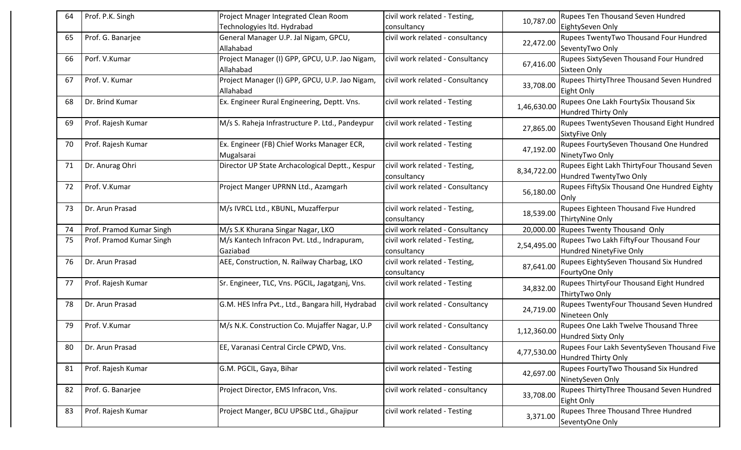| 64 | Prof. P.K. Singh | Project Mnager Integrated Clean Room Technologyies ltd. Hydrabad | civil work related - Testing, consultancy | 10,787.00 | Rupees Ten Thousand Seven Hundred EightySeven Only |
|---|---|---|---|---|---|
| 65 | Prof. G. Banarjee | General Manager U.P. Jal Nigam, GPCU, Allahabad | civil work related - consultancy | 22,472.00 | Rupees TwentyTwo Thousand Four Hundred SeventyTwo Only |
| 66 | Porf. V.Kumar | Project Manager (I) GPP, GPCU, U.P. Jao Nigam, Allahabad | civil work related - Consultancy | 67,416.00 | Rupees SixtySeven Thousand Four Hundred Sixteen Only |
| 67 | Prof. V. Kumar | Project Manager (I) GPP, GPCU, U.P. Jao Nigam, Allahabad | civil work related - Consultancy | 33,708.00 | Rupees ThirtyThree Thousand Seven Hundred Eight Only |
| 68 | Dr. Brind Kumar | Ex. Engineer Rural Engineering, Deptt. Vns. | civil work related - Testing | 1,46,630.00 | Rupees One Lakh FourtySix Thousand Six Hundred Thirty Only |
| 69 | Prof. Rajesh Kumar | M/s S. Raheja Infrastructure P. Ltd., Pandeypur | civil work related - Testing | 27,865.00 | Rupees TwentySeven Thousand Eight Hundred SixtyFive Only |
| 70 | Prof. Rajesh Kumar | Ex. Engineer (FB) Chief Works Manager ECR, Mugalsarai | civil work related - Testing | 47,192.00 | Rupees FourtySeven Thousand One Hundred NinetyTwo Only |
| 71 | Dr. Anurag Ohri | Director UP State Archacological Deptt., Kespur | civil work related - Testing, consultancy | 8,34,722.00 | Rupees Eight Lakh ThirtyFour Thousand Seven Hundred TwentyTwo Only |
| 72 | Prof. V.Kumar | Project Manger UPRNN Ltd., Azamgarh | civil work related - Consultancy | 56,180.00 | Rupees FiftySix Thousand One Hundred Eighty Only |
| 73 | Dr. Arun Prasad | M/s IVRCL Ltd., KBUNL, Muzafferpur | civil work related - Testing, consultancy | 18,539.00 | Rupees Eighteen Thousand Five Hundred ThirtyNine Only |
| 74 | Prof. Pramod Kumar Singh | M/s S.K Khurana Singar Nagar, LKO | civil work related - Consultancy | 20,000.00 | Rupees Twenty Thousand Only |
| 75 | Prof. Pramod Kumar Singh | M/s Kantech Infracon Pvt. Ltd., Indrapuram, Gaziabad | civil work related - Testing, consultancy | 2,54,495.00 | Rupees Two Lakh FiftyFour Thousand Four Hundred NinetyFive Only |
| 76 | Dr. Arun Prasad | AEE, Construction, N. Railway Charbag, LKO | civil work related - Testing, consultancy | 87,641.00 | Rupees EightySeven Thousand Six Hundred FourtyOne Only |
| 77 | Prof. Rajesh Kumar | Sr. Engineer, TLC, Vns. PGCIL, Jagatganj, Vns. | civil work related - Testing | 34,832.00 | Rupees ThirtyFour Thousand Eight Hundred ThirtyTwo Only |
| 78 | Dr. Arun Prasad | G.M. HES Infra Pvt., Ltd., Bangara hill, Hydrabad | civil work related - Consultancy | 24,719.00 | Rupees TwentyFour Thousand Seven Hundred Nineteen Only |
| 79 | Prof. V.Kumar | M/s N.K. Construction Co. Mujaffer Nagar, U.P | civil work related - Consultancy | 1,12,360.00 | Rupees One Lakh Twelve Thousand Three Hundred Sixty Only |
| 80 | Dr. Arun Prasad | EE, Varanasi Central Circle CPWD, Vns. | civil work related - Consultancy | 4,77,530.00 | Rupees Four Lakh SeventySeven Thousand Five Hundred Thirty Only |
| 81 | Prof. Rajesh Kumar | G.M. PGCIL, Gaya, Bihar | civil work related - Testing | 42,697.00 | Rupees FourtyTwo Thousand Six Hundred NinetySeven Only |
| 82 | Prof. G. Banarjee | Project Director, EMS Infracon, Vns. | civil work related - consultancy | 33,708.00 | Rupees ThirtyThree Thousand Seven Hundred Eight Only |
| 83 | Prof. Rajesh Kumar | Project Manger, BCU UPSBC Ltd., Ghajipur | civil work related - Testing | 3,371.00 | Rupees Three Thousand Three Hundred SeventyOne Only |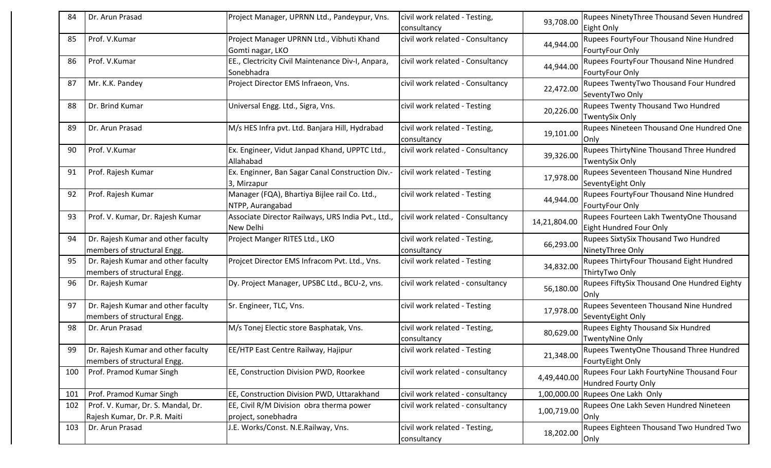| 84 | Dr. Arun Prasad | Project Manager, UPRNN Ltd., Pandeypur, Vns. | civil work related - Testing, consultancy | 93,708.00 | Rupees NinetyThree Thousand Seven Hundred Eight Only |
|---|---|---|---|---|---|
| 85 | Prof. V.Kumar | Project Manager UPRNN Ltd., Vibhuti Khand Gomti nagar, LKO | civil work related - Consultancy | 44,944.00 | Rupees FourtyFour Thousand Nine Hundred FourtyFour Only |
| 86 | Prof. V.Kumar | EE., Clectricity Civil Maintenance Div-I, Anpara, Sonebhadra | civil work related - Consultancy | 44,944.00 | Rupees FourtyFour Thousand Nine Hundred FourtyFour Only |
| 87 | Mr. K.K. Pandey | Project Director EMS Infraeon, Vns. | civil work related - Consultancy | 22,472.00 | Rupees TwentyTwo Thousand Four Hundred SeventyTwo Only |
| 88 | Dr. Brind Kumar | Universal Engg. Ltd., Sigra, Vns. | civil work related - Testing | 20,226.00 | Rupees Twenty Thousand Two Hundred TwentySix Only |
| 89 | Dr. Arun Prasad | M/s HES Infra pvt. Ltd. Banjara Hill, Hydrabad | civil work related - Testing, consultancy | 19,101.00 | Rupees Nineteen Thousand One Hundred One Only |
| 90 | Prof. V.Kumar | Ex. Engineer, Vidut Janpad Khand, UPPTC Ltd., Allahabad | civil work related - Consultancy | 39,326.00 | Rupees ThirtyNine Thousand Three Hundred TwentySix Only |
| 91 | Prof. Rajesh Kumar | Ex. Enginner, Ban Sagar Canal Construction Div.-3, Mirzapur | civil work related - Testing | 17,978.00 | Rupees Seventeen Thousand Nine Hundred SeventyEight Only |
| 92 | Prof. Rajesh Kumar | Manager (FQA), Bhartiya Bijlee rail Co. Ltd., NTPP, Aurangabad | civil work related - Testing | 44,944.00 | Rupees FourtyFour Thousand Nine Hundred FourtyFour Only |
| 93 | Prof. V. Kumar, Dr. Rajesh Kumar | Associate Director Railways, URS India Pvt., Ltd., New Delhi | civil work related - Consultancy | 14,21,804.00 | Rupees Fourteen Lakh TwentyOne Thousand Eight Hundred Four Only |
| 94 | Dr. Rajesh Kumar and other faculty members of structural Engg. | Project Manger RITES Ltd., LKO | civil work related - Testing, consultancy | 66,293.00 | Rupees SixtySix Thousand Two Hundred NinetyThree Only |
| 95 | Dr. Rajesh Kumar and other faculty members of structural Engg. | Projcet Director EMS Infracom Pvt. Ltd., Vns. | civil work related - Testing | 34,832.00 | Rupees ThirtyFour Thousand Eight Hundred ThirtyTwo Only |
| 96 | Dr. Rajesh Kumar | Dy. Project Manager, UPSBC Ltd., BCU-2, vns. | civil work related - consultancy | 56,180.00 | Rupees FiftySix Thousand One Hundred Eighty Only |
| 97 | Dr. Rajesh Kumar and other faculty members of structural Engg. | Sr. Engineer, TLC, Vns. | civil work related - Testing | 17,978.00 | Rupees Seventeen Thousand Nine Hundred SeventyEight Only |
| 98 | Dr. Arun Prasad | M/s Tonej Electic store Basphatak, Vns. | civil work related - Testing, consultancy | 80,629.00 | Rupees Eighty Thousand Six Hundred TwentyNine Only |
| 99 | Dr. Rajesh Kumar and other faculty members of structural Engg. | EE/HTP East Centre Railway, Hajipur | civil work related - Testing | 21,348.00 | Rupees TwentyOne Thousand Three Hundred FourtyEight Only |
| 100 | Prof. Pramod Kumar Singh | EE, Construction Division PWD, Roorkee | civil work related - consultancy | 4,49,440.00 | Rupees Four Lakh FourtyNine Thousand Four Hundred Fourty Only |
| 101 | Prof. Pramod Kumar Singh | EE, Construction Division PWD, Uttarakhand | civil work related - consultancy | 1,00,000.00 | Rupees One Lakh Only |
| 102 | Prof. V. Kumar, Dr. S. Mandal, Dr. Rajesh Kumar, Dr. P.R. Maiti | EE, Civil R/M Division obra therma power project, sonebhadra | civil work related - consultancy | 1,00,719.00 | Rupees One Lakh Seven Hundred Nineteen Only |
| 103 | Dr. Arun Prasad | J.E. Works/Const. N.E.Railway, Vns. | civil work related - Testing, consultancy | 18,202.00 | Rupees Eighteen Thousand Two Hundred Two Only |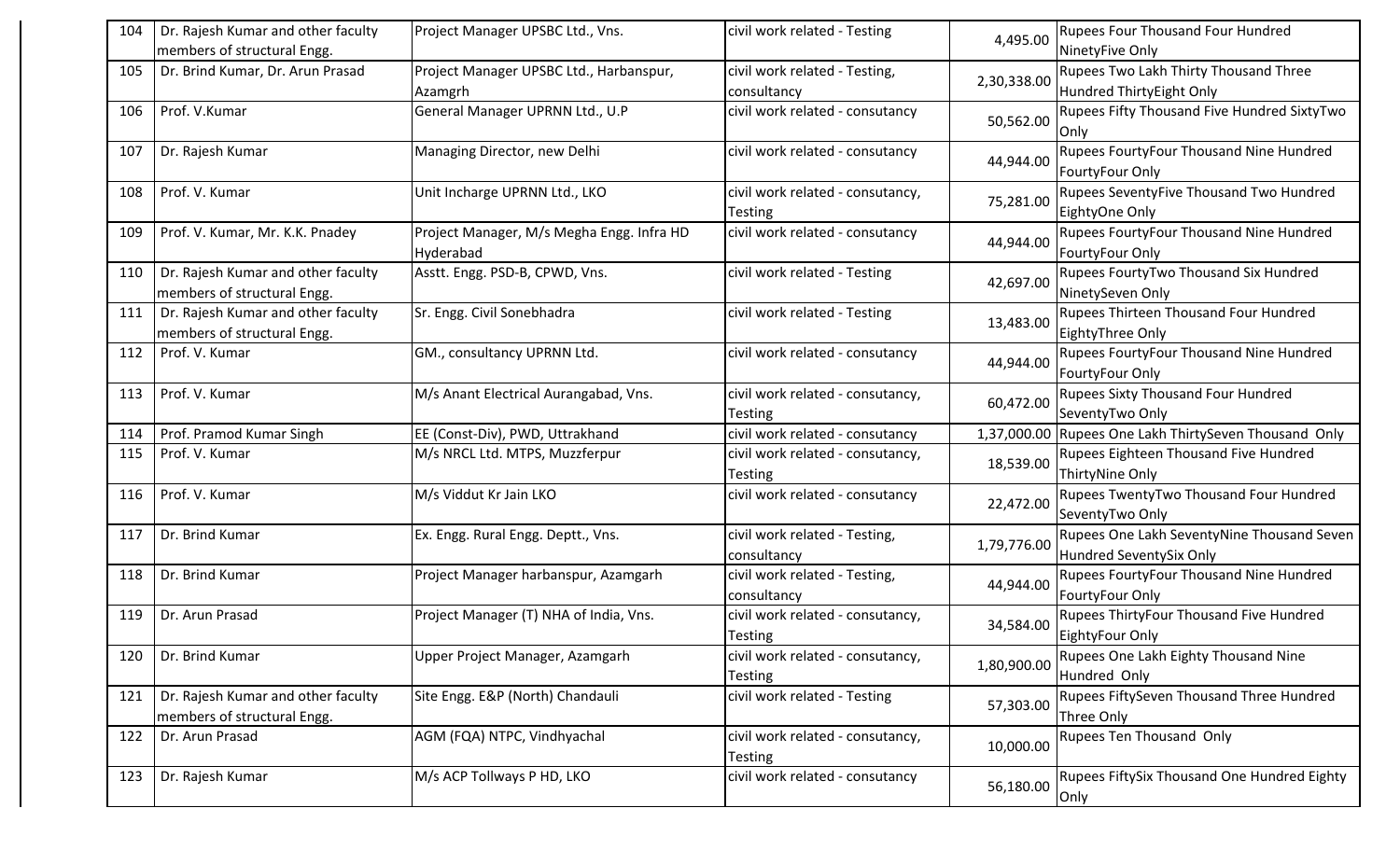| 104 | Dr. Rajesh Kumar and other faculty members of structural Engg. | Project Manager UPSBC Ltd., Vns. | civil work related - Testing | 4,495.00 | Rupees Four Thousand Four Hundred NinetyFive Only |
|---|---|---|---|---|---|
| 105 | Dr. Brind Kumar, Dr. Arun Prasad | Project Manager UPSBC Ltd., Harbanspur, Azamgrh | civil work related - Testing, consultancy | 2,30,338.00 | Rupees Two Lakh Thirty Thousand Three Hundred ThirtyEight Only |
| 106 | Prof. V.Kumar | General Manager UPRNN Ltd., U.P | civil work related - consutancy | 50,562.00 | Rupees Fifty Thousand Five Hundred SixtyTwo Only |
| 107 | Dr. Rajesh Kumar | Managing Director, new Delhi | civil work related - consutancy | 44,944.00 | Rupees FourtyFour Thousand Nine Hundred FourtyFour Only |
| 108 | Prof. V. Kumar | Unit Incharge UPRNN Ltd., LKO | civil work related - consutancy, Testing | 75,281.00 | Rupees SeventyFive Thousand Two Hundred EightyOne Only |
| 109 | Prof. V. Kumar, Mr. K.K. Pnadey | Project Manager, M/s Megha Engg. Infra HD Hyderabad | civil work related - consutancy | 44,944.00 | Rupees FourtyFour Thousand Nine Hundred FourtyFour Only |
| 110 | Dr. Rajesh Kumar and other faculty members of structural Engg. | Asstt. Engg. PSD-B, CPWD, Vns. | civil work related - Testing | 42,697.00 | Rupees FourtyTwo Thousand Six Hundred NinetySeven Only |
| 111 | Dr. Rajesh Kumar and other faculty members of structural Engg. | Sr. Engg. Civil Sonebhadra | civil work related - Testing | 13,483.00 | Rupees Thirteen Thousand Four Hundred EightyThree Only |
| 112 | Prof. V. Kumar | GM., consultancy UPRNN Ltd. | civil work related - consutancy | 44,944.00 | Rupees FourtyFour Thousand Nine Hundred FourtyFour Only |
| 113 | Prof. V. Kumar | M/s Anant Electrical Aurangabad, Vns. | civil work related - consutancy, Testing | 60,472.00 | Rupees Sixty Thousand Four Hundred SeventyTwo Only |
| 114 | Prof. Pramod Kumar Singh | EE (Const-Div), PWD, Uttrakhand | civil work related - consutancy | 1,37,000.00 | Rupees One Lakh ThirtySeven Thousand Only |
| 115 | Prof. V. Kumar | M/s NRCL Ltd. MTPS, Muzzferpur | civil work related - consutancy, Testing | 18,539.00 | Rupees Eighteen Thousand Five Hundred ThirtyNine Only |
| 116 | Prof. V. Kumar | M/s Viddut Kr Jain LKO | civil work related - consutancy | 22,472.00 | Rupees TwentyTwo Thousand Four Hundred SeventyTwo Only |
| 117 | Dr. Brind Kumar | Ex. Engg. Rural Engg. Deptt., Vns. | civil work related - Testing, consultancy | 1,79,776.00 | Rupees One Lakh SeventyNine Thousand Seven Hundred SeventySix Only |
| 118 | Dr. Brind Kumar | Project Manager harbanspur, Azamgarh | civil work related - Testing, consultancy | 44,944.00 | Rupees FourtyFour Thousand Nine Hundred FourtyFour Only |
| 119 | Dr. Arun Prasad | Project Manager (T) NHA of India, Vns. | civil work related - consutancy, Testing | 34,584.00 | Rupees ThirtyFour Thousand Five Hundred EightyFour Only |
| 120 | Dr. Brind Kumar | Upper Project Manager, Azamgarh | civil work related - consutancy, Testing | 1,80,900.00 | Rupees One Lakh Eighty Thousand Nine Hundred Only |
| 121 | Dr. Rajesh Kumar and other faculty members of structural Engg. | Site Engg. E&P (North) Chandauli | civil work related - Testing | 57,303.00 | Rupees FiftySeven Thousand Three Hundred Three Only |
| 122 | Dr. Arun Prasad | AGM (FQA) NTPC, Vindhyachal | civil work related - consutancy, Testing | 10,000.00 | Rupees Ten Thousand Only |
| 123 | Dr. Rajesh Kumar | M/s ACP Tollways P HD, LKO | civil work related - consutancy | 56,180.00 | Rupees FiftySix Thousand One Hundred Eighty Only |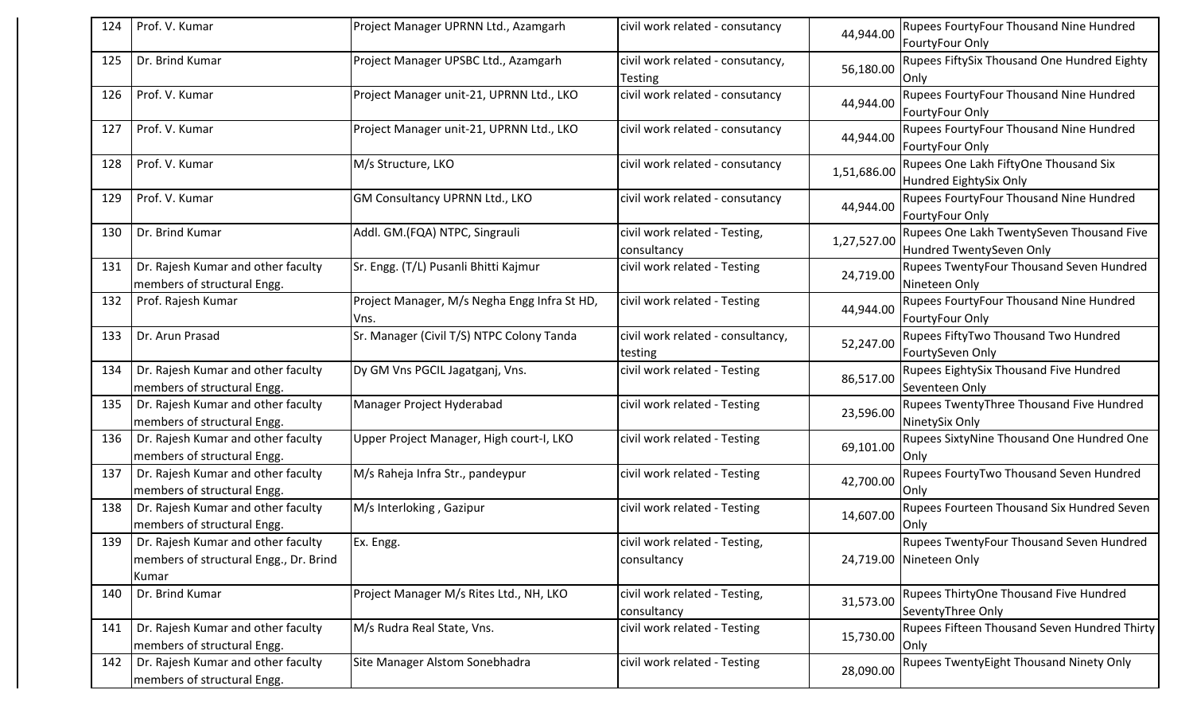| | | | | | |
|---|---|---|---|---|---|
| 124 | Prof. V. Kumar | Project Manager UPRNN Ltd., Azamgarh | civil work related - consutancy | 44,944.00 | Rupees FourtyFour Thousand Nine Hundred FourtyFour Only |
| 125 | Dr. Brind Kumar | Project Manager UPSBC Ltd., Azamgarh | civil work related - consutancy, Testing | 56,180.00 | Rupees FiftySix Thousand One Hundred Eighty Only |
| 126 | Prof. V. Kumar | Project Manager unit-21, UPRNN Ltd., LKO | civil work related - consutancy | 44,944.00 | Rupees FourtyFour Thousand Nine Hundred FourtyFour Only |
| 127 | Prof. V. Kumar | Project Manager unit-21, UPRNN Ltd., LKO | civil work related - consutancy | 44,944.00 | Rupees FourtyFour Thousand Nine Hundred FourtyFour Only |
| 128 | Prof. V. Kumar | M/s Structure, LKO | civil work related - consutancy | 1,51,686.00 | Rupees One Lakh FiftyOne Thousand Six Hundred EightySix Only |
| 129 | Prof. V. Kumar | GM Consultancy UPRNN Ltd., LKO | civil work related - consutancy | 44,944.00 | Rupees FourtyFour Thousand Nine Hundred FourtyFour Only |
| 130 | Dr. Brind Kumar | Addl. GM.(FQA) NTPC, Singrauli | civil work related - Testing, consultancy | 1,27,527.00 | Rupees One Lakh TwentySeven Thousand Five Hundred TwentySeven Only |
| 131 | Dr. Rajesh Kumar and other faculty members of structural Engg. | Sr. Engg. (T/L) Pusanli Bhitti Kajmur | civil work related - Testing | 24,719.00 | Rupees TwentyFour Thousand Seven Hundred Nineteen Only |
| 132 | Prof. Rajesh Kumar | Project Manager, M/s Negha Engg Infra St HD, Vns. | civil work related - Testing | 44,944.00 | Rupees FourtyFour Thousand Nine Hundred FourtyFour Only |
| 133 | Dr. Arun Prasad | Sr. Manager (Civil T/S) NTPC Colony Tanda | civil work related - consultancy, testing | 52,247.00 | Rupees FiftyTwo Thousand Two Hundred FourtySeven Only |
| 134 | Dr. Rajesh Kumar and other faculty members of structural Engg. | Dy GM Vns PGCIL Jagatganj, Vns. | civil work related - Testing | 86,517.00 | Rupees EightySix Thousand Five Hundred Seventeen Only |
| 135 | Dr. Rajesh Kumar and other faculty members of structural Engg. | Manager Project Hyderabad | civil work related - Testing | 23,596.00 | Rupees TwentyThree Thousand Five Hundred NinetySix Only |
| 136 | Dr. Rajesh Kumar and other faculty members of structural Engg. | Upper Project Manager, High court-I, LKO | civil work related - Testing | 69,101.00 | Rupees SixtyNine Thousand One Hundred One Only |
| 137 | Dr. Rajesh Kumar and other faculty members of structural Engg. | M/s Raheja Infra Str., pandeypur | civil work related - Testing | 42,700.00 | Rupees FourtyTwo Thousand Seven Hundred Only |
| 138 | Dr. Rajesh Kumar and other faculty members of structural Engg. | M/s Interloking , Gazipur | civil work related - Testing | 14,607.00 | Rupees Fourteen Thousand Six Hundred Seven Only |
| 139 | Dr. Rajesh Kumar and other faculty members of structural Engg., Dr. Brind Kumar | Ex. Engg. | civil work related - Testing, consultancy | 24,719.00 | Rupees TwentyFour Thousand Seven Hundred Nineteen Only |
| 140 | Dr. Brind Kumar | Project Manager M/s Rites Ltd., NH, LKO | civil work related - Testing, consultancy | 31,573.00 | Rupees ThirtyOne Thousand Five Hundred SeventyThree Only |
| 141 | Dr. Rajesh Kumar and other faculty members of structural Engg. | M/s Rudra Real State, Vns. | civil work related - Testing | 15,730.00 | Rupees Fifteen Thousand Seven Hundred Thirty Only |
| 142 | Dr. Rajesh Kumar and other faculty members of structural Engg. | Site Manager Alstom Sonebhadra | civil work related - Testing | 28,090.00 | Rupees TwentyEight Thousand Ninety Only |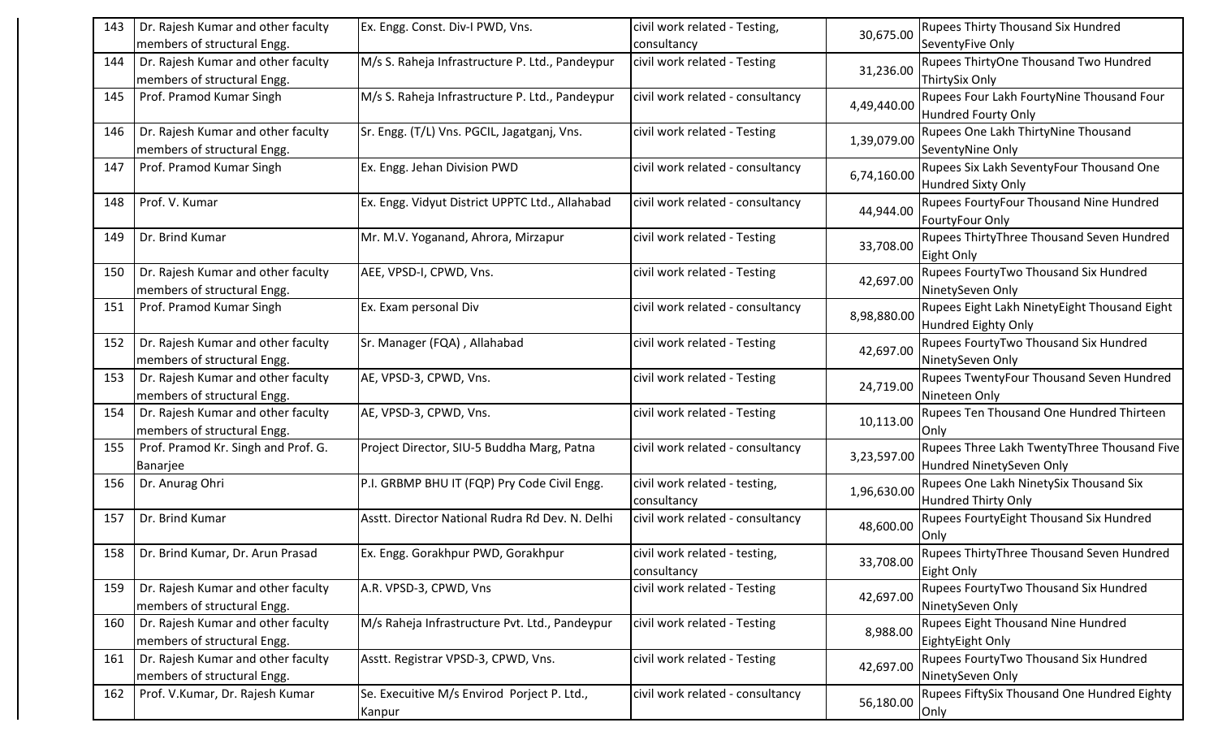| 143 | Dr. Rajesh Kumar and other faculty members of structural Engg. | Ex. Engg. Const. Div-I PWD, Vns. | civil work related - Testing, consultancy | 30,675.00 | Rupees Thirty Thousand Six Hundred SeventyFive Only |
|---|---|---|---|---|---|
| 144 | Dr. Rajesh Kumar and other faculty members of structural Engg. | M/s S. Raheja Infrastructure P. Ltd., Pandeypur | civil work related - Testing | 31,236.00 | Rupees ThirtyOne Thousand Two Hundred ThirtySix Only |
| 145 | Prof. Pramod Kumar Singh | M/s S. Raheja Infrastructure P. Ltd., Pandeypur | civil work related - consultancy | 4,49,440.00 | Rupees Four Lakh FourtyNine Thousand Four Hundred Fourty Only |
| 146 | Dr. Rajesh Kumar and other faculty members of structural Engg. | Sr. Engg. (T/L) Vns. PGCIL, Jagatganj, Vns. | civil work related - Testing | 1,39,079.00 | Rupees One Lakh ThirtyNine Thousand SeventyNine Only |
| 147 | Prof. Pramod Kumar Singh | Ex. Engg. Jehan Division PWD | civil work related - consultancy | 6,74,160.00 | Rupees Six Lakh SeventyFour Thousand One Hundred Sixty Only |
| 148 | Prof. V. Kumar | Ex. Engg. Vidyut District UPPTC Ltd., Allahabad | civil work related - consultancy | 44,944.00 | Rupees FourtyFour Thousand Nine Hundred FourtyFour Only |
| 149 | Dr. Brind Kumar | Mr. M.V. Yoganand, Ahrora, Mirzapur | civil work related - Testing | 33,708.00 | Rupees ThirtyThree Thousand Seven Hundred Eight Only |
| 150 | Dr. Rajesh Kumar and other faculty members of structural Engg. | AEE, VPSD-I, CPWD, Vns. | civil work related - Testing | 42,697.00 | Rupees FourtyTwo Thousand Six Hundred NinetySeven Only |
| 151 | Prof. Pramod Kumar Singh | Ex. Exam personal Div | civil work related - consultancy | 8,98,880.00 | Rupees Eight Lakh NinetyEight Thousand Eight Hundred Eighty Only |
| 152 | Dr. Rajesh Kumar and other faculty members of structural Engg. | Sr. Manager (FQA) , Allahabad | civil work related - Testing | 42,697.00 | Rupees FourtyTwo Thousand Six Hundred NinetySeven Only |
| 153 | Dr. Rajesh Kumar and other faculty members of structural Engg. | AE, VPSD-3, CPWD, Vns. | civil work related - Testing | 24,719.00 | Rupees TwentyFour Thousand Seven Hundred Nineteen Only |
| 154 | Dr. Rajesh Kumar and other faculty members of structural Engg. | AE, VPSD-3, CPWD, Vns. | civil work related - Testing | 10,113.00 | Rupees Ten Thousand One Hundred Thirteen Only |
| 155 | Prof. Pramod Kr. Singh and Prof. G. Banarjee | Project Director, SIU-5 Buddha Marg, Patna | civil work related - consultancy | 3,23,597.00 | Rupees Three Lakh TwentyThree Thousand Five Hundred NinetySeven Only |
| 156 | Dr. Anurag Ohri | P.I. GRBMP BHU IT (FQP) Pry Code Civil Engg. | civil work related - testing, consultancy | 1,96,630.00 | Rupees One Lakh NinetySix Thousand Six Hundred Thirty Only |
| 157 | Dr. Brind Kumar | Asstt. Director National Rudra Rd Dev. N. Delhi | civil work related - consultancy | 48,600.00 | Rupees FourtyEight Thousand Six Hundred Only |
| 158 | Dr. Brind Kumar, Dr. Arun Prasad | Ex. Engg. Gorakhpur PWD, Gorakhpur | civil work related - testing, consultancy | 33,708.00 | Rupees ThirtyThree Thousand Seven Hundred Eight Only |
| 159 | Dr. Rajesh Kumar and other faculty members of structural Engg. | A.R. VPSD-3, CPWD, Vns | civil work related - Testing | 42,697.00 | Rupees FourtyTwo Thousand Six Hundred NinetySeven Only |
| 160 | Dr. Rajesh Kumar and other faculty members of structural Engg. | M/s Raheja Infrastructure Pvt. Ltd., Pandeypur | civil work related - Testing | 8,988.00 | Rupees Eight Thousand Nine Hundred EightyEight Only |
| 161 | Dr. Rajesh Kumar and other faculty members of structural Engg. | Asstt. Registrar VPSD-3, CPWD, Vns. | civil work related - Testing | 42,697.00 | Rupees FourtyTwo Thousand Six Hundred NinetySeven Only |
| 162 | Prof. V.Kumar, Dr. Rajesh Kumar | Se. Execuitive M/s Envirod Porject P. Ltd., Kanpur | civil work related - consultancy | 56,180.00 | Rupees FiftySix Thousand One Hundred Eighty Only |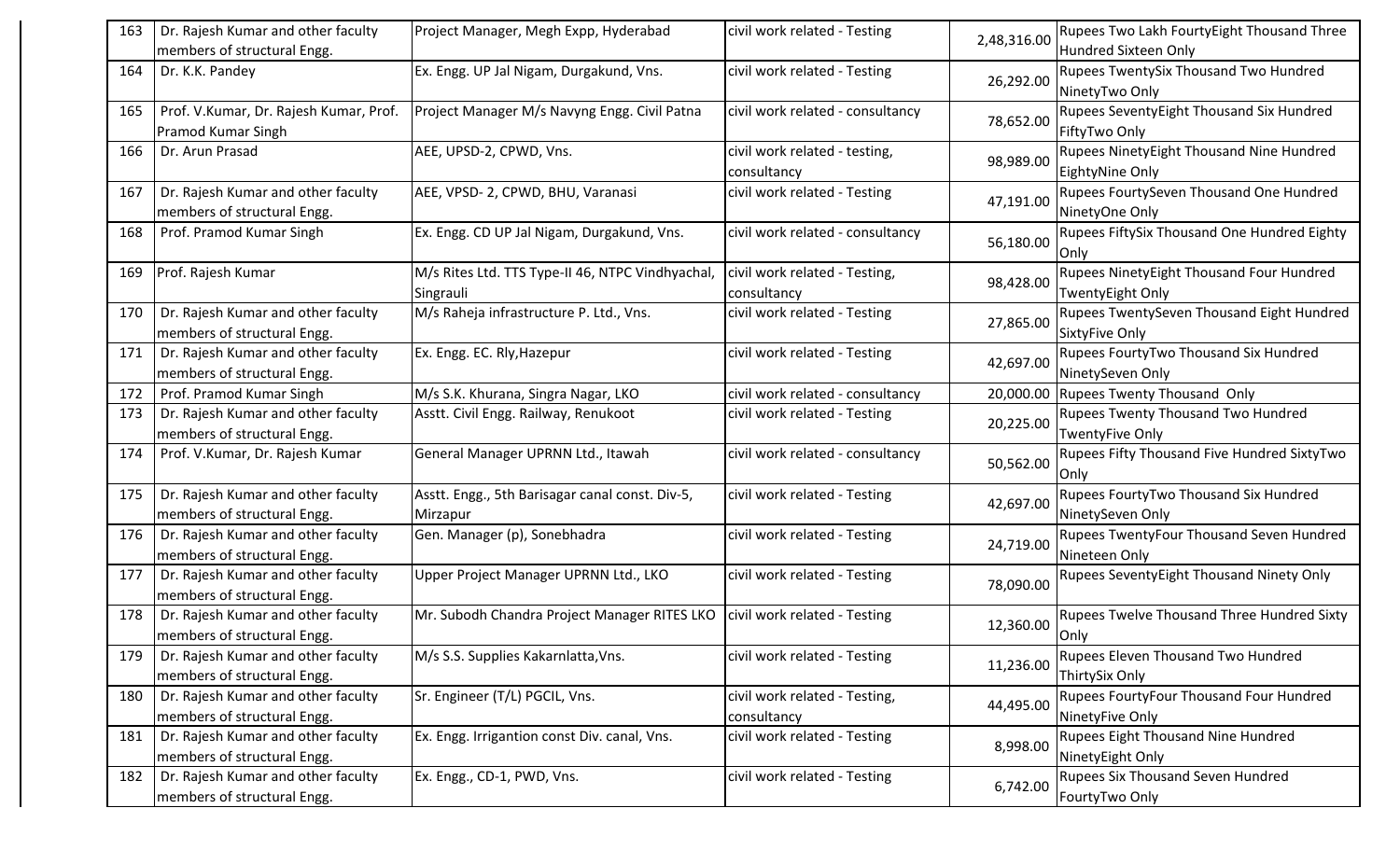| 163 | Dr. Rajesh Kumar and other faculty members of structural Engg. | Project Manager, Megh Expp, Hyderabad | civil work related - Testing | 2,48,316.00 | Rupees Two Lakh FourtyEight Thousand Three Hundred Sixteen Only |
|---|---|---|---|---|---|
| 164 | Dr. K.K. Pandey | Ex. Engg. UP Jal Nigam, Durgakund, Vns. | civil work related - Testing | 26,292.00 | Rupees TwentySix Thousand Two Hundred NinetyTwo Only |
| 165 | Prof. V.Kumar, Dr. Rajesh Kumar, Prof. Pramod Kumar Singh | Project Manager M/s Navyng Engg. Civil Patna | civil work related - consultancy | 78,652.00 | Rupees SeventyEight Thousand Six Hundred FiftyTwo Only |
| 166 | Dr. Arun Prasad | AEE, UPSD-2, CPWD, Vns. | civil work related - testing, consultancy | 98,989.00 | Rupees NinetyEight Thousand Nine Hundred EightyNine Only |
| 167 | Dr. Rajesh Kumar and other faculty members of structural Engg. | AEE, VPSD- 2, CPWD, BHU, Varanasi | civil work related - Testing | 47,191.00 | Rupees FourtySeven Thousand One Hundred NinetyOne Only |
| 168 | Prof. Pramod Kumar Singh | Ex. Engg. CD UP Jal Nigam, Durgakund, Vns. | civil work related - consultancy | 56,180.00 | Rupees FiftySix Thousand One Hundred Eighty Only |
| 169 | Prof. Rajesh Kumar | M/s Rites Ltd. TTS Type-II 46, NTPC Vindhyachal, Singrauli | civil work related - Testing, consultancy | 98,428.00 | Rupees NinetyEight Thousand Four Hundred TwentyEight Only |
| 170 | Dr. Rajesh Kumar and other faculty members of structural Engg. | M/s Raheja infrastructure P. Ltd., Vns. | civil work related - Testing | 27,865.00 | Rupees TwentySeven Thousand Eight Hundred SixtyFive Only |
| 171 | Dr. Rajesh Kumar and other faculty members of structural Engg. | Ex. Engg. EC. Rly,Hazepur | civil work related - Testing | 42,697.00 | Rupees FourtyTwo Thousand Six Hundred NinetySeven Only |
| 172 | Prof. Pramod Kumar Singh | M/s S.K. Khurana, Singra Nagar, LKO | civil work related - consultancy | 20,000.00 | Rupees Twenty Thousand Only |
| 173 | Dr. Rajesh Kumar and other faculty members of structural Engg. | Asstt. Civil Engg. Railway, Renukoot | civil work related - Testing | 20,225.00 | Rupees Twenty Thousand Two Hundred TwentyFive Only |
| 174 | Prof. V.Kumar, Dr. Rajesh Kumar | General Manager UPRNN Ltd., Itawah | civil work related - consultancy | 50,562.00 | Rupees Fifty Thousand Five Hundred SixtyTwo Only |
| 175 | Dr. Rajesh Kumar and other faculty members of structural Engg. | Asstt. Engg., 5th Barisagar canal const. Div-5, Mirzapur | civil work related - Testing | 42,697.00 | Rupees FourtyTwo Thousand Six Hundred NinetySeven Only |
| 176 | Dr. Rajesh Kumar and other faculty members of structural Engg. | Gen. Manager (p), Sonebhadra | civil work related - Testing | 24,719.00 | Rupees TwentyFour Thousand Seven Hundred Nineteen Only |
| 177 | Dr. Rajesh Kumar and other faculty members of structural Engg. | Upper Project Manager UPRNN Ltd., LKO | civil work related - Testing | 78,090.00 | Rupees SeventyEight Thousand Ninety Only |
| 178 | Dr. Rajesh Kumar and other faculty members of structural Engg. | Mr. Subodh Chandra Project Manager RITES LKO | civil work related - Testing | 12,360.00 | Rupees Twelve Thousand Three Hundred Sixty Only |
| 179 | Dr. Rajesh Kumar and other faculty members of structural Engg. | M/s S.S. Supplies Kakarnlatta,Vns. | civil work related - Testing | 11,236.00 | Rupees Eleven Thousand Two Hundred ThirtySix Only |
| 180 | Dr. Rajesh Kumar and other faculty members of structural Engg. | Sr. Engineer (T/L) PGCIL, Vns. | civil work related - Testing, consultancy | 44,495.00 | Rupees FourtyFour Thousand Four Hundred NinetyFive Only |
| 181 | Dr. Rajesh Kumar and other faculty members of structural Engg. | Ex. Engg. Irrigantion const Div. canal, Vns. | civil work related - Testing | 8,998.00 | Rupees Eight Thousand Nine Hundred NinetyEight Only |
| 182 | Dr. Rajesh Kumar and other faculty members of structural Engg. | Ex. Engg., CD-1, PWD, Vns. | civil work related - Testing | 6,742.00 | Rupees Six Thousand Seven Hundred FourtyTwo Only |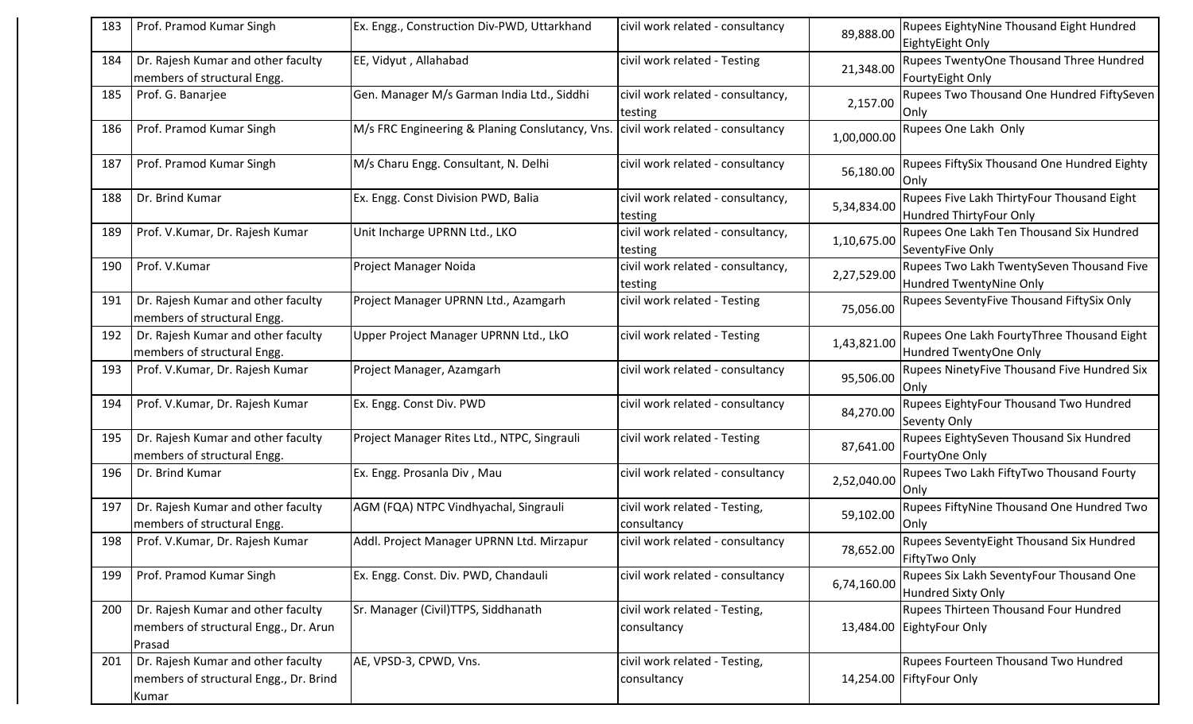| 183 | Prof. Pramod Kumar Singh | Ex. Engg., Construction Div-PWD, Uttarkhand | civil work related - consultancy | 89,888.00 | Rupees EightyNine Thousand Eight Hundred EightyEight Only |
|---|---|---|---|---|---|
| 184 | Dr. Rajesh Kumar and other faculty members of structural Engg. | EE, Vidyut , Allahabad | civil work related - Testing | 21,348.00 | Rupees TwentyOne Thousand Three Hundred FourtyEight Only |
| 185 | Prof. G. Banarjee | Gen. Manager M/s Garman India Ltd., Siddhi | civil work related - consultancy, testing | 2,157.00 | Rupees Two Thousand One Hundred FiftySeven Only |
| 186 | Prof. Pramod Kumar Singh | M/s FRC Engineering & Planing Conslutancy, Vns. | civil work related - consultancy | 1,00,000.00 | Rupees One Lakh Only |
| 187 | Prof. Pramod Kumar Singh | M/s Charu Engg. Consultant, N. Delhi | civil work related - consultancy | 56,180.00 | Rupees FiftySix Thousand One Hundred Eighty Only |
| 188 | Dr. Brind Kumar | Ex. Engg. Const Division PWD, Balia | civil work related - consultancy, testing | 5,34,834.00 | Rupees Five Lakh ThirtyFour Thousand Eight Hundred ThirtyFour Only |
| 189 | Prof. V.Kumar, Dr. Rajesh Kumar | Unit Incharge UPRNN Ltd., LKO | civil work related - consultancy, testing | 1,10,675.00 | Rupees One Lakh Ten Thousand Six Hundred SeventyFive Only |
| 190 | Prof. V.Kumar | Project Manager Noida | civil work related - consultancy, testing | 2,27,529.00 | Rupees Two Lakh TwentySeven Thousand Five Hundred TwentyNine Only |
| 191 | Dr. Rajesh Kumar and other faculty members of structural Engg. | Project Manager UPRNN Ltd., Azamgarh | civil work related - Testing | 75,056.00 | Rupees SeventyFive Thousand FiftySix Only |
| 192 | Dr. Rajesh Kumar and other faculty members of structural Engg. | Upper Project Manager UPRNN Ltd., LkO | civil work related - Testing | 1,43,821.00 | Rupees One Lakh FourtyThree Thousand Eight Hundred TwentyOne Only |
| 193 | Prof. V.Kumar, Dr. Rajesh Kumar | Project Manager, Azamgarh | civil work related - consultancy | 95,506.00 | Rupees NinetyFive Thousand Five Hundred Six Only |
| 194 | Prof. V.Kumar, Dr. Rajesh Kumar | Ex. Engg. Const Div. PWD | civil work related - consultancy | 84,270.00 | Rupees EightyFour Thousand Two Hundred Seventy Only |
| 195 | Dr. Rajesh Kumar and other faculty members of structural Engg. | Project Manager Rites Ltd., NTPC, Singrauli | civil work related - Testing | 87,641.00 | Rupees EightySeven Thousand Six Hundred FourtyOne Only |
| 196 | Dr. Brind Kumar | Ex. Engg. Prosanla Div , Mau | civil work related - consultancy | 2,52,040.00 | Rupees Two Lakh FiftyTwo Thousand Fourty Only |
| 197 | Dr. Rajesh Kumar and other faculty members of structural Engg. | AGM (FQA) NTPC Vindhyachal, Singrauli | civil work related - Testing, consultancy | 59,102.00 | Rupees FiftyNine Thousand One Hundred Two Only |
| 198 | Prof. V.Kumar, Dr. Rajesh Kumar | Addl. Project Manager UPRNN Ltd. Mirzapur | civil work related - consultancy | 78,652.00 | Rupees SeventyEight Thousand Six Hundred FiftyTwo Only |
| 199 | Prof. Pramod Kumar Singh | Ex. Engg. Const. Div. PWD, Chandauli | civil work related - consultancy | 6,74,160.00 | Rupees Six Lakh SeventyFour Thousand One Hundred Sixty Only |
| 200 | Dr. Rajesh Kumar and other faculty members of structural Engg., Dr. Arun Prasad | Sr. Manager (Civil)TTPS, Siddhanath | civil work related - Testing, consultancy | 13,484.00 | Rupees Thirteen Thousand Four Hundred EightyFour Only |
| 201 | Dr. Rajesh Kumar and other faculty members of structural Engg., Dr. Brind Kumar | AE, VPSD-3, CPWD, Vns. | civil work related - Testing, consultancy | 14,254.00 | Rupees Fourteen Thousand Two Hundred FiftyFour Only |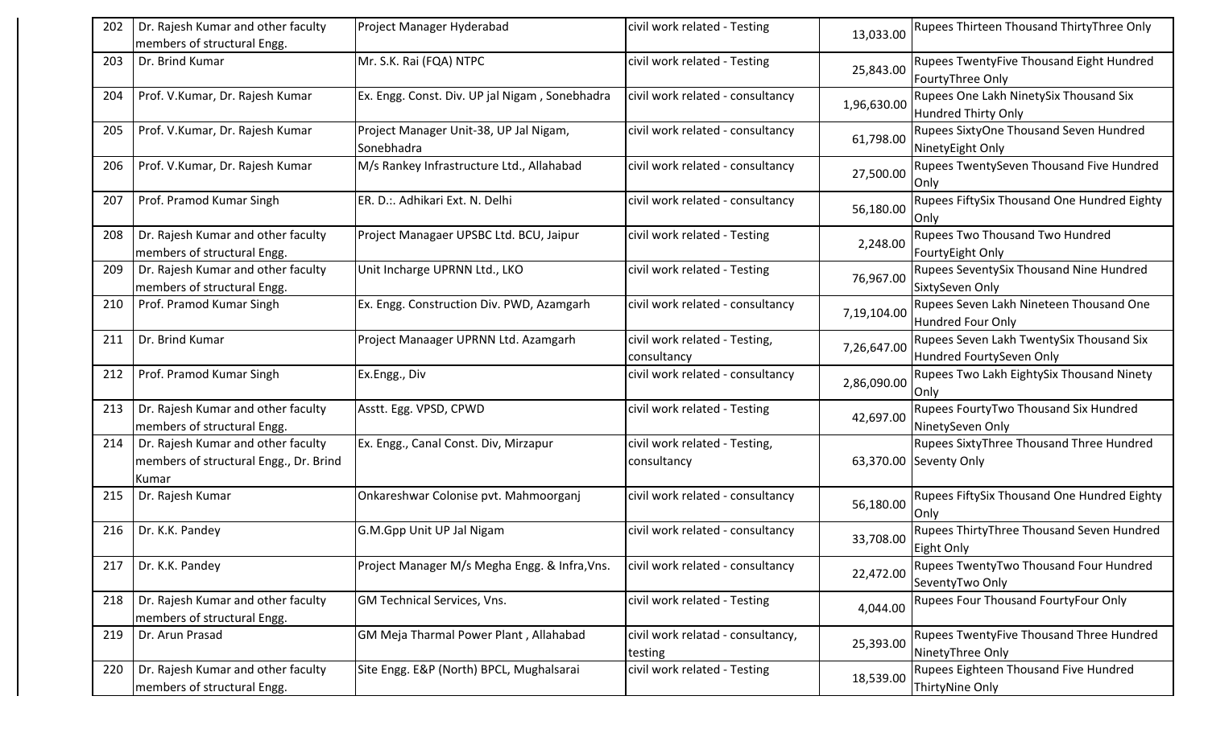| 202 | Dr. Rajesh Kumar and other faculty members of structural Engg. | Project Manager Hyderabad | civil work related - Testing | 13,033.00 | Rupees Thirteen Thousand ThirtyThree Only |
|---|---|---|---|---|---|
| 203 | Dr. Brind Kumar | Mr. S.K. Rai (FQA) NTPC | civil work related - Testing | 25,843.00 | Rupees TwentyFive Thousand Eight Hundred FourtyThree Only |
| 204 | Prof. V.Kumar, Dr. Rajesh Kumar | Ex. Engg. Const. Div. UP jal Nigam , Sonebhadra | civil work related - consultancy | 1,96,630.00 | Rupees One Lakh NinetySix Thousand Six Hundred Thirty Only |
| 205 | Prof. V.Kumar, Dr. Rajesh Kumar | Project Manager Unit-38, UP Jal Nigam, Sonebhadra | civil work related - consultancy | 61,798.00 | Rupees SixtyOne Thousand Seven Hundred NinetyEight Only |
| 206 | Prof. V.Kumar, Dr. Rajesh Kumar | M/s Rankey Infrastructure Ltd., Allahabad | civil work related - consultancy | 27,500.00 | Rupees TwentySeven Thousand Five Hundred Only |
| 207 | Prof. Pramod Kumar Singh | ER. D.:. Adhikari Ext. N. Delhi | civil work related - consultancy | 56,180.00 | Rupees FiftySix Thousand One Hundred Eighty Only |
| 208 | Dr. Rajesh Kumar and other faculty members of structural Engg. | Project Managaer UPSBC Ltd. BCU, Jaipur | civil work related - Testing | 2,248.00 | Rupees Two Thousand Two Hundred FourtyEight Only |
| 209 | Dr. Rajesh Kumar and other faculty members of structural Engg. | Unit Incharge UPRNN Ltd., LKO | civil work related - Testing | 76,967.00 | Rupees SeventySix Thousand Nine Hundred SixtySeven Only |
| 210 | Prof. Pramod Kumar Singh | Ex. Engg. Construction Div. PWD, Azamgarh | civil work related - consultancy | 7,19,104.00 | Rupees Seven Lakh Nineteen Thousand One Hundred Four Only |
| 211 | Dr. Brind Kumar | Project Manaager UPRNN Ltd. Azamgarh | civil work related - Testing, consultancy | 7,26,647.00 | Rupees Seven Lakh TwentySix Thousand Six Hundred FourtySeven Only |
| 212 | Prof. Pramod Kumar Singh | Ex.Engg., Div | civil work related - consultancy | 2,86,090.00 | Rupees Two Lakh EightySix Thousand Ninety Only |
| 213 | Dr. Rajesh Kumar and other faculty members of structural Engg. | Asstt. Egg. VPSD, CPWD | civil work related - Testing | 42,697.00 | Rupees FourtyTwo Thousand Six Hundred NinetySeven Only |
| 214 | Dr. Rajesh Kumar and other faculty members of structural Engg., Dr. Brind Kumar | Ex. Engg., Canal Const. Div, Mirzapur | civil work related - Testing, consultancy | 63,370.00 | Rupees SixtyThree Thousand Three Hundred Seventy Only |
| 215 | Dr. Rajesh Kumar | Onkareshwar Colonise pvt. Mahmoorganj | civil work related - consultancy | 56,180.00 | Rupees FiftySix Thousand One Hundred Eighty Only |
| 216 | Dr. K.K. Pandey | G.M.Gpp Unit UP Jal Nigam | civil work related - consultancy | 33,708.00 | Rupees ThirtyThree Thousand Seven Hundred Eight Only |
| 217 | Dr. K.K. Pandey | Project Manager M/s Megha Engg. & Infra,Vns. | civil work related - consultancy | 22,472.00 | Rupees TwentyTwo Thousand Four Hundred SeventyTwo Only |
| 218 | Dr. Rajesh Kumar and other faculty members of structural Engg. | GM Technical Services, Vns. | civil work related - Testing | 4,044.00 | Rupees Four Thousand FourtyFour Only |
| 219 | Dr. Arun Prasad | GM Meja Tharmal Power Plant , Allahabad | civil work relatad - consultancy, testing | 25,393.00 | Rupees TwentyFive Thousand Three Hundred NinetyThree Only |
| 220 | Dr. Rajesh Kumar and other faculty members of structural Engg. | Site Engg. E&P (North) BPCL, Mughalsarai | civil work related - Testing | 18,539.00 | Rupees Eighteen Thousand Five Hundred ThirtyNine Only |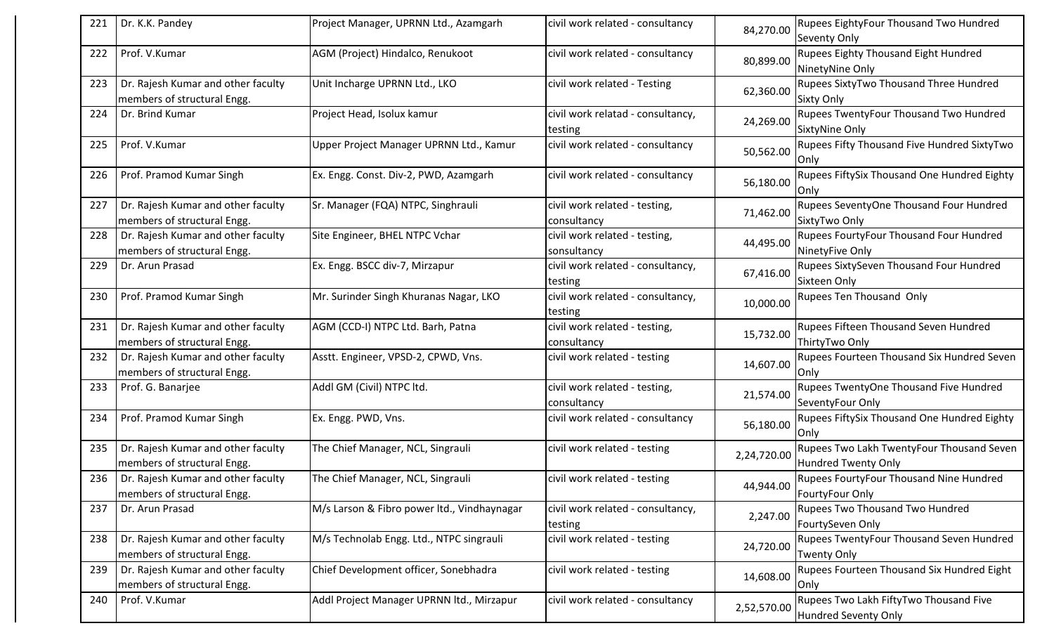| 221 | Dr. K.K. Pandey | Project Manager, UPRNN Ltd., Azamgarh | civil work related - consultancy | 84,270.00 | Rupees EightyFour Thousand Two Hundred Seventy Only |
|---|---|---|---|---|---|
| 222 | Prof. V.Kumar | AGM (Project) Hindalco, Renukoot | civil work related - consultancy | 80,899.00 | Rupees Eighty Thousand Eight Hundred NinetyNine Only |
| 223 | Dr. Rajesh Kumar and other faculty members of structural Engg. | Unit Incharge UPRNN Ltd., LKO | civil work related - Testing | 62,360.00 | Rupees SixtyTwo Thousand Three Hundred Sixty Only |
| 224 | Dr. Brind Kumar | Project Head, Isolux kamur | civil work relatad - consultancy, testing | 24,269.00 | Rupees TwentyFour Thousand Two Hundred SixtyNine Only |
| 225 | Prof. V.Kumar | Upper Project Manager UPRNN Ltd., Kamur | civil work related - consultancy | 50,562.00 | Rupees Fifty Thousand Five Hundred SixtyTwo Only |
| 226 | Prof. Pramod Kumar Singh | Ex. Engg. Const. Div-2, PWD, Azamgarh | civil work related - consultancy | 56,180.00 | Rupees FiftySix Thousand One Hundred Eighty Only |
| 227 | Dr. Rajesh Kumar and other faculty members of structural Engg. | Sr. Manager (FQA) NTPC, Singhrauli | civil work related - testing, consultancy | 71,462.00 | Rupees SeventyOne Thousand Four Hundred SixtyTwo Only |
| 228 | Dr. Rajesh Kumar and other faculty members of structural Engg. | Site Engineer, BHEL NTPC Vchar | civil work related - testing, sonsultancy | 44,495.00 | Rupees FourtyFour Thousand Four Hundred NinetyFive Only |
| 229 | Dr. Arun Prasad | Ex. Engg. BSCC div-7, Mirzapur | civil work related - consultancy, testing | 67,416.00 | Rupees SixtySeven Thousand Four Hundred Sixteen Only |
| 230 | Prof. Pramod Kumar Singh | Mr. Surinder Singh Khuranas Nagar, LKO | civil work related - consultancy, testing | 10,000.00 | Rupees Ten Thousand Only |
| 231 | Dr. Rajesh Kumar and other faculty members of structural Engg. | AGM (CCD-I) NTPC Ltd. Barh, Patna | civil work related - testing, consultancy | 15,732.00 | Rupees Fifteen Thousand Seven Hundred ThirtyTwo Only |
| 232 | Dr. Rajesh Kumar and other faculty members of structural Engg. | Asstt. Engineer, VPSD-2, CPWD, Vns. | civil work related - testing | 14,607.00 | Rupees Fourteen Thousand Six Hundred Seven Only |
| 233 | Prof. G. Banarjee | Addl GM (Civil) NTPC ltd. | civil work related - testing, consultancy | 21,574.00 | Rupees TwentyOne Thousand Five Hundred SeventyFour Only |
| 234 | Prof. Pramod Kumar Singh | Ex. Engg. PWD, Vns. | civil work related - consultancy | 56,180.00 | Rupees FiftySix Thousand One Hundred Eighty Only |
| 235 | Dr. Rajesh Kumar and other faculty members of structural Engg. | The Chief Manager, NCL, Singrauli | civil work related - testing | 2,24,720.00 | Rupees Two Lakh TwentyFour Thousand Seven Hundred Twenty Only |
| 236 | Dr. Rajesh Kumar and other faculty members of structural Engg. | The Chief Manager, NCL, Singrauli | civil work related - testing | 44,944.00 | Rupees FourtyFour Thousand Nine Hundred FourtyFour Only |
| 237 | Dr. Arun Prasad | M/s Larson & Fibro power ltd., Vindhaynagar | civil work related - consultancy, testing | 2,247.00 | Rupees Two Thousand Two Hundred FourtySeven Only |
| 238 | Dr. Rajesh Kumar and other faculty members of structural Engg. | M/s Technolab Engg. Ltd., NTPC singrauli | civil work related - testing | 24,720.00 | Rupees TwentyFour Thousand Seven Hundred Twenty Only |
| 239 | Dr. Rajesh Kumar and other faculty members of structural Engg. | Chief Development officer, Sonebhadra | civil work related - testing | 14,608.00 | Rupees Fourteen Thousand Six Hundred Eight Only |
| 240 | Prof. V.Kumar | Addl Project Manager UPRNN ltd., Mirzapur | civil work related - consultancy | 2,52,570.00 | Rupees Two Lakh FiftyTwo Thousand Five Hundred Seventy Only |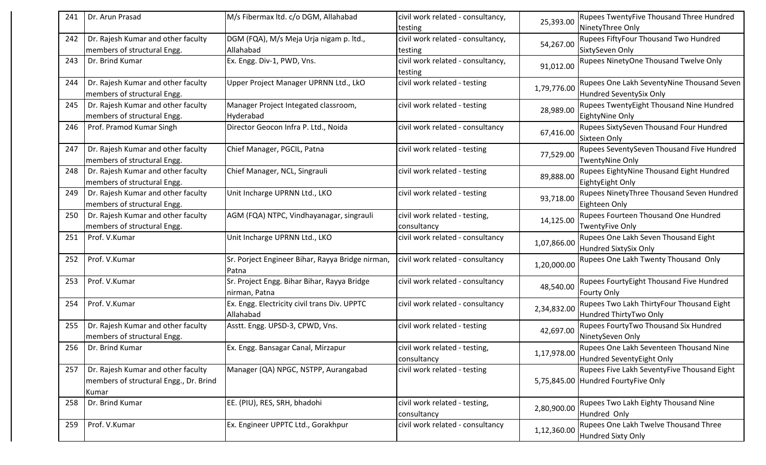| 241 | Dr. Arun Prasad | M/s Fibermax ltd. c/o DGM, Allahabad | civil work related - consultancy, testing | 25,393.00 | Rupees TwentyFive Thousand Three Hundred NinetyThree Only |
|---|---|---|---|---|---|
| 242 | Dr. Rajesh Kumar and other faculty members of structural Engg. | DGM (FQA), M/s Meja Urja nigam p. ltd., Allahabad | civil work related - consultancy, testing | 54,267.00 | Rupees FiftyFour Thousand Two Hundred SixtySeven Only |
| 243 | Dr. Brind Kumar | Ex. Engg. Div-1, PWD, Vns. | civil work related - consultancy, testing | 91,012.00 | Rupees NinetyOne Thousand Twelve Only |
| 244 | Dr. Rajesh Kumar and other faculty members of structural Engg. | Upper Project Manager UPRNN Ltd., LkO | civil work related - testing | 1,79,776.00 | Rupees One Lakh SeventyNine Thousand Seven Hundred SeventySix Only |
| 245 | Dr. Rajesh Kumar and other faculty members of structural Engg. | Manager Project Integated classroom, Hyderabad | civil work related - testing | 28,989.00 | Rupees TwentyEight Thousand Nine Hundred EightyNine Only |
| 246 | Prof. Pramod Kumar Singh | Director Geocon Infra P. Ltd., Noida | civil work related - consultancy | 67,416.00 | Rupees SixtySeven Thousand Four Hundred Sixteen Only |
| 247 | Dr. Rajesh Kumar and other faculty members of structural Engg. | Chief Manager, PGCIL, Patna | civil work related - testing | 77,529.00 | Rupees SeventySeven Thousand Five Hundred TwentyNine Only |
| 248 | Dr. Rajesh Kumar and other faculty members of structural Engg. | Chief Manager, NCL, Singrauli | civil work related - testing | 89,888.00 | Rupees EightyNine Thousand Eight Hundred EightyEight Only |
| 249 | Dr. Rajesh Kumar and other faculty members of structural Engg. | Unit Incharge UPRNN Ltd., LKO | civil work related - testing | 93,718.00 | Rupees NinetyThree Thousand Seven Hundred Eighteen Only |
| 250 | Dr. Rajesh Kumar and other faculty members of structural Engg. | AGM (FQA) NTPC, Vindhayanagar, singrauli | civil work related - testing, consultancy | 14,125.00 | Rupees Fourteen Thousand One Hundred TwentyFive Only |
| 251 | Prof. V.Kumar | Unit Incharge UPRNN Ltd., LKO | civil work related - consultancy | 1,07,866.00 | Rupees One Lakh Seven Thousand Eight Hundred SixtySix Only |
| 252 | Prof. V.Kumar | Sr. Porject Engineer Bihar, Rayya Bridge nirman, Patna | civil work related - consultancy | 1,20,000.00 | Rupees One Lakh Twenty Thousand Only |
| 253 | Prof. V.Kumar | Sr. Project Engg. Bihar Bihar, Rayya Bridge nirman, Patna | civil work related - consultancy | 48,540.00 | Rupees FourtyEight Thousand Five Hundred Fourty Only |
| 254 | Prof. V.Kumar | Ex. Engg. Electricity civil trans Div. UPPTC Allahabad | civil work related - consultancy | 2,34,832.00 | Rupees Two Lakh ThirtyFour Thousand Eight Hundred ThirtyTwo Only |
| 255 | Dr. Rajesh Kumar and other faculty members of structural Engg. | Asstt. Engg. UPSD-3, CPWD, Vns. | civil work related - testing | 42,697.00 | Rupees FourtyTwo Thousand Six Hundred NinetySeven Only |
| 256 | Dr. Brind Kumar | Ex. Engg. Bansagar Canal, Mirzapur | civil work related - testing, consultancy | 1,17,978.00 | Rupees One Lakh Seventeen Thousand Nine Hundred SeventyEight Only |
| 257 | Dr. Rajesh Kumar and other faculty members of structural Engg., Dr. Brind Kumar | Manager (QA) NPGC, NSTPP, Aurangabad | civil work related - testing | 5,75,845.00 | Rupees Five Lakh SeventyFive Thousand Eight Hundred FourtyFive Only |
| 258 | Dr. Brind Kumar | EE. (PIU), RES, SRH, bhadohi | civil work related - testing, consultancy | 2,80,900.00 | Rupees Two Lakh Eighty Thousand Nine Hundred Only |
| 259 | Prof. V.Kumar | Ex. Engineer UPPTC Ltd., Gorakhpur | civil work related - consultancy | 1,12,360.00 | Rupees One Lakh Twelve Thousand Three Hundred Sixty Only |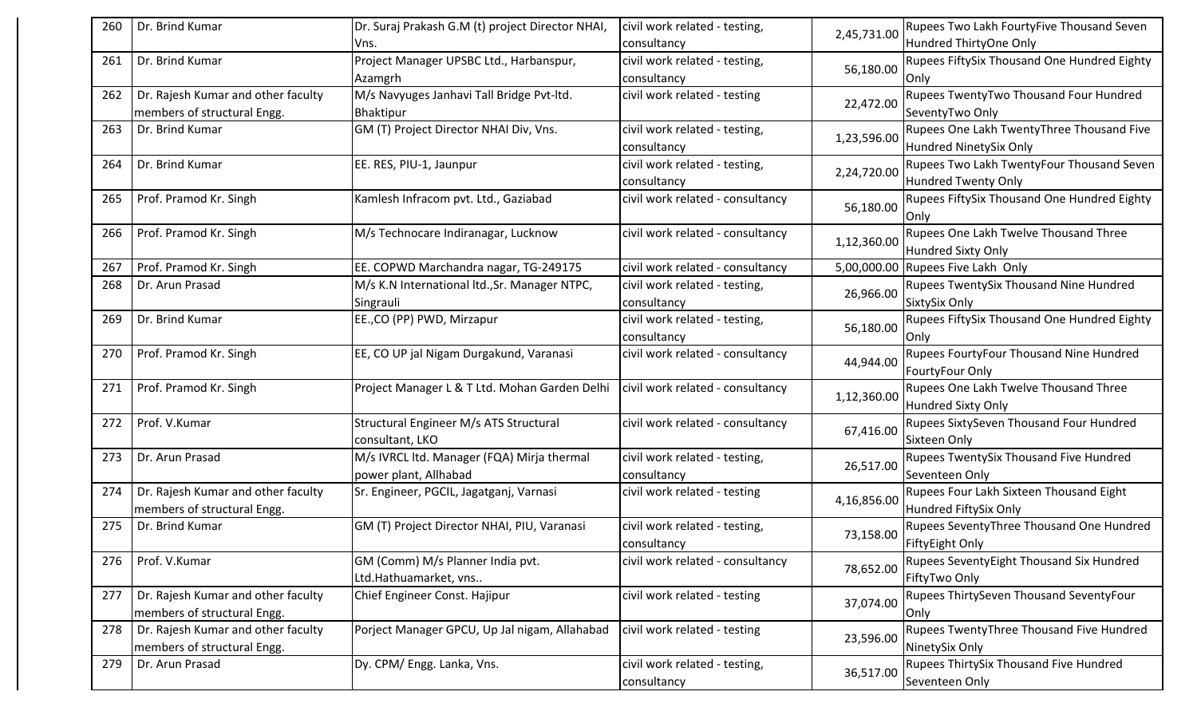| | | | | | |
|---|---|---|---|---|---|
| 260 | Dr. Brind Kumar | Dr. Suraj Prakash G.M (t) project Director NHAI, Vns. | civil work related - testing, consultancy | 2,45,731.00 | Rupees Two Lakh FourtyFive Thousand Seven Hundred ThirtyOne Only |
| 261 | Dr. Brind Kumar | Project Manager UPSBC Ltd., Harbanspur, Azamgrh | civil work related - testing, consultancy | 56,180.00 | Rupees FiftySix Thousand One Hundred Eighty Only |
| 262 | Dr. Rajesh Kumar and other faculty members of structural Engg. | M/s Navyuges Janhavi Tall Bridge Pvt-ltd. Bhaktipur | civil work related - testing | 22,472.00 | Rupees TwentyTwo Thousand Four Hundred SeventyTwo Only |
| 263 | Dr. Brind Kumar | GM (T) Project Director NHAI Div, Vns. | civil work related - testing, consultancy | 1,23,596.00 | Rupees One Lakh TwentyThree Thousand Five Hundred NinetySix Only |
| 264 | Dr. Brind Kumar | EE. RES, PIU-1, Jaunpur | civil work related - testing, consultancy | 2,24,720.00 | Rupees Two Lakh TwentyFour Thousand Seven Hundred Twenty Only |
| 265 | Prof. Pramod Kr. Singh | Kamlesh Infracom pvt. Ltd., Gaziabad | civil work related - consultancy | 56,180.00 | Rupees FiftySix Thousand One Hundred Eighty Only |
| 266 | Prof. Pramod Kr. Singh | M/s Technocare Indiranagar, Lucknow | civil work related - consultancy | 1,12,360.00 | Rupees One Lakh Twelve Thousand Three Hundred Sixty Only |
| 267 | Prof. Pramod Kr. Singh | EE. COPWD Marchandra nagar, TG-249175 | civil work related - consultancy | 5,00,000.00 | Rupees Five Lakh Only |
| 268 | Dr. Arun Prasad | M/s K.N International ltd.,Sr. Manager NTPC, Singrauli | civil work related - testing, consultancy | 26,966.00 | Rupees TwentySix Thousand Nine Hundred SixtySix Only |
| 269 | Dr. Brind Kumar | EE.,CO (PP) PWD, Mirzapur | civil work related - testing, consultancy | 56,180.00 | Rupees FiftySix Thousand One Hundred Eighty Only |
| 270 | Prof. Pramod Kr. Singh | EE, CO UP jal Nigam Durgakund, Varanasi | civil work related - consultancy | 44,944.00 | Rupees FourtyFour Thousand Nine Hundred FourtyFour Only |
| 271 | Prof. Pramod Kr. Singh | Project Manager L & T Ltd. Mohan Garden Delhi | civil work related - consultancy | 1,12,360.00 | Rupees One Lakh Twelve Thousand Three Hundred Sixty Only |
| 272 | Prof. V.Kumar | Structural Engineer M/s ATS Structural consultant, LKO | civil work related - consultancy | 67,416.00 | Rupees SixtySeven Thousand Four Hundred Sixteen Only |
| 273 | Dr. Arun Prasad | M/s IVRCL ltd. Manager (FQA) Mirja thermal power plant, Allhabad | civil work related - testing, consultancy | 26,517.00 | Rupees TwentySix Thousand Five Hundred Seventeen Only |
| 274 | Dr. Rajesh Kumar and other faculty members of structural Engg. | Sr. Engineer, PGCIL, Jagatganj, Varnasi | civil work related - testing | 4,16,856.00 | Rupees Four Lakh Sixteen Thousand Eight Hundred FiftySix Only |
| 275 | Dr. Brind Kumar | GM (T) Project Director NHAI, PIU, Varanasi | civil work related - testing, consultancy | 73,158.00 | Rupees SeventyThree Thousand One Hundred FiftyEight Only |
| 276 | Prof. V.Kumar | GM (Comm) M/s Planner India pvt. Ltd.Hathuamarket, vns.. | civil work related - consultancy | 78,652.00 | Rupees SeventyEight Thousand Six Hundred FiftyTwo Only |
| 277 | Dr. Rajesh Kumar and other faculty members of structural Engg. | Chief Engineer Const. Hajipur | civil work related - testing | 37,074.00 | Rupees ThirtySeven Thousand SeventyFour Only |
| 278 | Dr. Rajesh Kumar and other faculty members of structural Engg. | Porject Manager GPCU, Up Jal nigam, Allahabad | civil work related - testing | 23,596.00 | Rupees TwentyThree Thousand Five Hundred NinetySix Only |
| 279 | Dr. Arun Prasad | Dy. CPM/ Engg. Lanka, Vns. | civil work related - testing, consultancy | 36,517.00 | Rupees ThirtySix Thousand Five Hundred Seventeen Only |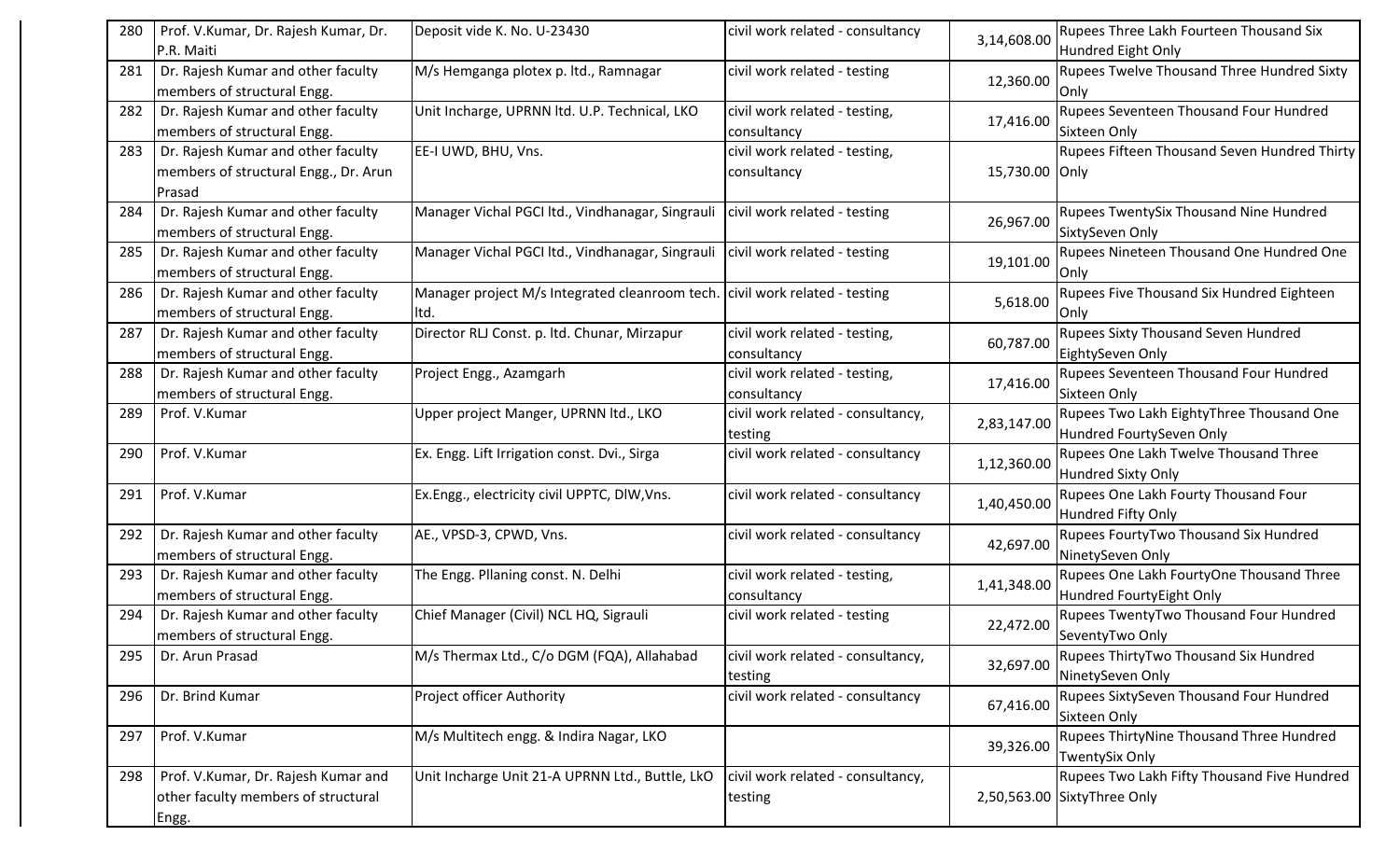| 280 | Prof. V.Kumar, Dr. Rajesh Kumar, Dr. P.R. Maiti | Deposit vide K. No. U-23430 | civil work related - consultancy | 3,14,608.00 | Rupees Three Lakh Fourteen Thousand Six Hundred Eight Only |
|---|---|---|---|---|---|
| 281 | Dr. Rajesh Kumar and other faculty members of structural Engg. | M/s Hemganga plotex p. ltd., Ramnagar | civil work related - testing | 12,360.00 | Rupees Twelve Thousand Three Hundred Sixty Only |
| 282 | Dr. Rajesh Kumar and other faculty members of structural Engg. | Unit Incharge, UPRNN ltd. U.P. Technical, LKO | civil work related - testing, consultancy | 17,416.00 | Rupees Seventeen Thousand Four Hundred Sixteen Only |
| 283 | Dr. Rajesh Kumar and other faculty members of structural Engg., Dr. Arun Prasad | EE-I UWD, BHU, Vns. | civil work related - testing, consultancy | 15,730.00 | Rupees Fifteen Thousand Seven Hundred Thirty Only |
| 284 | Dr. Rajesh Kumar and other faculty members of structural Engg. | Manager Vichal PGCI ltd., Vindhanagar, Singrauli | civil work related - testing | 26,967.00 | Rupees TwentySix Thousand Nine Hundred SixtySeven Only |
| 285 | Dr. Rajesh Kumar and other faculty members of structural Engg. | Manager Vichal PGCI ltd., Vindhanagar, Singrauli | civil work related - testing | 19,101.00 | Rupees Nineteen Thousand One Hundred One Only |
| 286 | Dr. Rajesh Kumar and other faculty members of structural Engg. | Manager project M/s Integrated cleanroom tech. ltd. | civil work related - testing | 5,618.00 | Rupees Five Thousand Six Hundred Eighteen Only |
| 287 | Dr. Rajesh Kumar and other faculty members of structural Engg. | Director RLJ Const. p. ltd. Chunar, Mirzapur | civil work related - testing, consultancy | 60,787.00 | Rupees Sixty Thousand Seven Hundred EightySeven Only |
| 288 | Dr. Rajesh Kumar and other faculty members of structural Engg. | Project Engg., Azamgarh | civil work related - testing, consultancy | 17,416.00 | Rupees Seventeen Thousand Four Hundred Sixteen Only |
| 289 | Prof. V.Kumar | Upper project Manger, UPRNN ltd., LKO | civil work related - consultancy, testing | 2,83,147.00 | Rupees Two Lakh EightyThree Thousand One Hundred FourtySeven Only |
| 290 | Prof. V.Kumar | Ex. Engg. Lift Irrigation const. Dvi., Sirga | civil work related - consultancy | 1,12,360.00 | Rupees One Lakh Twelve Thousand Three Hundred Sixty Only |
| 291 | Prof. V.Kumar | Ex.Engg., electricity civil UPPTC, DlW,Vns. | civil work related - consultancy | 1,40,450.00 | Rupees One Lakh Fourty Thousand Four Hundred Fifty Only |
| 292 | Dr. Rajesh Kumar and other faculty members of structural Engg. | AE., VPSD-3, CPWD, Vns. | civil work related - consultancy | 42,697.00 | Rupees FourtyTwo Thousand Six Hundred NinetySeven Only |
| 293 | Dr. Rajesh Kumar and other faculty members of structural Engg. | The Engg. Pllaning const. N. Delhi | civil work related - testing, consultancy | 1,41,348.00 | Rupees One Lakh FourtyOne Thousand Three Hundred FourtyEight Only |
| 294 | Dr. Rajesh Kumar and other faculty members of structural Engg. | Chief Manager (Civil) NCL HQ, Sigrauli | civil work related - testing | 22,472.00 | Rupees TwentyTwo Thousand Four Hundred SeventyTwo Only |
| 295 | Dr. Arun Prasad | M/s Thermax Ltd., C/o DGM (FQA), Allahabad | civil work related - consultancy, testing | 32,697.00 | Rupees ThirtyTwo Thousand Six Hundred NinetySeven Only |
| 296 | Dr. Brind Kumar | Project officer Authority | civil work related - consultancy | 67,416.00 | Rupees SixtySeven Thousand Four Hundred Sixteen Only |
| 297 | Prof. V.Kumar | M/s Multitech engg. & Indira Nagar, LKO | | 39,326.00 | Rupees ThirtyNine Thousand Three Hundred TwentySix Only |
| 298 | Prof. V.Kumar, Dr. Rajesh Kumar and other faculty members of structural Engg. | Unit Incharge Unit 21-A UPRNN Ltd., Buttle, LkO | civil work related - consultancy, testing | 2,50,563.00 | Rupees Two Lakh Fifty Thousand Five Hundred SixtyThree Only |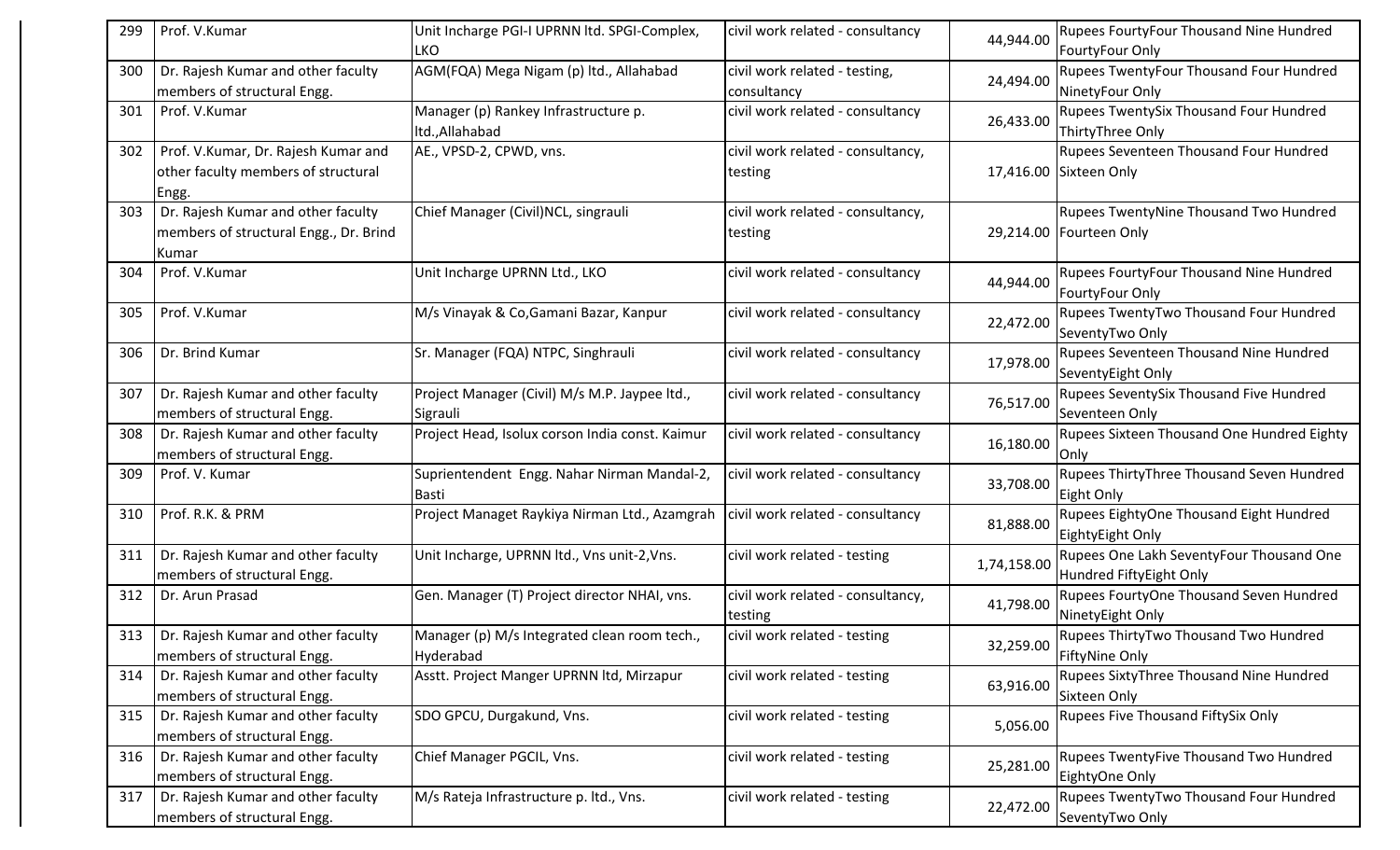| 299 | Prof. V.Kumar | Unit Incharge PGI-I UPRNN ltd. SPGI-Complex, LKO | civil work related - consultancy | 44,944.00 | Rupees FourtyFour Thousand Nine Hundred FourtyFour Only |
|---|---|---|---|---|---|
| 300 | Dr. Rajesh Kumar and other faculty members of structural Engg. | AGM(FQA) Mega Nigam (p) ltd., Allahabad | civil work related - testing, consultancy | 24,494.00 | Rupees TwentyFour Thousand Four Hundred NinetyFour Only |
| 301 | Prof. V.Kumar | Manager (p) Rankey Infrastructure p. ltd.,Allahabad | civil work related - consultancy | 26,433.00 | Rupees TwentySix Thousand Four Hundred ThirtyThree Only |
| 302 | Prof. V.Kumar, Dr. Rajesh Kumar and other faculty members of structural Engg. | AE., VPSD-2, CPWD, vns. | civil work related - consultancy, testing | 17,416.00 | Rupees Seventeen Thousand Four Hundred Sixteen Only |
| 303 | Dr. Rajesh Kumar and other faculty members of structural Engg., Dr. Brind Kumar | Chief Manager (Civil)NCL, singrauli | civil work related - consultancy, testing | 29,214.00 | Rupees TwentyNine Thousand Two Hundred Fourteen Only |
| 304 | Prof. V.Kumar | Unit Incharge UPRNN Ltd., LKO | civil work related - consultancy | 44,944.00 | Rupees FourtyFour Thousand Nine Hundred FourtyFour Only |
| 305 | Prof. V.Kumar | M/s Vinayak & Co,Gamani Bazar, Kanpur | civil work related - consultancy | 22,472.00 | Rupees TwentyTwo Thousand Four Hundred SeventyTwo Only |
| 306 | Dr. Brind Kumar | Sr. Manager (FQA) NTPC, Singhrauli | civil work related - consultancy | 17,978.00 | Rupees Seventeen Thousand Nine Hundred SeventyEight Only |
| 307 | Dr. Rajesh Kumar and other faculty members of structural Engg. | Project Manager (Civil) M/s M.P. Jaypee ltd., Sigrauli | civil work related - consultancy | 76,517.00 | Rupees SeventySix Thousand Five Hundred Seventeen Only |
| 308 | Dr. Rajesh Kumar and other faculty members of structural Engg. | Project Head, Isolux corson India const. Kaimur | civil work related - consultancy | 16,180.00 | Rupees Sixteen Thousand One Hundred Eighty Only |
| 309 | Prof. V. Kumar | Suprientendent Engg. Nahar Nirman Mandal-2, Basti | civil work related - consultancy | 33,708.00 | Rupees ThirtyThree Thousand Seven Hundred Eight Only |
| 310 | Prof. R.K. & PRM | Project Managet Raykiya Nirman Ltd., Azamgrah | civil work related - consultancy | 81,888.00 | Rupees EightyOne Thousand Eight Hundred EightyEight Only |
| 311 | Dr. Rajesh Kumar and other faculty members of structural Engg. | Unit Incharge, UPRNN ltd., Vns unit-2,Vns. | civil work related - testing | 1,74,158.00 | Rupees One Lakh SeventyFour Thousand One Hundred FiftyEight Only |
| 312 | Dr. Arun Prasad | Gen. Manager (T) Project director NHAI, vns. | civil work related - consultancy, testing | 41,798.00 | Rupees FourtyOne Thousand Seven Hundred NinetyEight Only |
| 313 | Dr. Rajesh Kumar and other faculty members of structural Engg. | Manager (p) M/s Integrated clean room tech., Hyderabad | civil work related - testing | 32,259.00 | Rupees ThirtyTwo Thousand Two Hundred FiftyNine Only |
| 314 | Dr. Rajesh Kumar and other faculty members of structural Engg. | Asstt. Project Manger UPRNN ltd, Mirzapur | civil work related - testing | 63,916.00 | Rupees SixtyThree Thousand Nine Hundred Sixteen Only |
| 315 | Dr. Rajesh Kumar and other faculty members of structural Engg. | SDO GPCU, Durgakund, Vns. | civil work related - testing | 5,056.00 | Rupees Five Thousand FiftySix Only |
| 316 | Dr. Rajesh Kumar and other faculty members of structural Engg. | Chief Manager PGCIL, Vns. | civil work related - testing | 25,281.00 | Rupees TwentyFive Thousand Two Hundred EightyOne Only |
| 317 | Dr. Rajesh Kumar and other faculty members of structural Engg. | M/s Rateja Infrastructure p. ltd., Vns. | civil work related - testing | 22,472.00 | Rupees TwentyTwo Thousand Four Hundred SeventyTwo Only |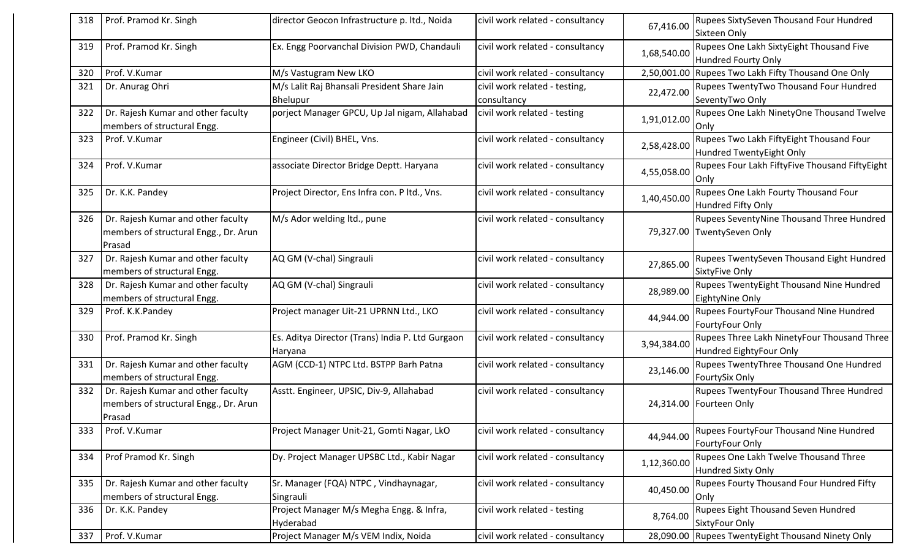| 318 | Prof. Pramod Kr. Singh | director Geocon Infrastructure p. ltd., Noida | civil work related - consultancy | 67,416.00 | Rupees SixtySeven Thousand Four Hundred Sixteen Only |
|---|---|---|---|---|---|
| 319 | Prof. Pramod Kr. Singh | Ex. Engg Poorvanchal Division PWD, Chandauli | civil work related - consultancy | 1,68,540.00 | Rupees One Lakh SixtyEight Thousand Five Hundred Fourty Only |
| 320 | Prof. V.Kumar | M/s Vastugram New LKO | civil work related - consultancy | 2,50,001.00 | Rupees Two Lakh Fifty Thousand One Only |
| 321 | Dr. Anurag Ohri | M/s Lalit Raj Bhansali President Share Jain Bhelupur | civil work related - testing, consultancy | 22,472.00 | Rupees TwentyTwo Thousand Four Hundred SeventyTwo Only |
| 322 | Dr. Rajesh Kumar and other faculty members of structural Engg. | porject Manager GPCU, Up Jal nigam, Allahabad | civil work related - testing | 1,91,012.00 | Rupees One Lakh NinetyOne Thousand Twelve Only |
| 323 | Prof. V.Kumar | Engineer (Civil) BHEL, Vns. | civil work related - consultancy | 2,58,428.00 | Rupees Two Lakh FiftyEight Thousand Four Hundred TwentyEight Only |
| 324 | Prof. V.Kumar | associate Director Bridge Deptt. Haryana | civil work related - consultancy | 4,55,058.00 | Rupees Four Lakh FiftyFive Thousand FiftyEight Only |
| 325 | Dr. K.K. Pandey | Project Director, Ens Infra con. P ltd., Vns. | civil work related - consultancy | 1,40,450.00 | Rupees One Lakh Fourty Thousand Four Hundred Fifty Only |
| 326 | Dr. Rajesh Kumar and other faculty members of structural Engg., Dr. Arun Prasad | M/s Ador welding ltd., pune | civil work related - consultancy | 79,327.00 | Rupees SeventyNine Thousand Three Hundred TwentySeven Only |
| 327 | Dr. Rajesh Kumar and other faculty members of structural Engg. | AQ GM (V-chal) Singrauli | civil work related - consultancy | 27,865.00 | Rupees TwentySeven Thousand Eight Hundred SixtyFive Only |
| 328 | Dr. Rajesh Kumar and other faculty members of structural Engg. | AQ GM (V-chal) Singrauli | civil work related - consultancy | 28,989.00 | Rupees TwentyEight Thousand Nine Hundred EightyNine Only |
| 329 | Prof. K.K.Pandey | Project manager Uit-21 UPRNN Ltd., LKO | civil work related - consultancy | 44,944.00 | Rupees FourtyFour Thousand Nine Hundred FourtyFour Only |
| 330 | Prof. Pramod Kr. Singh | Es. Aditya Director (Trans) India P. Ltd Gurgaon Haryana | civil work related - consultancy | 3,94,384.00 | Rupees Three Lakh NinetyFour Thousand Three Hundred EightyFour Only |
| 331 | Dr. Rajesh Kumar and other faculty members of structural Engg. | AGM (CCD-1) NTPC Ltd. BSTPP Barh Patna | civil work related - consultancy | 23,146.00 | Rupees TwentyThree Thousand One Hundred FourtySix Only |
| 332 | Dr. Rajesh Kumar and other faculty members of structural Engg., Dr. Arun Prasad | Asstt. Engineer, UPSIC, Div-9, Allahabad | civil work related - consultancy | 24,314.00 | Rupees TwentyFour Thousand Three Hundred Fourteen Only |
| 333 | Prof. V.Kumar | Project Manager Unit-21, Gomti Nagar, LkO | civil work related - consultancy | 44,944.00 | Rupees FourtyFour Thousand Nine Hundred FourtyFour Only |
| 334 | Prof Pramod Kr. Singh | Dy. Project Manager UPSBC Ltd., Kabir Nagar | civil work related - consultancy | 1,12,360.00 | Rupees One Lakh Twelve Thousand Three Hundred Sixty Only |
| 335 | Dr. Rajesh Kumar and other faculty members of structural Engg. | Sr. Manager (FQA) NTPC , Vindhaynagar, Singrauli | civil work related - consultancy | 40,450.00 | Rupees Fourty Thousand Four Hundred Fifty Only |
| 336 | Dr. K.K. Pandey | Project Manager M/s Megha Engg. & Infra, Hyderabad | civil work related - testing | 8,764.00 | Rupees Eight Thousand Seven Hundred SixtyFour Only |
| 337 | Prof. V.Kumar | Project Manager M/s VEM Indix, Noida | civil work related - consultancy | 28,090.00 | Rupees TwentyEight Thousand Ninety Only |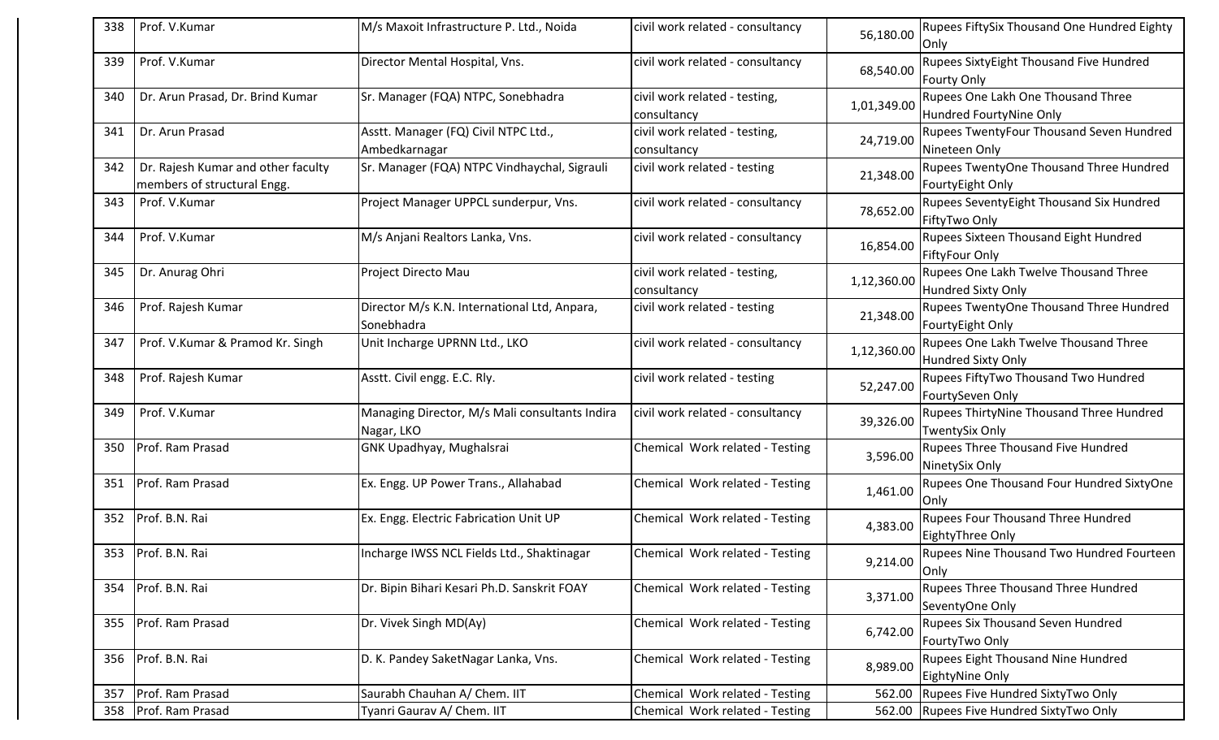| 338 | Prof. V.Kumar | M/s Maxoit Infrastructure P. Ltd., Noida | civil work related - consultancy | 56,180.00 | Rupees FiftySix Thousand One Hundred Eighty Only |
|---|---|---|---|---|---|
| 339 | Prof. V.Kumar | Director Mental Hospital, Vns. | civil work related - consultancy | 68,540.00 | Rupees SixtyEight Thousand Five Hundred Fourty Only |
| 340 | Dr. Arun Prasad, Dr. Brind Kumar | Sr. Manager (FQA) NTPC, Sonebhadra | civil work related - testing, consultancy | 1,01,349.00 | Rupees One Lakh One Thousand Three Hundred FourtyNine Only |
| 341 | Dr. Arun Prasad | Asstt. Manager (FQ) Civil NTPC Ltd., Ambedkarnagar | civil work related - testing, consultancy | 24,719.00 | Rupees TwentyFour Thousand Seven Hundred Nineteen Only |
| 342 | Dr. Rajesh Kumar and other faculty members of structural Engg. | Sr. Manager (FQA) NTPC Vindhaychal, Sigrauli | civil work related - testing | 21,348.00 | Rupees TwentyOne Thousand Three Hundred FourtyEight Only |
| 343 | Prof. V.Kumar | Project Manager UPPCL sunderpur, Vns. | civil work related - consultancy | 78,652.00 | Rupees SeventyEight Thousand Six Hundred FiftyTwo Only |
| 344 | Prof. V.Kumar | M/s Anjani Realtors Lanka, Vns. | civil work related - consultancy | 16,854.00 | Rupees Sixteen Thousand Eight Hundred FiftyFour Only |
| 345 | Dr. Anurag Ohri | Project Directo Mau | civil work related - testing, consultancy | 1,12,360.00 | Rupees One Lakh Twelve Thousand Three Hundred Sixty Only |
| 346 | Prof. Rajesh Kumar | Director M/s K.N. International Ltd, Anpara, Sonebhadra | civil work related - testing | 21,348.00 | Rupees TwentyOne Thousand Three Hundred FourtyEight Only |
| 347 | Prof. V.Kumar & Pramod Kr. Singh | Unit Incharge UPRNN Ltd., LKO | civil work related - consultancy | 1,12,360.00 | Rupees One Lakh Twelve Thousand Three Hundred Sixty Only |
| 348 | Prof. Rajesh Kumar | Asstt. Civil engg. E.C. Rly. | civil work related - testing | 52,247.00 | Rupees FiftyTwo Thousand Two Hundred FourtySeven Only |
| 349 | Prof. V.Kumar | Managing Director, M/s Mali consultants Indira Nagar, LKO | civil work related - consultancy | 39,326.00 | Rupees ThirtyNine Thousand Three Hundred TwentySix Only |
| 350 | Prof. Ram Prasad | GNK Upadhyay, Mughalsrai | Chemical Work related - Testing | 3,596.00 | Rupees Three Thousand Five Hundred NinetySix Only |
| 351 | Prof. Ram Prasad | Ex. Engg. UP Power Trans., Allahabad | Chemical Work related - Testing | 1,461.00 | Rupees One Thousand Four Hundred SixtyOne Only |
| 352 | Prof. B.N. Rai | Ex. Engg. Electric Fabrication Unit UP | Chemical Work related - Testing | 4,383.00 | Rupees Four Thousand Three Hundred EightyThree Only |
| 353 | Prof. B.N. Rai | Incharge IWSS NCL Fields Ltd., Shaktinagar | Chemical Work related - Testing | 9,214.00 | Rupees Nine Thousand Two Hundred Fourteen Only |
| 354 | Prof. B.N. Rai | Dr. Bipin Bihari Kesari Ph.D. Sanskrit FOAY | Chemical Work related - Testing | 3,371.00 | Rupees Three Thousand Three Hundred SeventyOne Only |
| 355 | Prof. Ram Prasad | Dr. Vivek Singh MD(Ay) | Chemical Work related - Testing | 6,742.00 | Rupees Six Thousand Seven Hundred FourtyTwo Only |
| 356 | Prof. B.N. Rai | D. K. Pandey SaketNagar Lanka, Vns. | Chemical Work related - Testing | 8,989.00 | Rupees Eight Thousand Nine Hundred EightyNine Only |
| 357 | Prof. Ram Prasad | Saurabh Chauhan A/ Chem. IIT | Chemical Work related - Testing | 562.00 | Rupees Five Hundred SixtyTwo Only |
| 358 | Prof. Ram Prasad | Tyanri Gaurav A/ Chem. IIT | Chemical Work related - Testing | 562.00 | Rupees Five Hundred SixtyTwo Only |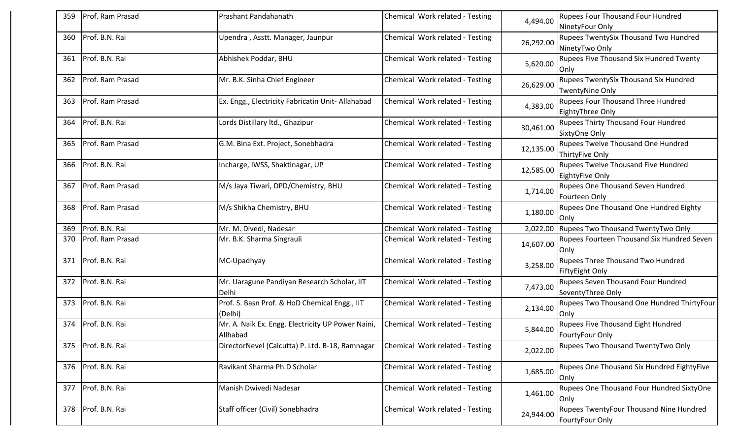| 359 | Prof. Ram Prasad | Prashant Pandahanath | Chemical Work related - Testing | 4,494.00 | Rupees Four Thousand Four Hundred NinetyFour Only |
|---|---|---|---|---|---|
| 360 | Prof. B.N. Rai | Upendra , Asstt. Manager, Jaunpur | Chemical Work related - Testing | 26,292.00 | Rupees TwentySix Thousand Two Hundred NinetyTwo Only |
| 361 | Prof. B.N. Rai | Abhishek Poddar, BHU | Chemical Work related - Testing | 5,620.00 | Rupees Five Thousand Six Hundred Twenty Only |
| 362 | Prof. Ram Prasad | Mr. B.K. Sinha Chief Engineer | Chemical Work related - Testing | 26,629.00 | Rupees TwentySix Thousand Six Hundred TwentyNine Only |
| 363 | Prof. Ram Prasad | Ex. Engg., Electricity Fabricatin Unit- Allahabad | Chemical Work related - Testing | 4,383.00 | Rupees Four Thousand Three Hundred EightyThree Only |
| 364 | Prof. B.N. Rai | Lords Distillary ltd., Ghazipur | Chemical Work related - Testing | 30,461.00 | Rupees Thirty Thousand Four Hundred SixtyOne Only |
| 365 | Prof. Ram Prasad | G.M. Bina Ext. Project, Sonebhadra | Chemical Work related - Testing | 12,135.00 | Rupees Twelve Thousand One Hundred ThirtyFive Only |
| 366 | Prof. B.N. Rai | Incharge, IWSS, Shaktinagar, UP | Chemical Work related - Testing | 12,585.00 | Rupees Twelve Thousand Five Hundred EightyFive Only |
| 367 | Prof. Ram Prasad | M/s Jaya Tiwari, DPD/Chemistry, BHU | Chemical Work related - Testing | 1,714.00 | Rupees One Thousand Seven Hundred Fourteen Only |
| 368 | Prof. Ram Prasad | M/s Shikha Chemistry, BHU | Chemical Work related - Testing | 1,180.00 | Rupees One Thousand One Hundred Eighty Only |
| 369 | Prof. B.N. Rai | Mr. M. Divedi, Nadesar | Chemical Work related - Testing | 2,022.00 | Rupees Two Thousand TwentyTwo Only |
| 370 | Prof. Ram Prasad | Mr. B.K. Sharma Singrauli | Chemical Work related - Testing | 14,607.00 | Rupees Fourteen Thousand Six Hundred Seven Only |
| 371 | Prof. B.N. Rai | MC-Upadhyay | Chemical Work related - Testing | 3,258.00 | Rupees Three Thousand Two Hundred FiftyEight Only |
| 372 | Prof. B.N. Rai | Mr. Uaragune Pandiyan Research Scholar, IIT Delhi | Chemical Work related - Testing | 7,473.00 | Rupees Seven Thousand Four Hundred SeventyThree Only |
| 373 | Prof. B.N. Rai | Prof. S. Basn Prof. & HoD Chemical Engg., IIT (Delhi) | Chemical Work related - Testing | 2,134.00 | Rupees Two Thousand One Hundred ThirtyFour Only |
| 374 | Prof. B.N. Rai | Mr. A. Naik Ex. Engg. Electricity UP Power Naini, Allhabad | Chemical Work related - Testing | 5,844.00 | Rupees Five Thousand Eight Hundred FourtyFour Only |
| 375 | Prof. B.N. Rai | DirectorNevel (Calcutta) P. Ltd. B-18, Ramnagar | Chemical Work related - Testing | 2,022.00 | Rupees Two Thousand TwentyTwo Only |
| 376 | Prof. B.N. Rai | Ravikant Sharma Ph.D Scholar | Chemical Work related - Testing | 1,685.00 | Rupees One Thousand Six Hundred EightyFive Only |
| 377 | Prof. B.N. Rai | Manish Dwivedi Nadesar | Chemical Work related - Testing | 1,461.00 | Rupees One Thousand Four Hundred SixtyOne Only |
| 378 | Prof. B.N. Rai | Staff officer (Civil) Sonebhadra | Chemical Work related - Testing | 24,944.00 | Rupees TwentyFour Thousand Nine Hundred FourtyFour Only |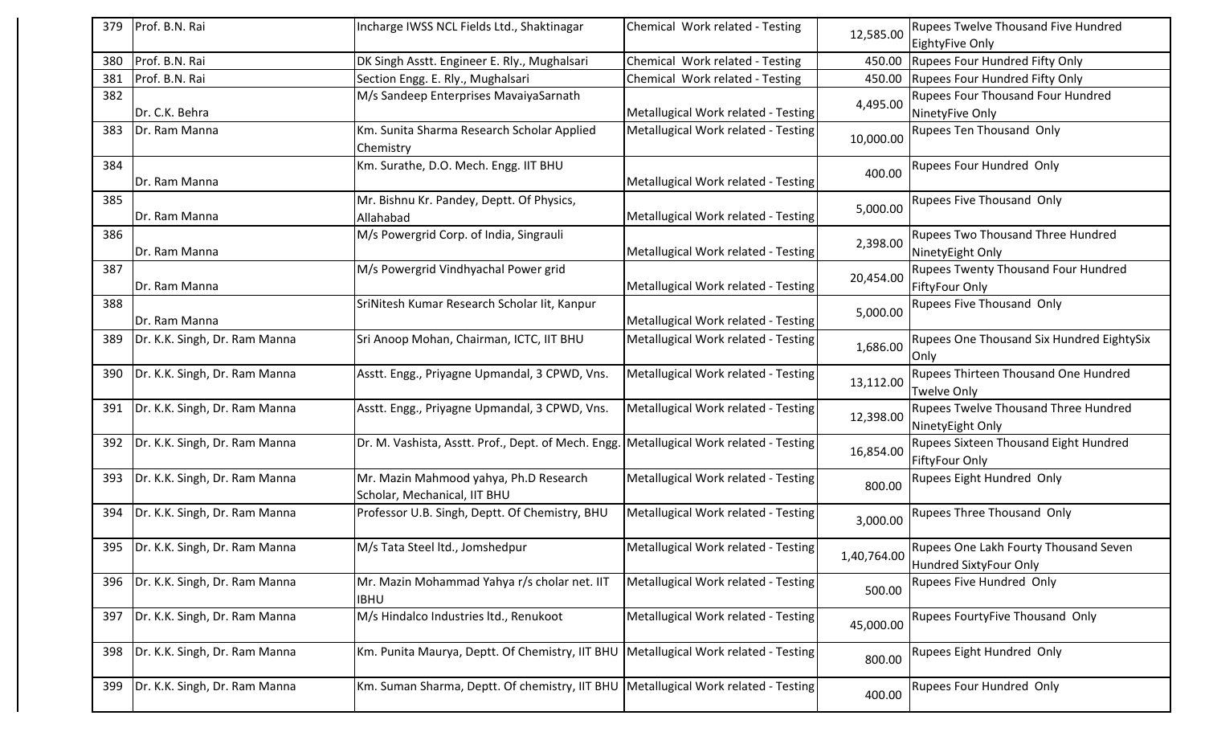| 379 | Prof. B.N. Rai | Incharge IWSS NCL Fields Ltd., Shaktinagar | Chemical Work related - Testing | 12,585.00 | Rupees Twelve Thousand Five Hundred EightyFive Only |
|---|---|---|---|---|---|
| 380 | Prof. B.N. Rai | DK Singh Asstt. Engineer E. Rly., Mughalsari | Chemical Work related - Testing | 450.00 | Rupees Four Hundred Fifty Only |
| 381 | Prof. B.N. Rai | Section Engg. E. Rly., Mughalsari | Chemical Work related - Testing | 450.00 | Rupees Four Hundred Fifty Only |
| 382 | Dr. C.K. Behra | M/s Sandeep Enterprises MavaiyaSarnath | Metallugical Work related - Testing | 4,495.00 | Rupees Four Thousand Four Hundred NinetyFive Only |
| 383 | Dr. Ram Manna | Km. Sunita Sharma Research Scholar Applied Chemistry | Metallugical Work related - Testing | 10,000.00 | Rupees Ten Thousand Only |
| 384 | Dr. Ram Manna | Km. Surathe, D.O. Mech. Engg. IIT BHU | Metallugical Work related - Testing | 400.00 | Rupees Four Hundred Only |
| 385 | Dr. Ram Manna | Mr. Bishnu Kr. Pandey, Deptt. Of Physics, Allahabad | Metallugical Work related - Testing | 5,000.00 | Rupees Five Thousand Only |
| 386 | Dr. Ram Manna | M/s Powergrid Corp. of India, Singrauli | Metallugical Work related - Testing | 2,398.00 | Rupees Two Thousand Three Hundred NinetyEight Only |
| 387 | Dr. Ram Manna | M/s Powergrid Vindhyachal Power grid | Metallugical Work related - Testing | 20,454.00 | Rupees Twenty Thousand Four Hundred FiftyFour Only |
| 388 | Dr. Ram Manna | SriNitesh Kumar Research Scholar Iit, Kanpur | Metallugical Work related - Testing | 5,000.00 | Rupees Five Thousand Only |
| 389 | Dr. K.K. Singh, Dr. Ram Manna | Sri Anoop Mohan, Chairman, ICTC, IIT BHU | Metallugical Work related - Testing | 1,686.00 | Rupees One Thousand Six Hundred EightySix Only |
| 390 | Dr. K.K. Singh, Dr. Ram Manna | Asstt. Engg., Priyagne Upmandal, 3 CPWD, Vns. | Metallugical Work related - Testing | 13,112.00 | Rupees Thirteen Thousand One Hundred Twelve Only |
| 391 | Dr. K.K. Singh, Dr. Ram Manna | Asstt. Engg., Priyagne Upmandal, 3 CPWD, Vns. | Metallugical Work related - Testing | 12,398.00 | Rupees Twelve Thousand Three Hundred NinetyEight Only |
| 392 | Dr. K.K. Singh, Dr. Ram Manna | Dr. M. Vashista, Asstt. Prof., Dept. of Mech. Engg. | Metallugical Work related - Testing | 16,854.00 | Rupees Sixteen Thousand Eight Hundred FiftyFour Only |
| 393 | Dr. K.K. Singh, Dr. Ram Manna | Mr. Mazin Mahmood yahya, Ph.D Research Scholar, Mechanical, IIT BHU | Metallugical Work related - Testing | 800.00 | Rupees Eight Hundred Only |
| 394 | Dr. K.K. Singh, Dr. Ram Manna | Professor U.B. Singh, Deptt. Of Chemistry, BHU | Metallugical Work related - Testing | 3,000.00 | Rupees Three Thousand Only |
| 395 | Dr. K.K. Singh, Dr. Ram Manna | M/s Tata Steel ltd., Jomshedpur | Metallugical Work related - Testing | 1,40,764.00 | Rupees One Lakh Fourty Thousand Seven Hundred SixtyFour Only |
| 396 | Dr. K.K. Singh, Dr. Ram Manna | Mr. Mazin Mohammad Yahya r/s cholar net. IIT IBHU | Metallugical Work related - Testing | 500.00 | Rupees Five Hundred Only |
| 397 | Dr. K.K. Singh, Dr. Ram Manna | M/s Hindalco Industries ltd., Renukoot | Metallugical Work related - Testing | 45,000.00 | Rupees FourtyFive Thousand Only |
| 398 | Dr. K.K. Singh, Dr. Ram Manna | Km. Punita Maurya, Deptt. Of Chemistry, IIT BHU | Metallugical Work related - Testing | 800.00 | Rupees Eight Hundred Only |
| 399 | Dr. K.K. Singh, Dr. Ram Manna | Km. Suman Sharma, Deptt. Of chemistry, IIT BHU | Metallugical Work related - Testing | 400.00 | Rupees Four Hundred Only |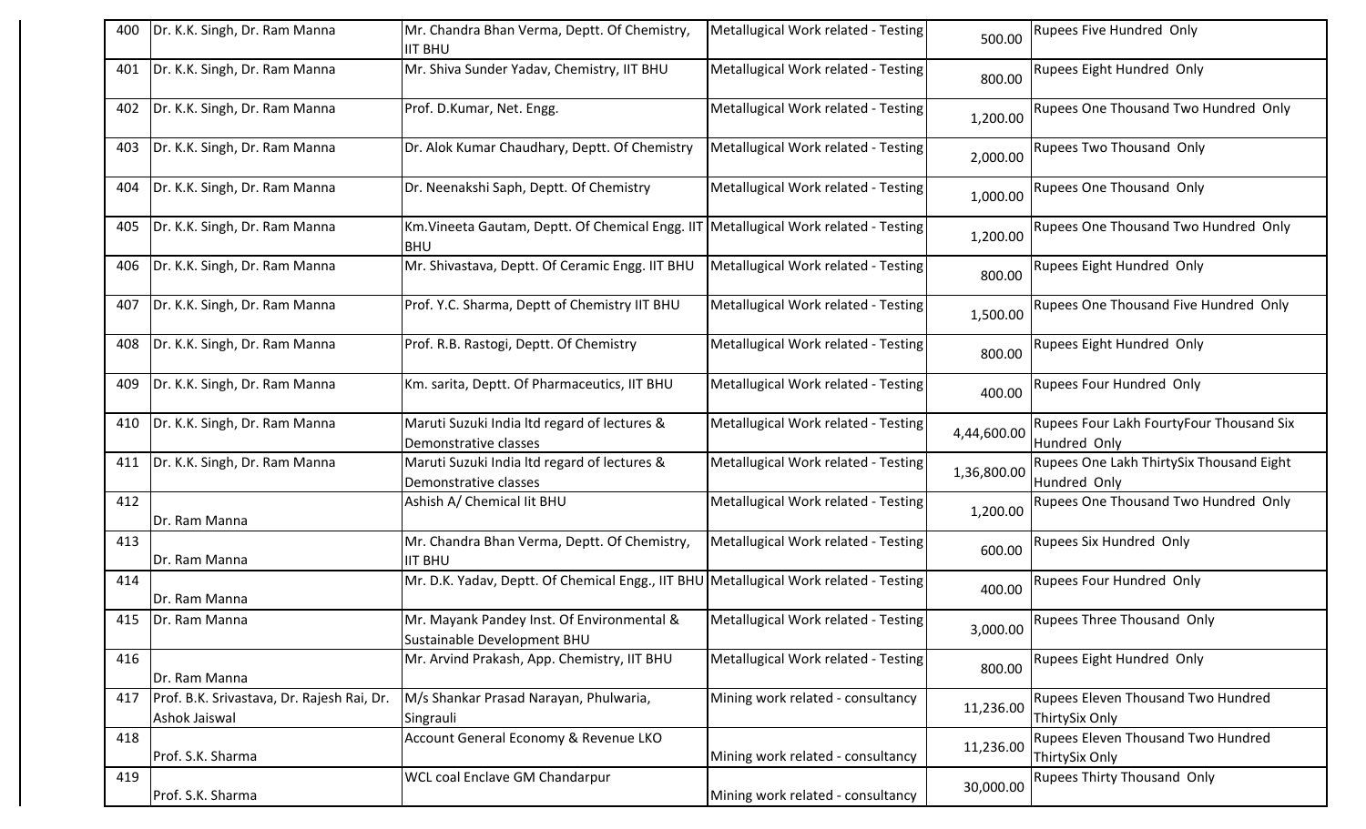| 400 | Dr. K.K. Singh, Dr. Ram Manna | Mr. Chandra Bhan Verma, Deptt. Of Chemistry, IIT BHU | Metallugical Work related - Testing | 500.00 | Rupees Five Hundred Only |
|---|---|---|---|---|---|
| 401 | Dr. K.K. Singh, Dr. Ram Manna | Mr. Shiva Sunder Yadav, Chemistry, IIT BHU | Metallugical Work related - Testing | 800.00 | Rupees Eight Hundred Only |
| 402 | Dr. K.K. Singh, Dr. Ram Manna | Prof. D.Kumar, Net. Engg. | Metallugical Work related - Testing | 1,200.00 | Rupees One Thousand Two Hundred Only |
| 403 | Dr. K.K. Singh, Dr. Ram Manna | Dr. Alok Kumar Chaudhary, Deptt. Of Chemistry | Metallugical Work related - Testing | 2,000.00 | Rupees Two Thousand Only |
| 404 | Dr. K.K. Singh, Dr. Ram Manna | Dr. Neenakshi Saph, Deptt. Of Chemistry | Metallugical Work related - Testing | 1,000.00 | Rupees One Thousand Only |
| 405 | Dr. K.K. Singh, Dr. Ram Manna | Km.Vineeta Gautam, Deptt. Of Chemical Engg. IIT BHU | Metallugical Work related - Testing | 1,200.00 | Rupees One Thousand Two Hundred Only |
| 406 | Dr. K.K. Singh, Dr. Ram Manna | Mr. Shivastava, Deptt. Of Ceramic Engg. IIT BHU | Metallugical Work related - Testing | 800.00 | Rupees Eight Hundred Only |
| 407 | Dr. K.K. Singh, Dr. Ram Manna | Prof. Y.C. Sharma, Deptt of Chemistry IIT BHU | Metallugical Work related - Testing | 1,500.00 | Rupees One Thousand Five Hundred Only |
| 408 | Dr. K.K. Singh, Dr. Ram Manna | Prof. R.B. Rastogi, Deptt. Of Chemistry | Metallugical Work related - Testing | 800.00 | Rupees Eight Hundred Only |
| 409 | Dr. K.K. Singh, Dr. Ram Manna | Km. sarita, Deptt. Of Pharmaceutics, IIT BHU | Metallugical Work related - Testing | 400.00 | Rupees Four Hundred Only |
| 410 | Dr. K.K. Singh, Dr. Ram Manna | Maruti Suzuki India ltd regard of lectures & Demonstrative classes | Metallugical Work related - Testing | 4,44,600.00 | Rupees Four Lakh FourtyFour Thousand Six Hundred Only |
| 411 | Dr. K.K. Singh, Dr. Ram Manna | Maruti Suzuki India ltd regard of lectures & Demonstrative classes | Metallugical Work related - Testing | 1,36,800.00 | Rupees One Lakh ThirtySix Thousand Eight Hundred Only |
| 412 | Dr. Ram Manna | Ashish A/ Chemical Iit BHU | Metallugical Work related - Testing | 1,200.00 | Rupees One Thousand Two Hundred Only |
| 413 | Dr. Ram Manna | Mr. Chandra Bhan Verma, Deptt. Of Chemistry, IIT BHU | Metallugical Work related - Testing | 600.00 | Rupees Six Hundred Only |
| 414 | Dr. Ram Manna | Mr. D.K. Yadav, Deptt. Of Chemical Engg., IIT BHU | Metallugical Work related - Testing | 400.00 | Rupees Four Hundred Only |
| 415 | Dr. Ram Manna | Mr. Mayank Pandey Inst. Of Environmental & Sustainable Development BHU | Metallugical Work related - Testing | 3,000.00 | Rupees Three Thousand Only |
| 416 | Dr. Ram Manna | Mr. Arvind Prakash, App. Chemistry, IIT BHU | Metallugical Work related - Testing | 800.00 | Rupees Eight Hundred Only |
| 417 | Prof. B.K. Srivastava, Dr. Rajesh Rai, Dr. Ashok Jaiswal | M/s Shankar Prasad Narayan, Phulwaria, Singrauli | Mining work related - consultancy | 11,236.00 | Rupees Eleven Thousand Two Hundred ThirtySix Only |
| 418 | Prof. S.K. Sharma | Account General Economy & Revenue LKO | Mining work related - consultancy | 11,236.00 | Rupees Eleven Thousand Two Hundred ThirtySix Only |
| 419 | Prof. S.K. Sharma | WCL coal Enclave GM Chandarpur | Mining work related - consultancy | 30,000.00 | Rupees Thirty Thousand Only |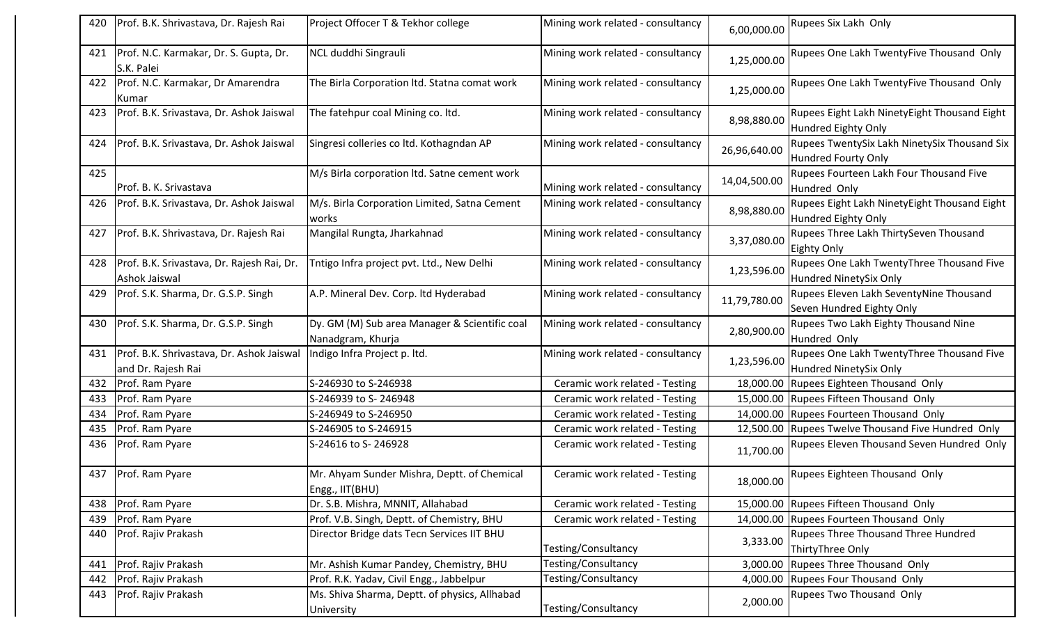| 420 | Prof. B.K. Shrivastava, Dr. Rajesh Rai | Project Offocer T & Tekhor college | Mining work related - consultancy | 6,00,000.00 | Rupees Six Lakh Only |
|---|---|---|---|---|---|
| 421 | Prof. N.C. Karmakar, Dr. S. Gupta, Dr. S.K. Palei | NCL duddhi Singrauli | Mining work related - consultancy | 1,25,000.00 | Rupees One Lakh TwentyFive Thousand Only |
| 422 | Prof. N.C. Karmakar, Dr Amarendra Kumar | The Birla Corporation ltd. Statna comat work | Mining work related - consultancy | 1,25,000.00 | Rupees One Lakh TwentyFive Thousand Only |
| 423 | Prof. B.K. Srivastava, Dr. Ashok Jaiswal | The fatehpur coal Mining co. ltd. | Mining work related - consultancy | 8,98,880.00 | Rupees Eight Lakh NinetyEight Thousand Eight Hundred Eighty Only |
| 424 | Prof. B.K. Srivastava, Dr. Ashok Jaiswal | Singresi colleries co ltd. Kothagndan AP | Mining work related - consultancy | 26,96,640.00 | Rupees TwentySix Lakh NinetySix Thousand Six Hundred Fourty Only |
| 425 | Prof. B. K. Srivastava | M/s Birla corporation ltd. Satne cement work | Mining work related - consultancy | 14,04,500.00 | Rupees Fourteen Lakh Four Thousand Five Hundred Only |
| 426 | Prof. B.K. Srivastava, Dr. Ashok Jaiswal | M/s. Birla Corporation Limited, Satna Cement works | Mining work related - consultancy | 8,98,880.00 | Rupees Eight Lakh NinetyEight Thousand Eight Hundred Eighty Only |
| 427 | Prof. B.K. Shrivastava, Dr. Rajesh Rai | Mangilal Rungta, Jharkahnad | Mining work related - consultancy | 3,37,080.00 | Rupees Three Lakh ThirtySeven Thousand Eighty Only |
| 428 | Prof. B.K. Srivastava, Dr. Rajesh Rai, Dr. Ashok Jaiswal | Tntigo Infra project pvt. Ltd., New Delhi | Mining work related - consultancy | 1,23,596.00 | Rupees One Lakh TwentyThree Thousand Five Hundred NinetySix Only |
| 429 | Prof. S.K. Sharma, Dr. G.S.P. Singh | A.P. Mineral Dev. Corp. ltd Hyderabad | Mining work related - consultancy | 11,79,780.00 | Rupees Eleven Lakh SeventyNine Thousand Seven Hundred Eighty Only |
| 430 | Prof. S.K. Sharma, Dr. G.S.P. Singh | Dy. GM (M) Sub area Manager & Scientific coal Nanadgram, Khurja | Mining work related - consultancy | 2,80,900.00 | Rupees Two Lakh Eighty Thousand Nine Hundred Only |
| 431 | Prof. B.K. Shrivastava, Dr. Ashok Jaiswal and Dr. Rajesh Rai | Indigo Infra Project p. ltd. | Mining work related - consultancy | 1,23,596.00 | Rupees One Lakh TwentyThree Thousand Five Hundred NinetySix Only |
| 432 | Prof. Ram Pyare | S-246930 to S-246938 | Ceramic work related - Testing | 18,000.00 | Rupees Eighteen Thousand Only |
| 433 | Prof. Ram Pyare | S-246939 to S- 246948 | Ceramic work related - Testing | 15,000.00 | Rupees Fifteen Thousand Only |
| 434 | Prof. Ram Pyare | S-246949 to S-246950 | Ceramic work related - Testing | 14,000.00 | Rupees Fourteen Thousand Only |
| 435 | Prof. Ram Pyare | S-246905 to S-246915 | Ceramic work related - Testing | 12,500.00 | Rupees Twelve Thousand Five Hundred Only |
| 436 | Prof. Ram Pyare | S-24616 to S- 246928 | Ceramic work related - Testing | 11,700.00 | Rupees Eleven Thousand Seven Hundred Only |
| 437 | Prof. Ram Pyare | Mr. Ahyam Sunder Mishra, Deptt. of Chemical Engg., IIT(BHU) | Ceramic work related - Testing | 18,000.00 | Rupees Eighteen Thousand Only |
| 438 | Prof. Ram Pyare | Dr. S.B. Mishra, MNNIT, Allahabad | Ceramic work related - Testing | 15,000.00 | Rupees Fifteen Thousand Only |
| 439 | Prof. Ram Pyare | Prof. V.B. Singh, Deptt. of Chemistry, BHU | Ceramic work related - Testing | 14,000.00 | Rupees Fourteen Thousand Only |
| 440 | Prof. Rajiv Prakash | Director Bridge dats Tecn Services IIT BHU | Testing/Consultancy | 3,333.00 | Rupees Three Thousand Three Hundred ThirtyThree Only |
| 441 | Prof. Rajiv Prakash | Mr. Ashish Kumar Pandey, Chemistry, BHU | Testing/Consultancy | 3,000.00 | Rupees Three Thousand Only |
| 442 | Prof. Rajiv Prakash | Prof. R.K. Yadav, Civil Engg., Jabbelpur | Testing/Consultancy | 4,000.00 | Rupees Four Thousand Only |
| 443 | Prof. Rajiv Prakash | Ms. Shiva Sharma, Deptt. of physics, Allhabad University | Testing/Consultancy | 2,000.00 | Rupees Two Thousand Only |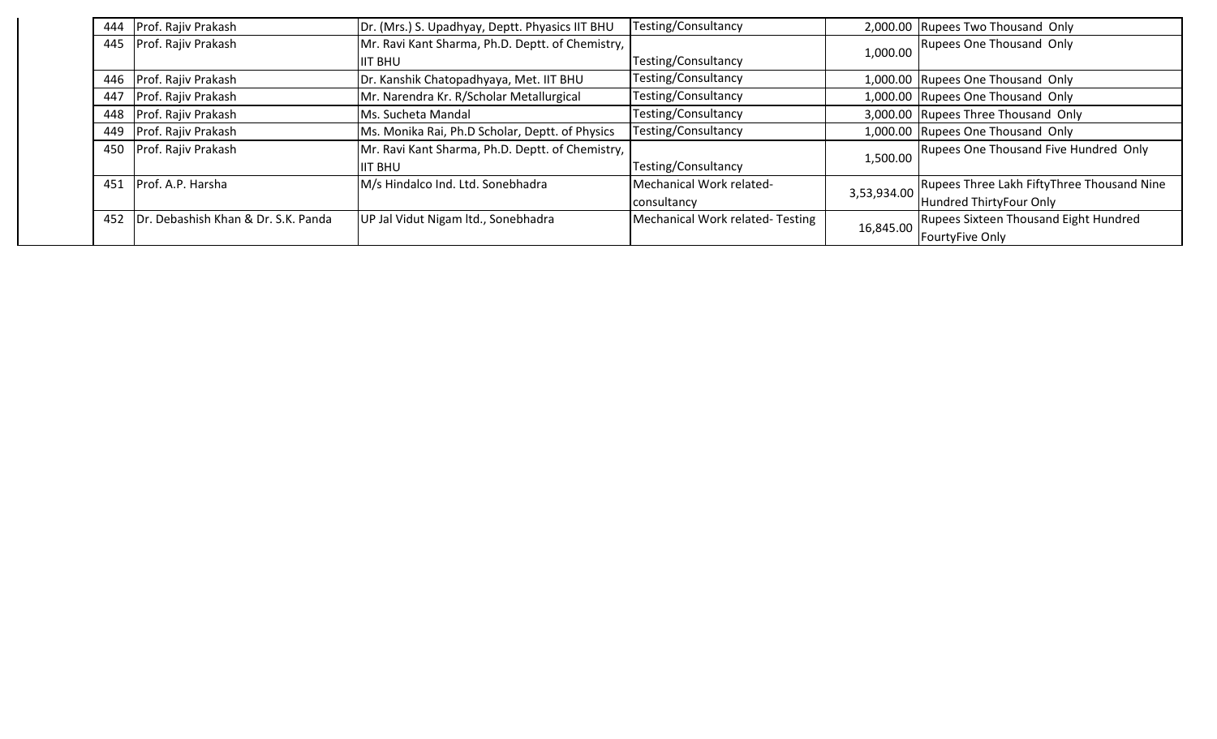| | | | | | |
|---|---|---|---|---|---|
| 444 | Prof. Rajiv Prakash | Dr. (Mrs.) S. Upadhyay, Deptt. Phyasics IIT BHU | Testing/Consultancy | 2,000.00 | Rupees Two Thousand Only |
| 445 | Prof. Rajiv Prakash | Mr. Ravi Kant Sharma, Ph.D. Deptt. of Chemistry, IIT BHU | Testing/Consultancy | 1,000.00 | Rupees One Thousand Only |
| 446 | Prof. Rajiv Prakash | Dr. Kanshik Chatopadhyaya, Met. IIT BHU | Testing/Consultancy | 1,000.00 | Rupees One Thousand Only |
| 447 | Prof. Rajiv Prakash | Mr. Narendra Kr. R/Scholar Metallurgical | Testing/Consultancy | 1,000.00 | Rupees One Thousand Only |
| 448 | Prof. Rajiv Prakash | Ms. Sucheta Mandal | Testing/Consultancy | 3,000.00 | Rupees Three Thousand Only |
| 449 | Prof. Rajiv Prakash | Ms. Monika Rai, Ph.D Scholar, Deptt. of Physics | Testing/Consultancy | 1,000.00 | Rupees One Thousand Only |
| 450 | Prof. Rajiv Prakash | Mr. Ravi Kant Sharma, Ph.D. Deptt. of Chemistry, IIT BHU | Testing/Consultancy | 1,500.00 | Rupees One Thousand Five Hundred Only |
| 451 | Prof. A.P. Harsha | M/s Hindalco Ind. Ltd. Sonebhadra | Mechanical Work related-consultancy | 3,53,934.00 | Rupees Three Lakh FiftyThree Thousand Nine Hundred ThirtyFour Only |
| 452 | Dr. Debashish Khan & Dr. S.K. Panda | UP Jal Vidut Nigam ltd., Sonebhadra | Mechanical Work related- Testing | 16,845.00 | Rupees Sixteen Thousand Eight Hundred FourtyFive Only |